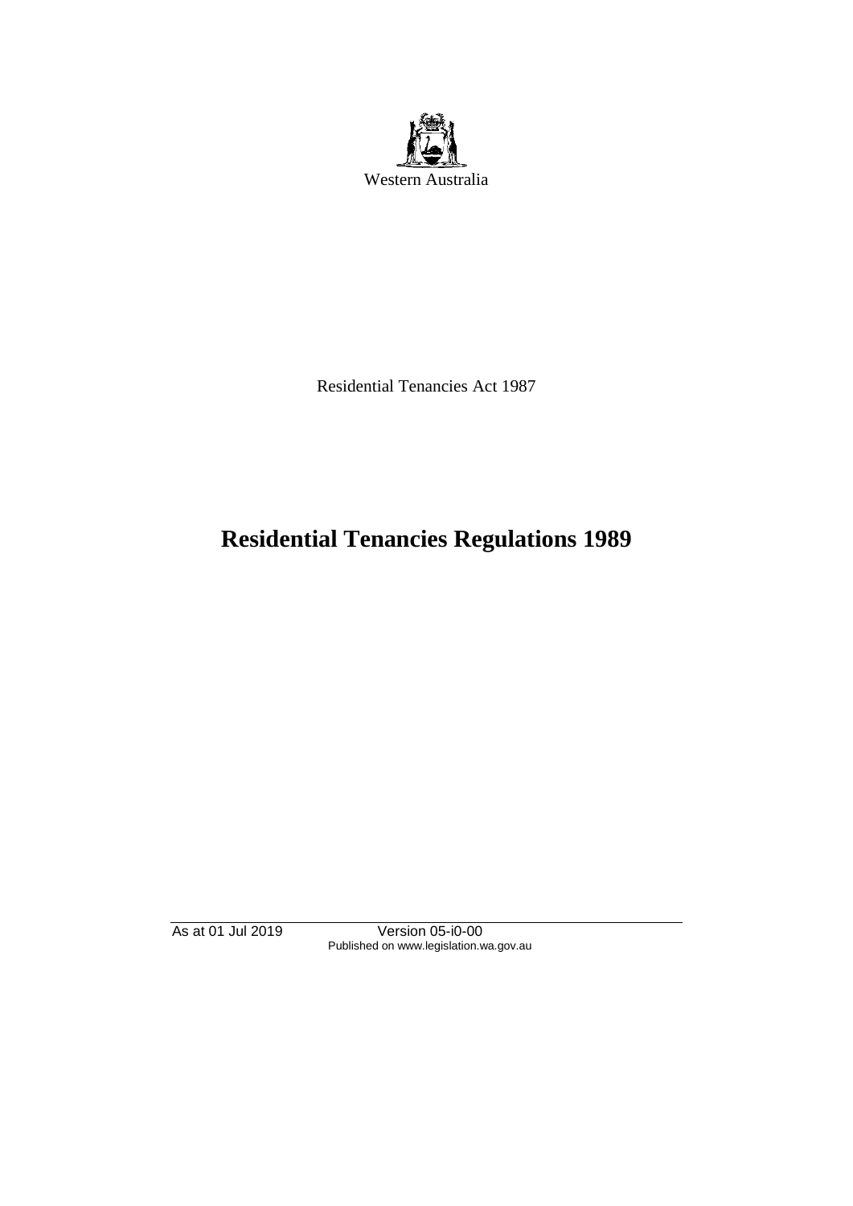Western Australia

Residential Tenancies Act 1987

# Residential Tenancies Regulations 1989

As at 01 Jul 2019 Version 05-i0-00
Published on www.legislation.wa.gov.au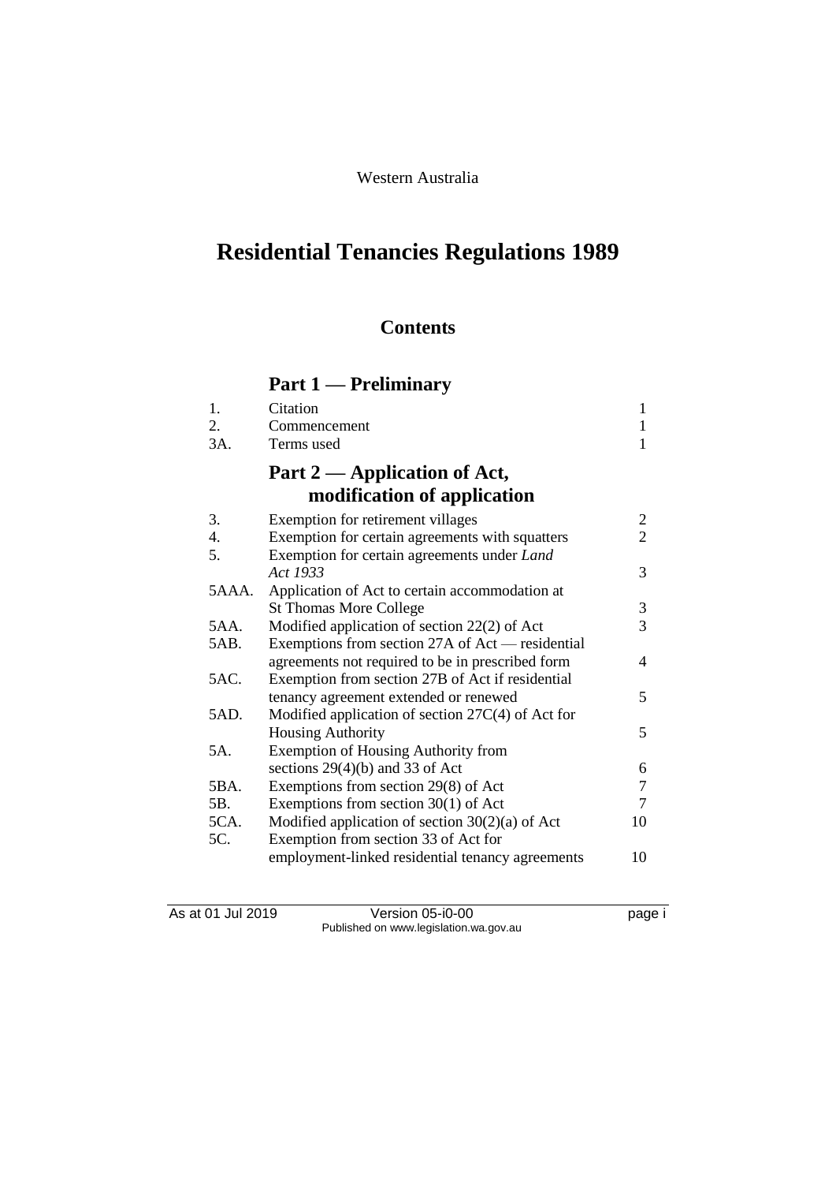Western Australia

# Residential Tenancies Regulations 1989

## Contents

### Part 1 — Preliminary

| | | |
|---|---|---|
| 1. | Citation | 1 |
| 2. | Commencement | 1 |
| 3A. | Terms used | 1 |

### Part 2 — Application of Act, modification of application

| | | |
|---|---|---|
| 3. | Exemption for retirement villages | 2 |
| 4. | Exemption for certain agreements with squatters | 2 |
| 5. | Exemption for certain agreements under *Land Act 1933* | 3 |
| 5AAA. | Application of Act to certain accommodation at St Thomas More College | 3 |
| 5AA. | Modified application of section 22(2) of Act | 3 |
| 5AB. | Exemptions from section 27A of Act — residential agreements not required to be in prescribed form | 4 |
| 5AC. | Exemption from section 27B of Act if residential tenancy agreement extended or renewed | 5 |
| 5AD. | Modified application of section 27C(4) of Act for Housing Authority | 5 |
| 5A. | Exemption of Housing Authority from sections 29(4)(b) and 33 of Act | 6 |
| 5BA. | Exemptions from section 29(8) of Act | 7 |
| 5B. | Exemptions from section 30(1) of Act | 7 |
| 5CA. | Modified application of section 30(2)(a) of Act | 10 |
| 5C. | Exemption from section 33 of Act for employment-linked residential tenancy agreements | 10 |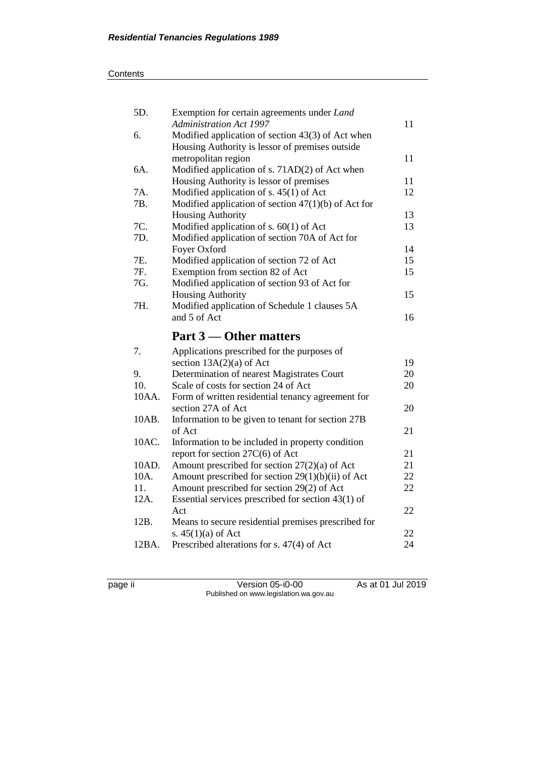| | | |
|---|---|---|
| 5D. | Exemption for certain agreements under *Land Administration Act 1997* | 11 |
| 6. | Modified application of section 43(3) of Act when Housing Authority is lessor of premises outside metropolitan region | 11 |
| 6A. | Modified application of s. 71AD(2) of Act when Housing Authority is lessor of premises | 11 |
| 7A. | Modified application of s. 45(1) of Act | 12 |
| 7B. | Modified application of section 47(1)(b) of Act for Housing Authority | 13 |
| 7C. | Modified application of s. 60(1) of Act | 13 |
| 7D. | Modified application of section 70A of Act for Foyer Oxford | 14 |
| 7E. | Modified application of section 72 of Act | 15 |
| 7F. | Exemption from section 82 of Act | 15 |
| 7G. | Modified application of section 93 of Act for Housing Authority | 15 |
| 7H. | Modified application of Schedule 1 clauses 5A and 5 of Act | 16 |

## Part 3 — Other matters

| | | |
|---|---|---|
| 7. | Applications prescribed for the purposes of section 13A(2)(a) of Act | 19 |
| 9. | Determination of nearest Magistrates Court | 20 |
| 10. | Scale of costs for section 24 of Act | 20 |
| 10AA. | Form of written residential tenancy agreement for section 27A of Act | 20 |
| 10AB. | Information to be given to tenant for section 27B of Act | 21 |
| 10AC. | Information to be included in property condition report for section 27C(6) of Act | 21 |
| 10AD. | Amount prescribed for section 27(2)(a) of Act | 21 |
| 10A. | Amount prescribed for section 29(1)(b)(ii) of Act | 22 |
| 11. | Amount prescribed for section 29(2) of Act | 22 |
| 12A. | Essential services prescribed for section 43(1) of Act | 22 |
| 12B. | Means to secure residential premises prescribed for s. 45(1)(a) of Act | 22 |
| 12BA. | Prescribed alterations for s. 47(4) of Act | 24 |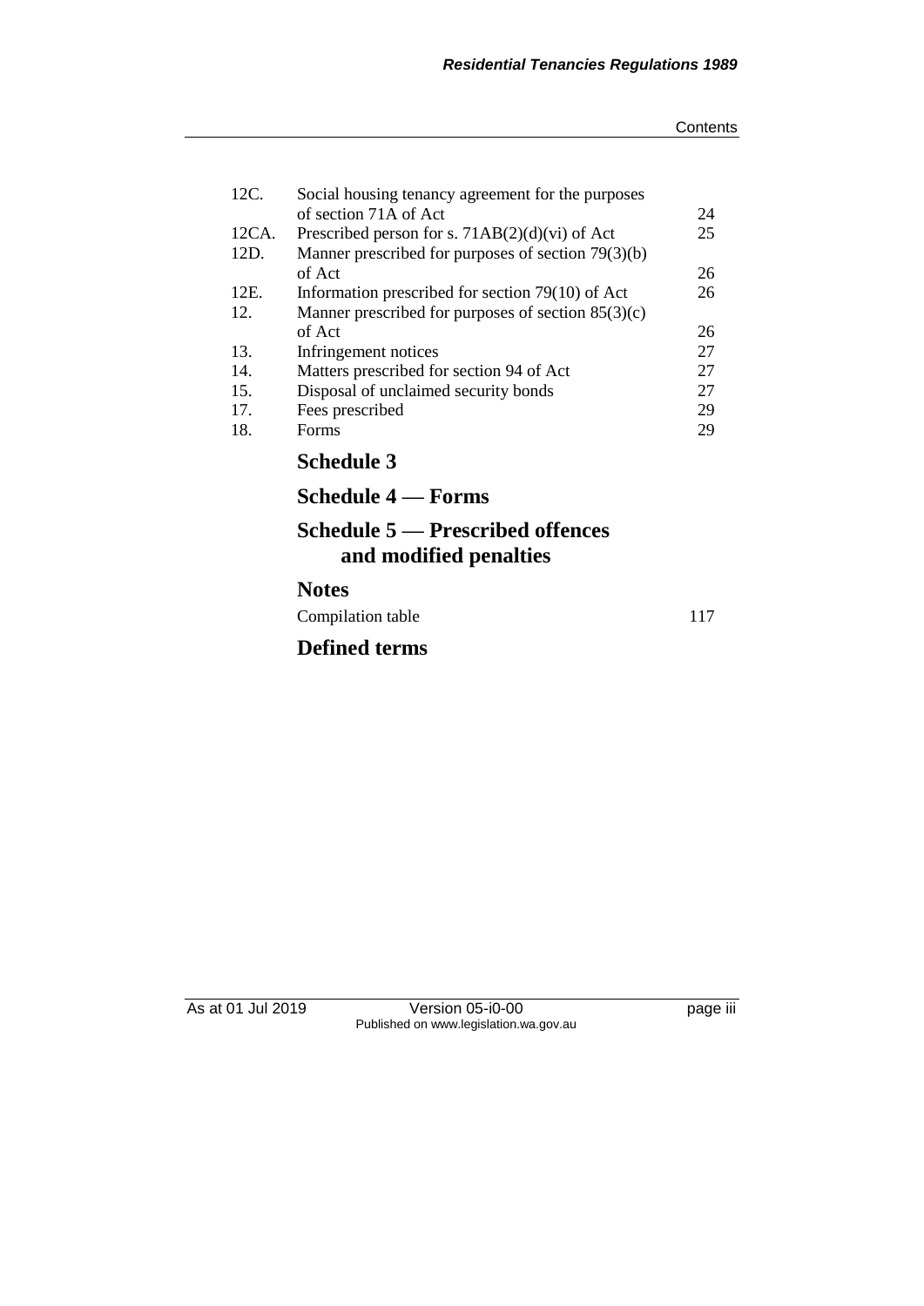| | | |
|---|---|---|
| 12C. | Social housing tenancy agreement for the purposes of section 71A of Act | 24 |
| 12CA. | Prescribed person for s. 71AB(2)(d)(vi) of Act | 25 |
| 12D. | Manner prescribed for purposes of section 79(3)(b) of Act | 26 |
| 12E. | Information prescribed for section 79(10) of Act | 26 |
| 12. | Manner prescribed for purposes of section 85(3)(c) of Act | 26 |
| 13. | Infringement notices | 27 |
| 14. | Matters prescribed for section 94 of Act | 27 |
| 15. | Disposal of unclaimed security bonds | 27 |
| 17. | Fees prescribed | 29 |
| 18. | Forms | 29 |

## Schedule 3

## Schedule 4 — Forms

## Schedule 5 — Prescribed offences and modified penalties

## Notes

Compilation table 117

## Defined terms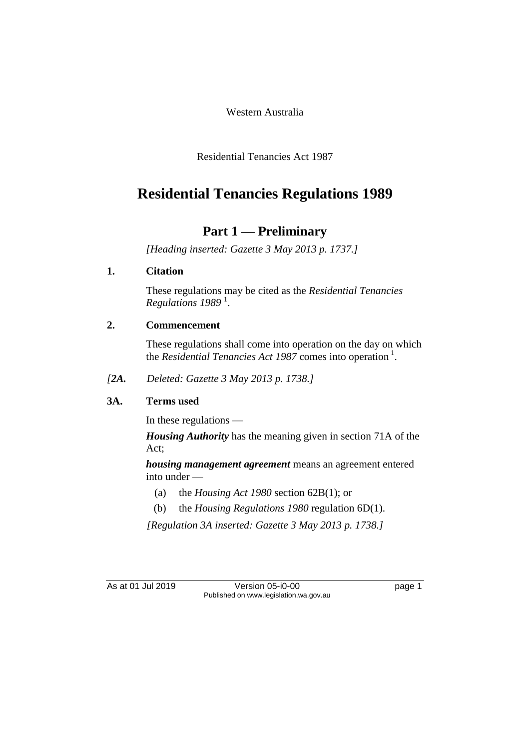Western Australia

Residential Tenancies Act 1987

# Residential Tenancies Regulations 1989

## Part 1 — Preliminary

*[Heading inserted: Gazette 3 May 2013 p. 1737.]*

### 1. Citation

These regulations may be cited as the *Residential Tenancies Regulations 1989* [1].

### 2. Commencement

These regulations shall come into operation on the day on which the *Residential Tenancies Act 1987* comes into operation [1].

*[2A. Deleted: Gazette 3 May 2013 p. 1738.]*

### 3A. Terms used

In these regulations —

***Housing Authority*** has the meaning given in section 71A of the Act;

***housing management agreement*** means an agreement entered into under —

(a) the *Housing Act 1980* section 62B(1); or

(b) the *Housing Regulations 1980* regulation 6D(1).

*[Regulation 3A inserted: Gazette 3 May 2013 p. 1738.]*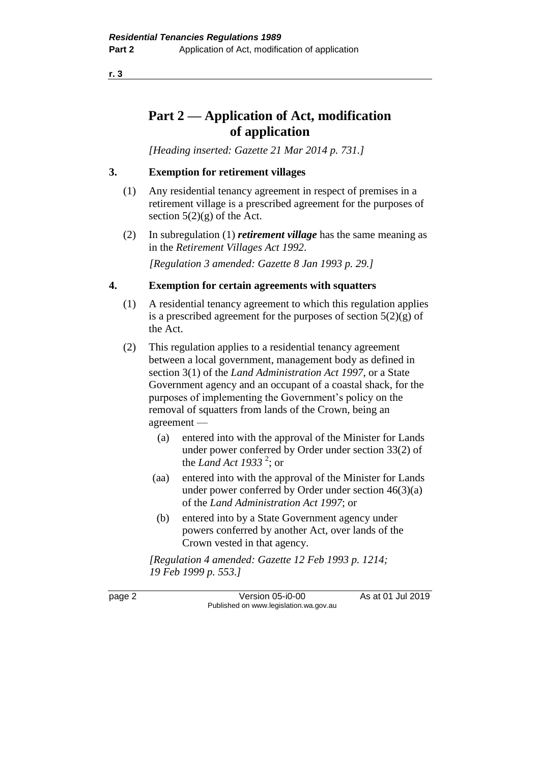# Part 2 — Application of Act, modification of application

*[Heading inserted: Gazette 21 Mar 2014 p. 731.]*

## 3. Exemption for retirement villages

(1) Any residential tenancy agreement in respect of premises in a retirement village is a prescribed agreement for the purposes of section 5(2)(g) of the Act.

(2) In subregulation (1) ***retirement village*** has the same meaning as in the *Retirement Villages Act 1992*.

*[Regulation 3 amended: Gazette 8 Jan 1993 p. 29.]*

## 4. Exemption for certain agreements with squatters

(1) A residential tenancy agreement to which this regulation applies is a prescribed agreement for the purposes of section 5(2)(g) of the Act.

(2) This regulation applies to a residential tenancy agreement between a local government, management body as defined in section 3(1) of the *Land Administration Act 1997*, or a State Government agency and an occupant of a coastal shack, for the purposes of implementing the Government's policy on the removal of squatters from lands of the Crown, being an agreement —

- (a) entered into with the approval of the Minister for Lands under power conferred by Order under section 33(2) of the *Land Act 1933* [2]; or
- (aa) entered into with the approval of the Minister for Lands under power conferred by Order under section 46(3)(a) of the *Land Administration Act 1997*; or
- (b) entered into by a State Government agency under powers conferred by another Act, over lands of the Crown vested in that agency.

*[Regulation 4 amended: Gazette 12 Feb 1993 p. 1214; 19 Feb 1999 p. 553.]*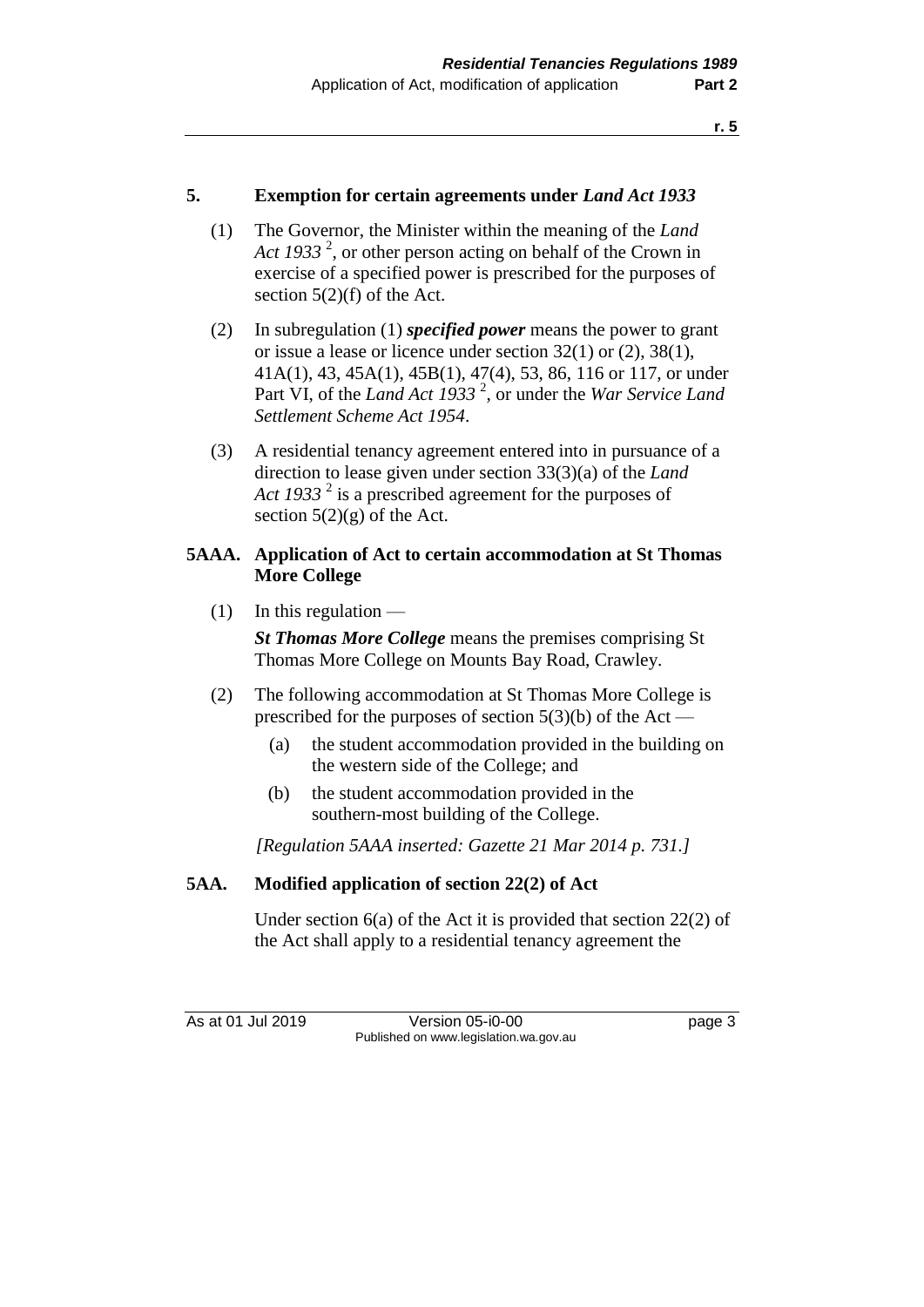### 5. Exemption for certain agreements under *Land Act 1933*

(1) The Governor, the Minister within the meaning of the *Land Act 1933* [2], or other person acting on behalf of the Crown in exercise of a specified power is prescribed for the purposes of section 5(2)(f) of the Act.

(2) In subregulation (1) ***specified power*** means the power to grant or issue a lease or licence under section 32(1) or (2), 38(1), 41A(1), 43, 45A(1), 45B(1), 47(4), 53, 86, 116 or 117, or under Part VI, of the *Land Act 1933* [2], or under the *War Service Land Settlement Scheme Act 1954*.

(3) A residential tenancy agreement entered into in pursuance of a direction to lease given under section 33(3)(a) of the *Land Act 1933* [2] is a prescribed agreement for the purposes of section 5(2)(g) of the Act.

### 5AAA. Application of Act to certain accommodation at St Thomas More College

(1) In this regulation —

***St Thomas More College*** means the premises comprising St Thomas More College on Mounts Bay Road, Crawley.

(2) The following accommodation at St Thomas More College is prescribed for the purposes of section 5(3)(b) of the Act —

(a) the student accommodation provided in the building on the western side of the College; and

(b) the student accommodation provided in the southern-most building of the College.

*[Regulation 5AAA inserted: Gazette 21 Mar 2014 p. 731.]*

### 5AA. Modified application of section 22(2) of Act

Under section 6(a) of the Act it is provided that section 22(2) of the Act shall apply to a residential tenancy agreement the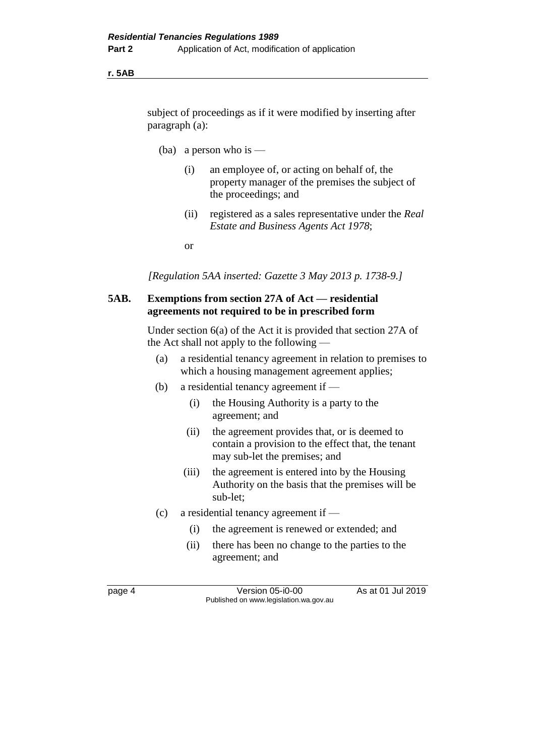subject of proceedings as if it were modified by inserting after paragraph (a):

(ba) a person who is —

(i) an employee of, or acting on behalf of, the property manager of the premises the subject of the proceedings; and

(ii) registered as a sales representative under the *Real Estate and Business Agents Act 1978*;

or

*[Regulation 5AA inserted: Gazette 3 May 2013 p. 1738-9.]*

**5AB. Exemptions from section 27A of Act — residential agreements not required to be in prescribed form**

Under section 6(a) of the Act it is provided that section 27A of the Act shall not apply to the following —

(a) a residential tenancy agreement in relation to premises to which a housing management agreement applies;

(b) a residential tenancy agreement if —

(i) the Housing Authority is a party to the agreement; and

(ii) the agreement provides that, or is deemed to contain a provision to the effect that, the tenant may sub-let the premises; and

(iii) the agreement is entered into by the Housing Authority on the basis that the premises will be sub-let;

(c) a residential tenancy agreement if —

(i) the agreement is renewed or extended; and

(ii) there has been no change to the parties to the agreement; and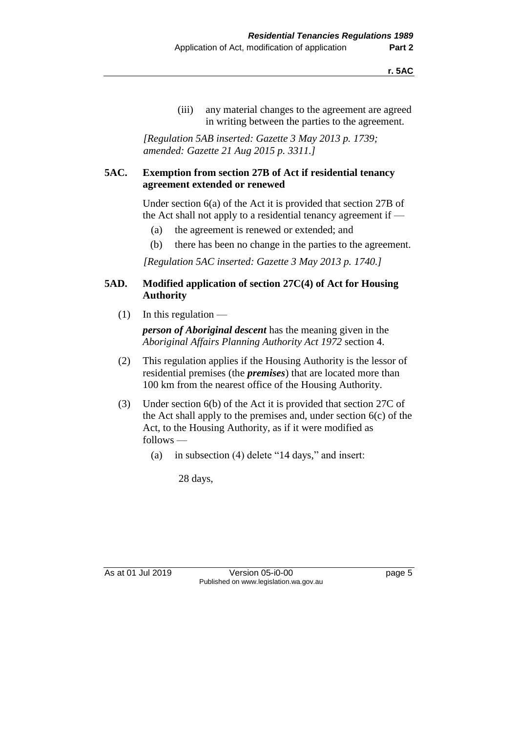(iii) any material changes to the agreement are agreed in writing between the parties to the agreement.

*[Regulation 5AB inserted: Gazette 3 May 2013 p. 1739; amended: Gazette 21 Aug 2015 p. 3311.]*

### 5AC. Exemption from section 27B of Act if residential tenancy agreement extended or renewed

Under section 6(a) of the Act it is provided that section 27B of the Act shall not apply to a residential tenancy agreement if —

(a) the agreement is renewed or extended; and

(b) there has been no change in the parties to the agreement.

*[Regulation 5AC inserted: Gazette 3 May 2013 p. 1740.]*

### 5AD. Modified application of section 27C(4) of Act for Housing Authority

(1) In this regulation —

***person of Aboriginal descent*** has the meaning given in the *Aboriginal Affairs Planning Authority Act 1972* section 4.

(2) This regulation applies if the Housing Authority is the lessor of residential premises (the ***premises***) that are located more than 100 km from the nearest office of the Housing Authority.

(3) Under section 6(b) of the Act it is provided that section 27C of the Act shall apply to the premises and, under section 6(c) of the Act, to the Housing Authority, as if it were modified as follows —

(a) in subsection (4) delete "14 days," and insert:

28 days,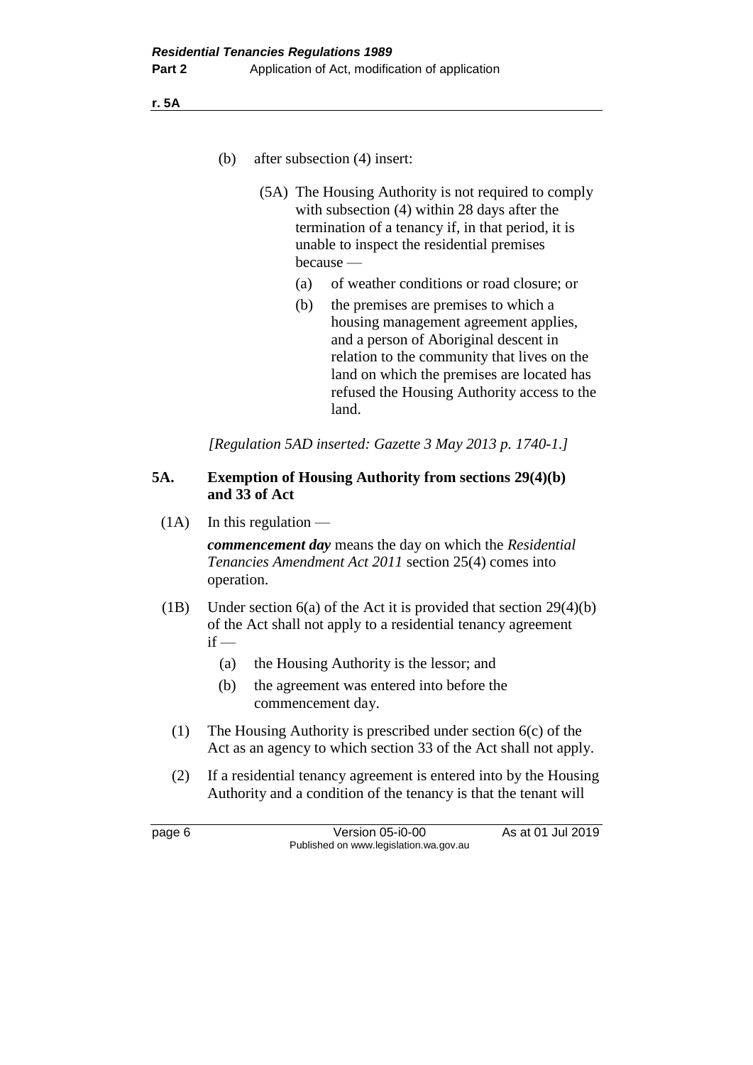(b) after subsection (4) insert:

(5A) The Housing Authority is not required to comply with subsection (4) within 28 days after the termination of a tenancy if, in that period, it is unable to inspect the residential premises because —

(a) of weather conditions or road closure; or

(b) the premises are premises to which a housing management agreement applies, and a person of Aboriginal descent in relation to the community that lives on the land on which the premises are located has refused the Housing Authority access to the land.

*[Regulation 5AD inserted: Gazette 3 May 2013 p. 1740-1.]*

## 5A. Exemption of Housing Authority from sections 29(4)(b) and 33 of Act

(1A) In this regulation —

***commencement day*** means the day on which the *Residential Tenancies Amendment Act 2011* section 25(4) comes into operation.

(1B) Under section 6(a) of the Act it is provided that section 29(4)(b) of the Act shall not apply to a residential tenancy agreement if —

(a) the Housing Authority is the lessor; and

(b) the agreement was entered into before the commencement day.

(1) The Housing Authority is prescribed under section 6(c) of the Act as an agency to which section 33 of the Act shall not apply.

(2) If a residential tenancy agreement is entered into by the Housing Authority and a condition of the tenancy is that the tenant will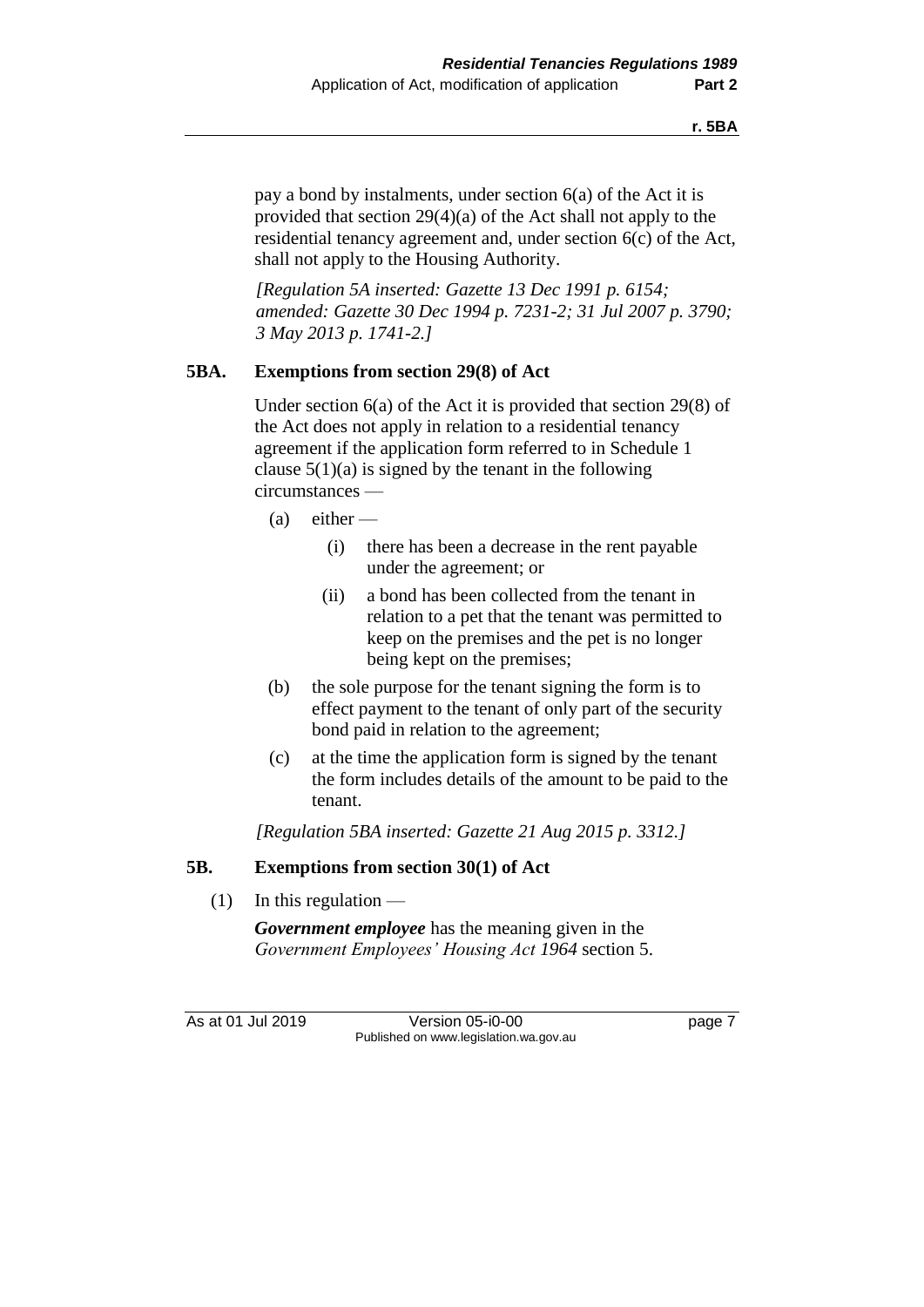pay a bond by instalments, under section 6(a) of the Act it is provided that section 29(4)(a) of the Act shall not apply to the residential tenancy agreement and, under section 6(c) of the Act, shall not apply to the Housing Authority.

*[Regulation 5A inserted: Gazette 13 Dec 1991 p. 6154; amended: Gazette 30 Dec 1994 p. 7231-2; 31 Jul 2007 p. 3790; 3 May 2013 p. 1741-2.]*

### 5BA. Exemptions from section 29(8) of Act

Under section 6(a) of the Act it is provided that section 29(8) of the Act does not apply in relation to a residential tenancy agreement if the application form referred to in Schedule 1 clause 5(1)(a) is signed by the tenant in the following circumstances —

- (a) either —
  - (i) there has been a decrease in the rent payable under the agreement; or
  - (ii) a bond has been collected from the tenant in relation to a pet that the tenant was permitted to keep on the premises and the pet is no longer being kept on the premises;
- (b) the sole purpose for the tenant signing the form is to effect payment to the tenant of only part of the security bond paid in relation to the agreement;
- (c) at the time the application form is signed by the tenant the form includes details of the amount to be paid to the tenant.

*[Regulation 5BA inserted: Gazette 21 Aug 2015 p. 3312.]*

### 5B. Exemptions from section 30(1) of Act

(1) In this regulation —

***Government employee*** has the meaning given in the *Government Employees' Housing Act 1964* section 5.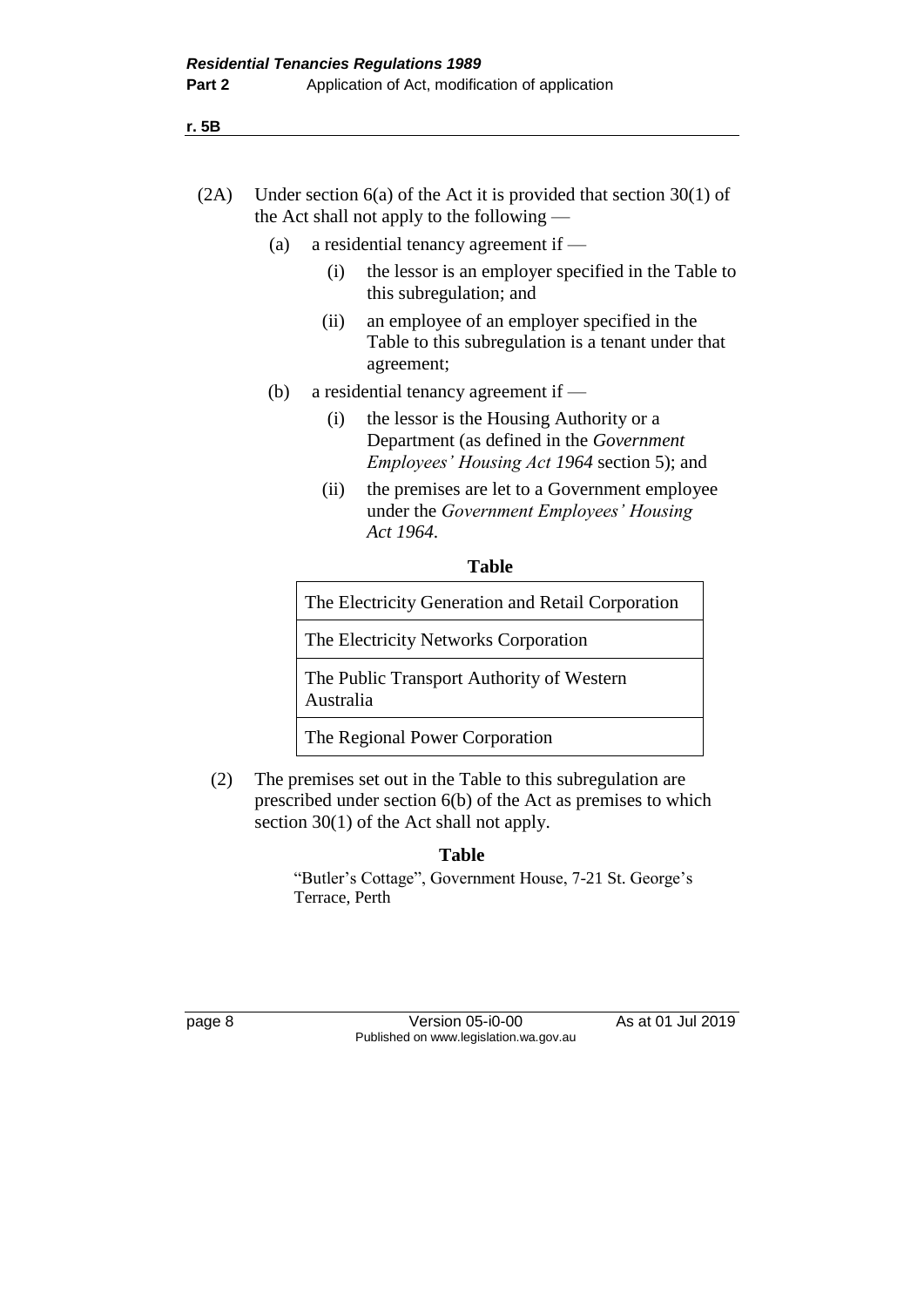(2A) Under section 6(a) of the Act it is provided that section 30(1) of the Act shall not apply to the following —

   (a) a residential tenancy agreement if —

      (i) the lessor is an employer specified in the Table to this subregulation; and

      (ii) an employee of an employer specified in the Table to this subregulation is a tenant under that agreement;

   (b) a residential tenancy agreement if —

      (i) the lessor is the Housing Authority or a Department (as defined in the *Government Employees' Housing Act 1964* section 5); and

      (ii) the premises are let to a Government employee under the *Government Employees' Housing Act 1964*.

**Table**

| The Electricity Generation and Retail Corporation |
|---|
| The Electricity Networks Corporation |
| The Public Transport Authority of Western Australia |
| The Regional Power Corporation |

(2) The premises set out in the Table to this subregulation are prescribed under section 6(b) of the Act as premises to which section 30(1) of the Act shall not apply.

**Table**

"Butler's Cottage", Government House, 7-21 St. George's Terrace, Perth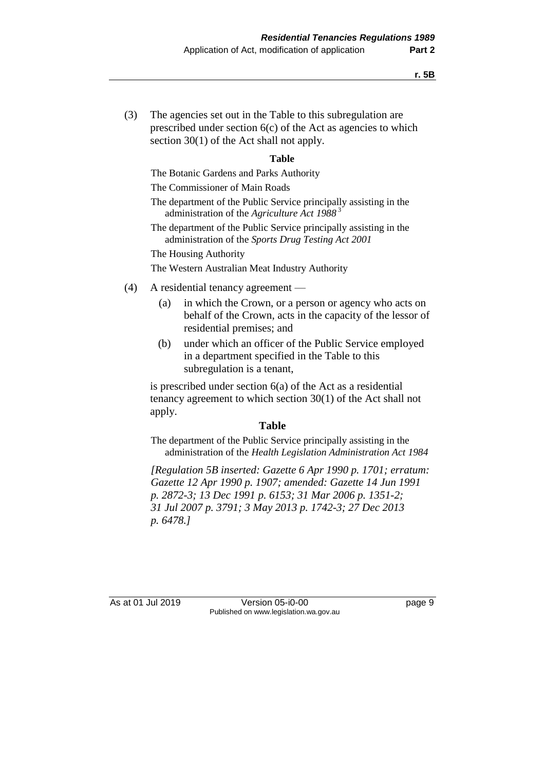(3) The agencies set out in the Table to this subregulation are prescribed under section 6(c) of the Act as agencies to which section 30(1) of the Act shall not apply.

**Table**

The Botanic Gardens and Parks Authority

The Commissioner of Main Roads

The department of the Public Service principally assisting in the administration of the *Agriculture Act 1988* [3]

The department of the Public Service principally assisting in the administration of the *Sports Drug Testing Act 2001*

The Housing Authority

The Western Australian Meat Industry Authority

(4) A residential tenancy agreement —

(a) in which the Crown, or a person or agency who acts on behalf of the Crown, acts in the capacity of the lessor of residential premises; and

(b) under which an officer of the Public Service employed in a department specified in the Table to this subregulation is a tenant,

is prescribed under section 6(a) of the Act as a residential tenancy agreement to which section 30(1) of the Act shall not apply.

**Table**

The department of the Public Service principally assisting in the administration of the *Health Legislation Administration Act 1984*

*[Regulation 5B inserted: Gazette 6 Apr 1990 p. 1701; erratum: Gazette 12 Apr 1990 p. 1907; amended: Gazette 14 Jun 1991 p. 2872-3; 13 Dec 1991 p. 6153; 31 Mar 2006 p. 1351-2; 31 Jul 2007 p. 3791; 3 May 2013 p. 1742-3; 27 Dec 2013 p. 6478.]*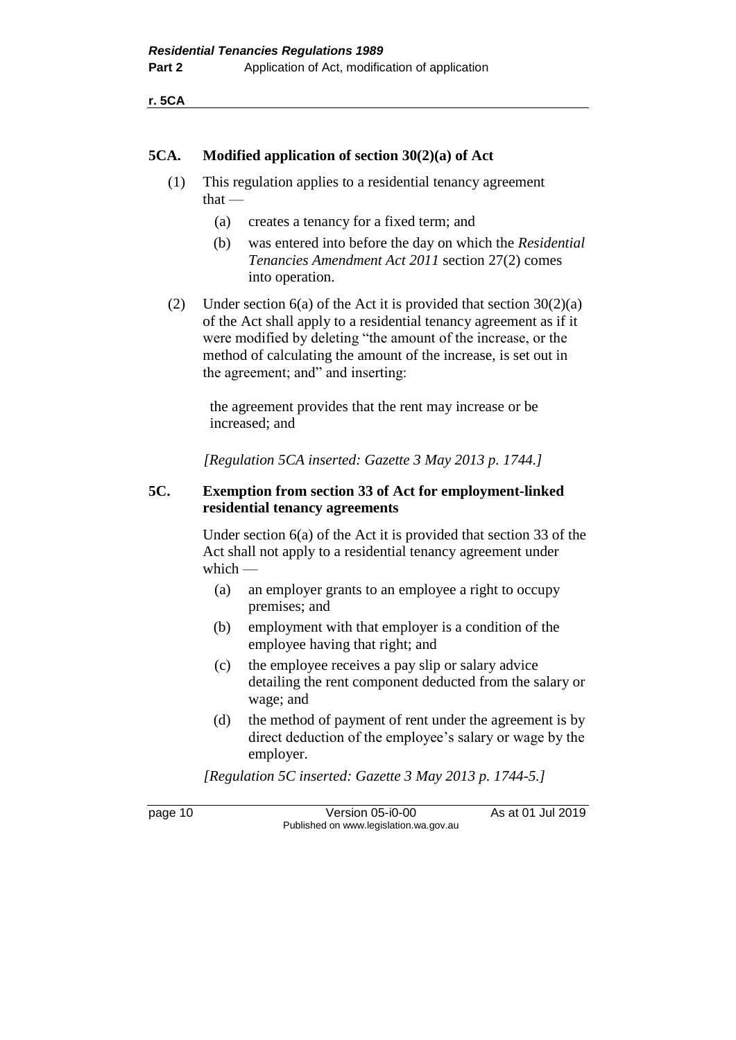## 5CA. Modified application of section 30(2)(a) of Act

(1) This regulation applies to a residential tenancy agreement that —

(a) creates a tenancy for a fixed term; and

(b) was entered into before the day on which the *Residential Tenancies Amendment Act 2011* section 27(2) comes into operation.

(2) Under section 6(a) of the Act it is provided that section 30(2)(a) of the Act shall apply to a residential tenancy agreement as if it were modified by deleting "the amount of the increase, or the method of calculating the amount of the increase, is set out in the agreement; and" and inserting:

> the agreement provides that the rent may increase or be increased; and

*[Regulation 5CA inserted: Gazette 3 May 2013 p. 1744.]*

## 5C. Exemption from section 33 of Act for employment-linked residential tenancy agreements

Under section 6(a) of the Act it is provided that section 33 of the Act shall not apply to a residential tenancy agreement under which —

(a) an employer grants to an employee a right to occupy premises; and

(b) employment with that employer is a condition of the employee having that right; and

(c) the employee receives a pay slip or salary advice detailing the rent component deducted from the salary or wage; and

(d) the method of payment of rent under the agreement is by direct deduction of the employee's salary or wage by the employer.

*[Regulation 5C inserted: Gazette 3 May 2013 p. 1744-5.]*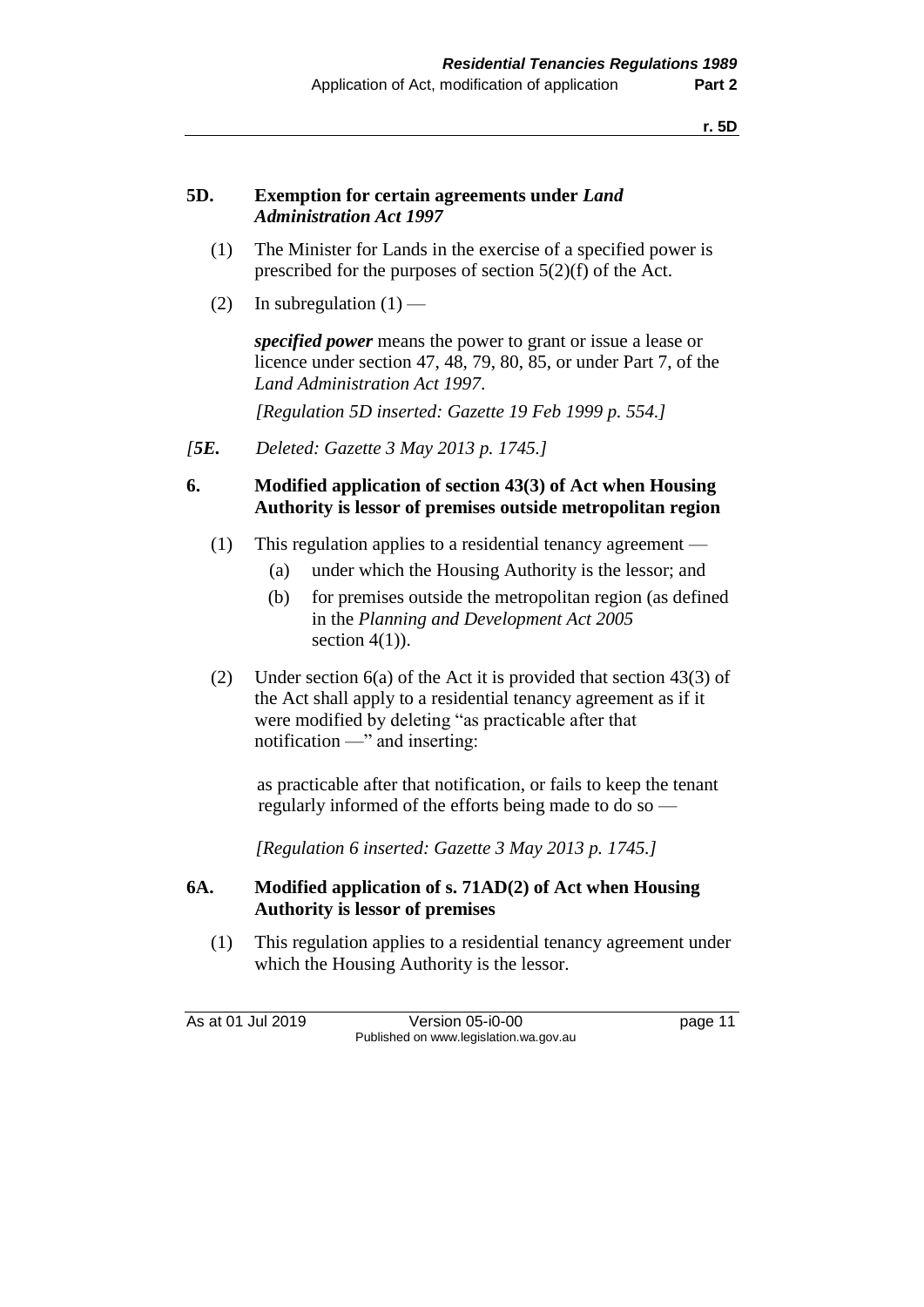### 5D. Exemption for certain agreements under *Land Administration Act 1997*

(1) The Minister for Lands in the exercise of a specified power is prescribed for the purposes of section 5(2)(f) of the Act.

(2) In subregulation (1) —

***specified power*** means the power to grant or issue a lease or licence under section 47, 48, 79, 80, 85, or under Part 7, of the *Land Administration Act 1997*.

*[Regulation 5D inserted: Gazette 19 Feb 1999 p. 554.]*

*[**5E.** Deleted: Gazette 3 May 2013 p. 1745.]*

### 6. Modified application of section 43(3) of Act when Housing Authority is lessor of premises outside metropolitan region

(1) This regulation applies to a residential tenancy agreement —

- (a) under which the Housing Authority is the lessor; and
- (b) for premises outside the metropolitan region (as defined in the *Planning and Development Act 2005* section 4(1)).

(2) Under section 6(a) of the Act it is provided that section 43(3) of the Act shall apply to a residential tenancy agreement as if it were modified by deleting "as practicable after that notification —" and inserting:

> as practicable after that notification, or fails to keep the tenant regularly informed of the efforts being made to do so —

*[Regulation 6 inserted: Gazette 3 May 2013 p. 1745.]*

### 6A. Modified application of s. 71AD(2) of Act when Housing Authority is lessor of premises

(1) This regulation applies to a residential tenancy agreement under which the Housing Authority is the lessor.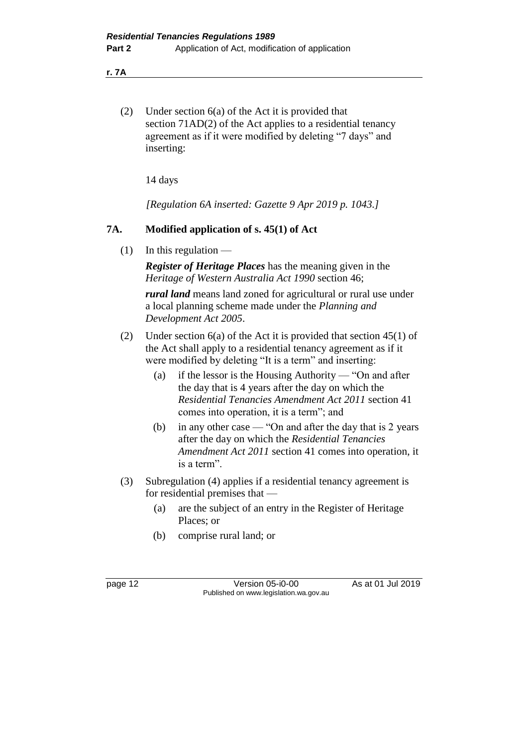(2) Under section 6(a) of the Act it is provided that section 71AD(2) of the Act applies to a residential tenancy agreement as if it were modified by deleting "7 days" and inserting:

14 days

*[Regulation 6A inserted: Gazette 9 Apr 2019 p. 1043.]*

### 7A. Modified application of s. 45(1) of Act

(1) In this regulation —

***Register of Heritage Places*** has the meaning given in the *Heritage of Western Australia Act 1990* section 46;

***rural land*** means land zoned for agricultural or rural use under a local planning scheme made under the *Planning and Development Act 2005*.

(2) Under section 6(a) of the Act it is provided that section 45(1) of the Act shall apply to a residential tenancy agreement as if it were modified by deleting "It is a term" and inserting:

- (a) if the lessor is the Housing Authority — "On and after the day that is 4 years after the day on which the *Residential Tenancies Amendment Act 2011* section 41 comes into operation, it is a term"; and
- (b) in any other case — "On and after the day that is 2 years after the day on which the *Residential Tenancies Amendment Act 2011* section 41 comes into operation, it is a term".

(3) Subregulation (4) applies if a residential tenancy agreement is for residential premises that —

- (a) are the subject of an entry in the Register of Heritage Places; or
- (b) comprise rural land; or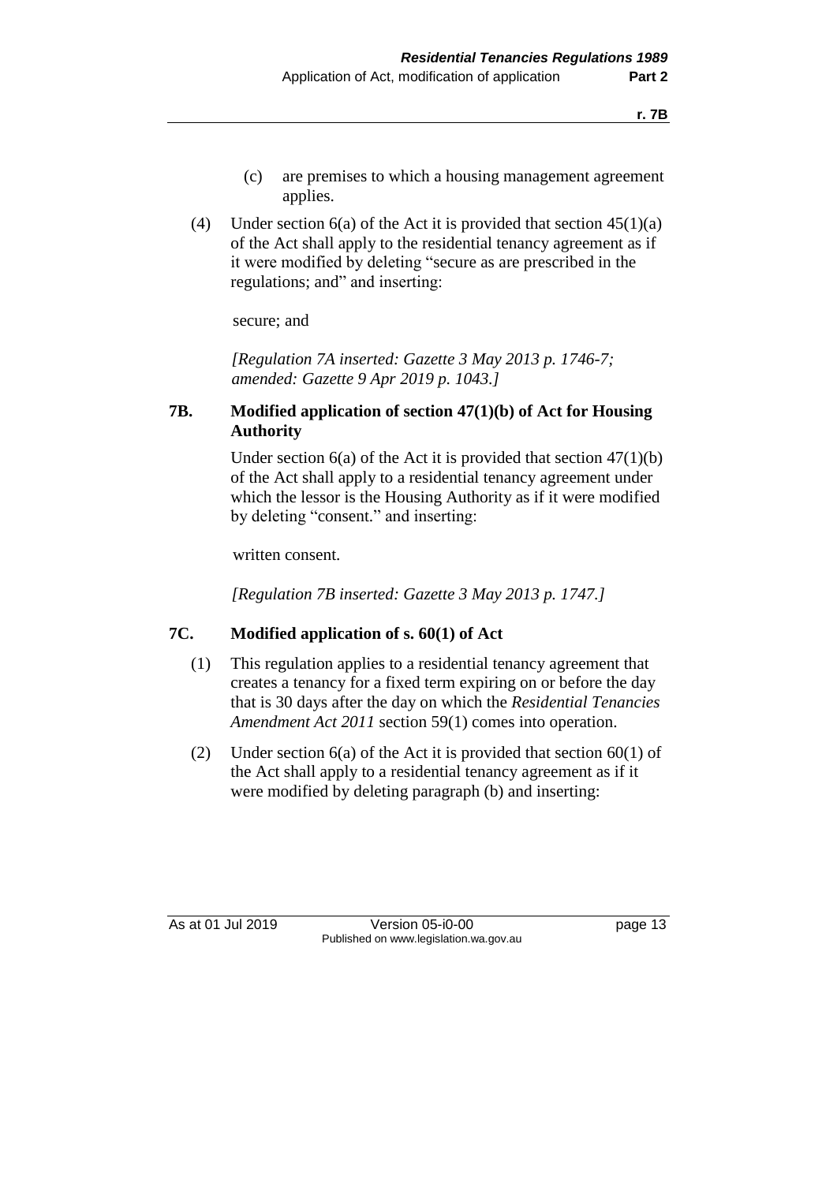(c) are premises to which a housing management agreement applies.

(4) Under section 6(a) of the Act it is provided that section 45(1)(a) of the Act shall apply to the residential tenancy agreement as if it were modified by deleting "secure as are prescribed in the regulations; and" and inserting:

secure; and

*[Regulation 7A inserted: Gazette 3 May 2013 p. 1746-7; amended: Gazette 9 Apr 2019 p. 1043.]*

### 7B. Modified application of section 47(1)(b) of Act for Housing Authority

Under section 6(a) of the Act it is provided that section 47(1)(b) of the Act shall apply to a residential tenancy agreement under which the lessor is the Housing Authority as if it were modified by deleting "consent." and inserting:

written consent.

*[Regulation 7B inserted: Gazette 3 May 2013 p. 1747.]*

### 7C. Modified application of s. 60(1) of Act

(1) This regulation applies to a residential tenancy agreement that creates a tenancy for a fixed term expiring on or before the day that is 30 days after the day on which the *Residential Tenancies Amendment Act 2011* section 59(1) comes into operation.

(2) Under section 6(a) of the Act it is provided that section 60(1) of the Act shall apply to a residential tenancy agreement as if it were modified by deleting paragraph (b) and inserting: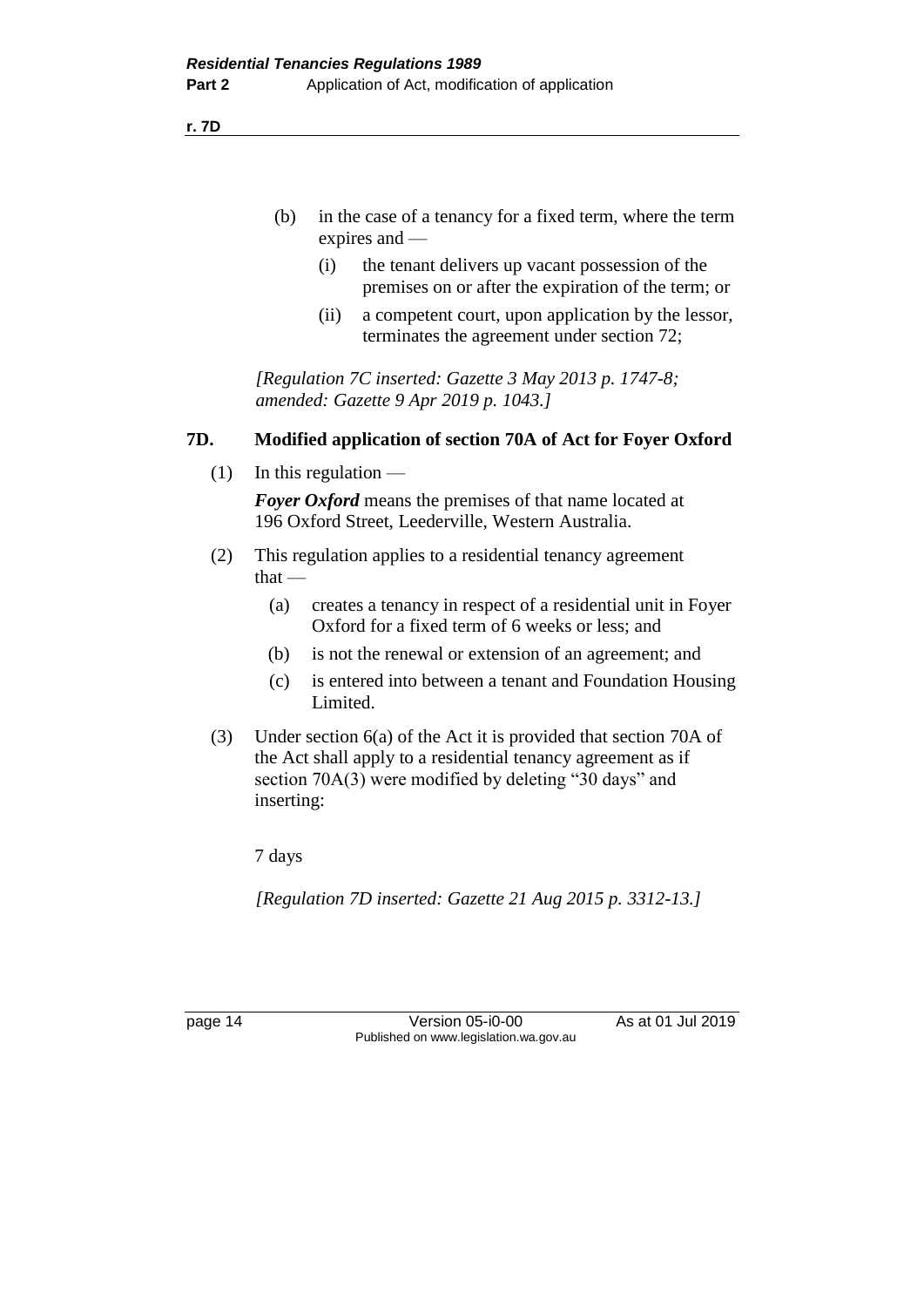(b) in the case of a tenancy for a fixed term, where the term expires and —

  (i) the tenant delivers up vacant possession of the premises on or after the expiration of the term; or

  (ii) a competent court, upon application by the lessor, terminates the agreement under section 72;

*[Regulation 7C inserted: Gazette 3 May 2013 p. 1747-8; amended: Gazette 9 Apr 2019 p. 1043.]*

### 7D. Modified application of section 70A of Act for Foyer Oxford

(1) In this regulation —

***Foyer Oxford*** means the premises of that name located at 196 Oxford Street, Leederville, Western Australia.

(2) This regulation applies to a residential tenancy agreement that —

  (a) creates a tenancy in respect of a residential unit in Foyer Oxford for a fixed term of 6 weeks or less; and

  (b) is not the renewal or extension of an agreement; and

  (c) is entered into between a tenant and Foundation Housing Limited.

(3) Under section 6(a) of the Act it is provided that section 70A of the Act shall apply to a residential tenancy agreement as if section 70A(3) were modified by deleting "30 days" and inserting:

7 days

*[Regulation 7D inserted: Gazette 21 Aug 2015 p. 3312-13.]*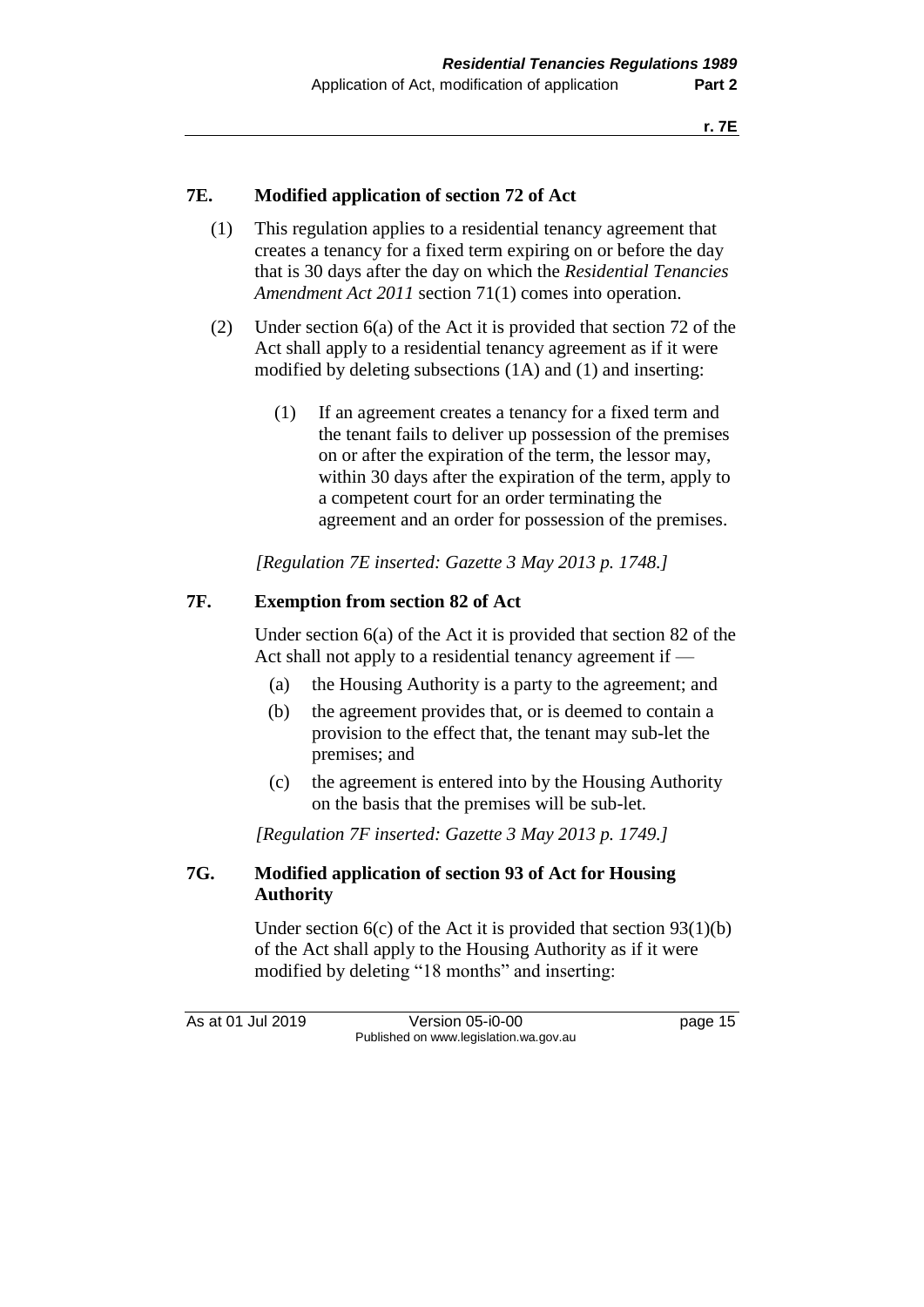## 7E. Modified application of section 72 of Act

(1) This regulation applies to a residential tenancy agreement that creates a tenancy for a fixed term expiring on or before the day that is 30 days after the day on which the *Residential Tenancies Amendment Act 2011* section 71(1) comes into operation.

(2) Under section 6(a) of the Act it is provided that section 72 of the Act shall apply to a residential tenancy agreement as if it were modified by deleting subsections (1A) and (1) and inserting:

> (1) If an agreement creates a tenancy for a fixed term and the tenant fails to deliver up possession of the premises on or after the expiration of the term, the lessor may, within 30 days after the expiration of the term, apply to a competent court for an order terminating the agreement and an order for possession of the premises.

*[Regulation 7E inserted: Gazette 3 May 2013 p. 1748.]*

## 7F. Exemption from section 82 of Act

Under section 6(a) of the Act it is provided that section 82 of the Act shall not apply to a residential tenancy agreement if —

(a) the Housing Authority is a party to the agreement; and

(b) the agreement provides that, or is deemed to contain a provision to the effect that, the tenant may sub-let the premises; and

(c) the agreement is entered into by the Housing Authority on the basis that the premises will be sub-let.

*[Regulation 7F inserted: Gazette 3 May 2013 p. 1749.]*

## 7G. Modified application of section 93 of Act for Housing Authority

Under section 6(c) of the Act it is provided that section 93(1)(b) of the Act shall apply to the Housing Authority as if it were modified by deleting "18 months" and inserting: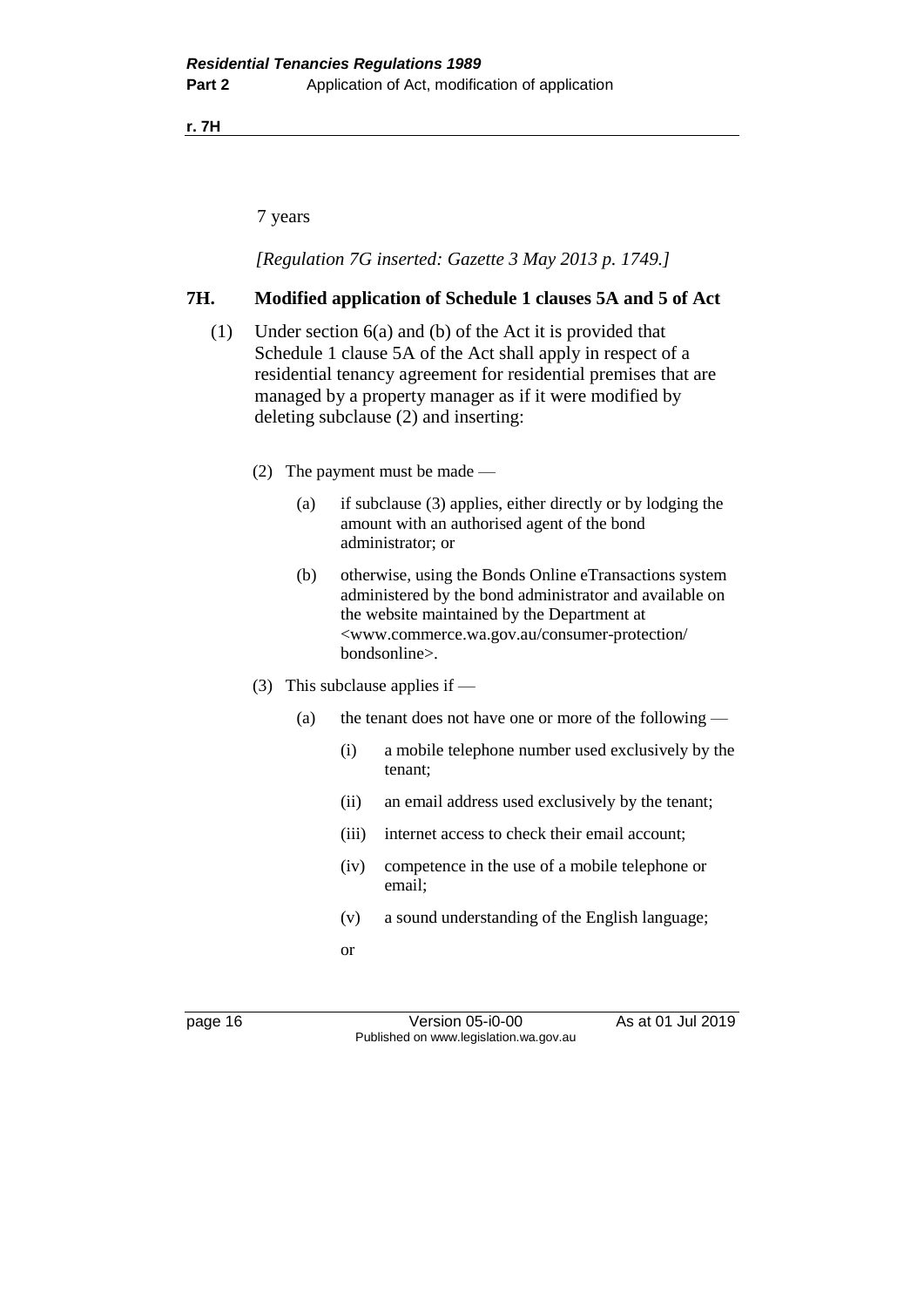7 years

*[Regulation 7G inserted: Gazette 3 May 2013 p. 1749.]*

## 7H. Modified application of Schedule 1 clauses 5A and 5 of Act

(1) Under section 6(a) and (b) of the Act it is provided that Schedule 1 clause 5A of the Act shall apply in respect of a residential tenancy agreement for residential premises that are managed by a property manager as if it were modified by deleting subclause (2) and inserting:

> (2) The payment must be made —
>
> > (a) if subclause (3) applies, either directly or by lodging the amount with an authorised agent of the bond administrator; or
> >
> > (b) otherwise, using the Bonds Online eTransactions system administered by the bond administrator and available on the website maintained by the Department at <www.commerce.wa.gov.au/consumer-protection/bondsonline>.
>
> (3) This subclause applies if —
>
> > (a) the tenant does not have one or more of the following —
> >
> > > (i) a mobile telephone number used exclusively by the tenant;
> > >
> > > (ii) an email address used exclusively by the tenant;
> > >
> > > (iii) internet access to check their email account;
> > >
> > > (iv) competence in the use of a mobile telephone or email;
> > >
> > > (v) a sound understanding of the English language;
> >
> > or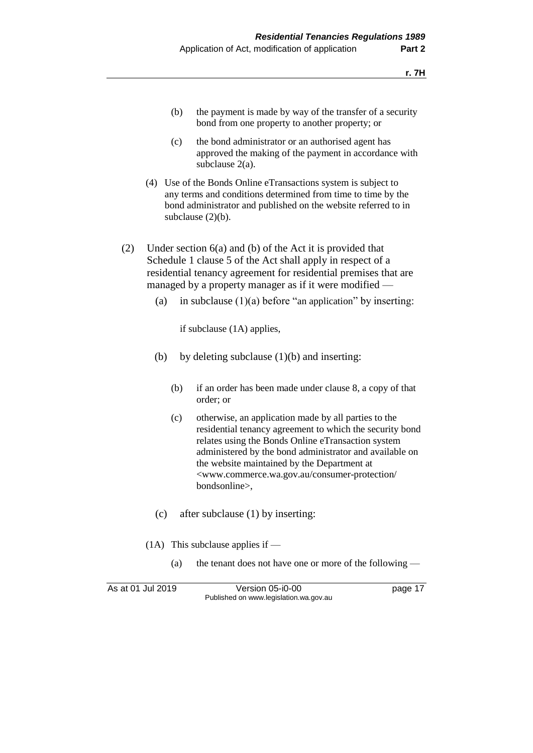(b) the payment is made by way of the transfer of a security bond from one property to another property; or

(c) the bond administrator or an authorised agent has approved the making of the payment in accordance with subclause 2(a).

(4) Use of the Bonds Online eTransactions system is subject to any terms and conditions determined from time to time by the bond administrator and published on the website referred to in subclause (2)(b).

(2) Under section 6(a) and (b) of the Act it is provided that Schedule 1 clause 5 of the Act shall apply in respect of a residential tenancy agreement for residential premises that are managed by a property manager as if it were modified —

(a) in subclause (1)(a) before "an application" by inserting:

if subclause (1A) applies,

(b) by deleting subclause (1)(b) and inserting:

(b) if an order has been made under clause 8, a copy of that order; or

(c) otherwise, an application made by all parties to the residential tenancy agreement to which the security bond relates using the Bonds Online eTransaction system administered by the bond administrator and available on the website maintained by the Department at <www.commerce.wa.gov.au/consumer-protection/bondsonline>,

(c) after subclause (1) by inserting:

(1A) This subclause applies if —

(a) the tenant does not have one or more of the following —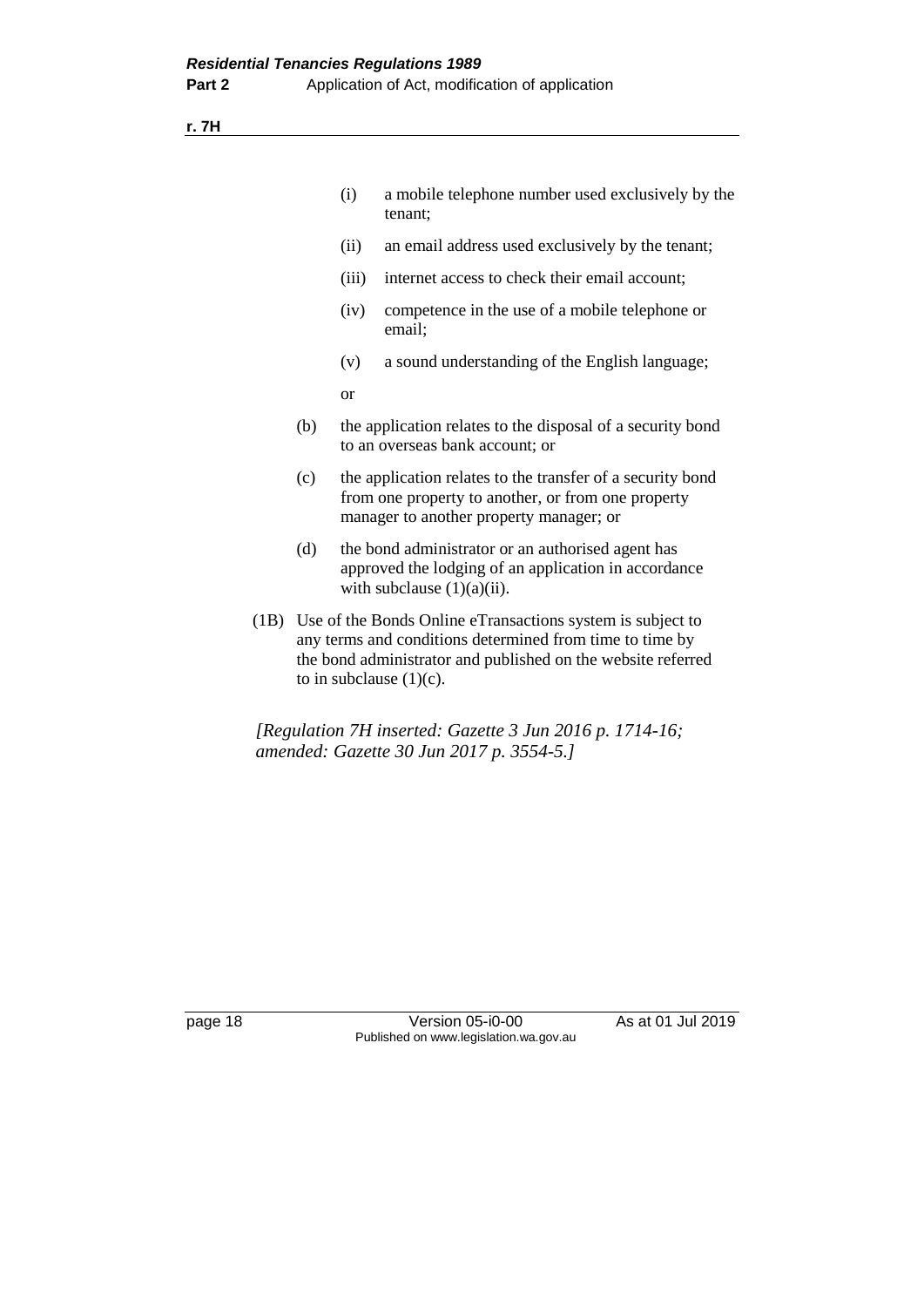(i) a mobile telephone number used exclusively by the tenant;

(ii) an email address used exclusively by the tenant;

(iii) internet access to check their email account;

(iv) competence in the use of a mobile telephone or email;

(v) a sound understanding of the English language;

or

(b) the application relates to the disposal of a security bond to an overseas bank account; or

(c) the application relates to the transfer of a security bond from one property to another, or from one property manager to another property manager; or

(d) the bond administrator or an authorised agent has approved the lodging of an application in accordance with subclause (1)(a)(ii).

(1B) Use of the Bonds Online eTransactions system is subject to any terms and conditions determined from time to time by the bond administrator and published on the website referred to in subclause (1)(c).

*[Regulation 7H inserted: Gazette 3 Jun 2016 p. 1714-16; amended: Gazette 30 Jun 2017 p. 3554-5.]*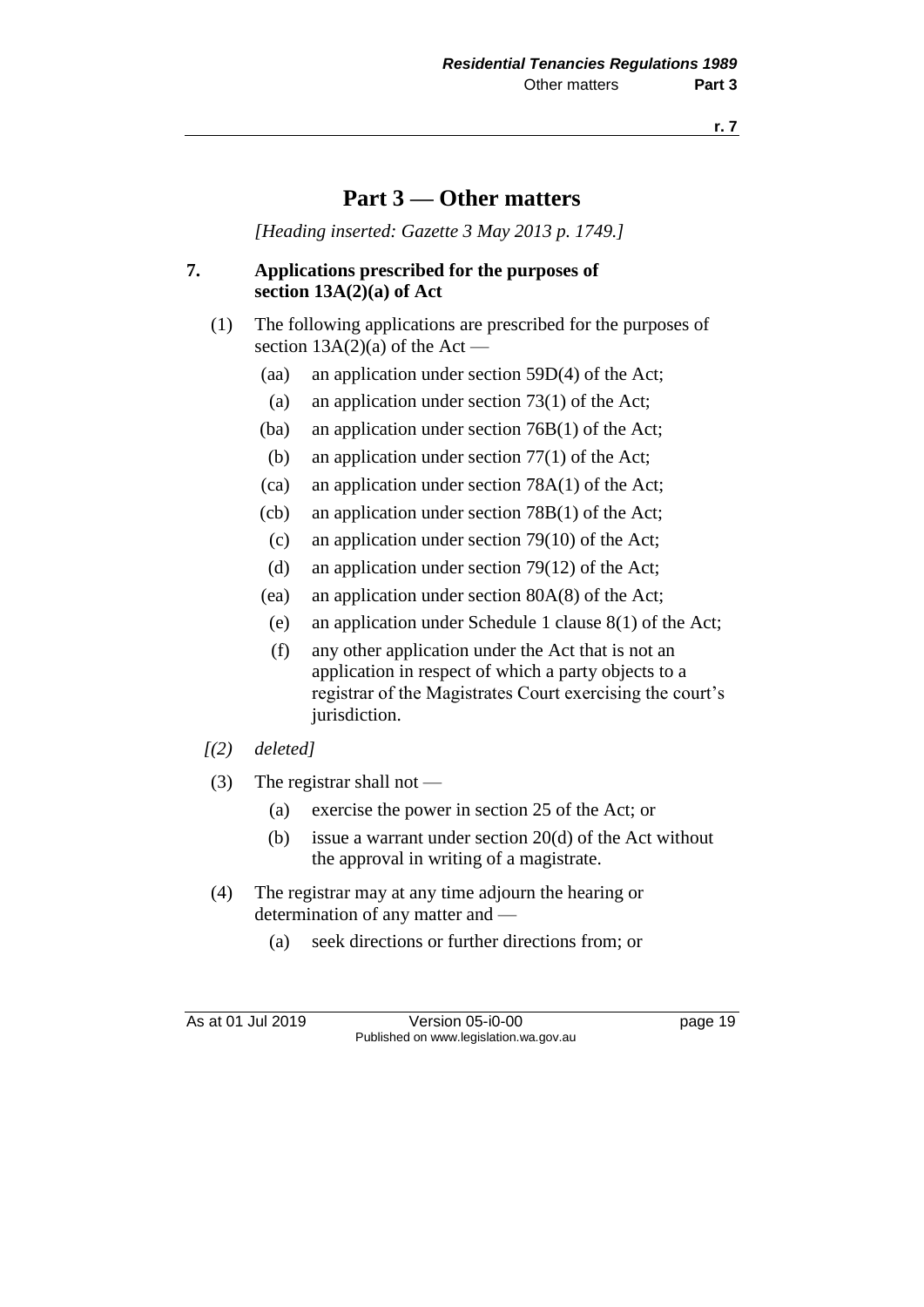# Part 3 — Other matters

*[Heading inserted: Gazette 3 May 2013 p. 1749.]*

**7. Applications prescribed for the purposes of section 13A(2)(a) of Act**

(1) The following applications are prescribed for the purposes of section 13A(2)(a) of the Act —

- (aa) an application under section 59D(4) of the Act;
- (a) an application under section 73(1) of the Act;
- (ba) an application under section 76B(1) of the Act;
- (b) an application under section 77(1) of the Act;
- (ca) an application under section 78A(1) of the Act;
- (cb) an application under section 78B(1) of the Act;
- (c) an application under section 79(10) of the Act;
- (d) an application under section 79(12) of the Act;
- (ea) an application under section 80A(8) of the Act;
- (e) an application under Schedule 1 clause 8(1) of the Act;
- (f) any other application under the Act that is not an application in respect of which a party objects to a registrar of the Magistrates Court exercising the court's jurisdiction.

*[(2) deleted]*

(3) The registrar shall not —

- (a) exercise the power in section 25 of the Act; or
- (b) issue a warrant under section 20(d) of the Act without the approval in writing of a magistrate.

(4) The registrar may at any time adjourn the hearing or determination of any matter and —

- (a) seek directions or further directions from; or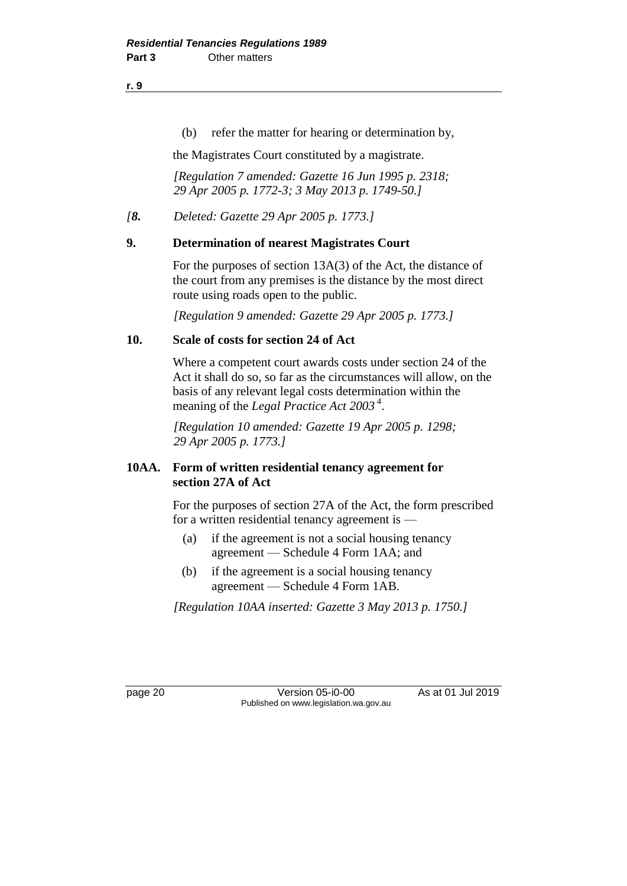(b) refer the matter for hearing or determination by,

the Magistrates Court constituted by a magistrate.

*[Regulation 7 amended: Gazette 16 Jun 1995 p. 2318; 29 Apr 2005 p. 1772-3; 3 May 2013 p. 1749-50.]*

*[**8.** Deleted: Gazette 29 Apr 2005 p. 1773.]*

### 9. Determination of nearest Magistrates Court

For the purposes of section 13A(3) of the Act, the distance of the court from any premises is the distance by the most direct route using roads open to the public.

*[Regulation 9 amended: Gazette 29 Apr 2005 p. 1773.]*

### 10. Scale of costs for section 24 of Act

Where a competent court awards costs under section 24 of the Act it shall do so, so far as the circumstances will allow, on the basis of any relevant legal costs determination within the meaning of the *Legal Practice Act 2003* [4].

*[Regulation 10 amended: Gazette 19 Apr 2005 p. 1298; 29 Apr 2005 p. 1773.]*

### 10AA. Form of written residential tenancy agreement for section 27A of Act

For the purposes of section 27A of the Act, the form prescribed for a written residential tenancy agreement is —

(a) if the agreement is not a social housing tenancy agreement — Schedule 4 Form 1AA; and

(b) if the agreement is a social housing tenancy agreement — Schedule 4 Form 1AB.

*[Regulation 10AA inserted: Gazette 3 May 2013 p. 1750.]*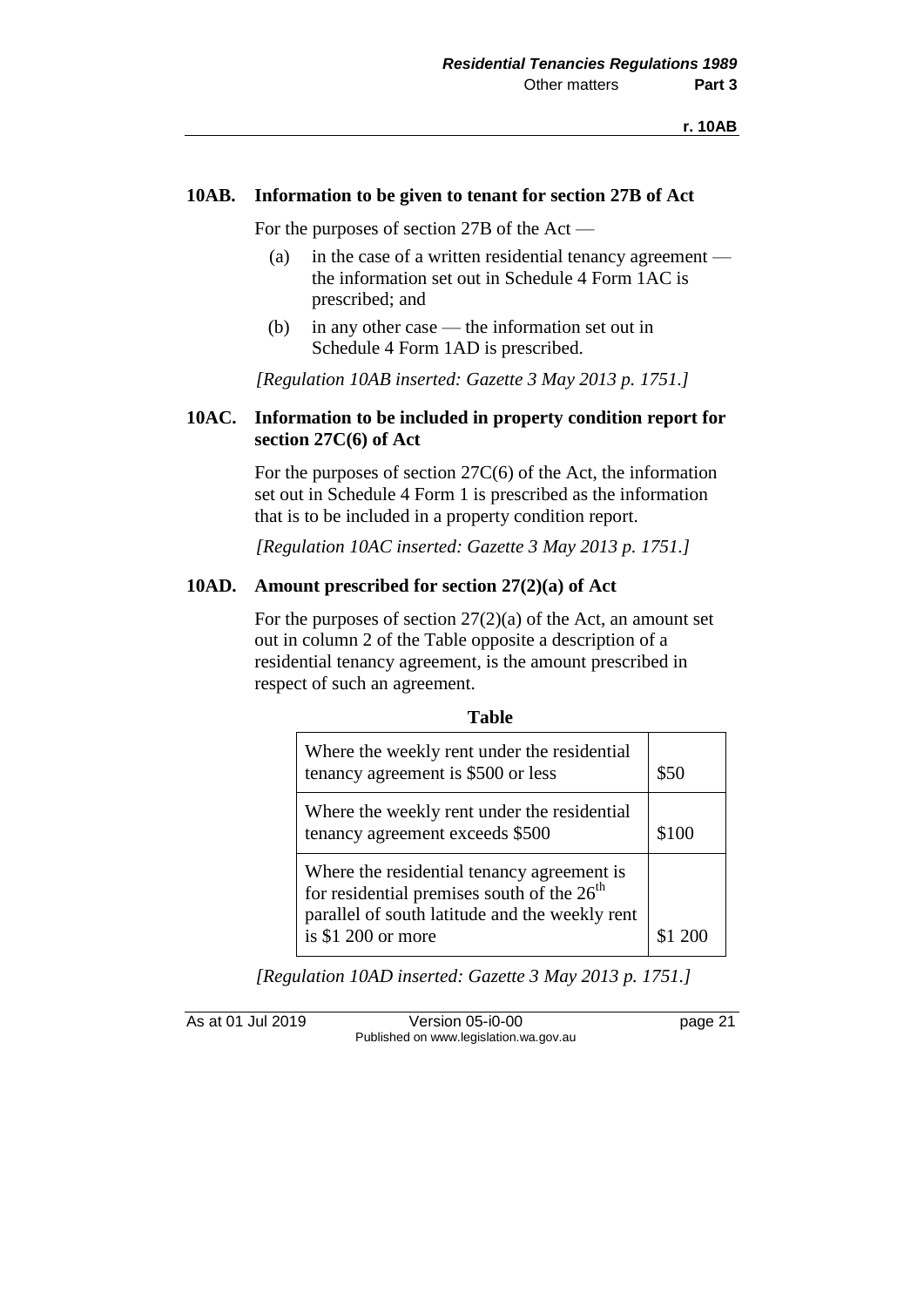### 10AB. Information to be given to tenant for section 27B of Act

For the purposes of section 27B of the Act —

(a) in the case of a written residential tenancy agreement — the information set out in Schedule 4 Form 1AC is prescribed; and

(b) in any other case — the information set out in Schedule 4 Form 1AD is prescribed.

*[Regulation 10AB inserted: Gazette 3 May 2013 p. 1751.]*

### 10AC. Information to be included in property condition report for section 27C(6) of Act

For the purposes of section 27C(6) of the Act, the information set out in Schedule 4 Form 1 is prescribed as the information that is to be included in a property condition report.

*[Regulation 10AC inserted: Gazette 3 May 2013 p. 1751.]*

### 10AD. Amount prescribed for section 27(2)(a) of Act

For the purposes of section 27(2)(a) of the Act, an amount set out in column 2 of the Table opposite a description of a residential tenancy agreement, is the amount prescribed in respect of such an agreement.

**Table**

| | |
|---|---|
| Where the weekly rent under the residential tenancy agreement is $500 or less | $50 |
| Where the weekly rent under the residential tenancy agreement exceeds $500 | $100 |
| Where the residential tenancy agreement is for residential premises south of the 26th parallel of south latitude and the weekly rent is $1 200 or more | $1 200 |

*[Regulation 10AD inserted: Gazette 3 May 2013 p. 1751.]*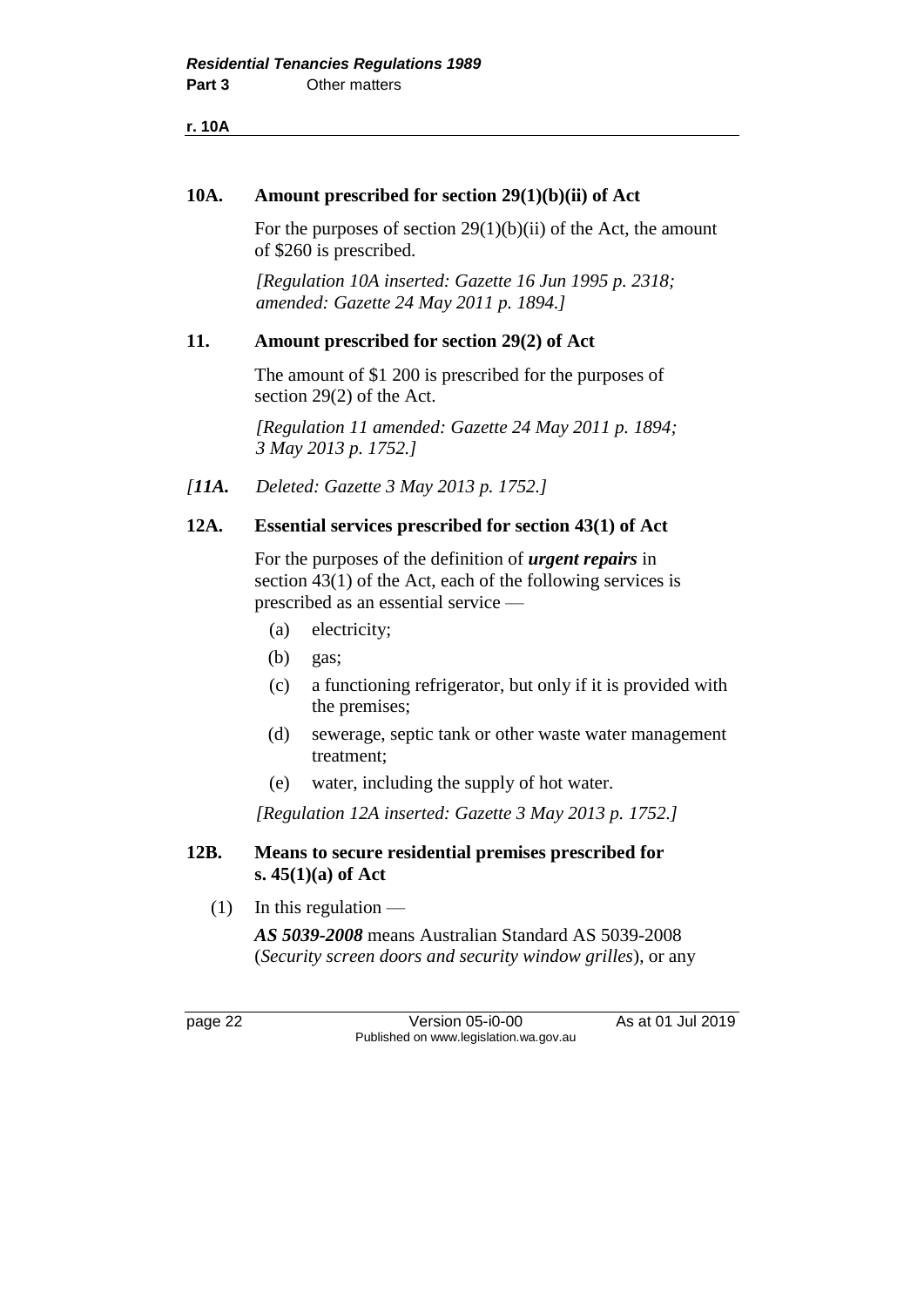### 10A. Amount prescribed for section 29(1)(b)(ii) of Act

For the purposes of section 29(1)(b)(ii) of the Act, the amount of $260 is prescribed.

*[Regulation 10A inserted: Gazette 16 Jun 1995 p. 2318; amended: Gazette 24 May 2011 p. 1894.]*

### 11. Amount prescribed for section 29(2) of Act

The amount of $1 200 is prescribed for the purposes of section 29(2) of the Act.

*[Regulation 11 amended: Gazette 24 May 2011 p. 1894; 3 May 2013 p. 1752.]*

*[**11A.** Deleted: Gazette 3 May 2013 p. 1752.]*

### 12A. Essential services prescribed for section 43(1) of Act

For the purposes of the definition of ***urgent repairs*** in section 43(1) of the Act, each of the following services is prescribed as an essential service —

(a) electricity;

(b) gas;

(c) a functioning refrigerator, but only if it is provided with the premises;

(d) sewerage, septic tank or other waste water management treatment;

(e) water, including the supply of hot water.

*[Regulation 12A inserted: Gazette 3 May 2013 p. 1752.]*

### 12B. Means to secure residential premises prescribed for s. 45(1)(a) of Act

(1) In this regulation —

***AS 5039-2008*** means Australian Standard AS 5039-2008 (*Security screen doors and security window grilles*), or any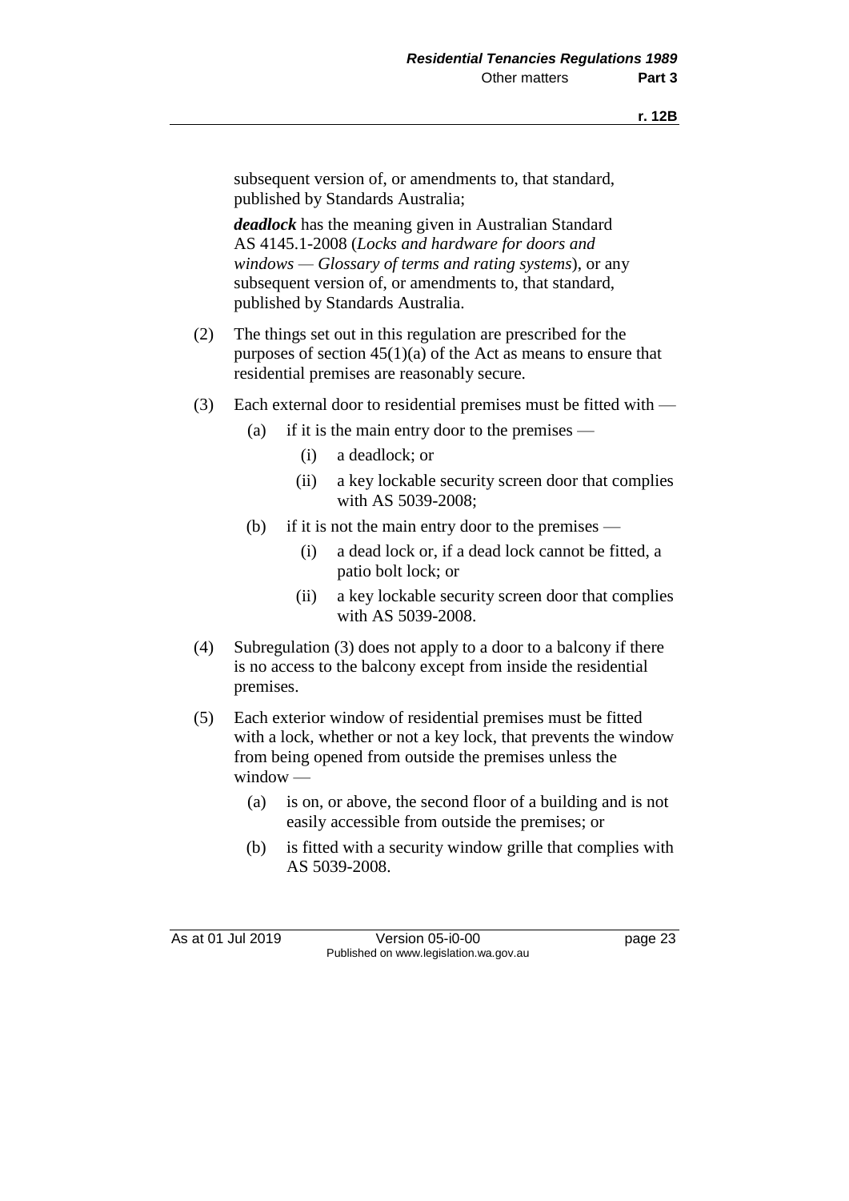subsequent version of, or amendments to, that standard, published by Standards Australia;

***deadlock*** has the meaning given in Australian Standard AS 4145.1-2008 (*Locks and hardware for doors and windows — Glossary of terms and rating systems*), or any subsequent version of, or amendments to, that standard, published by Standards Australia.

(2) The things set out in this regulation are prescribed for the purposes of section 45(1)(a) of the Act as means to ensure that residential premises are reasonably secure.

(3) Each external door to residential premises must be fitted with —

- (a) if it is the main entry door to the premises —
  - (i) a deadlock; or
  - (ii) a key lockable security screen door that complies with AS 5039-2008;
- (b) if it is not the main entry door to the premises —
  - (i) a dead lock or, if a dead lock cannot be fitted, a patio bolt lock; or
  - (ii) a key lockable security screen door that complies with AS 5039-2008.

(4) Subregulation (3) does not apply to a door to a balcony if there is no access to the balcony except from inside the residential premises.

(5) Each exterior window of residential premises must be fitted with a lock, whether or not a key lock, that prevents the window from being opened from outside the premises unless the window —

- (a) is on, or above, the second floor of a building and is not easily accessible from outside the premises; or
- (b) is fitted with a security window grille that complies with AS 5039-2008.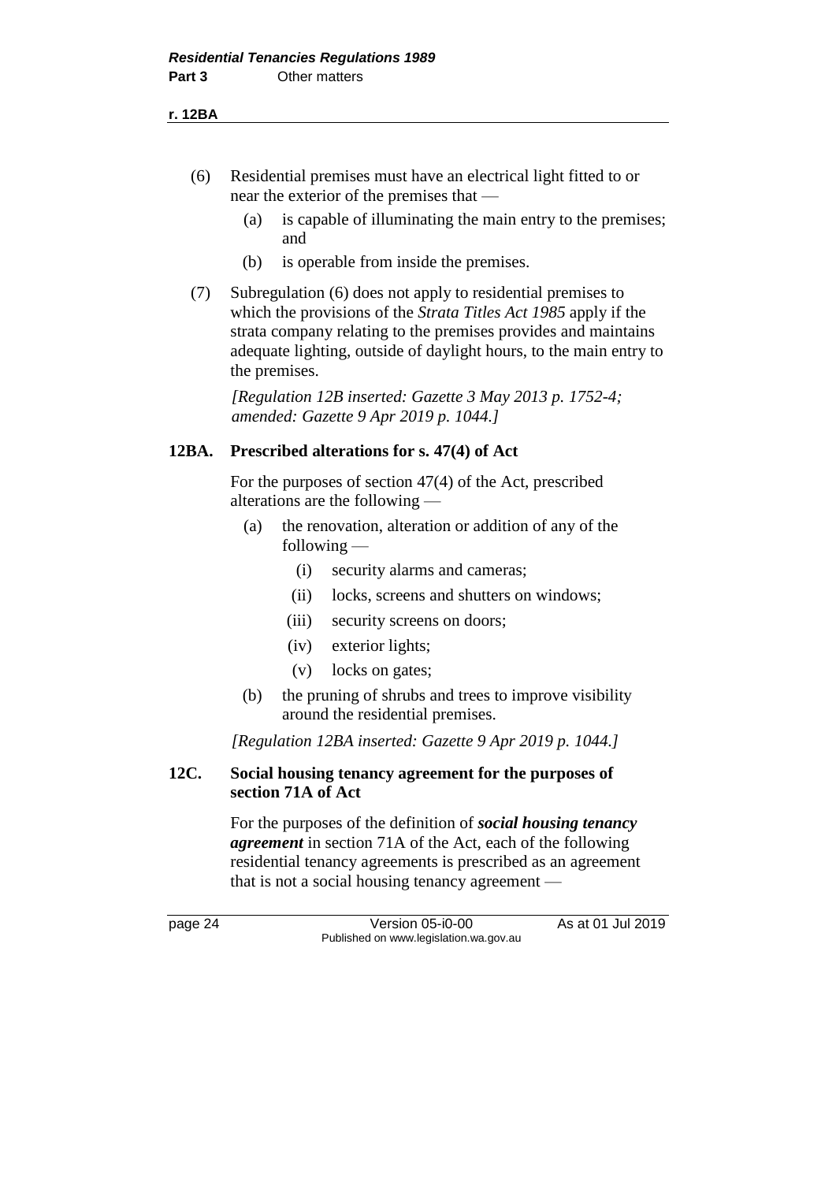(6) Residential premises must have an electrical light fitted to or near the exterior of the premises that —

  (a) is capable of illuminating the main entry to the premises; and

  (b) is operable from inside the premises.

(7) Subregulation (6) does not apply to residential premises to which the provisions of the *Strata Titles Act 1985* apply if the strata company relating to the premises provides and maintains adequate lighting, outside of daylight hours, to the main entry to the premises.

*[Regulation 12B inserted: Gazette 3 May 2013 p. 1752-4; amended: Gazette 9 Apr 2019 p. 1044.]*

### 12BA. Prescribed alterations for s. 47(4) of Act

For the purposes of section 47(4) of the Act, prescribed alterations are the following —

  (a) the renovation, alteration or addition of any of the following —

    (i) security alarms and cameras;

    (ii) locks, screens and shutters on windows;

    (iii) security screens on doors;

    (iv) exterior lights;

    (v) locks on gates;

  (b) the pruning of shrubs and trees to improve visibility around the residential premises.

*[Regulation 12BA inserted: Gazette 9 Apr 2019 p. 1044.]*

### 12C. Social housing tenancy agreement for the purposes of section 71A of Act

For the purposes of the definition of ***social housing tenancy agreement*** in section 71A of the Act, each of the following residential tenancy agreements is prescribed as an agreement that is not a social housing tenancy agreement —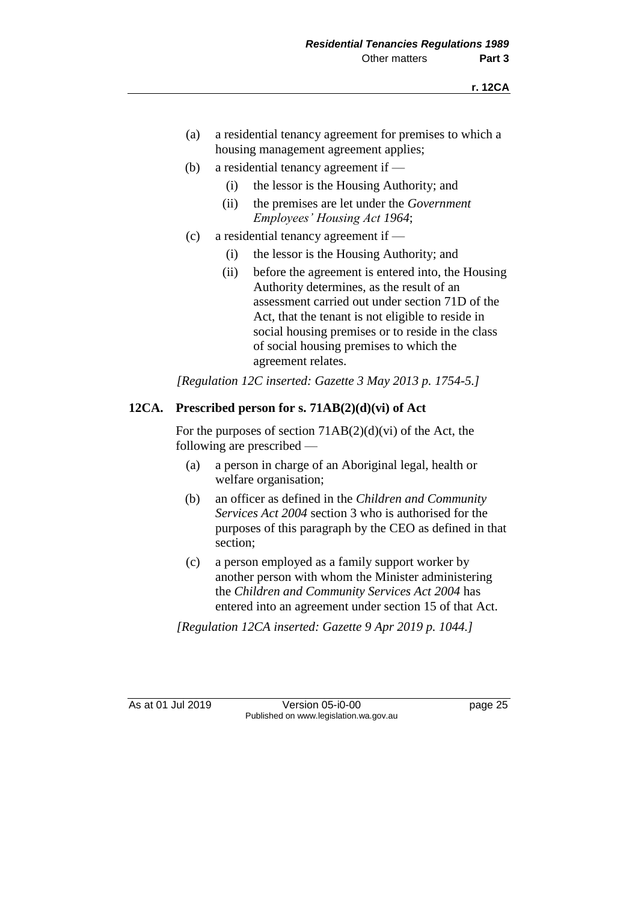(a) a residential tenancy agreement for premises to which a housing management agreement applies;

(b) a residential tenancy agreement if —

  (i) the lessor is the Housing Authority; and

  (ii) the premises are let under the *Government Employees' Housing Act 1964*;

(c) a residential tenancy agreement if —

  (i) the lessor is the Housing Authority; and

  (ii) before the agreement is entered into, the Housing Authority determines, as the result of an assessment carried out under section 71D of the Act, that the tenant is not eligible to reside in social housing premises or to reside in the class of social housing premises to which the agreement relates.

*[Regulation 12C inserted: Gazette 3 May 2013 p. 1754-5.]*

### 12CA. Prescribed person for s. 71AB(2)(d)(vi) of Act

For the purposes of section 71AB(2)(d)(vi) of the Act, the following are prescribed —

(a) a person in charge of an Aboriginal legal, health or welfare organisation;

(b) an officer as defined in the *Children and Community Services Act 2004* section 3 who is authorised for the purposes of this paragraph by the CEO as defined in that section;

(c) a person employed as a family support worker by another person with whom the Minister administering the *Children and Community Services Act 2004* has entered into an agreement under section 15 of that Act.

*[Regulation 12CA inserted: Gazette 9 Apr 2019 p. 1044.]*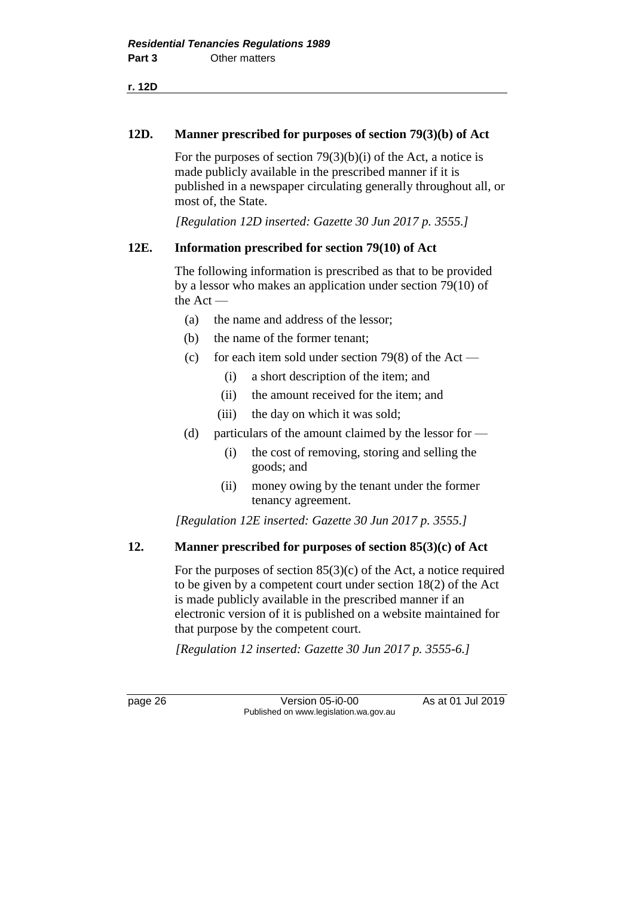### 12D. Manner prescribed for purposes of section 79(3)(b) of Act

For the purposes of section 79(3)(b)(i) of the Act, a notice is made publicly available in the prescribed manner if it is published in a newspaper circulating generally throughout all, or most of, the State.

*[Regulation 12D inserted: Gazette 30 Jun 2017 p. 3555.]*

### 12E. Information prescribed for section 79(10) of Act

The following information is prescribed as that to be provided by a lessor who makes an application under section 79(10) of the Act —

- (a) the name and address of the lessor;
- (b) the name of the former tenant;
- (c) for each item sold under section 79(8) of the Act —
  - (i) a short description of the item; and
  - (ii) the amount received for the item; and
  - (iii) the day on which it was sold;
- (d) particulars of the amount claimed by the lessor for —
  - (i) the cost of removing, storing and selling the goods; and
  - (ii) money owing by the tenant under the former tenancy agreement.

*[Regulation 12E inserted: Gazette 30 Jun 2017 p. 3555.]*

### 12. Manner prescribed for purposes of section 85(3)(c) of Act

For the purposes of section 85(3)(c) of the Act, a notice required to be given by a competent court under section 18(2) of the Act is made publicly available in the prescribed manner if an electronic version of it is published on a website maintained for that purpose by the competent court.

*[Regulation 12 inserted: Gazette 30 Jun 2017 p. 3555-6.]*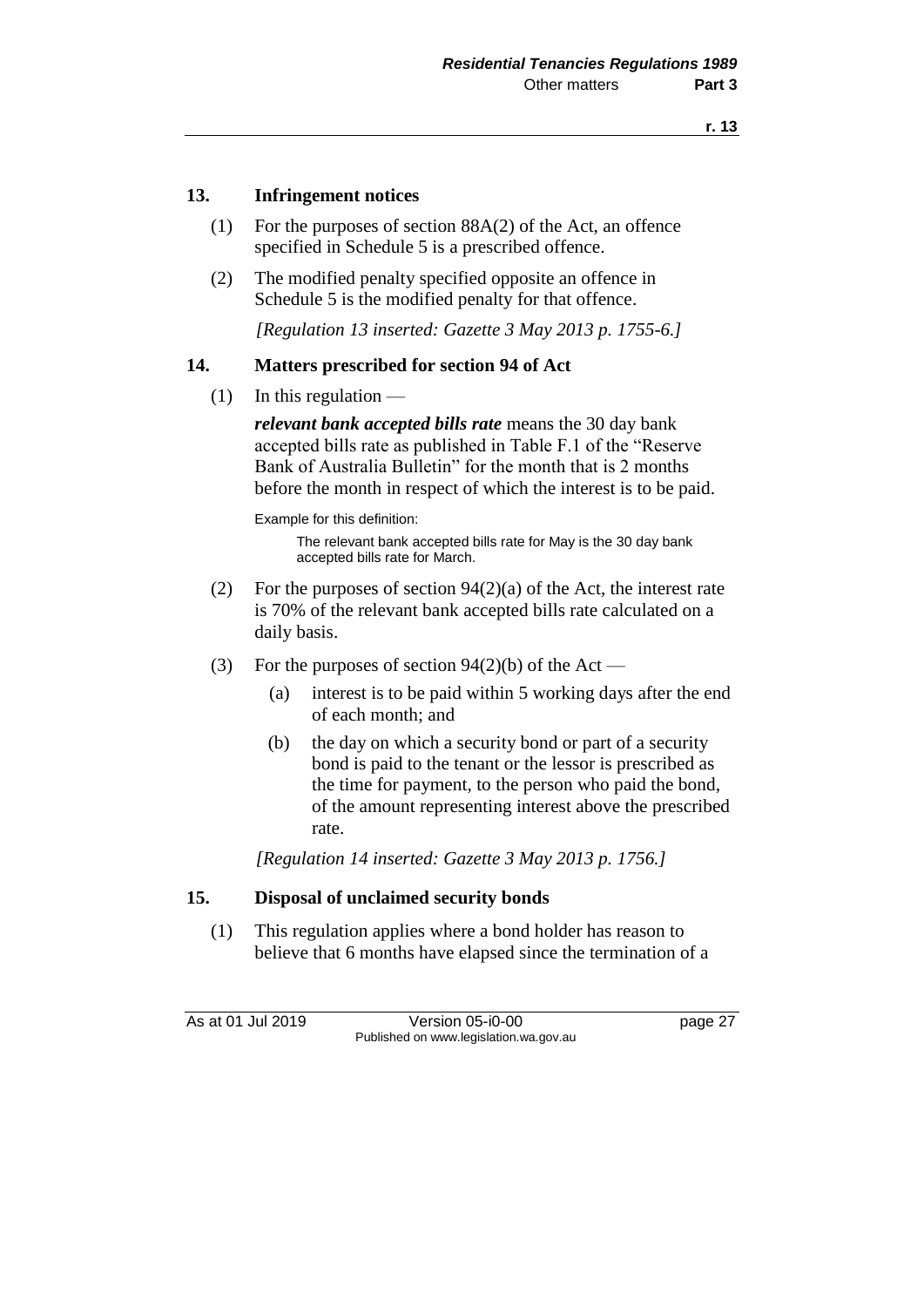## 13. Infringement notices

(1) For the purposes of section 88A(2) of the Act, an offence specified in Schedule 5 is a prescribed offence.

(2) The modified penalty specified opposite an offence in Schedule 5 is the modified penalty for that offence.

*[Regulation 13 inserted: Gazette 3 May 2013 p. 1755-6.]*

## 14. Matters prescribed for section 94 of Act

(1) In this regulation —

***relevant bank accepted bills rate*** means the 30 day bank accepted bills rate as published in Table F.1 of the "Reserve Bank of Australia Bulletin" for the month that is 2 months before the month in respect of which the interest is to be paid.

Example for this definition:

The relevant bank accepted bills rate for May is the 30 day bank accepted bills rate for March.

(2) For the purposes of section 94(2)(a) of the Act, the interest rate is 70% of the relevant bank accepted bills rate calculated on a daily basis.

(3) For the purposes of section 94(2)(b) of the Act —

(a) interest is to be paid within 5 working days after the end of each month; and

(b) the day on which a security bond or part of a security bond is paid to the tenant or the lessor is prescribed as the time for payment, to the person who paid the bond, of the amount representing interest above the prescribed rate.

*[Regulation 14 inserted: Gazette 3 May 2013 p. 1756.]*

## 15. Disposal of unclaimed security bonds

(1) This regulation applies where a bond holder has reason to believe that 6 months have elapsed since the termination of a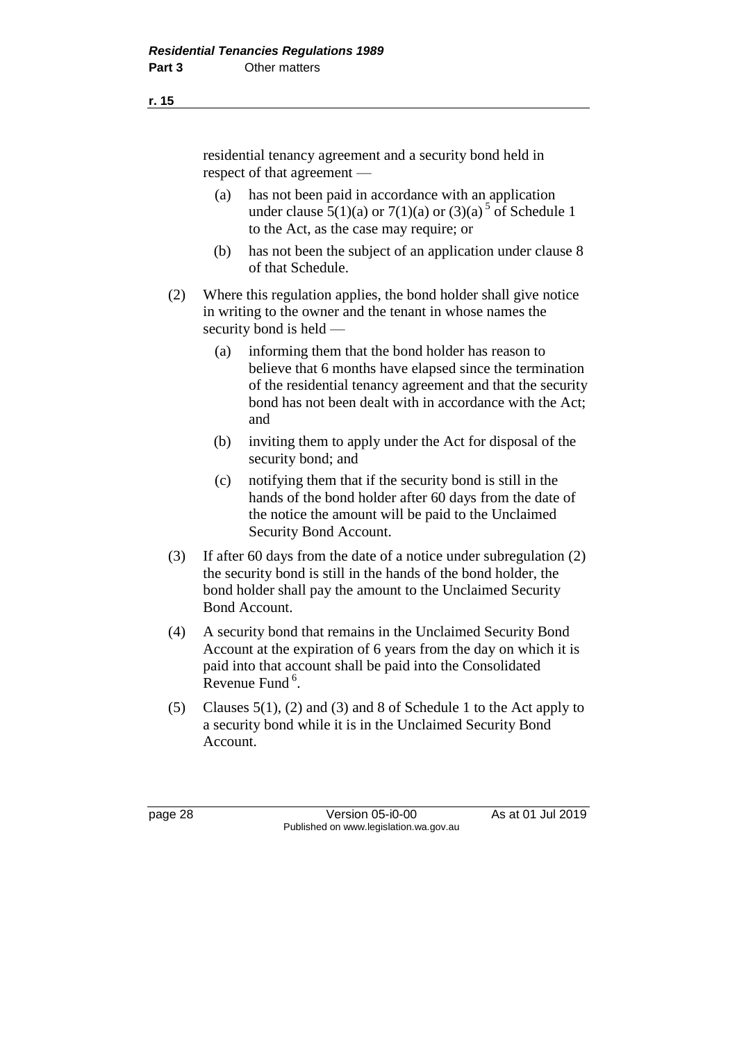residential tenancy agreement and a security bond held in respect of that agreement —

(a) has not been paid in accordance with an application under clause 5(1)(a) or 7(1)(a) or (3)(a) [5] of Schedule 1 to the Act, as the case may require; or

(b) has not been the subject of an application under clause 8 of that Schedule.

(2) Where this regulation applies, the bond holder shall give notice in writing to the owner and the tenant in whose names the security bond is held —

(a) informing them that the bond holder has reason to believe that 6 months have elapsed since the termination of the residential tenancy agreement and that the security bond has not been dealt with in accordance with the Act; and

(b) inviting them to apply under the Act for disposal of the security bond; and

(c) notifying them that if the security bond is still in the hands of the bond holder after 60 days from the date of the notice the amount will be paid to the Unclaimed Security Bond Account.

(3) If after 60 days from the date of a notice under subregulation (2) the security bond is still in the hands of the bond holder, the bond holder shall pay the amount to the Unclaimed Security Bond Account.

(4) A security bond that remains in the Unclaimed Security Bond Account at the expiration of 6 years from the day on which it is paid into that account shall be paid into the Consolidated Revenue Fund [6].

(5) Clauses 5(1), (2) and (3) and 8 of Schedule 1 to the Act apply to a security bond while it is in the Unclaimed Security Bond Account.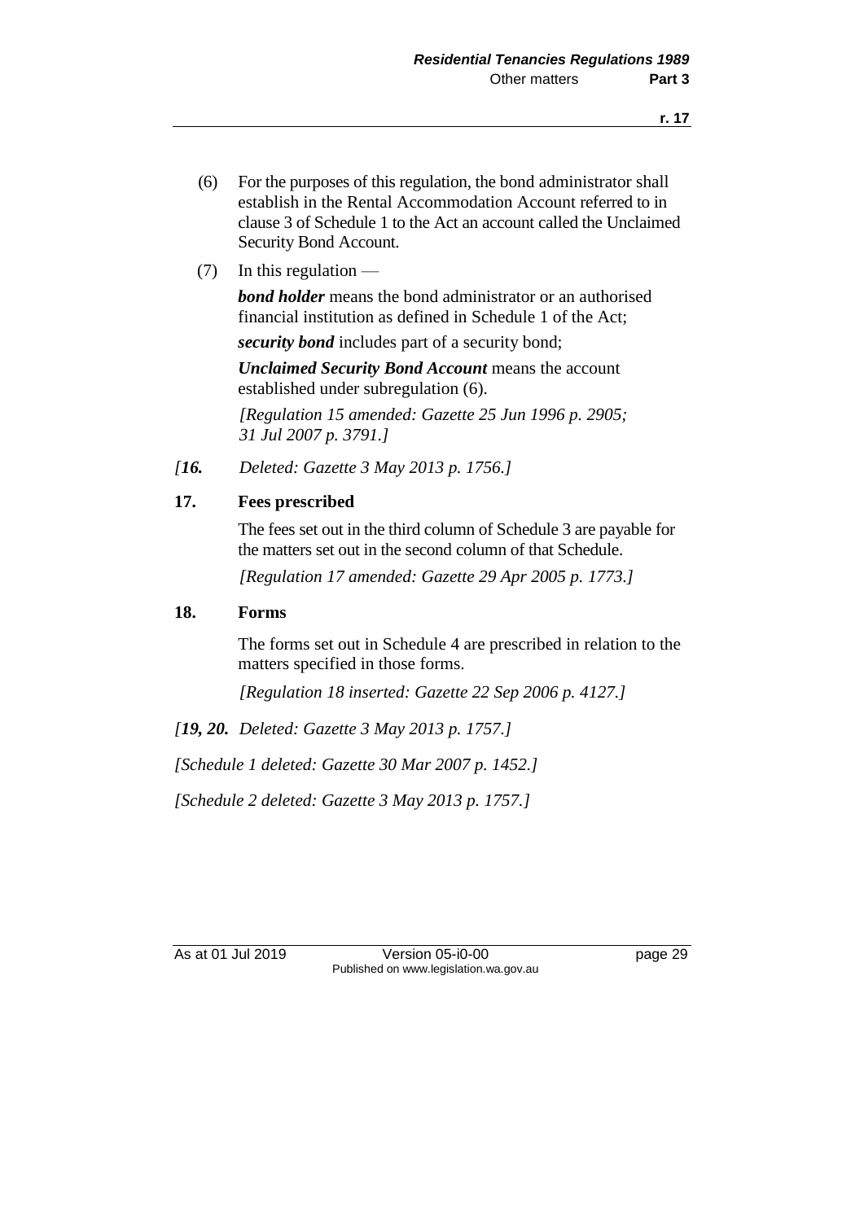(6) For the purposes of this regulation, the bond administrator shall establish in the Rental Accommodation Account referred to in clause 3 of Schedule 1 to the Act an account called the Unclaimed Security Bond Account.

(7) In this regulation —

***bond holder*** means the bond administrator or an authorised financial institution as defined in Schedule 1 of the Act;

***security bond*** includes part of a security bond;

***Unclaimed Security Bond Account*** means the account established under subregulation (6).

*[Regulation 15 amended: Gazette 25 Jun 1996 p. 2905; 31 Jul 2007 p. 3791.]*

*[**16.** Deleted: Gazette 3 May 2013 p. 1756.]*

## 17. Fees prescribed

The fees set out in the third column of Schedule 3 are payable for the matters set out in the second column of that Schedule.

*[Regulation 17 amended: Gazette 29 Apr 2005 p. 1773.]*

## 18. Forms

The forms set out in Schedule 4 are prescribed in relation to the matters specified in those forms.

*[Regulation 18 inserted: Gazette 22 Sep 2006 p. 4127.]*

*[**19, 20.** Deleted: Gazette 3 May 2013 p. 1757.]*

*[Schedule 1 deleted: Gazette 30 Mar 2007 p. 1452.]*

*[Schedule 2 deleted: Gazette 3 May 2013 p. 1757.]*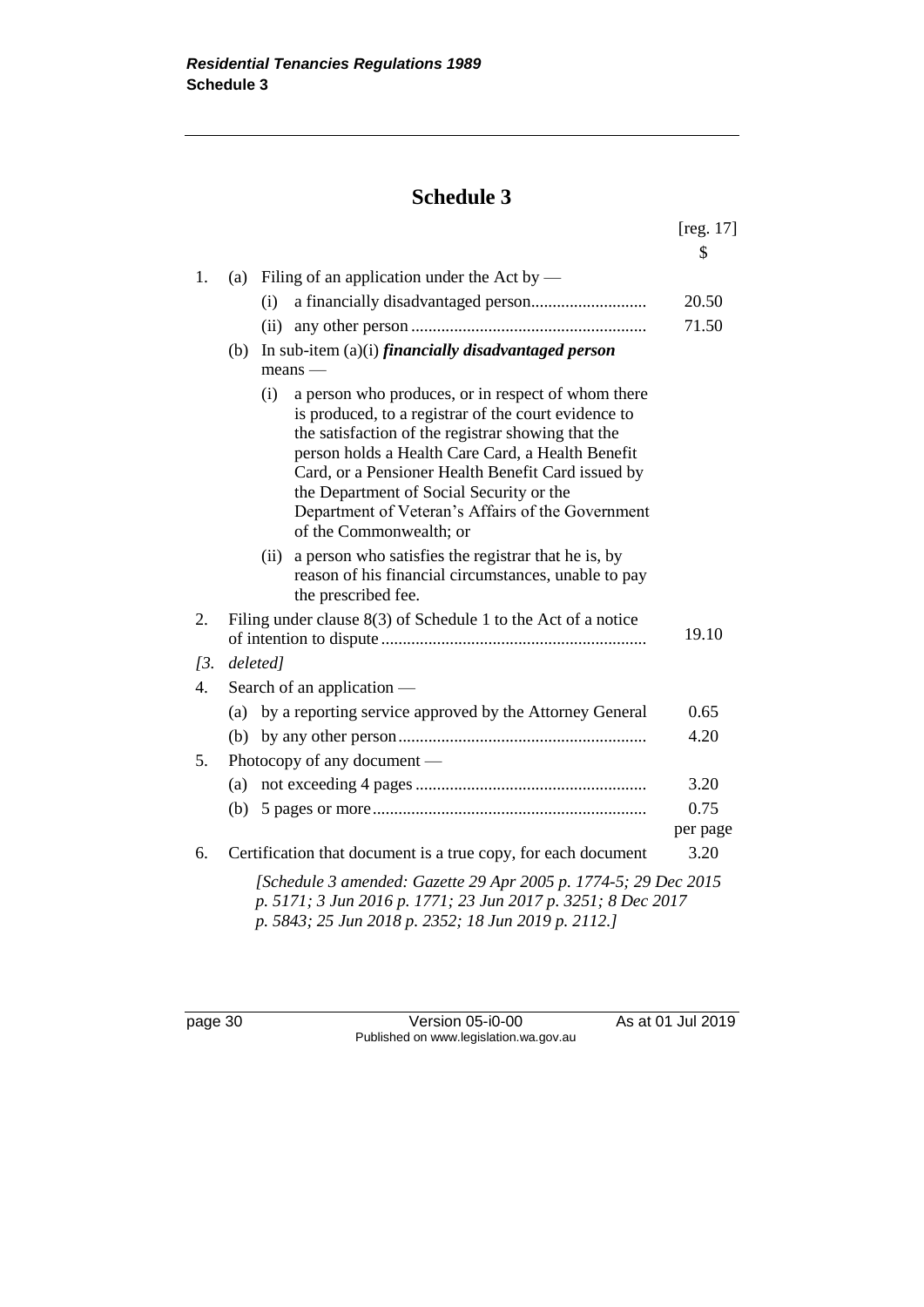# Schedule 3

[reg. 17]

| | | $ |
|---|---|---|
| 1. | (a) Filing of an application under the Act by — | |
| | (i) a financially disadvantaged person | 20.50 |
| | (ii) any other person | 71.50 |
| | (b) In sub-item (a)(i) ***financially disadvantaged person*** means — | |
| | (i) a person who produces, or in respect of whom there is produced, to a registrar of the court evidence to the satisfaction of the registrar showing that the person holds a Health Care Card, a Health Benefit Card, or a Pensioner Health Benefit Card issued by the Department of Social Security or the Department of Veteran's Affairs of the Government of the Commonwealth; or | |
| | (ii) a person who satisfies the registrar that he is, by reason of his financial circumstances, unable to pay the prescribed fee. | |
| 2. | Filing under clause 8(3) of Schedule 1 to the Act of a notice of intention to dispute | 19.10 |
| *[3.* | *deleted]* | |
| 4. | Search of an application — | |
| | (a) by a reporting service approved by the Attorney General | 0.65 |
| | (b) by any other person | 4.20 |
| 5. | Photocopy of any document — | |
| | (a) not exceeding 4 pages | 3.20 |
| | (b) 5 pages or more | 0.75 per page |
| 6. | Certification that document is a true copy, for each document | 3.20 |

*[Schedule 3 amended: Gazette 29 Apr 2005 p. 1774-5; 29 Dec 2015 p. 5171; 3 Jun 2016 p. 1771; 23 Jun 2017 p. 3251; 8 Dec 2017 p. 5843; 25 Jun 2018 p. 2352; 18 Jun 2019 p. 2112.]*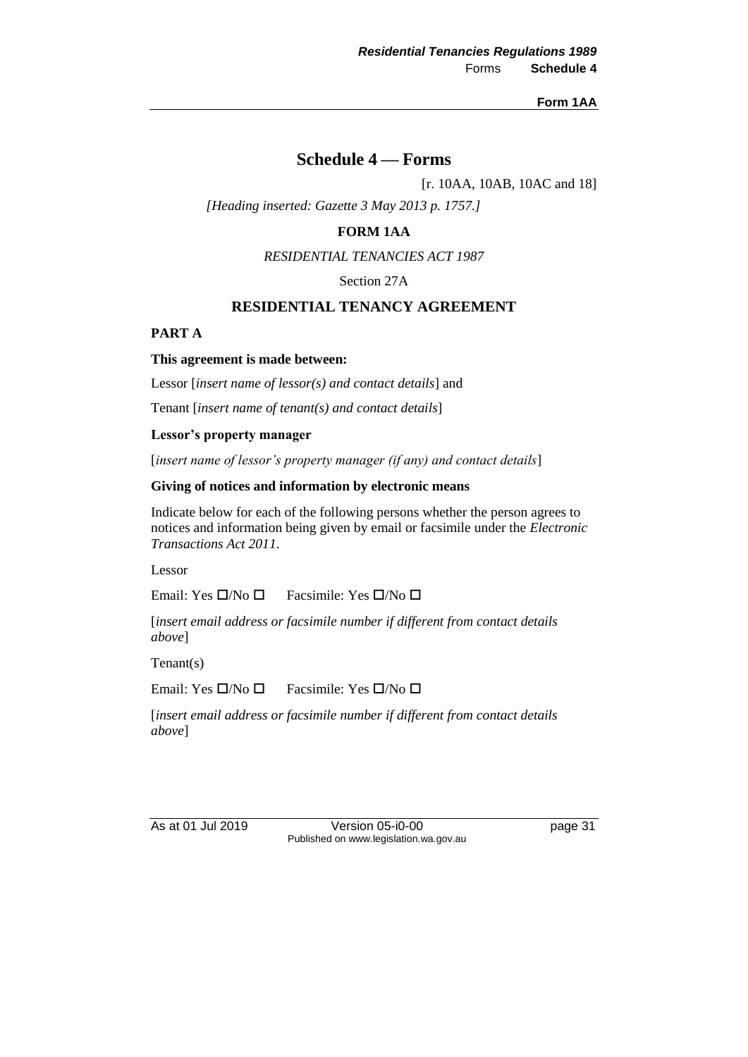# Schedule 4 — Forms

[r. 10AA, 10AB, 10AC and 18]

*[Heading inserted: Gazette 3 May 2013 p. 1757.]*

## FORM 1AA

*RESIDENTIAL TENANCIES ACT 1987*

Section 27A

## RESIDENTIAL TENANCY AGREEMENT

### PART A

**This agreement is made between:**

Lessor [*insert name of lessor(s) and contact details*] and

Tenant [*insert name of tenant(s) and contact details*]

**Lessor's property manager**

[*insert name of lessor's property manager (if any) and contact details*]

**Giving of notices and information by electronic means**

Indicate below for each of the following persons whether the person agrees to notices and information being given by email or facsimile under the *Electronic Transactions Act 2011*.

Lessor

Email: Yes ☐/No ☐ Facsimile: Yes ☐/No ☐

[*insert email address or facsimile number if different from contact details above*]

Tenant(s)

Email: Yes ☐/No ☐ Facsimile: Yes ☐/No ☐

[*insert email address or facsimile number if different from contact details above*]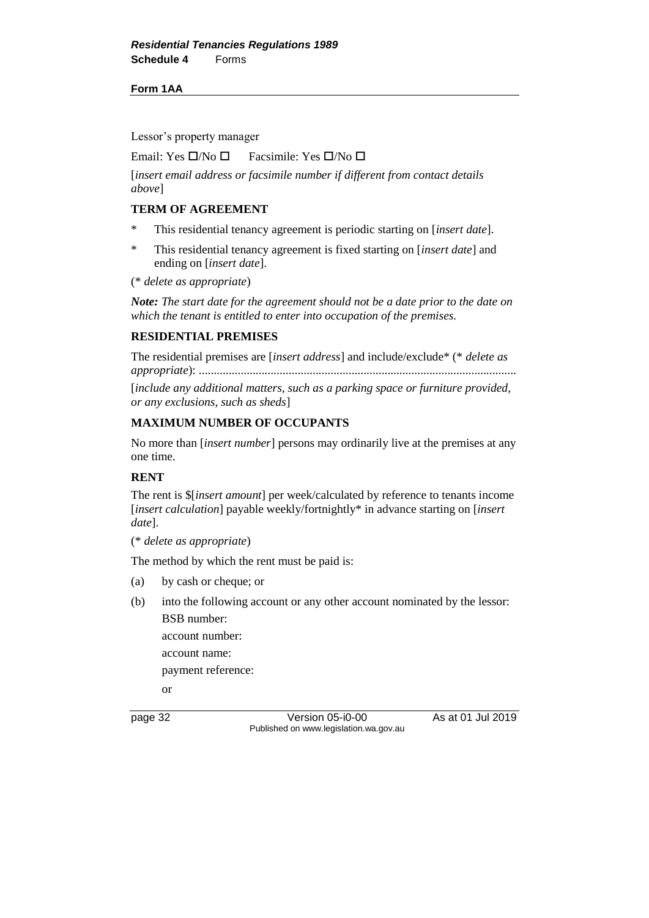**Form 1AA**

Lessor's property manager

Email: Yes ☐/No ☐  Facsimile: Yes ☐/No ☐

[*insert email address or facsimile number if different from contact details above*]

## TERM OF AGREEMENT

- \* This residential tenancy agreement is periodic starting on [*insert date*].
- \* This residential tenancy agreement is fixed starting on [*insert date*] and ending on [*insert date*].

(\* *delete as appropriate*)

***Note:*** *The start date for the agreement should not be a date prior to the date on which the tenant is entitled to enter into occupation of the premises.*

## RESIDENTIAL PREMISES

The residential premises are [*insert address*] and include/exclude* (* *delete as appropriate*): ........................................................................................................

[*include any additional matters, such as a parking space or furniture provided, or any exclusions, such as sheds*]

## MAXIMUM NUMBER OF OCCUPANTS

No more than [*insert number*] persons may ordinarily live at the premises at any one time.

## RENT

The rent is $[*insert amount*] per week/calculated by reference to tenants income [*insert calculation*] payable weekly/fortnightly* in advance starting on [*insert date*].

(\* *delete as appropriate*)

The method by which the rent must be paid is:

(a) by cash or cheque; or

(b) into the following account or any other account nominated by the lessor:
 BSB number:
 account number:
 account name:
 payment reference:
 or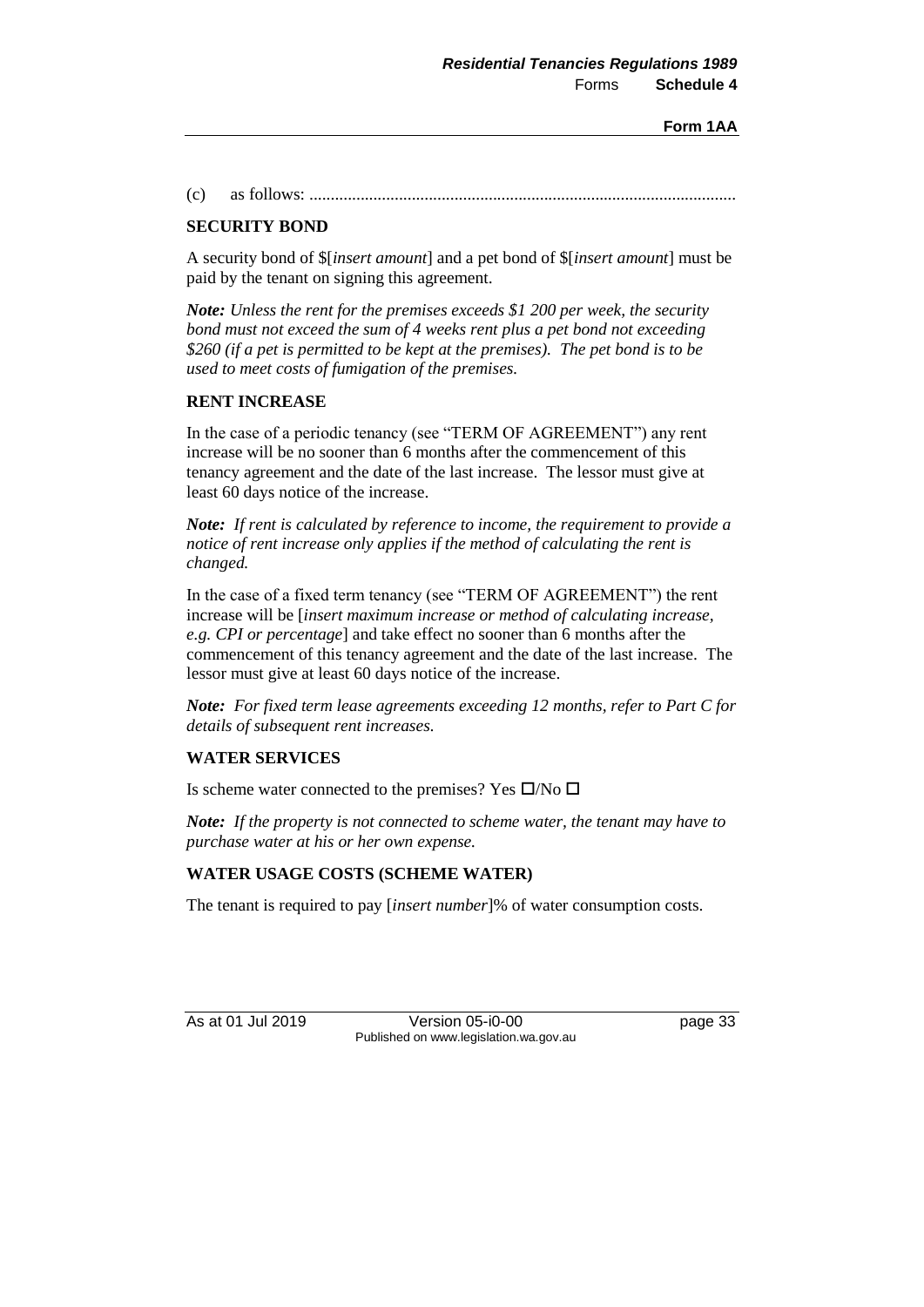(c) as follows: ...................................................................................................

**SECURITY BOND**

A security bond of $[*insert amount*] and a pet bond of $[*insert amount*] must be paid by the tenant on signing this agreement.

***Note:** Unless the rent for the premises exceeds $1 200 per week, the security bond must not exceed the sum of 4 weeks rent plus a pet bond not exceeding $260 (if a pet is permitted to be kept at the premises). The pet bond is to be used to meet costs of fumigation of the premises.*

**RENT INCREASE**

In the case of a periodic tenancy (see "TERM OF AGREEMENT") any rent increase will be no sooner than 6 months after the commencement of this tenancy agreement and the date of the last increase. The lessor must give at least 60 days notice of the increase.

***Note:** If rent is calculated by reference to income, the requirement to provide a notice of rent increase only applies if the method of calculating the rent is changed.*

In the case of a fixed term tenancy (see "TERM OF AGREEMENT") the rent increase will be [*insert maximum increase or method of calculating increase, e.g. CPI or percentage*] and take effect no sooner than 6 months after the commencement of this tenancy agreement and the date of the last increase. The lessor must give at least 60 days notice of the increase.

***Note:** For fixed term lease agreements exceeding 12 months, refer to Part C for details of subsequent rent increases.*

**WATER SERVICES**

Is scheme water connected to the premises? Yes ☐/No ☐

***Note:** If the property is not connected to scheme water, the tenant may have to purchase water at his or her own expense.*

**WATER USAGE COSTS (SCHEME WATER)**

The tenant is required to pay [*insert number*]% of water consumption costs.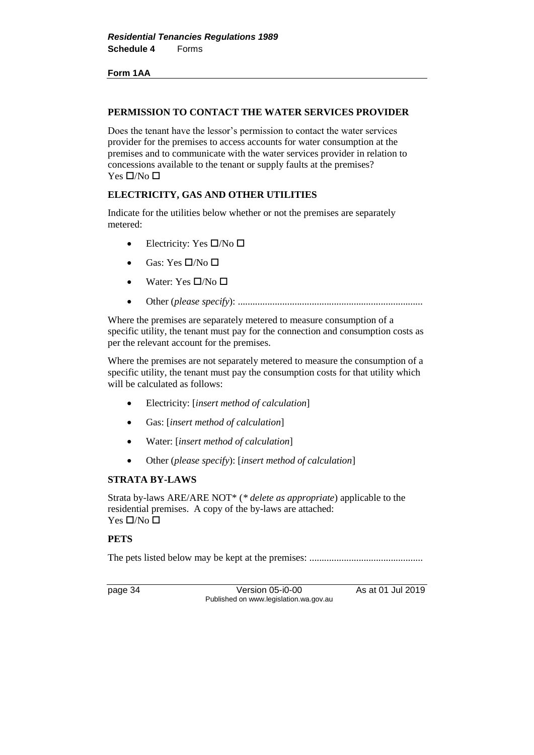**Form 1AA**

## PERMISSION TO CONTACT THE WATER SERVICES PROVIDER

Does the tenant have the lessor's permission to contact the water services provider for the premises to access accounts for water consumption at the premises and to communicate with the water services provider in relation to concessions available to the tenant or supply faults at the premises?
Yes ☐/No ☐

## ELECTRICITY, GAS AND OTHER UTILITIES

Indicate for the utilities below whether or not the premises are separately metered:

- Electricity: Yes ☐/No ☐
- Gas: Yes ☐/No ☐
- Water: Yes ☐/No ☐
- Other (*please specify*): ..........................................................................

Where the premises are separately metered to measure consumption of a specific utility, the tenant must pay for the connection and consumption costs as per the relevant account for the premises.

Where the premises are not separately metered to measure the consumption of a specific utility, the tenant must pay the consumption costs for that utility which will be calculated as follows:

- Electricity: [*insert method of calculation*]
- Gas: [*insert method of calculation*]
- Water: [*insert method of calculation*]
- Other (*please specify*): [*insert method of calculation*]

## STRATA BY-LAWS

Strata by-laws ARE/ARE NOT* (*\* delete as appropriate*) applicable to the residential premises. A copy of the by-laws are attached:
Yes ☐/No ☐

## PETS

The pets listed below may be kept at the premises: .............................................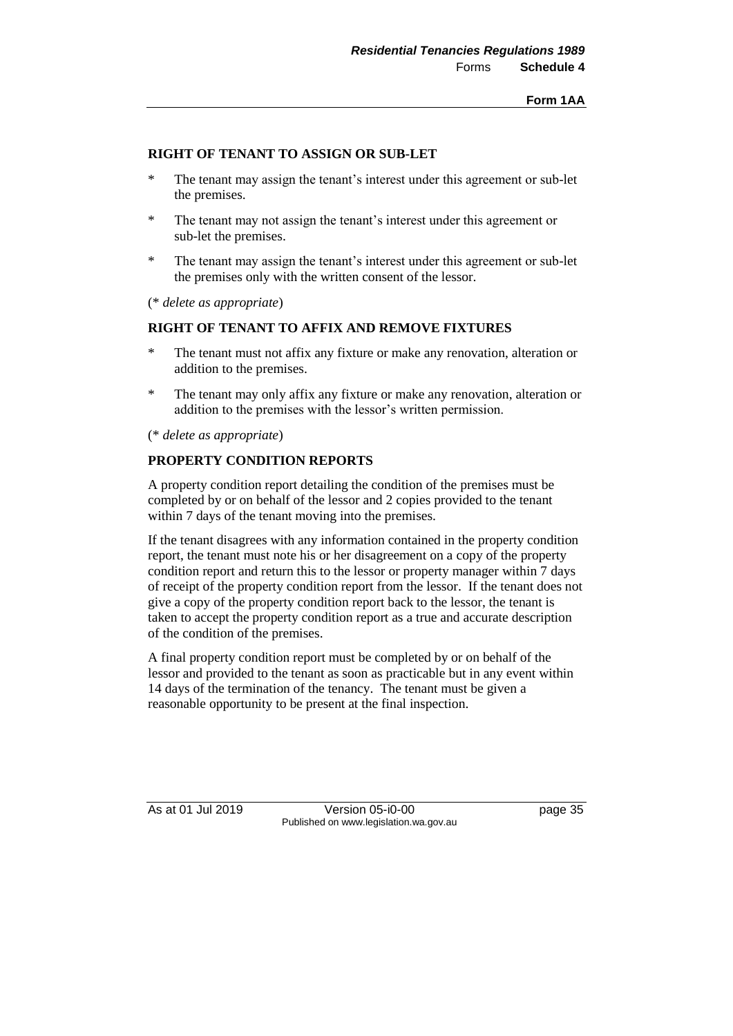**RIGHT OF TENANT TO ASSIGN OR SUB-LET**

\* The tenant may assign the tenant's interest under this agreement or sub-let the premises.

\* The tenant may not assign the tenant's interest under this agreement or sub-let the premises.

\* The tenant may assign the tenant's interest under this agreement or sub-let the premises only with the written consent of the lessor.

(* *delete as appropriate*)

**RIGHT OF TENANT TO AFFIX AND REMOVE FIXTURES**

\* The tenant must not affix any fixture or make any renovation, alteration or addition to the premises.

\* The tenant may only affix any fixture or make any renovation, alteration or addition to the premises with the lessor's written permission.

(* *delete as appropriate*)

**PROPERTY CONDITION REPORTS**

A property condition report detailing the condition of the premises must be completed by or on behalf of the lessor and 2 copies provided to the tenant within 7 days of the tenant moving into the premises.

If the tenant disagrees with any information contained in the property condition report, the tenant must note his or her disagreement on a copy of the property condition report and return this to the lessor or property manager within 7 days of receipt of the property condition report from the lessor. If the tenant does not give a copy of the property condition report back to the lessor, the tenant is taken to accept the property condition report as a true and accurate description of the condition of the premises.

A final property condition report must be completed by or on behalf of the lessor and provided to the tenant as soon as practicable but in any event within 14 days of the termination of the tenancy. The tenant must be given a reasonable opportunity to be present at the final inspection.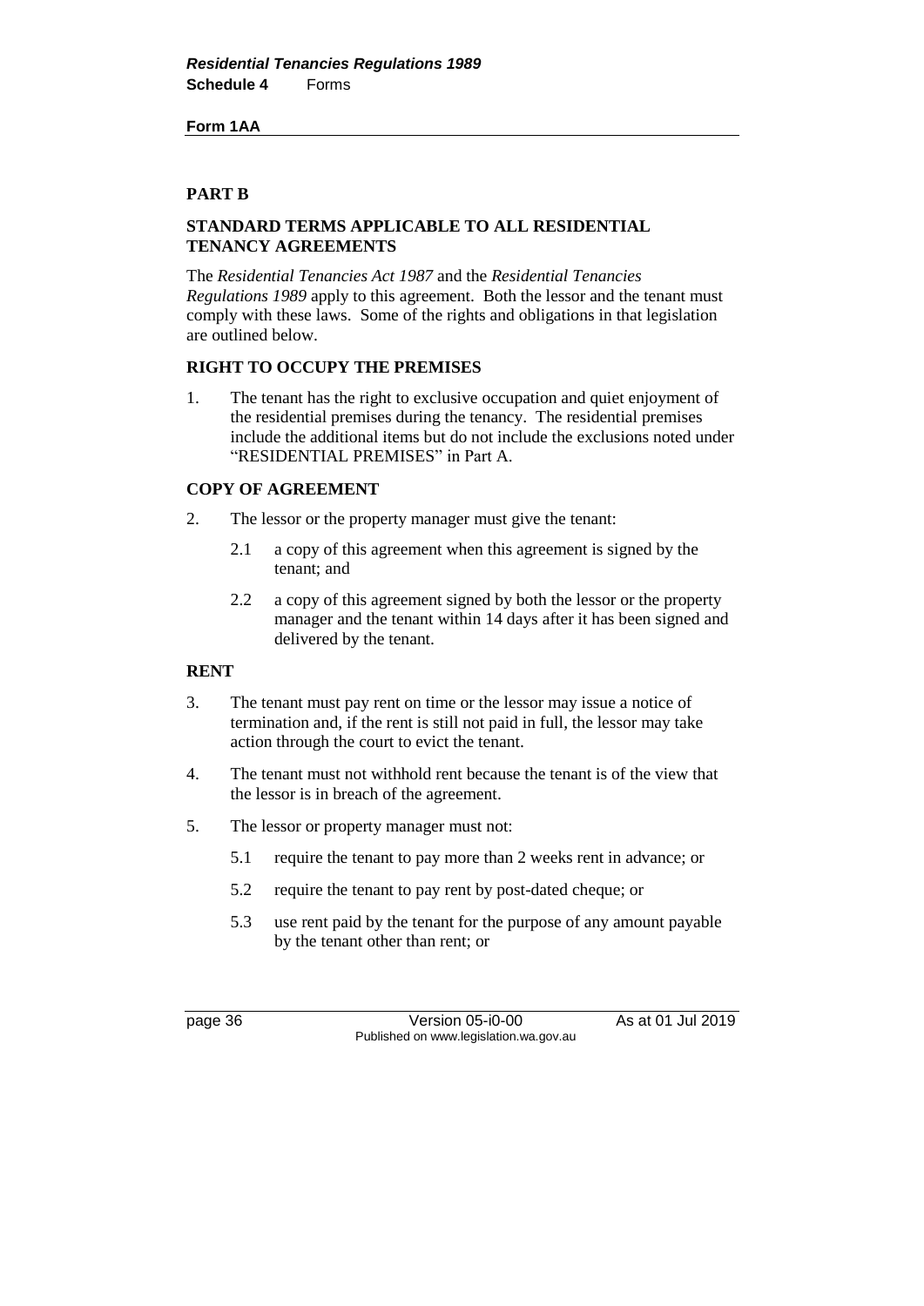**Form 1AA**

## PART B

### STANDARD TERMS APPLICABLE TO ALL RESIDENTIAL TENANCY AGREEMENTS

The *Residential Tenancies Act 1987* and the *Residential Tenancies Regulations 1989* apply to this agreement. Both the lessor and the tenant must comply with these laws. Some of the rights and obligations in that legislation are outlined below.

### RIGHT TO OCCUPY THE PREMISES

1. The tenant has the right to exclusive occupation and quiet enjoyment of the residential premises during the tenancy. The residential premises include the additional items but do not include the exclusions noted under "RESIDENTIAL PREMISES" in Part A.

### COPY OF AGREEMENT

2. The lessor or the property manager must give the tenant:

   2.1 a copy of this agreement when this agreement is signed by the tenant; and

   2.2 a copy of this agreement signed by both the lessor or the property manager and the tenant within 14 days after it has been signed and delivered by the tenant.

### RENT

3. The tenant must pay rent on time or the lessor may issue a notice of termination and, if the rent is still not paid in full, the lessor may take action through the court to evict the tenant.

4. The tenant must not withhold rent because the tenant is of the view that the lessor is in breach of the agreement.

5. The lessor or property manager must not:

   5.1 require the tenant to pay more than 2 weeks rent in advance; or

   5.2 require the tenant to pay rent by post-dated cheque; or

   5.3 use rent paid by the tenant for the purpose of any amount payable by the tenant other than rent; or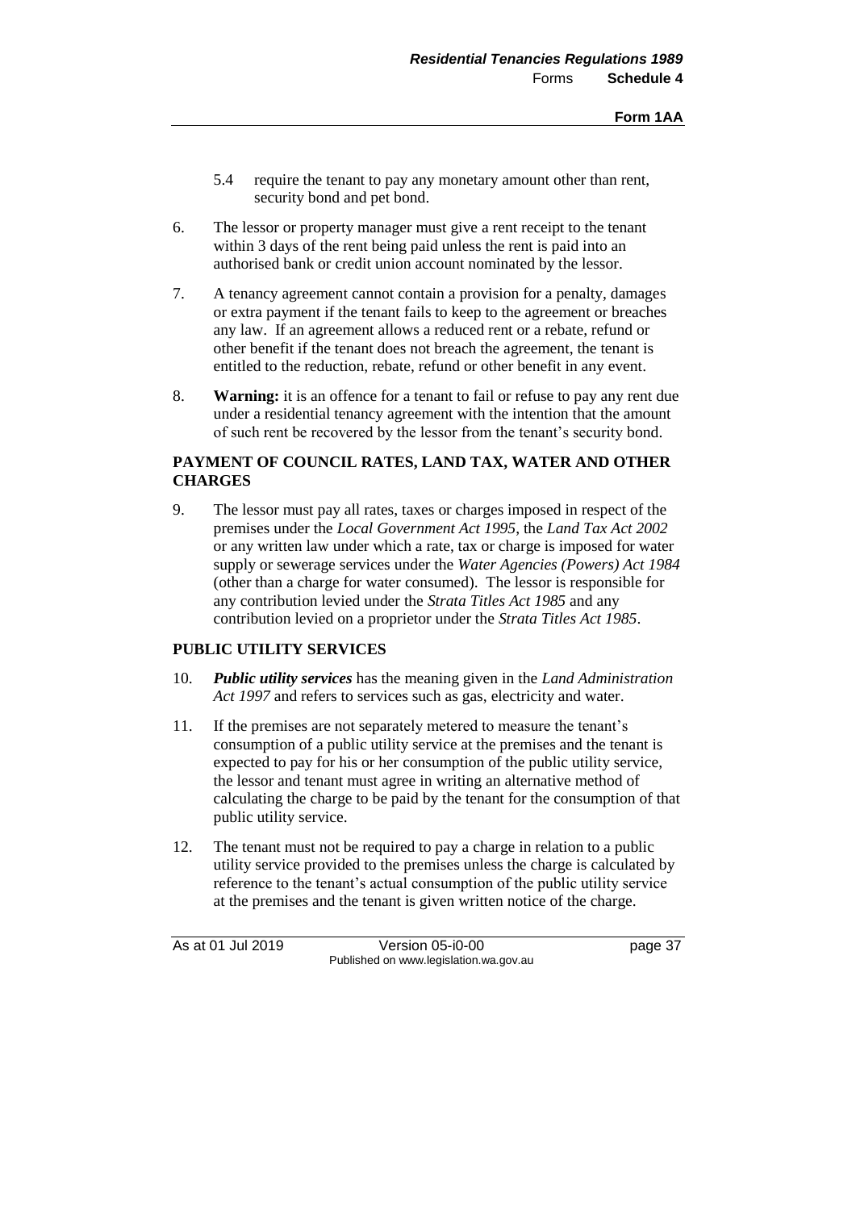5.4 require the tenant to pay any monetary amount other than rent, security bond and pet bond.

6. The lessor or property manager must give a rent receipt to the tenant within 3 days of the rent being paid unless the rent is paid into an authorised bank or credit union account nominated by the lessor.

7. A tenancy agreement cannot contain a provision for a penalty, damages or extra payment if the tenant fails to keep to the agreement or breaches any law. If an agreement allows a reduced rent or a rebate, refund or other benefit if the tenant does not breach the agreement, the tenant is entitled to the reduction, rebate, refund or other benefit in any event.

8. **Warning:** it is an offence for a tenant to fail or refuse to pay any rent due under a residential tenancy agreement with the intention that the amount of such rent be recovered by the lessor from the tenant's security bond.

**PAYMENT OF COUNCIL RATES, LAND TAX, WATER AND OTHER CHARGES**

9. The lessor must pay all rates, taxes or charges imposed in respect of the premises under the *Local Government Act 1995*, the *Land Tax Act 2002* or any written law under which a rate, tax or charge is imposed for water supply or sewerage services under the *Water Agencies (Powers) Act 1984* (other than a charge for water consumed). The lessor is responsible for any contribution levied under the *Strata Titles Act 1985* and any contribution levied on a proprietor under the *Strata Titles Act 1985*.

**PUBLIC UTILITY SERVICES**

10. ***Public utility services*** has the meaning given in the *Land Administration Act 1997* and refers to services such as gas, electricity and water.

11. If the premises are not separately metered to measure the tenant's consumption of a public utility service at the premises and the tenant is expected to pay for his or her consumption of the public utility service, the lessor and tenant must agree in writing an alternative method of calculating the charge to be paid by the tenant for the consumption of that public utility service.

12. The tenant must not be required to pay a charge in relation to a public utility service provided to the premises unless the charge is calculated by reference to the tenant's actual consumption of the public utility service at the premises and the tenant is given written notice of the charge.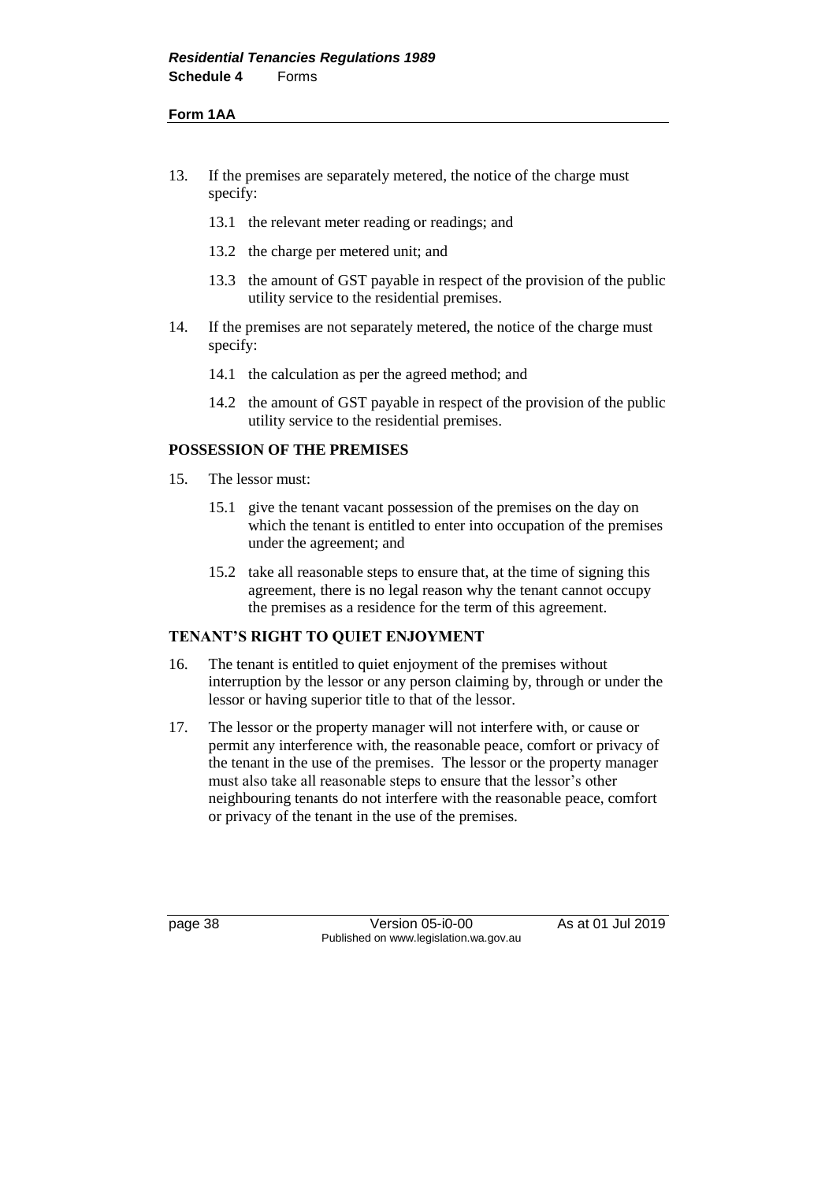13. If the premises are separately metered, the notice of the charge must specify:

    13.1 the relevant meter reading or readings; and

    13.2 the charge per metered unit; and

    13.3 the amount of GST payable in respect of the provision of the public utility service to the residential premises.

14. If the premises are not separately metered, the notice of the charge must specify:

    14.1 the calculation as per the agreed method; and

    14.2 the amount of GST payable in respect of the provision of the public utility service to the residential premises.

**POSSESSION OF THE PREMISES**

15. The lessor must:

    15.1 give the tenant vacant possession of the premises on the day on which the tenant is entitled to enter into occupation of the premises under the agreement; and

    15.2 take all reasonable steps to ensure that, at the time of signing this agreement, there is no legal reason why the tenant cannot occupy the premises as a residence for the term of this agreement.

**TENANT'S RIGHT TO QUIET ENJOYMENT**

16. The tenant is entitled to quiet enjoyment of the premises without interruption by the lessor or any person claiming by, through or under the lessor or having superior title to that of the lessor.

17. The lessor or the property manager will not interfere with, or cause or permit any interference with, the reasonable peace, comfort or privacy of the tenant in the use of the premises. The lessor or the property manager must also take all reasonable steps to ensure that the lessor's other neighbouring tenants do not interfere with the reasonable peace, comfort or privacy of the tenant in the use of the premises.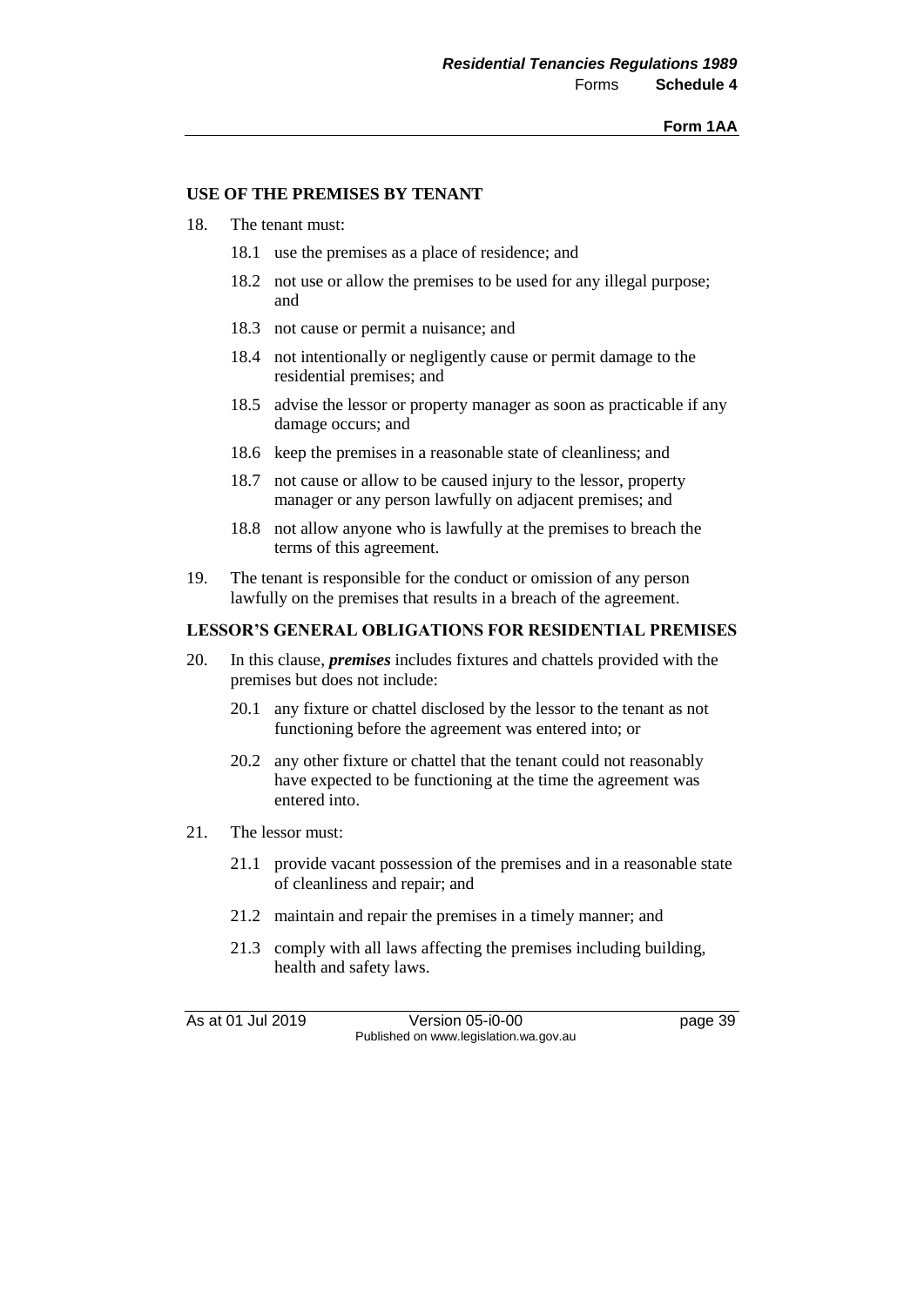## USE OF THE PREMISES BY TENANT

18. The tenant must:

    18.1 use the premises as a place of residence; and

    18.2 not use or allow the premises to be used for any illegal purpose; and

    18.3 not cause or permit a nuisance; and

    18.4 not intentionally or negligently cause or permit damage to the residential premises; and

    18.5 advise the lessor or property manager as soon as practicable if any damage occurs; and

    18.6 keep the premises in a reasonable state of cleanliness; and

    18.7 not cause or allow to be caused injury to the lessor, property manager or any person lawfully on adjacent premises; and

    18.8 not allow anyone who is lawfully at the premises to breach the terms of this agreement.

19. The tenant is responsible for the conduct or omission of any person lawfully on the premises that results in a breach of the agreement.

## LESSOR'S GENERAL OBLIGATIONS FOR RESIDENTIAL PREMISES

20. In this clause, ***premises*** includes fixtures and chattels provided with the premises but does not include:

    20.1 any fixture or chattel disclosed by the lessor to the tenant as not functioning before the agreement was entered into; or

    20.2 any other fixture or chattel that the tenant could not reasonably have expected to be functioning at the time the agreement was entered into.

21. The lessor must:

    21.1 provide vacant possession of the premises and in a reasonable state of cleanliness and repair; and

    21.2 maintain and repair the premises in a timely manner; and

    21.3 comply with all laws affecting the premises including building, health and safety laws.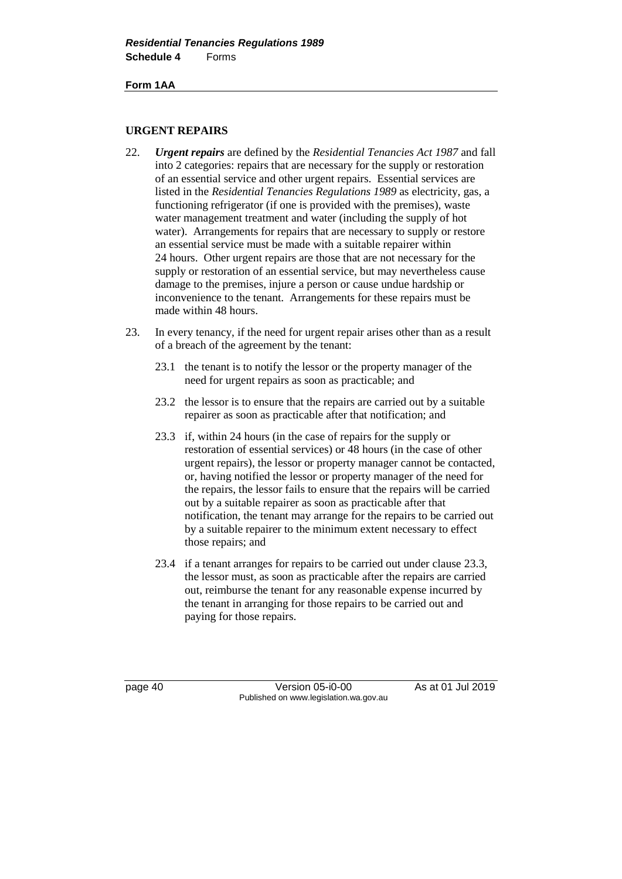**Form 1AA**

## URGENT REPAIRS

22. ***Urgent repairs*** are defined by the *Residential Tenancies Act 1987* and fall into 2 categories: repairs that are necessary for the supply or restoration of an essential service and other urgent repairs. Essential services are listed in the *Residential Tenancies Regulations 1989* as electricity, gas, a functioning refrigerator (if one is provided with the premises), waste water management treatment and water (including the supply of hot water). Arrangements for repairs that are necessary to supply or restore an essential service must be made with a suitable repairer within 24 hours. Other urgent repairs are those that are not necessary for the supply or restoration of an essential service, but may nevertheless cause damage to the premises, injure a person or cause undue hardship or inconvenience to the tenant. Arrangements for these repairs must be made within 48 hours.

23. In every tenancy, if the need for urgent repair arises other than as a result of a breach of the agreement by the tenant:

    23.1 the tenant is to notify the lessor or the property manager of the need for urgent repairs as soon as practicable; and

    23.2 the lessor is to ensure that the repairs are carried out by a suitable repairer as soon as practicable after that notification; and

    23.3 if, within 24 hours (in the case of repairs for the supply or restoration of essential services) or 48 hours (in the case of other urgent repairs), the lessor or property manager cannot be contacted, or, having notified the lessor or property manager of the need for the repairs, the lessor fails to ensure that the repairs will be carried out by a suitable repairer as soon as practicable after that notification, the tenant may arrange for the repairs to be carried out by a suitable repairer to the minimum extent necessary to effect those repairs; and

    23.4 if a tenant arranges for repairs to be carried out under clause 23.3, the lessor must, as soon as practicable after the repairs are carried out, reimburse the tenant for any reasonable expense incurred by the tenant in arranging for those repairs to be carried out and paying for those repairs.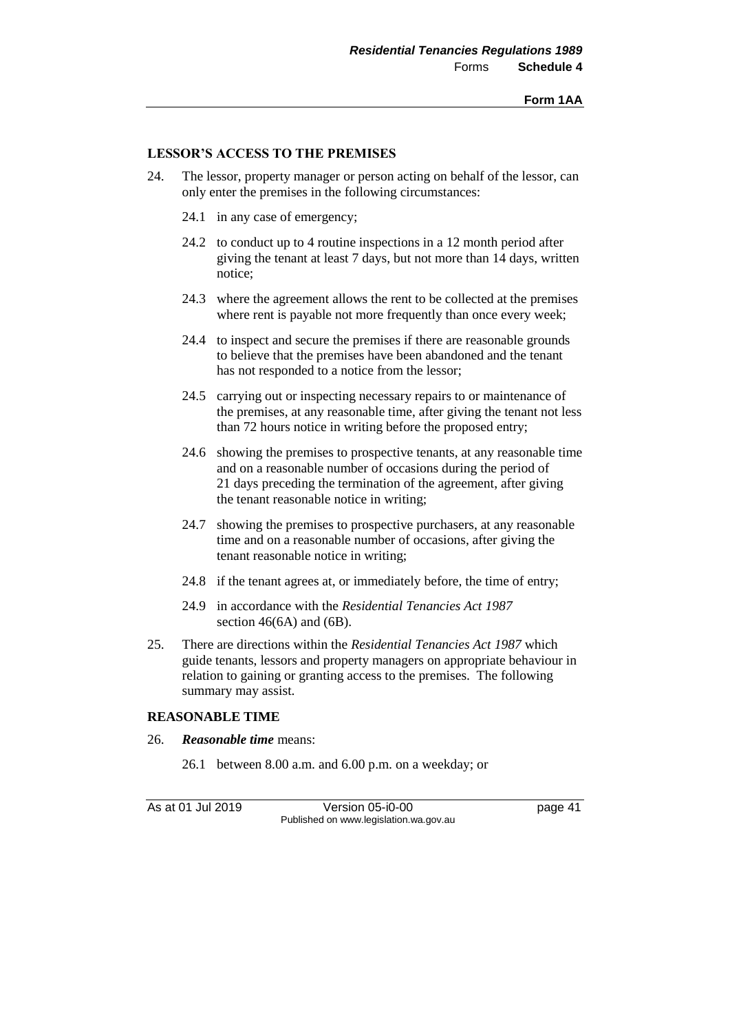## LESSOR'S ACCESS TO THE PREMISES

24. The lessor, property manager or person acting on behalf of the lessor, can only enter the premises in the following circumstances:

    24.1 in any case of emergency;

    24.2 to conduct up to 4 routine inspections in a 12 month period after giving the tenant at least 7 days, but not more than 14 days, written notice;

    24.3 where the agreement allows the rent to be collected at the premises where rent is payable not more frequently than once every week;

    24.4 to inspect and secure the premises if there are reasonable grounds to believe that the premises have been abandoned and the tenant has not responded to a notice from the lessor;

    24.5 carrying out or inspecting necessary repairs to or maintenance of the premises, at any reasonable time, after giving the tenant not less than 72 hours notice in writing before the proposed entry;

    24.6 showing the premises to prospective tenants, at any reasonable time and on a reasonable number of occasions during the period of 21 days preceding the termination of the agreement, after giving the tenant reasonable notice in writing;

    24.7 showing the premises to prospective purchasers, at any reasonable time and on a reasonable number of occasions, after giving the tenant reasonable notice in writing;

    24.8 if the tenant agrees at, or immediately before, the time of entry;

    24.9 in accordance with the *Residential Tenancies Act 1987* section 46(6A) and (6B).

25. There are directions within the *Residential Tenancies Act 1987* which guide tenants, lessors and property managers on appropriate behaviour in relation to gaining or granting access to the premises. The following summary may assist.

## REASONABLE TIME

26. ***Reasonable time*** means:

    26.1 between 8.00 a.m. and 6.00 p.m. on a weekday; or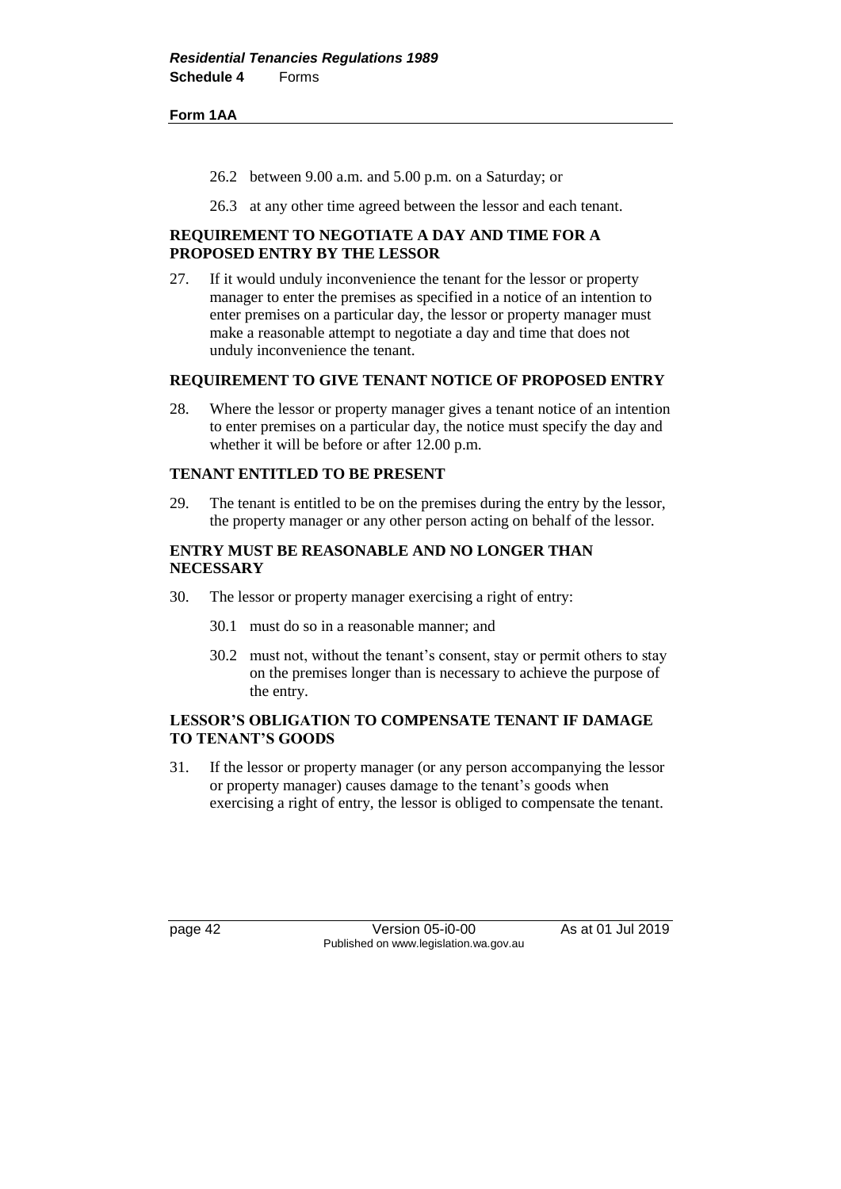26.2 between 9.00 a.m. and 5.00 p.m. on a Saturday; or

26.3 at any other time agreed between the lessor and each tenant.

**REQUIREMENT TO NEGOTIATE A DAY AND TIME FOR A PROPOSED ENTRY BY THE LESSOR**

27. If it would unduly inconvenience the tenant for the lessor or property manager to enter the premises as specified in a notice of an intention to enter premises on a particular day, the lessor or property manager must make a reasonable attempt to negotiate a day and time that does not unduly inconvenience the tenant.

**REQUIREMENT TO GIVE TENANT NOTICE OF PROPOSED ENTRY**

28. Where the lessor or property manager gives a tenant notice of an intention to enter premises on a particular day, the notice must specify the day and whether it will be before or after 12.00 p.m.

**TENANT ENTITLED TO BE PRESENT**

29. The tenant is entitled to be on the premises during the entry by the lessor, the property manager or any other person acting on behalf of the lessor.

**ENTRY MUST BE REASONABLE AND NO LONGER THAN NECESSARY**

30. The lessor or property manager exercising a right of entry:

30.1 must do so in a reasonable manner; and

30.2 must not, without the tenant's consent, stay or permit others to stay on the premises longer than is necessary to achieve the purpose of the entry.

**LESSOR'S OBLIGATION TO COMPENSATE TENANT IF DAMAGE TO TENANT'S GOODS**

31. If the lessor or property manager (or any person accompanying the lessor or property manager) causes damage to the tenant's goods when exercising a right of entry, the lessor is obliged to compensate the tenant.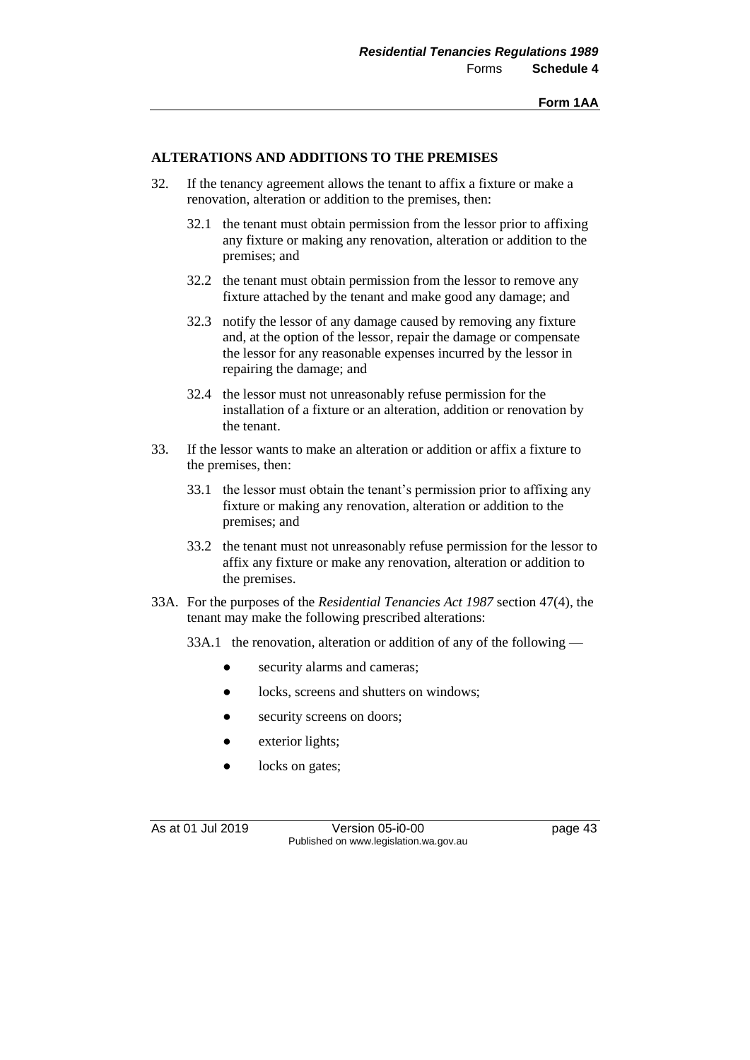## ALTERATIONS AND ADDITIONS TO THE PREMISES

32. If the tenancy agreement allows the tenant to affix a fixture or make a renovation, alteration or addition to the premises, then:

    32.1 the tenant must obtain permission from the lessor prior to affixing any fixture or making any renovation, alteration or addition to the premises; and

    32.2 the tenant must obtain permission from the lessor to remove any fixture attached by the tenant and make good any damage; and

    32.3 notify the lessor of any damage caused by removing any fixture and, at the option of the lessor, repair the damage or compensate the lessor for any reasonable expenses incurred by the lessor in repairing the damage; and

    32.4 the lessor must not unreasonably refuse permission for the installation of a fixture or an alteration, addition or renovation by the tenant.

33. If the lessor wants to make an alteration or addition or affix a fixture to the premises, then:

    33.1 the lessor must obtain the tenant's permission prior to affixing any fixture or making any renovation, alteration or addition to the premises; and

    33.2 the tenant must not unreasonably refuse permission for the lessor to affix any fixture or make any renovation, alteration or addition to the premises.

33A. For the purposes of the *Residential Tenancies Act 1987* section 47(4), the tenant may make the following prescribed alterations:

    33A.1 the renovation, alteration or addition of any of the following —

    - security alarms and cameras;
    - locks, screens and shutters on windows;
    - security screens on doors;
    - exterior lights;
    - locks on gates;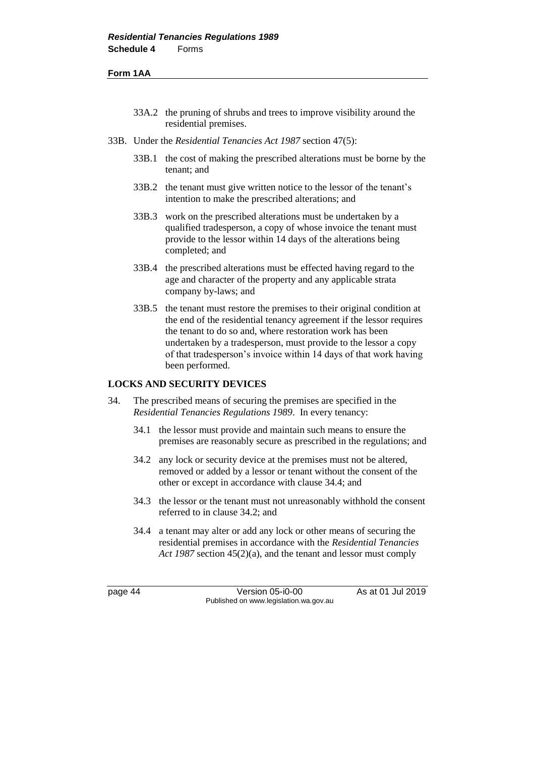33A.2 the pruning of shrubs and trees to improve visibility around the residential premises.

33B. Under the *Residential Tenancies Act 1987* section 47(5):

33B.1 the cost of making the prescribed alterations must be borne by the tenant; and

33B.2 the tenant must give written notice to the lessor of the tenant's intention to make the prescribed alterations; and

33B.3 work on the prescribed alterations must be undertaken by a qualified tradesperson, a copy of whose invoice the tenant must provide to the lessor within 14 days of the alterations being completed; and

33B.4 the prescribed alterations must be effected having regard to the age and character of the property and any applicable strata company by-laws; and

33B.5 the tenant must restore the premises to their original condition at the end of the residential tenancy agreement if the lessor requires the tenant to do so and, where restoration work has been undertaken by a tradesperson, must provide to the lessor a copy of that tradesperson's invoice within 14 days of that work having been performed.

**LOCKS AND SECURITY DEVICES**

34. The prescribed means of securing the premises are specified in the *Residential Tenancies Regulations 1989*. In every tenancy:

34.1 the lessor must provide and maintain such means to ensure the premises are reasonably secure as prescribed in the regulations; and

34.2 any lock or security device at the premises must not be altered, removed or added by a lessor or tenant without the consent of the other or except in accordance with clause 34.4; and

34.3 the lessor or the tenant must not unreasonably withhold the consent referred to in clause 34.2; and

34.4 a tenant may alter or add any lock or other means of securing the residential premises in accordance with the *Residential Tenancies Act 1987* section 45(2)(a), and the tenant and lessor must comply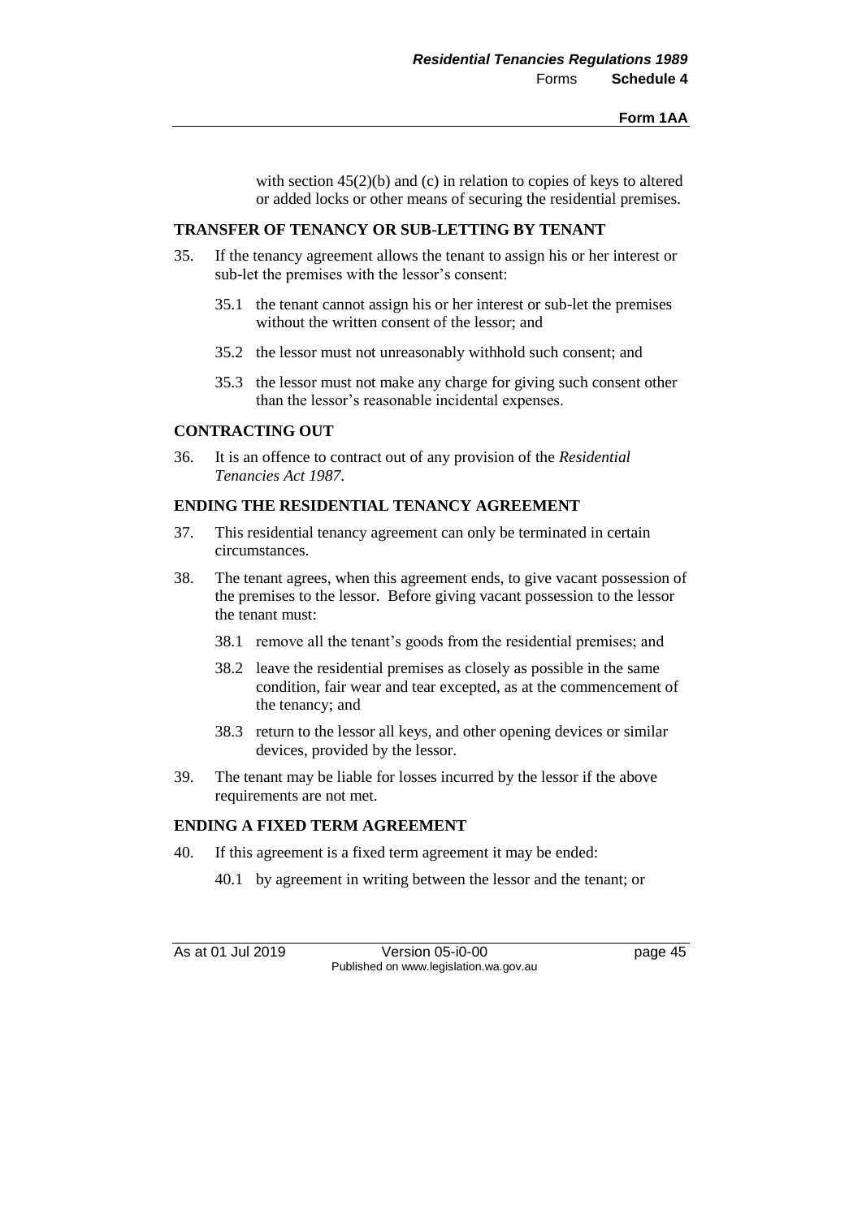with section 45(2)(b) and (c) in relation to copies of keys to altered or added locks or other means of securing the residential premises.

**TRANSFER OF TENANCY OR SUB-LETTING BY TENANT**

35. If the tenancy agreement allows the tenant to assign his or her interest or sub-let the premises with the lessor's consent:

    35.1 the tenant cannot assign his or her interest or sub-let the premises without the written consent of the lessor; and

    35.2 the lessor must not unreasonably withhold such consent; and

    35.3 the lessor must not make any charge for giving such consent other than the lessor's reasonable incidental expenses.

**CONTRACTING OUT**

36. It is an offence to contract out of any provision of the *Residential Tenancies Act 1987*.

**ENDING THE RESIDENTIAL TENANCY AGREEMENT**

37. This residential tenancy agreement can only be terminated in certain circumstances.

38. The tenant agrees, when this agreement ends, to give vacant possession of the premises to the lessor. Before giving vacant possession to the lessor the tenant must:

    38.1 remove all the tenant's goods from the residential premises; and

    38.2 leave the residential premises as closely as possible in the same condition, fair wear and tear excepted, as at the commencement of the tenancy; and

    38.3 return to the lessor all keys, and other opening devices or similar devices, provided by the lessor.

39. The tenant may be liable for losses incurred by the lessor if the above requirements are not met.

**ENDING A FIXED TERM AGREEMENT**

40. If this agreement is a fixed term agreement it may be ended:

    40.1 by agreement in writing between the lessor and the tenant; or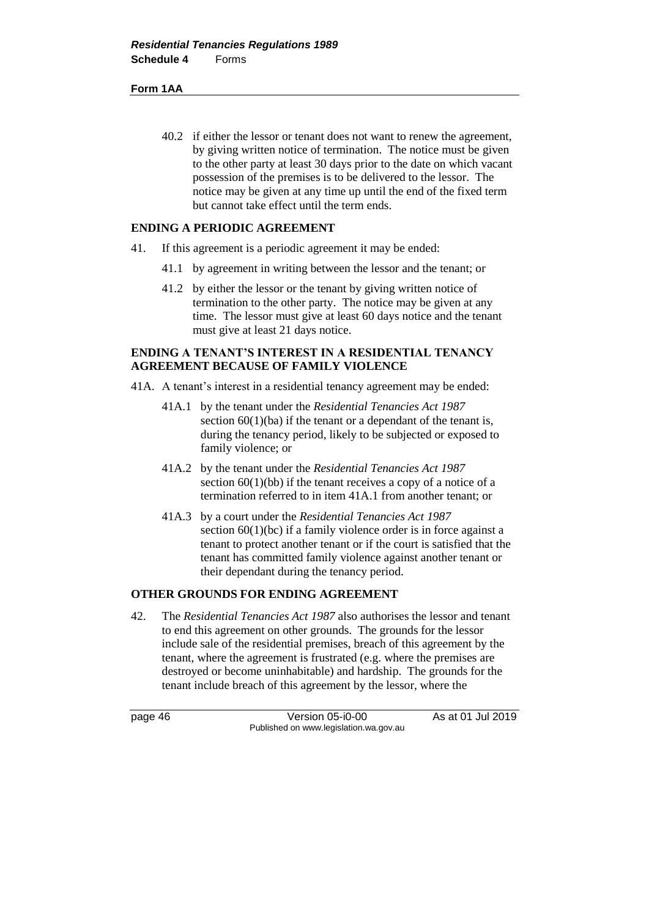40.2 if either the lessor or tenant does not want to renew the agreement, by giving written notice of termination. The notice must be given to the other party at least 30 days prior to the date on which vacant possession of the premises is to be delivered to the lessor. The notice may be given at any time up until the end of the fixed term but cannot take effect until the term ends.

**ENDING A PERIODIC AGREEMENT**

41. If this agreement is a periodic agreement it may be ended:

 41.1 by agreement in writing between the lessor and the tenant; or

 41.2 by either the lessor or the tenant by giving written notice of termination to the other party. The notice may be given at any time. The lessor must give at least 60 days notice and the tenant must give at least 21 days notice.

**ENDING A TENANT'S INTEREST IN A RESIDENTIAL TENANCY AGREEMENT BECAUSE OF FAMILY VIOLENCE**

41A. A tenant's interest in a residential tenancy agreement may be ended:

 41A.1 by the tenant under the *Residential Tenancies Act 1987* section 60(1)(ba) if the tenant or a dependant of the tenant is, during the tenancy period, likely to be subjected or exposed to family violence; or

 41A.2 by the tenant under the *Residential Tenancies Act 1987* section 60(1)(bb) if the tenant receives a copy of a notice of a termination referred to in item 41A.1 from another tenant; or

 41A.3 by a court under the *Residential Tenancies Act 1987* section 60(1)(bc) if a family violence order is in force against a tenant to protect another tenant or if the court is satisfied that the tenant has committed family violence against another tenant or their dependant during the tenancy period.

**OTHER GROUNDS FOR ENDING AGREEMENT**

42. The *Residential Tenancies Act 1987* also authorises the lessor and tenant to end this agreement on other grounds. The grounds for the lessor include sale of the residential premises, breach of this agreement by the tenant, where the agreement is frustrated (e.g. where the premises are destroyed or become uninhabitable) and hardship. The grounds for the tenant include breach of this agreement by the lessor, where the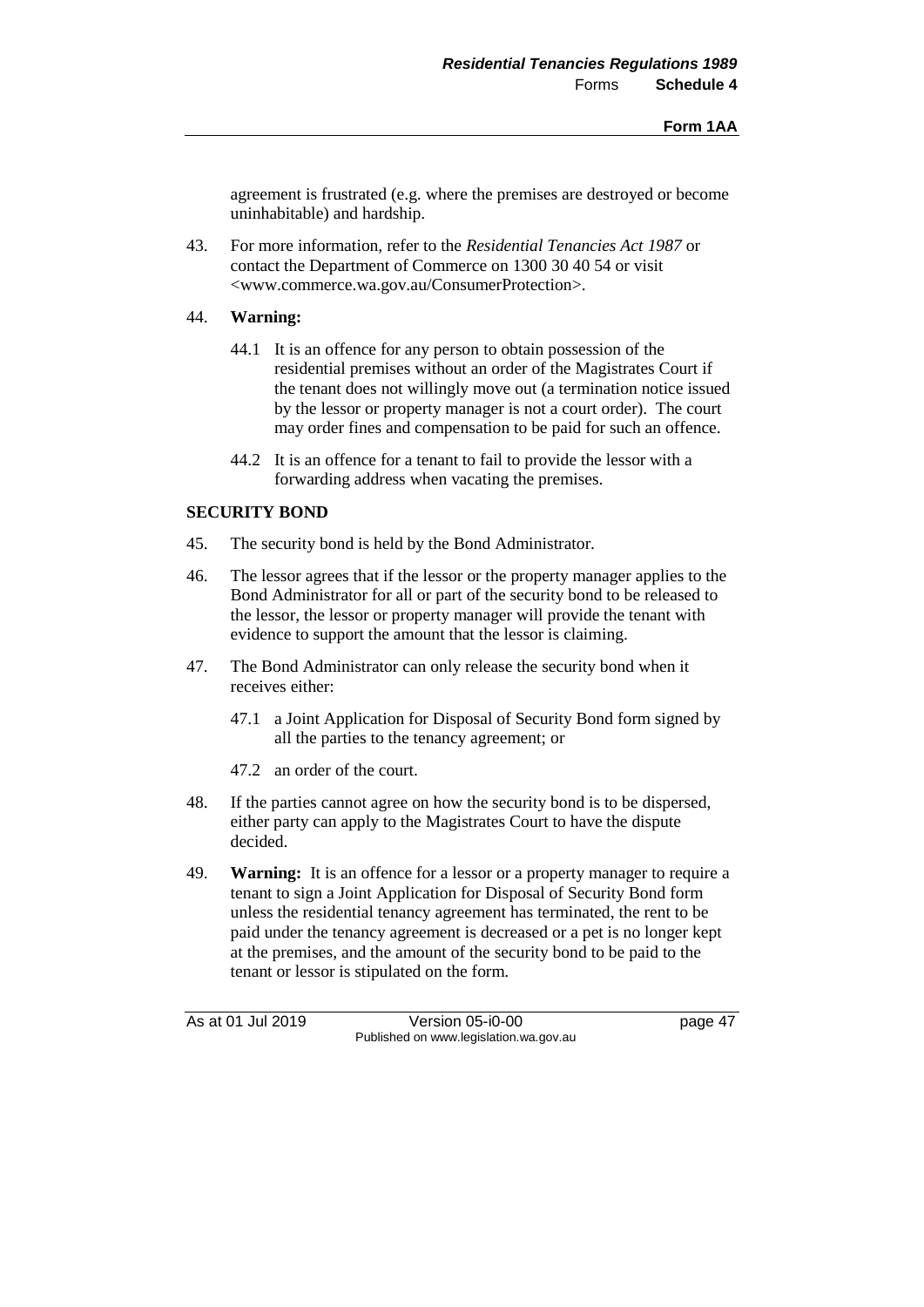agreement is frustrated (e.g. where the premises are destroyed or become uninhabitable) and hardship.

43. For more information, refer to the *Residential Tenancies Act 1987* or contact the Department of Commerce on 1300 30 40 54 or visit <www.commerce.wa.gov.au/ConsumerProtection>.

44. **Warning:**

    44.1 It is an offence for any person to obtain possession of the residential premises without an order of the Magistrates Court if the tenant does not willingly move out (a termination notice issued by the lessor or property manager is not a court order). The court may order fines and compensation to be paid for such an offence.

    44.2 It is an offence for a tenant to fail to provide the lessor with a forwarding address when vacating the premises.

**SECURITY BOND**

45. The security bond is held by the Bond Administrator.

46. The lessor agrees that if the lessor or the property manager applies to the Bond Administrator for all or part of the security bond to be released to the lessor, the lessor or property manager will provide the tenant with evidence to support the amount that the lessor is claiming.

47. The Bond Administrator can only release the security bond when it receives either:

    47.1 a Joint Application for Disposal of Security Bond form signed by all the parties to the tenancy agreement; or

    47.2 an order of the court.

48. If the parties cannot agree on how the security bond is to be dispersed, either party can apply to the Magistrates Court to have the dispute decided.

49. **Warning:** It is an offence for a lessor or a property manager to require a tenant to sign a Joint Application for Disposal of Security Bond form unless the residential tenancy agreement has terminated, the rent to be paid under the tenancy agreement is decreased or a pet is no longer kept at the premises, and the amount of the security bond to be paid to the tenant or lessor is stipulated on the form.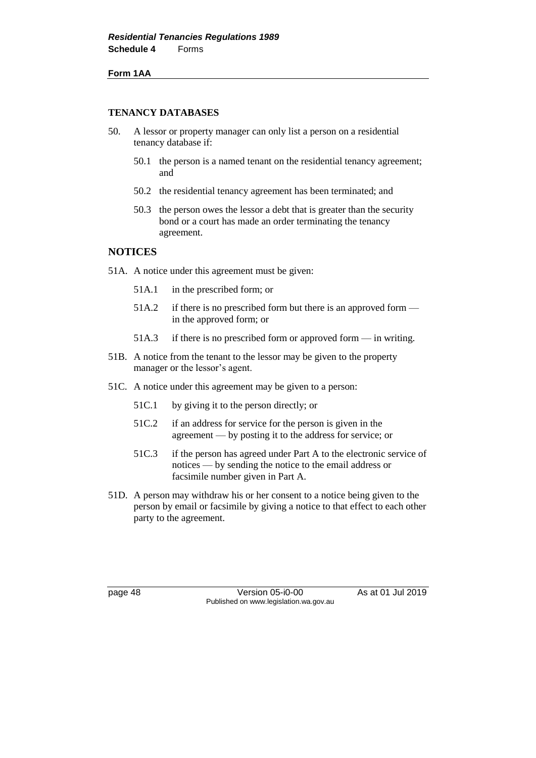**Form 1AA**

### TENANCY DATABASES

50. A lessor or property manager can only list a person on a residential tenancy database if:

    50.1 the person is a named tenant on the residential tenancy agreement; and

    50.2 the residential tenancy agreement has been terminated; and

    50.3 the person owes the lessor a debt that is greater than the security bond or a court has made an order terminating the tenancy agreement.

## NOTICES

51A. A notice under this agreement must be given:

    51A.1 in the prescribed form; or

    51A.2 if there is no prescribed form but there is an approved form — in the approved form; or

    51A.3 if there is no prescribed form or approved form — in writing.

51B. A notice from the tenant to the lessor may be given to the property manager or the lessor's agent.

51C. A notice under this agreement may be given to a person:

    51C.1 by giving it to the person directly; or

    51C.2 if an address for service for the person is given in the agreement — by posting it to the address for service; or

    51C.3 if the person has agreed under Part A to the electronic service of notices — by sending the notice to the email address or facsimile number given in Part A.

51D. A person may withdraw his or her consent to a notice being given to the person by email or facsimile by giving a notice to that effect to each other party to the agreement.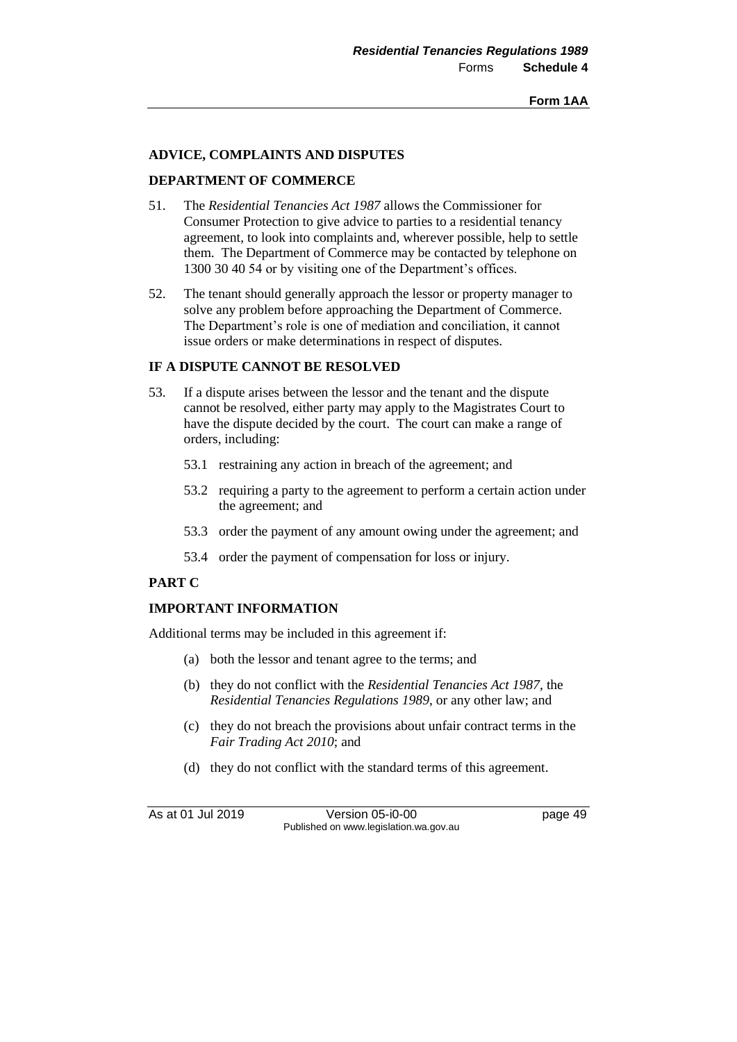## ADVICE, COMPLAINTS AND DISPUTES

### DEPARTMENT OF COMMERCE

51. The *Residential Tenancies Act 1987* allows the Commissioner for Consumer Protection to give advice to parties to a residential tenancy agreement, to look into complaints and, wherever possible, help to settle them. The Department of Commerce may be contacted by telephone on 1300 30 40 54 or by visiting one of the Department's offices.

52. The tenant should generally approach the lessor or property manager to solve any problem before approaching the Department of Commerce. The Department's role is one of mediation and conciliation, it cannot issue orders or make determinations in respect of disputes.

### IF A DISPUTE CANNOT BE RESOLVED

53. If a dispute arises between the lessor and the tenant and the dispute cannot be resolved, either party may apply to the Magistrates Court to have the dispute decided by the court. The court can make a range of orders, including:

    53.1 restraining any action in breach of the agreement; and

    53.2 requiring a party to the agreement to perform a certain action under the agreement; and

    53.3 order the payment of any amount owing under the agreement; and

    53.4 order the payment of compensation for loss or injury.

## PART C

### IMPORTANT INFORMATION

Additional terms may be included in this agreement if:

(a) both the lessor and tenant agree to the terms; and

(b) they do not conflict with the *Residential Tenancies Act 1987*, the *Residential Tenancies Regulations 1989*, or any other law; and

(c) they do not breach the provisions about unfair contract terms in the *Fair Trading Act 2010*; and

(d) they do not conflict with the standard terms of this agreement.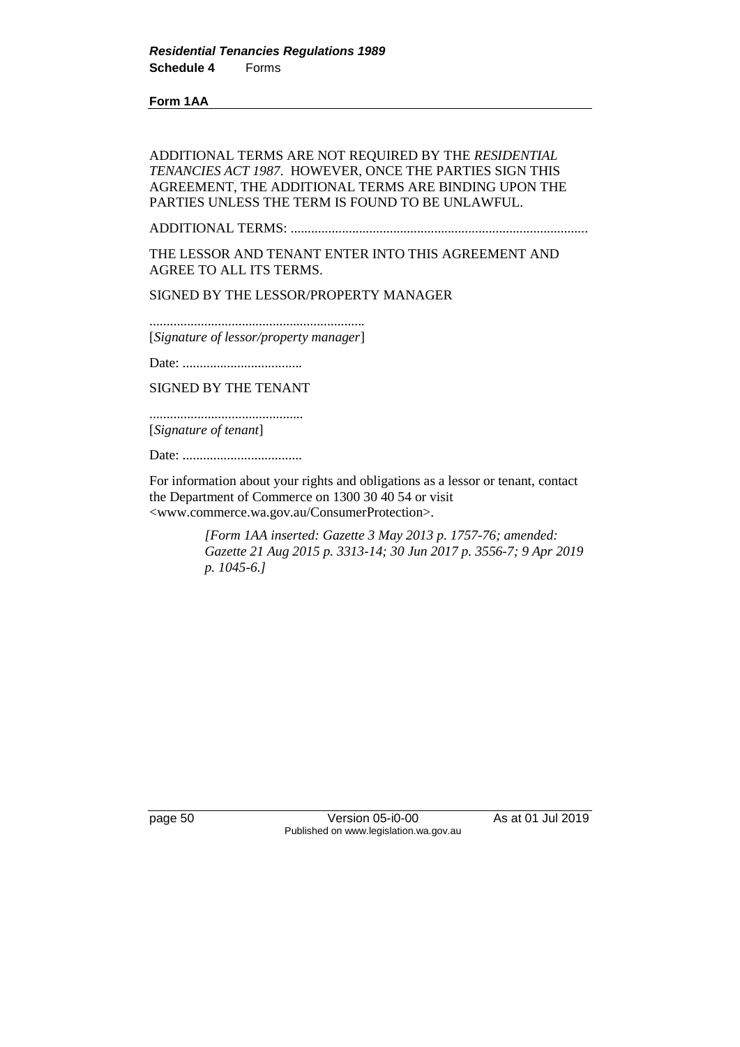**Form 1AA**

ADDITIONAL TERMS ARE NOT REQUIRED BY THE *RESIDENTIAL TENANCIES ACT 1987*. HOWEVER, ONCE THE PARTIES SIGN THIS AGREEMENT, THE ADDITIONAL TERMS ARE BINDING UPON THE PARTIES UNLESS THE TERM IS FOUND TO BE UNLAWFUL.

ADDITIONAL TERMS: ......................................................................................

THE LESSOR AND TENANT ENTER INTO THIS AGREEMENT AND AGREE TO ALL ITS TERMS.

SIGNED BY THE LESSOR/PROPERTY MANAGER

..............................................................
[*Signature of lessor/property manager*]

Date: ...................................

SIGNED BY THE TENANT

.............................................
[*Signature of tenant*]

Date: ...................................

For information about your rights and obligations as a lessor or tenant, contact the Department of Commerce on 1300 30 40 54 or visit <www.commerce.wa.gov.au/ConsumerProtection>.

> *[Form 1AA inserted: Gazette 3 May 2013 p. 1757-76; amended: Gazette 21 Aug 2015 p. 3313-14; 30 Jun 2017 p. 3556-7; 9 Apr 2019 p. 1045-6.]*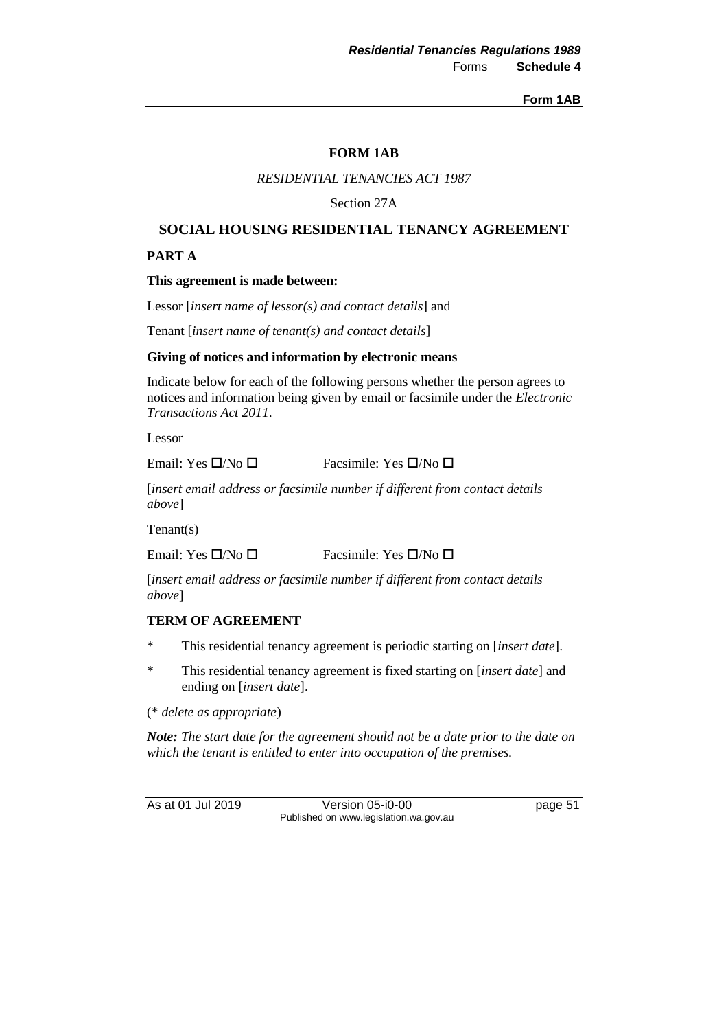**FORM 1AB**

*RESIDENTIAL TENANCIES ACT 1987*

Section 27A

# SOCIAL HOUSING RESIDENTIAL TENANCY AGREEMENT

## PART A

**This agreement is made between:**

Lessor [*insert name of lessor(s) and contact details*] and

Tenant [*insert name of tenant(s) and contact details*]

**Giving of notices and information by electronic means**

Indicate below for each of the following persons whether the person agrees to notices and information being given by email or facsimile under the *Electronic Transactions Act 2011*.

Lessor

Email: Yes ☐/No ☐ Facsimile: Yes ☐/No ☐

[*insert email address or facsimile number if different from contact details above*]

Tenant(s)

Email: Yes ☐/No ☐ Facsimile: Yes ☐/No ☐

[*insert email address or facsimile number if different from contact details above*]

**TERM OF AGREEMENT**

\* This residential tenancy agreement is periodic starting on [*insert date*].

\* This residential tenancy agreement is fixed starting on [*insert date*] and ending on [*insert date*].

(* *delete as appropriate*)

***Note:** The start date for the agreement should not be a date prior to the date on which the tenant is entitled to enter into occupation of the premises.*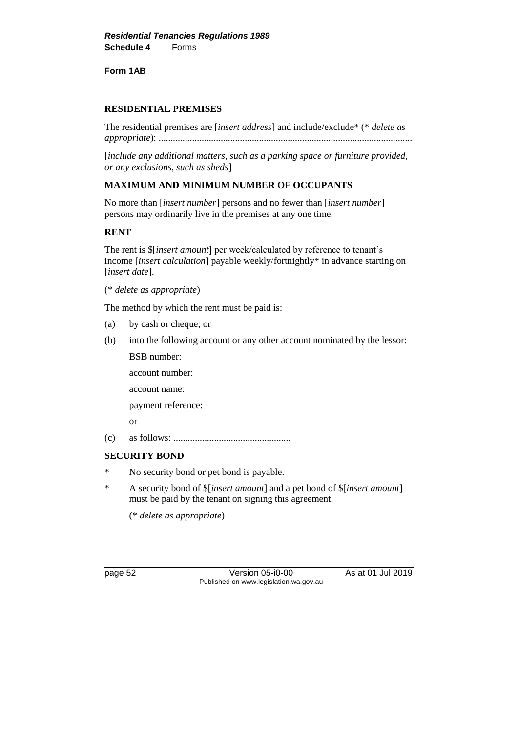**Form 1AB**

**RESIDENTIAL PREMISES**

The residential premises are [*insert address*] and include/exclude* (* *delete as appropriate*): .........................................................................................................

[*include any additional matters, such as a parking space or furniture provided, or any exclusions, such as sheds*]

**MAXIMUM AND MINIMUM NUMBER OF OCCUPANTS**

No more than [*insert number*] persons and no fewer than [*insert number*] persons may ordinarily live in the premises at any one time.

**RENT**

The rent is $[*insert amount*] per week/calculated by reference to tenant's income [*insert calculation*] payable weekly/fortnightly* in advance starting on [*insert date*].

(* *delete as appropriate*)

The method by which the rent must be paid is:

(a) by cash or cheque; or

(b) into the following account or any other account nominated by the lessor:

 BSB number:

 account number:

 account name:

 payment reference:

 or

(c) as follows: .................................................

**SECURITY BOND**

\* No security bond or pet bond is payable.

\* A security bond of $[*insert amount*] and a pet bond of $[*insert amount*] must be paid by the tenant on signing this agreement.

 (* *delete as appropriate*)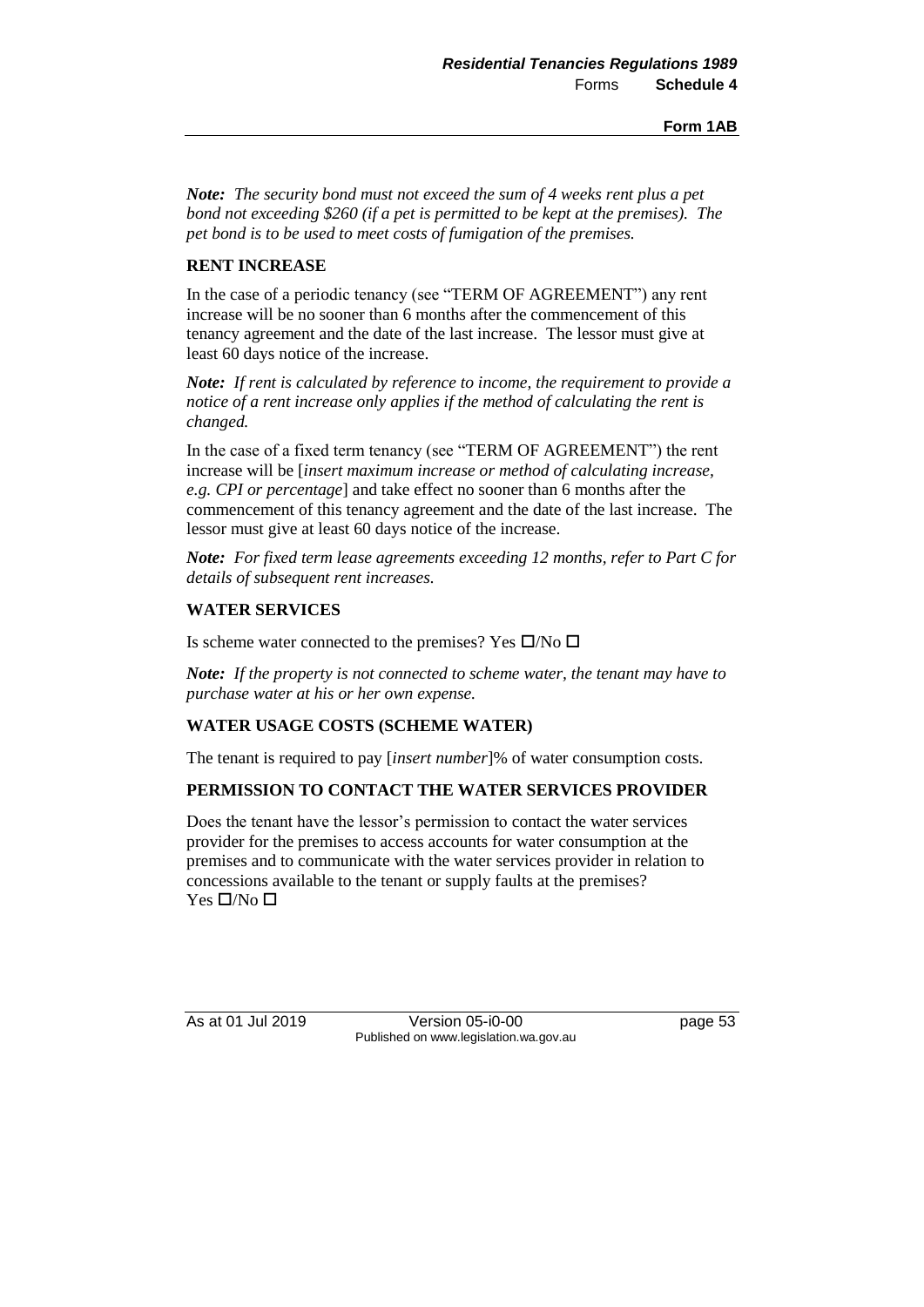***Note:*** *The security bond must not exceed the sum of 4 weeks rent plus a pet bond not exceeding $260 (if a pet is permitted to be kept at the premises). The pet bond is to be used to meet costs of fumigation of the premises.*

**RENT INCREASE**

In the case of a periodic tenancy (see "TERM OF AGREEMENT") any rent increase will be no sooner than 6 months after the commencement of this tenancy agreement and the date of the last increase. The lessor must give at least 60 days notice of the increase.

***Note:*** *If rent is calculated by reference to income, the requirement to provide a notice of a rent increase only applies if the method of calculating the rent is changed.*

In the case of a fixed term tenancy (see "TERM OF AGREEMENT") the rent increase will be [*insert maximum increase or method of calculating increase, e.g. CPI or percentage*] and take effect no sooner than 6 months after the commencement of this tenancy agreement and the date of the last increase. The lessor must give at least 60 days notice of the increase.

***Note:*** *For fixed term lease agreements exceeding 12 months, refer to Part C for details of subsequent rent increases.*

**WATER SERVICES**

Is scheme water connected to the premises? Yes ☐/No ☐

***Note:*** *If the property is not connected to scheme water, the tenant may have to purchase water at his or her own expense.*

**WATER USAGE COSTS (SCHEME WATER)**

The tenant is required to pay [*insert number*]% of water consumption costs.

**PERMISSION TO CONTACT THE WATER SERVICES PROVIDER**

Does the tenant have the lessor's permission to contact the water services provider for the premises to access accounts for water consumption at the premises and to communicate with the water services provider in relation to concessions available to the tenant or supply faults at the premises?
Yes ☐/No ☐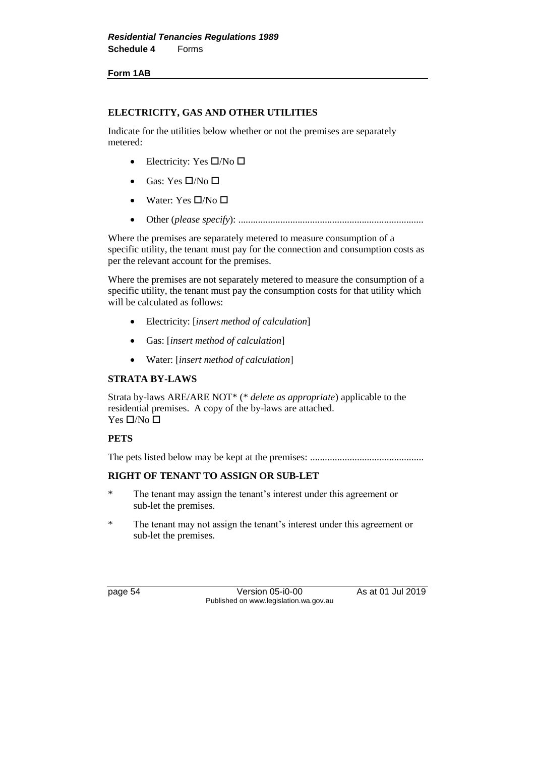**Form 1AB**

## ELECTRICITY, GAS AND OTHER UTILITIES

Indicate for the utilities below whether or not the premises are separately metered:

- Electricity: Yes ☐/No ☐
- Gas: Yes ☐/No ☐
- Water: Yes ☐/No ☐
- Other (*please specify*): ..........................................................................

Where the premises are separately metered to measure consumption of a specific utility, the tenant must pay for the connection and consumption costs as per the relevant account for the premises.

Where the premises are not separately metered to measure the consumption of a specific utility, the tenant must pay the consumption costs for that utility which will be calculated as follows:

- Electricity: [*insert method of calculation*]
- Gas: [*insert method of calculation*]
- Water: [*insert method of calculation*]

## STRATA BY-LAWS

Strata by-laws ARE/ARE NOT* (* *delete as appropriate*) applicable to the residential premises. A copy of the by-laws are attached.
Yes ☐/No ☐

## PETS

The pets listed below may be kept at the premises: .............................................

## RIGHT OF TENANT TO ASSIGN OR SUB-LET

\* The tenant may assign the tenant's interest under this agreement or sub-let the premises.

\* The tenant may not assign the tenant's interest under this agreement or sub-let the premises.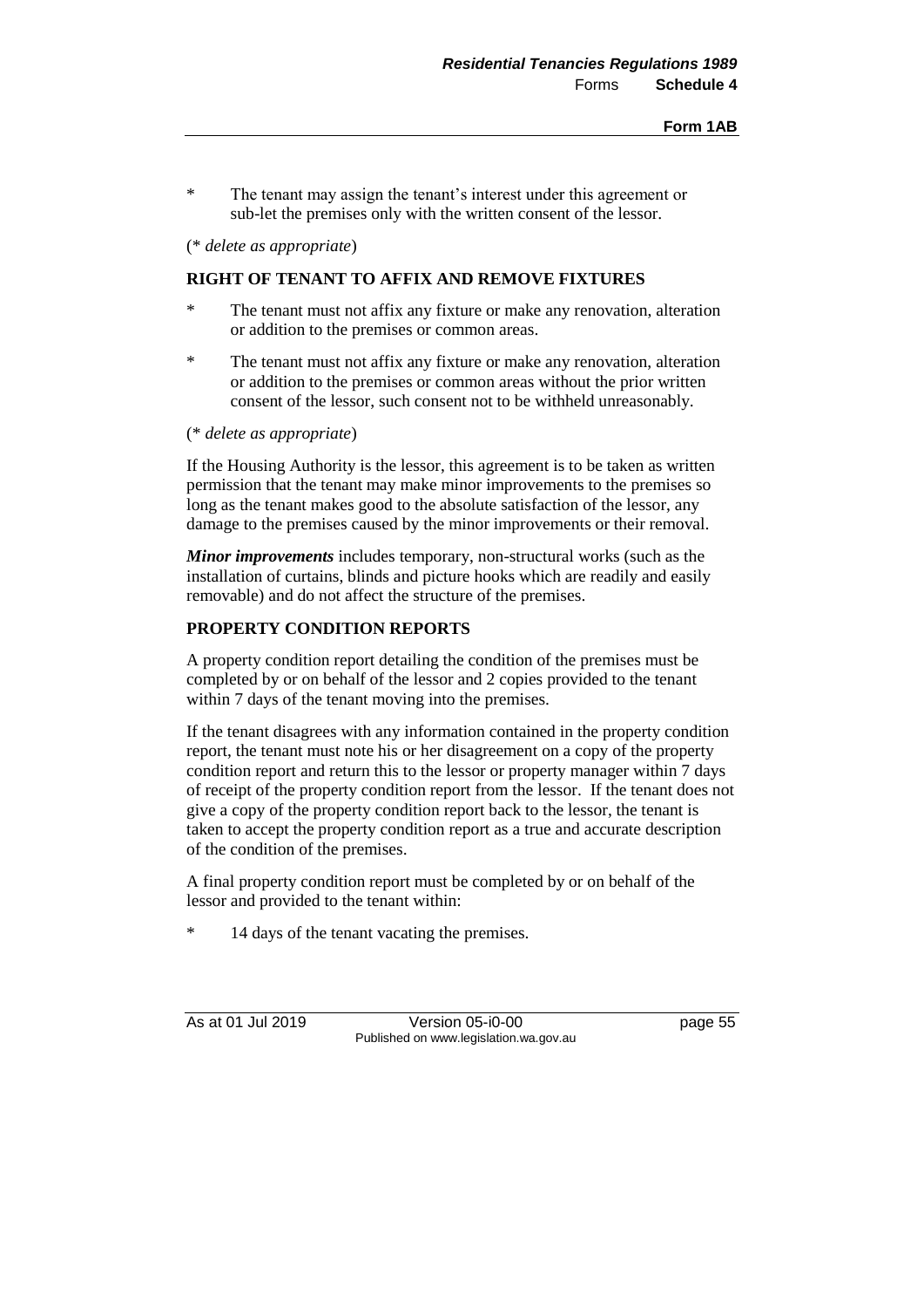\* The tenant may assign the tenant's interest under this agreement or sub-let the premises only with the written consent of the lessor.

(\* *delete as appropriate*)

**RIGHT OF TENANT TO AFFIX AND REMOVE FIXTURES**

\* The tenant must not affix any fixture or make any renovation, alteration or addition to the premises or common areas.

\* The tenant must not affix any fixture or make any renovation, alteration or addition to the premises or common areas without the prior written consent of the lessor, such consent not to be withheld unreasonably.

(\* *delete as appropriate*)

If the Housing Authority is the lessor, this agreement is to be taken as written permission that the tenant may make minor improvements to the premises so long as the tenant makes good to the absolute satisfaction of the lessor, any damage to the premises caused by the minor improvements or their removal.

***Minor improvements*** includes temporary, non-structural works (such as the installation of curtains, blinds and picture hooks which are readily and easily removable) and do not affect the structure of the premises.

**PROPERTY CONDITION REPORTS**

A property condition report detailing the condition of the premises must be completed by or on behalf of the lessor and 2 copies provided to the tenant within 7 days of the tenant moving into the premises.

If the tenant disagrees with any information contained in the property condition report, the tenant must note his or her disagreement on a copy of the property condition report and return this to the lessor or property manager within 7 days of receipt of the property condition report from the lessor. If the tenant does not give a copy of the property condition report back to the lessor, the tenant is taken to accept the property condition report as a true and accurate description of the condition of the premises.

A final property condition report must be completed by or on behalf of the lessor and provided to the tenant within:

\* 14 days of the tenant vacating the premises.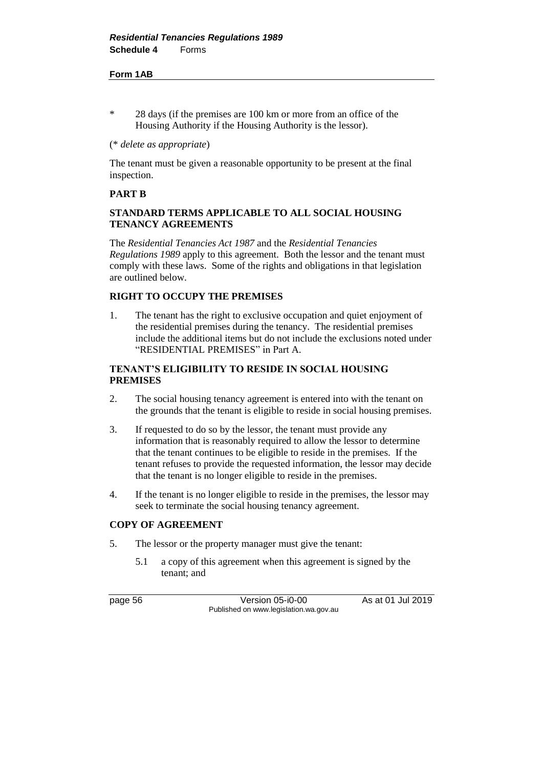**Form 1AB**

\* 28 days (if the premises are 100 km or more from an office of the Housing Authority if the Housing Authority is the lessor).

(* *delete as appropriate*)

The tenant must be given a reasonable opportunity to be present at the final inspection.

## PART B

### STANDARD TERMS APPLICABLE TO ALL SOCIAL HOUSING TENANCY AGREEMENTS

The *Residential Tenancies Act 1987* and the *Residential Tenancies Regulations 1989* apply to this agreement. Both the lessor and the tenant must comply with these laws. Some of the rights and obligations in that legislation are outlined below.

### RIGHT TO OCCUPY THE PREMISES

1. The tenant has the right to exclusive occupation and quiet enjoyment of the residential premises during the tenancy. The residential premises include the additional items but do not include the exclusions noted under "RESIDENTIAL PREMISES" in Part A.

### TENANT'S ELIGIBILITY TO RESIDE IN SOCIAL HOUSING PREMISES

2. The social housing tenancy agreement is entered into with the tenant on the grounds that the tenant is eligible to reside in social housing premises.

3. If requested to do so by the lessor, the tenant must provide any information that is reasonably required to allow the lessor to determine that the tenant continues to be eligible to reside in the premises. If the tenant refuses to provide the requested information, the lessor may decide that the tenant is no longer eligible to reside in the premises.

4. If the tenant is no longer eligible to reside in the premises, the lessor may seek to terminate the social housing tenancy agreement.

### COPY OF AGREEMENT

5. The lessor or the property manager must give the tenant:

   5.1 a copy of this agreement when this agreement is signed by the tenant; and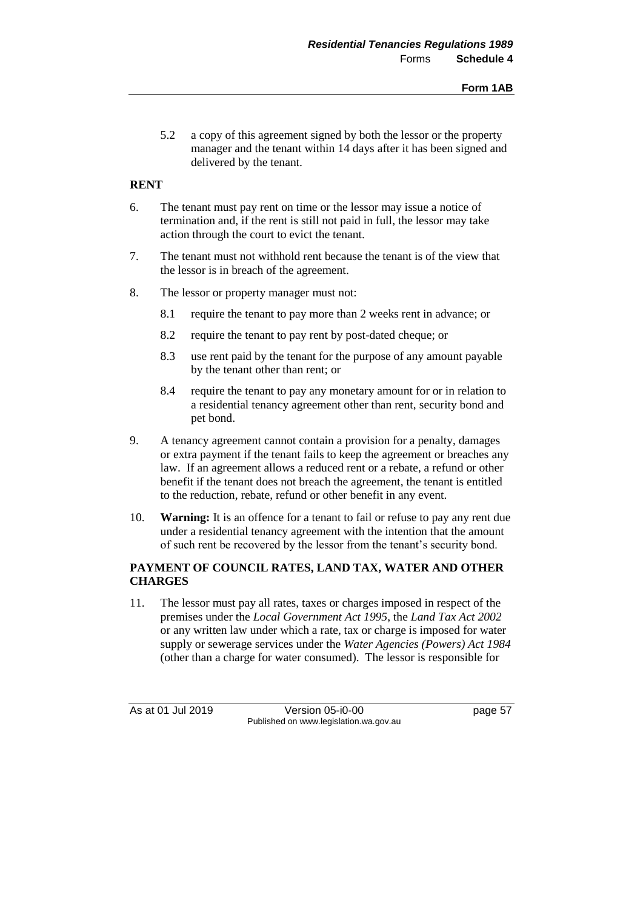5.2 a copy of this agreement signed by both the lessor or the property manager and the tenant within 14 days after it has been signed and delivered by the tenant.

**RENT**

6. The tenant must pay rent on time or the lessor may issue a notice of termination and, if the rent is still not paid in full, the lessor may take action through the court to evict the tenant.

7. The tenant must not withhold rent because the tenant is of the view that the lessor is in breach of the agreement.

8. The lessor or property manager must not:

   8.1 require the tenant to pay more than 2 weeks rent in advance; or

   8.2 require the tenant to pay rent by post-dated cheque; or

   8.3 use rent paid by the tenant for the purpose of any amount payable by the tenant other than rent; or

   8.4 require the tenant to pay any monetary amount for or in relation to a residential tenancy agreement other than rent, security bond and pet bond.

9. A tenancy agreement cannot contain a provision for a penalty, damages or extra payment if the tenant fails to keep the agreement or breaches any law. If an agreement allows a reduced rent or a rebate, a refund or other benefit if the tenant does not breach the agreement, the tenant is entitled to the reduction, rebate, refund or other benefit in any event.

10. **Warning:** It is an offence for a tenant to fail or refuse to pay any rent due under a residential tenancy agreement with the intention that the amount of such rent be recovered by the lessor from the tenant's security bond.

**PAYMENT OF COUNCIL RATES, LAND TAX, WATER AND OTHER CHARGES**

11. The lessor must pay all rates, taxes or charges imposed in respect of the premises under the *Local Government Act 1995*, the *Land Tax Act 2002* or any written law under which a rate, tax or charge is imposed for water supply or sewerage services under the *Water Agencies (Powers) Act 1984* (other than a charge for water consumed). The lessor is responsible for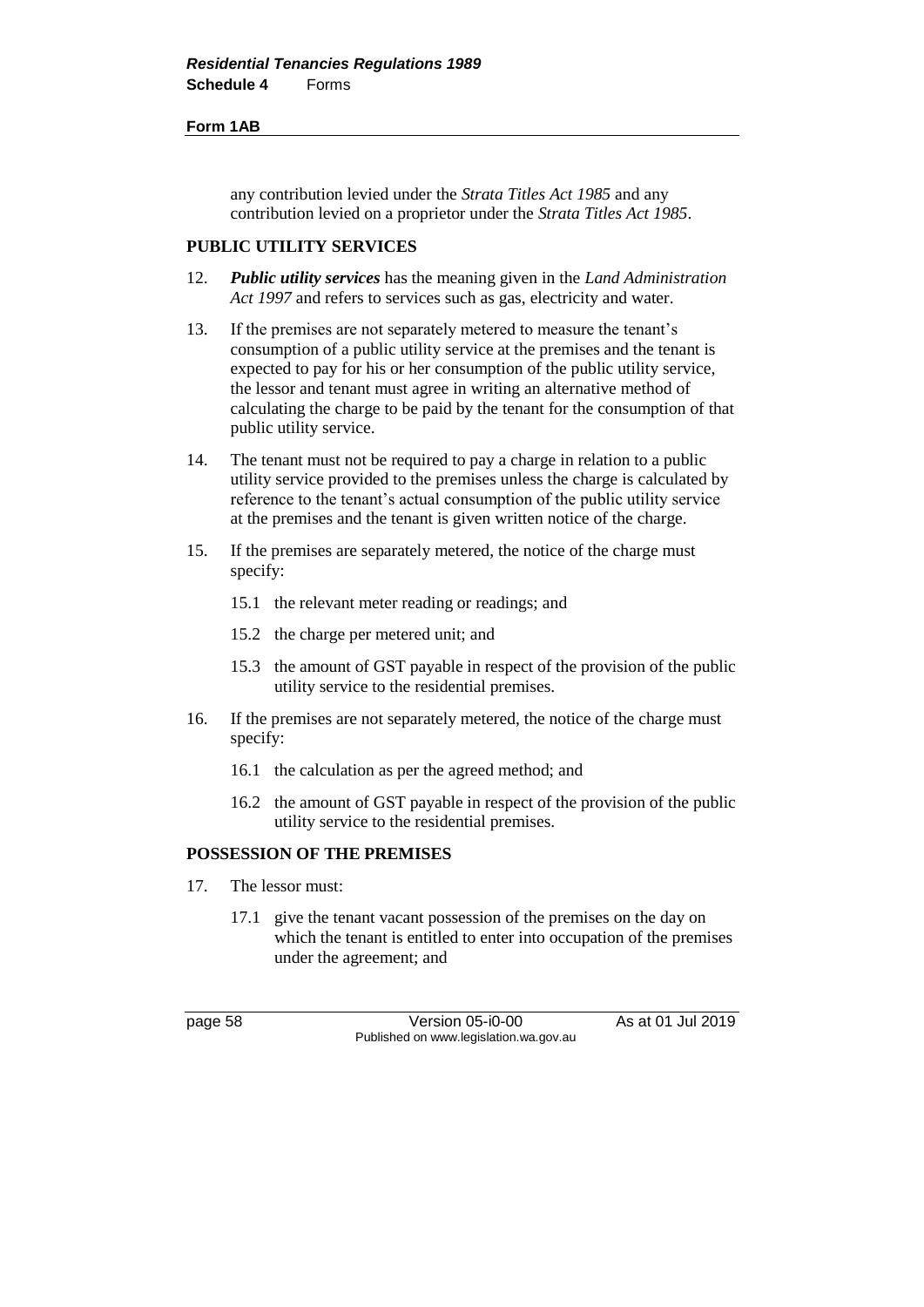any contribution levied under the *Strata Titles Act 1985* and any contribution levied on a proprietor under the *Strata Titles Act 1985*.

**PUBLIC UTILITY SERVICES**

12. ***Public utility services*** has the meaning given in the *Land Administration Act 1997* and refers to services such as gas, electricity and water.

13. If the premises are not separately metered to measure the tenant's consumption of a public utility service at the premises and the tenant is expected to pay for his or her consumption of the public utility service, the lessor and tenant must agree in writing an alternative method of calculating the charge to be paid by the tenant for the consumption of that public utility service.

14. The tenant must not be required to pay a charge in relation to a public utility service provided to the premises unless the charge is calculated by reference to the tenant's actual consumption of the public utility service at the premises and the tenant is given written notice of the charge.

15. If the premises are separately metered, the notice of the charge must specify:

    15.1 the relevant meter reading or readings; and

    15.2 the charge per metered unit; and

    15.3 the amount of GST payable in respect of the provision of the public utility service to the residential premises.

16. If the premises are not separately metered, the notice of the charge must specify:

    16.1 the calculation as per the agreed method; and

    16.2 the amount of GST payable in respect of the provision of the public utility service to the residential premises.

**POSSESSION OF THE PREMISES**

17. The lessor must:

    17.1 give the tenant vacant possession of the premises on the day on which the tenant is entitled to enter into occupation of the premises under the agreement; and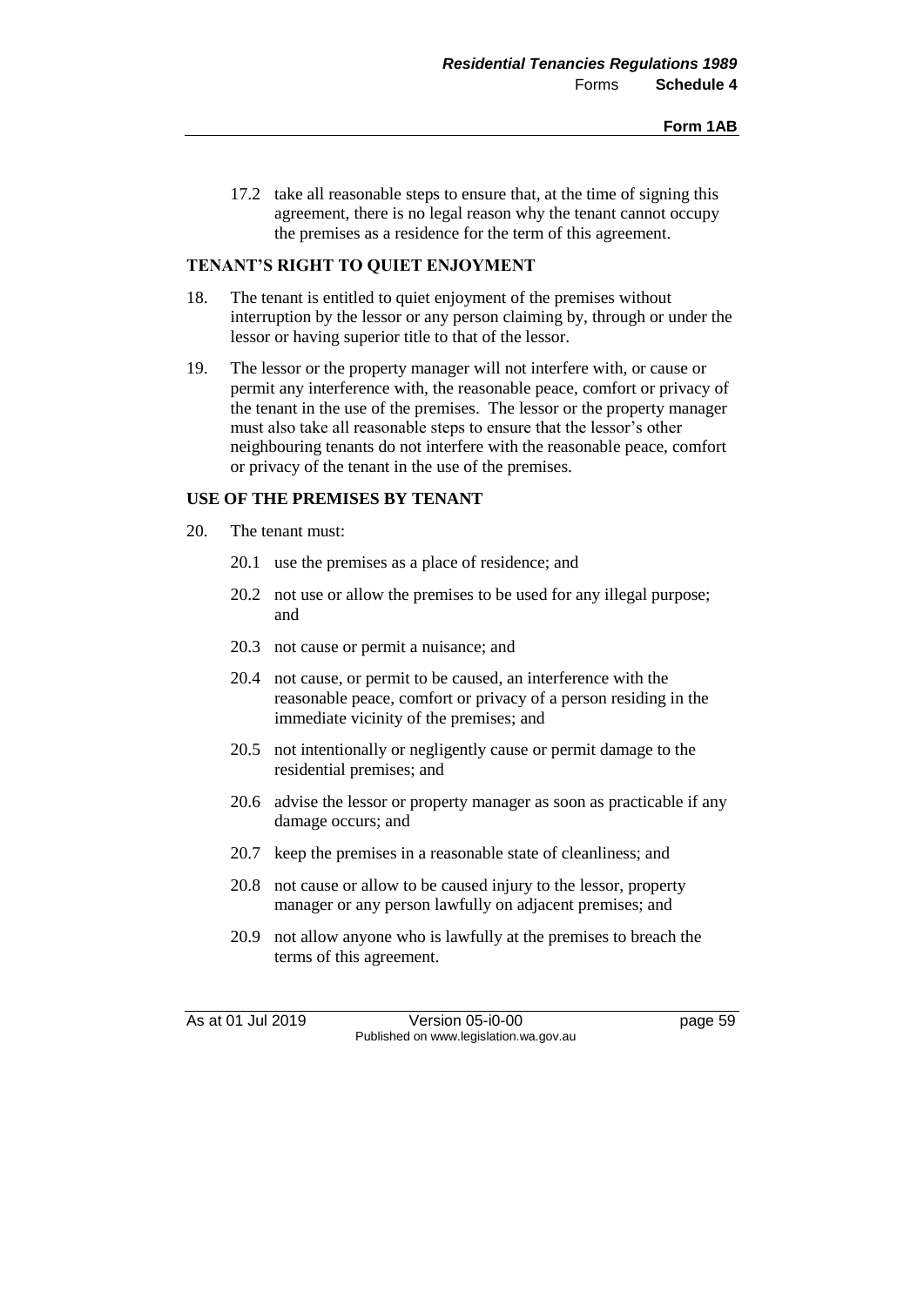17.2 take all reasonable steps to ensure that, at the time of signing this agreement, there is no legal reason why the tenant cannot occupy the premises as a residence for the term of this agreement.

**TENANT'S RIGHT TO QUIET ENJOYMENT**

18. The tenant is entitled to quiet enjoyment of the premises without interruption by the lessor or any person claiming by, through or under the lessor or having superior title to that of the lessor.

19. The lessor or the property manager will not interfere with, or cause or permit any interference with, the reasonable peace, comfort or privacy of the tenant in the use of the premises. The lessor or the property manager must also take all reasonable steps to ensure that the lessor's other neighbouring tenants do not interfere with the reasonable peace, comfort or privacy of the tenant in the use of the premises.

**USE OF THE PREMISES BY TENANT**

20. The tenant must:

    20.1 use the premises as a place of residence; and

    20.2 not use or allow the premises to be used for any illegal purpose; and

    20.3 not cause or permit a nuisance; and

    20.4 not cause, or permit to be caused, an interference with the reasonable peace, comfort or privacy of a person residing in the immediate vicinity of the premises; and

    20.5 not intentionally or negligently cause or permit damage to the residential premises; and

    20.6 advise the lessor or property manager as soon as practicable if any damage occurs; and

    20.7 keep the premises in a reasonable state of cleanliness; and

    20.8 not cause or allow to be caused injury to the lessor, property manager or any person lawfully on adjacent premises; and

    20.9 not allow anyone who is lawfully at the premises to breach the terms of this agreement.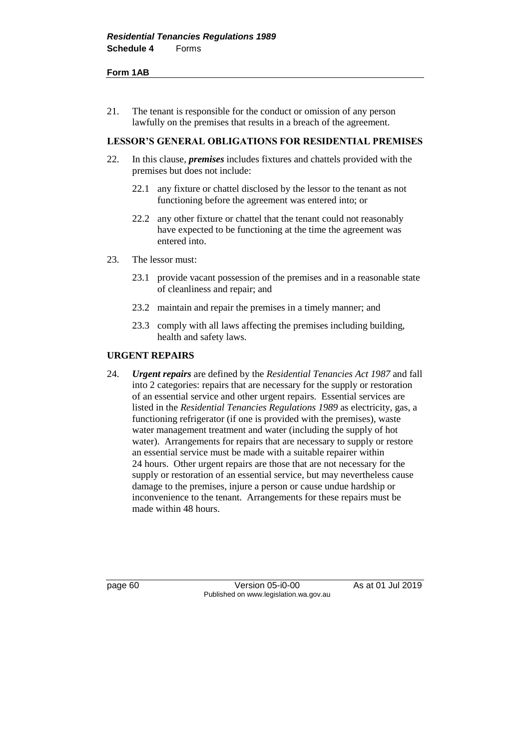21. The tenant is responsible for the conduct or omission of any person lawfully on the premises that results in a breach of the agreement.

## LESSOR'S GENERAL OBLIGATIONS FOR RESIDENTIAL PREMISES

22. In this clause, ***premises*** includes fixtures and chattels provided with the premises but does not include:

    22.1 any fixture or chattel disclosed by the lessor to the tenant as not functioning before the agreement was entered into; or

    22.2 any other fixture or chattel that the tenant could not reasonably have expected to be functioning at the time the agreement was entered into.

23. The lessor must:

    23.1 provide vacant possession of the premises and in a reasonable state of cleanliness and repair; and

    23.2 maintain and repair the premises in a timely manner; and

    23.3 comply with all laws affecting the premises including building, health and safety laws.

## URGENT REPAIRS

24. ***Urgent repairs*** are defined by the *Residential Tenancies Act 1987* and fall into 2 categories: repairs that are necessary for the supply or restoration of an essential service and other urgent repairs. Essential services are listed in the *Residential Tenancies Regulations 1989* as electricity, gas, a functioning refrigerator (if one is provided with the premises), waste water management treatment and water (including the supply of hot water). Arrangements for repairs that are necessary to supply or restore an essential service must be made with a suitable repairer within 24 hours. Other urgent repairs are those that are not necessary for the supply or restoration of an essential service, but may nevertheless cause damage to the premises, injure a person or cause undue hardship or inconvenience to the tenant. Arrangements for these repairs must be made within 48 hours.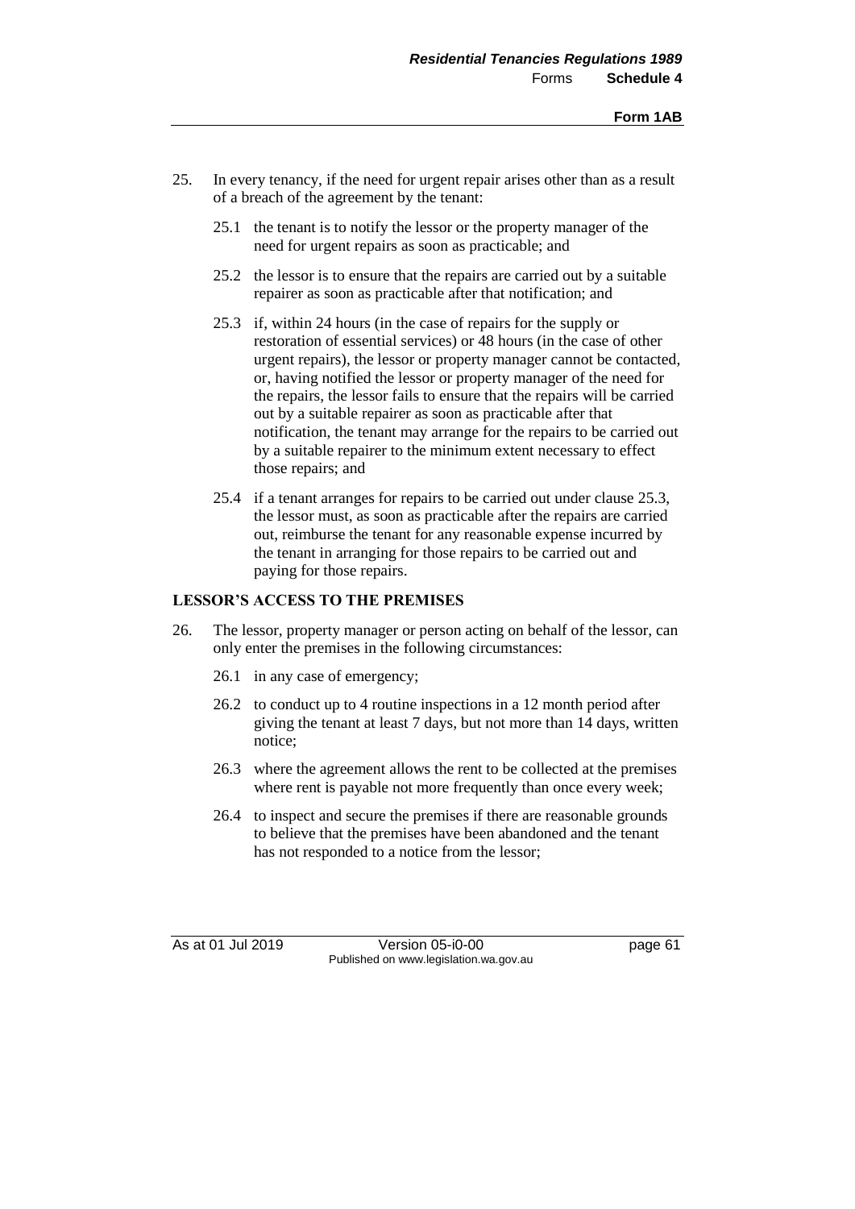25. In every tenancy, if the need for urgent repair arises other than as a result of a breach of the agreement by the tenant:

    25.1 the tenant is to notify the lessor or the property manager of the need for urgent repairs as soon as practicable; and

    25.2 the lessor is to ensure that the repairs are carried out by a suitable repairer as soon as practicable after that notification; and

    25.3 if, within 24 hours (in the case of repairs for the supply or restoration of essential services) or 48 hours (in the case of other urgent repairs), the lessor or property manager cannot be contacted, or, having notified the lessor or property manager of the need for the repairs, the lessor fails to ensure that the repairs will be carried out by a suitable repairer as soon as practicable after that notification, the tenant may arrange for the repairs to be carried out by a suitable repairer to the minimum extent necessary to effect those repairs; and

    25.4 if a tenant arranges for repairs to be carried out under clause 25.3, the lessor must, as soon as practicable after the repairs are carried out, reimburse the tenant for any reasonable expense incurred by the tenant in arranging for those repairs to be carried out and paying for those repairs.

**LESSOR'S ACCESS TO THE PREMISES**

26. The lessor, property manager or person acting on behalf of the lessor, can only enter the premises in the following circumstances:

    26.1 in any case of emergency;

    26.2 to conduct up to 4 routine inspections in a 12 month period after giving the tenant at least 7 days, but not more than 14 days, written notice;

    26.3 where the agreement allows the rent to be collected at the premises where rent is payable not more frequently than once every week;

    26.4 to inspect and secure the premises if there are reasonable grounds to believe that the premises have been abandoned and the tenant has not responded to a notice from the lessor;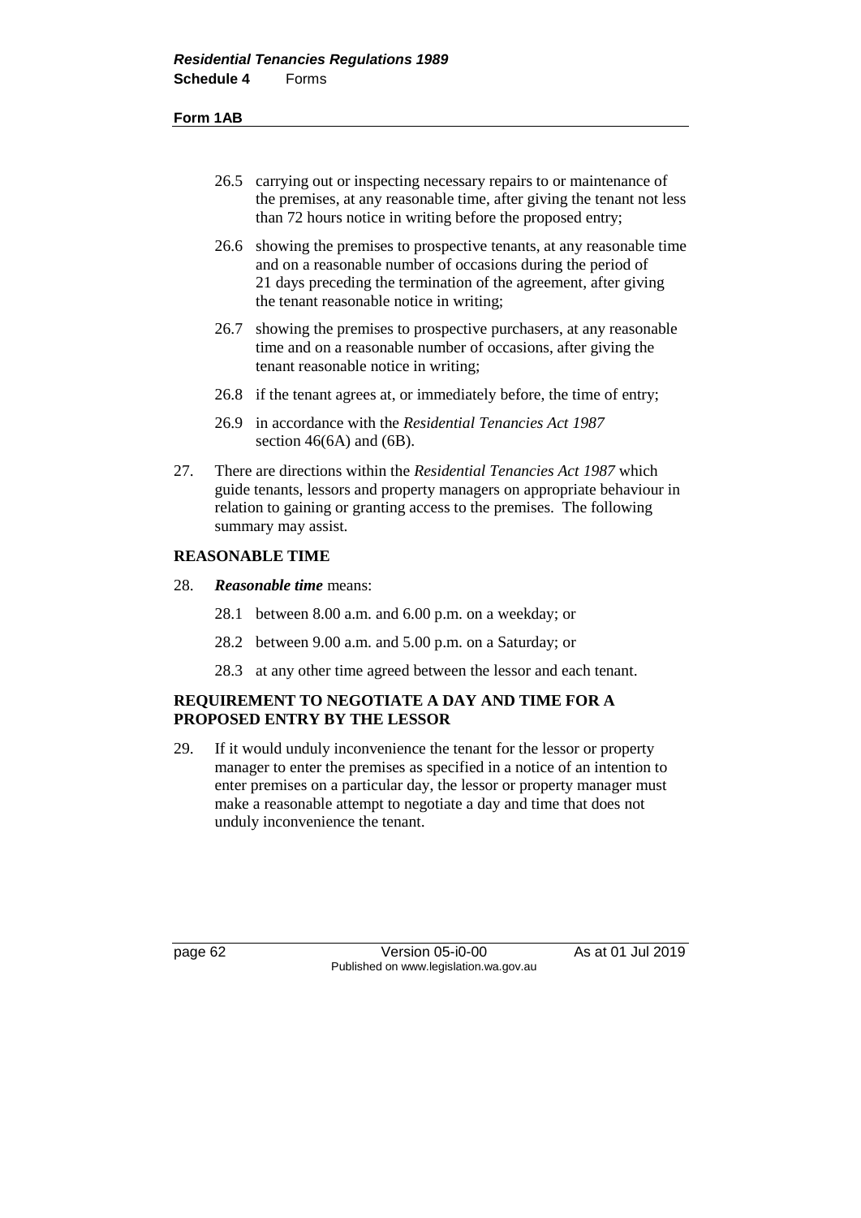- 26.5 carrying out or inspecting necessary repairs to or maintenance of the premises, at any reasonable time, after giving the tenant not less than 72 hours notice in writing before the proposed entry;
- 26.6 showing the premises to prospective tenants, at any reasonable time and on a reasonable number of occasions during the period of 21 days preceding the termination of the agreement, after giving the tenant reasonable notice in writing;
- 26.7 showing the premises to prospective purchasers, at any reasonable time and on a reasonable number of occasions, after giving the tenant reasonable notice in writing;
- 26.8 if the tenant agrees at, or immediately before, the time of entry;
- 26.9 in accordance with the *Residential Tenancies Act 1987* section 46(6A) and (6B).

27. There are directions within the *Residential Tenancies Act 1987* which guide tenants, lessors and property managers on appropriate behaviour in relation to gaining or granting access to the premises. The following summary may assist.

**REASONABLE TIME**

28. ***Reasonable time*** means:
    - 28.1 between 8.00 a.m. and 6.00 p.m. on a weekday; or
    - 28.2 between 9.00 a.m. and 5.00 p.m. on a Saturday; or
    - 28.3 at any other time agreed between the lessor and each tenant.

**REQUIREMENT TO NEGOTIATE A DAY AND TIME FOR A PROPOSED ENTRY BY THE LESSOR**

29. If it would unduly inconvenience the tenant for the lessor or property manager to enter the premises as specified in a notice of an intention to enter premises on a particular day, the lessor or property manager must make a reasonable attempt to negotiate a day and time that does not unduly inconvenience the tenant.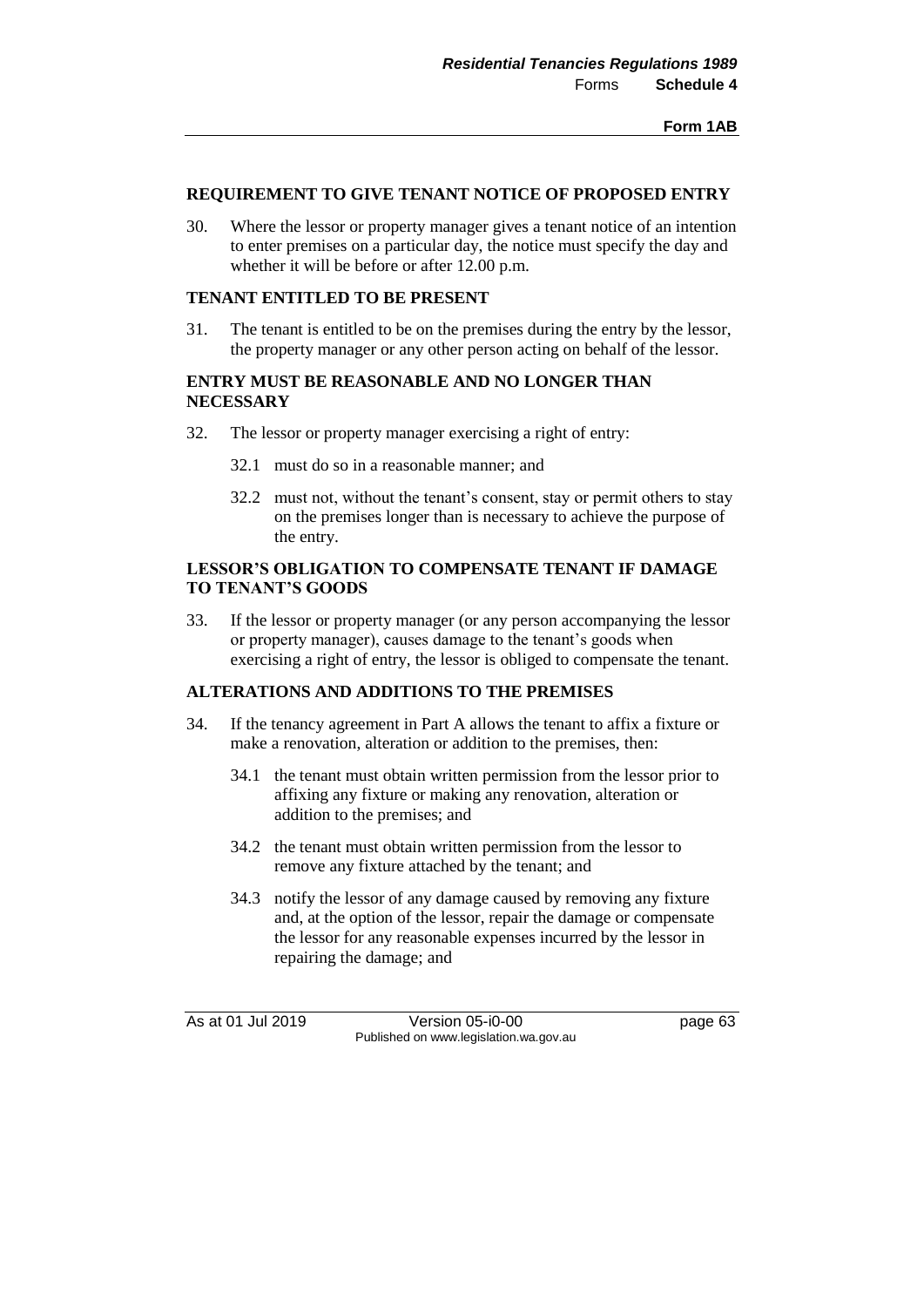**REQUIREMENT TO GIVE TENANT NOTICE OF PROPOSED ENTRY**

30. Where the lessor or property manager gives a tenant notice of an intention to enter premises on a particular day, the notice must specify the day and whether it will be before or after 12.00 p.m.

**TENANT ENTITLED TO BE PRESENT**

31. The tenant is entitled to be on the premises during the entry by the lessor, the property manager or any other person acting on behalf of the lessor.

**ENTRY MUST BE REASONABLE AND NO LONGER THAN NECESSARY**

32. The lessor or property manager exercising a right of entry:

    32.1 must do so in a reasonable manner; and

    32.2 must not, without the tenant's consent, stay or permit others to stay on the premises longer than is necessary to achieve the purpose of the entry.

**LESSOR'S OBLIGATION TO COMPENSATE TENANT IF DAMAGE TO TENANT'S GOODS**

33. If the lessor or property manager (or any person accompanying the lessor or property manager), causes damage to the tenant's goods when exercising a right of entry, the lessor is obliged to compensate the tenant.

**ALTERATIONS AND ADDITIONS TO THE PREMISES**

34. If the tenancy agreement in Part A allows the tenant to affix a fixture or make a renovation, alteration or addition to the premises, then:

    34.1 the tenant must obtain written permission from the lessor prior to affixing any fixture or making any renovation, alteration or addition to the premises; and

    34.2 the tenant must obtain written permission from the lessor to remove any fixture attached by the tenant; and

    34.3 notify the lessor of any damage caused by removing any fixture and, at the option of the lessor, repair the damage or compensate the lessor for any reasonable expenses incurred by the lessor in repairing the damage; and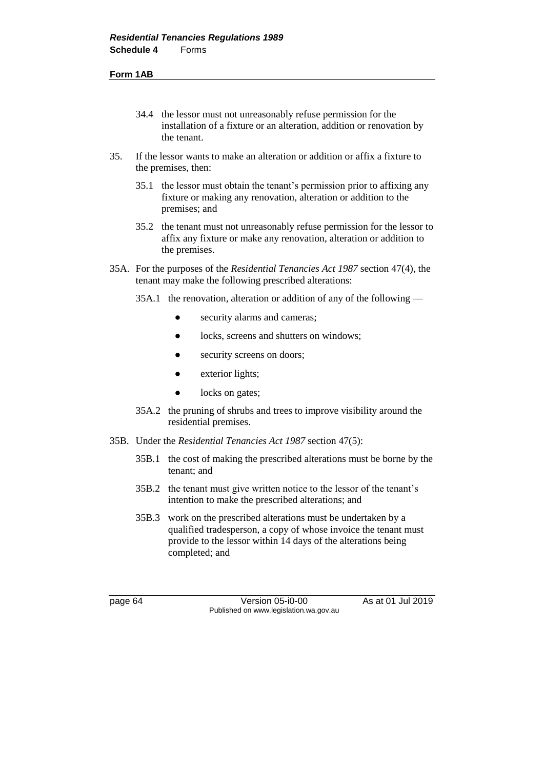34.4 the lessor must not unreasonably refuse permission for the installation of a fixture or an alteration, addition or renovation by the tenant.

35. If the lessor wants to make an alteration or addition or affix a fixture to the premises, then:

    35.1 the lessor must obtain the tenant's permission prior to affixing any fixture or making any renovation, alteration or addition to the premises; and

    35.2 the tenant must not unreasonably refuse permission for the lessor to affix any fixture or make any renovation, alteration or addition to the premises.

35A. For the purposes of the *Residential Tenancies Act 1987* section 47(4), the tenant may make the following prescribed alterations:

    35A.1 the renovation, alteration or addition of any of the following —

    - security alarms and cameras;
    - locks, screens and shutters on windows;
    - security screens on doors;
    - exterior lights;
    - locks on gates;

    35A.2 the pruning of shrubs and trees to improve visibility around the residential premises.

35B. Under the *Residential Tenancies Act 1987* section 47(5):

    35B.1 the cost of making the prescribed alterations must be borne by the tenant; and

    35B.2 the tenant must give written notice to the lessor of the tenant's intention to make the prescribed alterations; and

    35B.3 work on the prescribed alterations must be undertaken by a qualified tradesperson, a copy of whose invoice the tenant must provide to the lessor within 14 days of the alterations being completed; and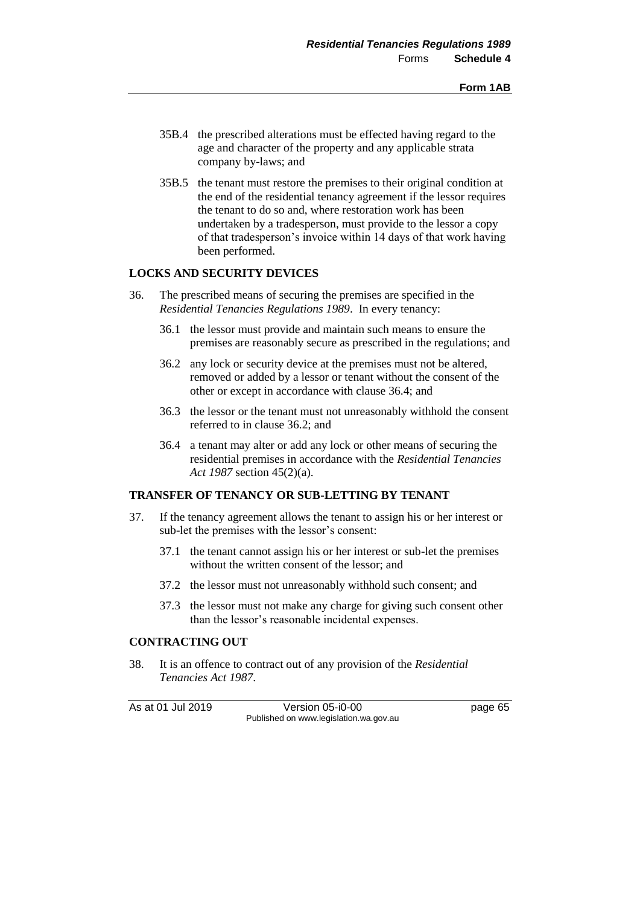35B.4 the prescribed alterations must be effected having regard to the age and character of the property and any applicable strata company by-laws; and

35B.5 the tenant must restore the premises to their original condition at the end of the residential tenancy agreement if the lessor requires the tenant to do so and, where restoration work has been undertaken by a tradesperson, must provide to the lessor a copy of that tradesperson's invoice within 14 days of that work having been performed.

**LOCKS AND SECURITY DEVICES**

36. The prescribed means of securing the premises are specified in the *Residential Tenancies Regulations 1989*. In every tenancy:

36.1 the lessor must provide and maintain such means to ensure the premises are reasonably secure as prescribed in the regulations; and

36.2 any lock or security device at the premises must not be altered, removed or added by a lessor or tenant without the consent of the other or except in accordance with clause 36.4; and

36.3 the lessor or the tenant must not unreasonably withhold the consent referred to in clause 36.2; and

36.4 a tenant may alter or add any lock or other means of securing the residential premises in accordance with the *Residential Tenancies Act 1987* section 45(2)(a).

**TRANSFER OF TENANCY OR SUB-LETTING BY TENANT**

37. If the tenancy agreement allows the tenant to assign his or her interest or sub-let the premises with the lessor's consent:

37.1 the tenant cannot assign his or her interest or sub-let the premises without the written consent of the lessor; and

37.2 the lessor must not unreasonably withhold such consent; and

37.3 the lessor must not make any charge for giving such consent other than the lessor's reasonable incidental expenses.

**CONTRACTING OUT**

38. It is an offence to contract out of any provision of the *Residential Tenancies Act 1987*.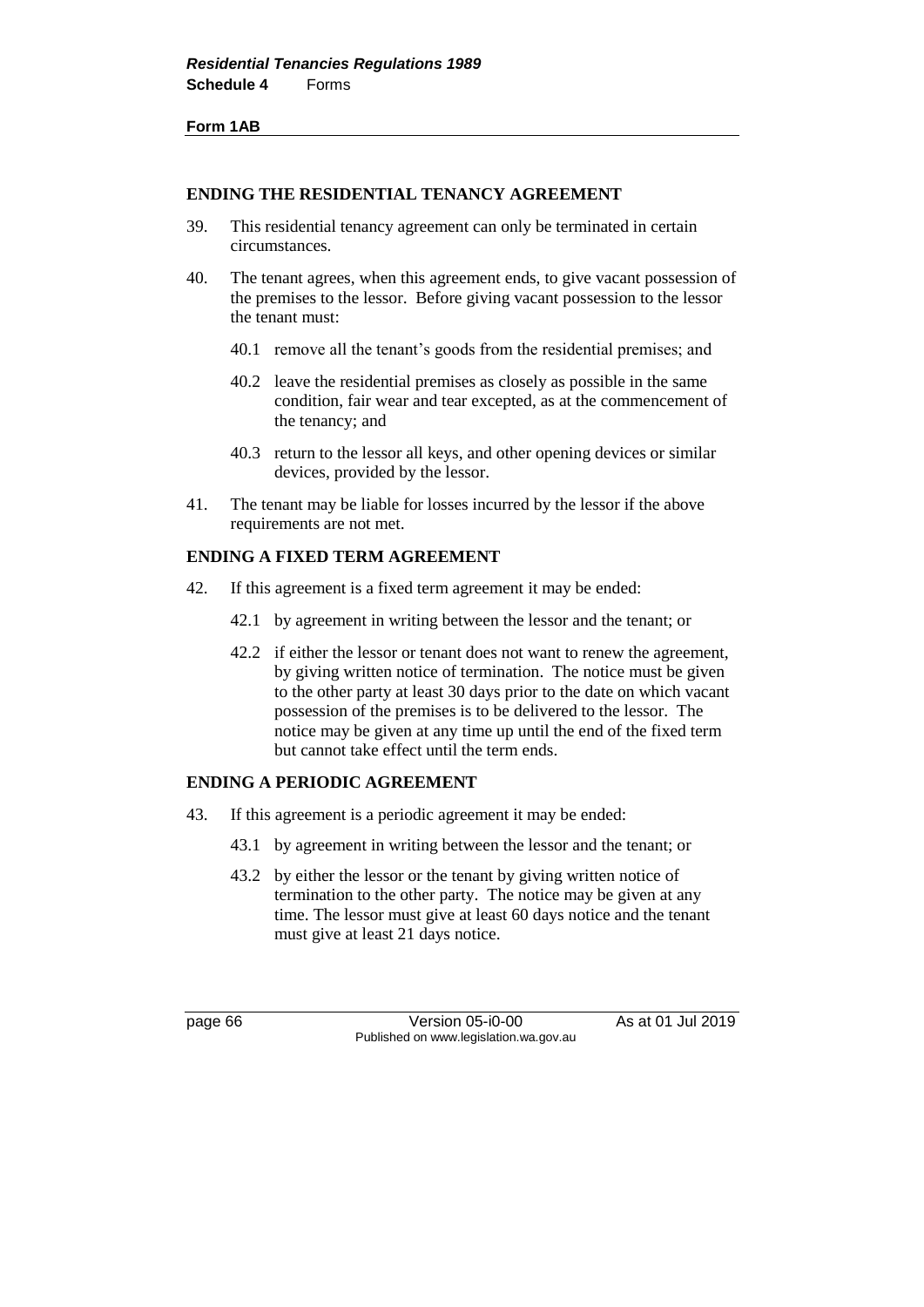**Form 1AB**

### ENDING THE RESIDENTIAL TENANCY AGREEMENT

39. This residential tenancy agreement can only be terminated in certain circumstances.

40. The tenant agrees, when this agreement ends, to give vacant possession of the premises to the lessor. Before giving vacant possession to the lessor the tenant must:

    40.1 remove all the tenant's goods from the residential premises; and

    40.2 leave the residential premises as closely as possible in the same condition, fair wear and tear excepted, as at the commencement of the tenancy; and

    40.3 return to the lessor all keys, and other opening devices or similar devices, provided by the lessor.

41. The tenant may be liable for losses incurred by the lessor if the above requirements are not met.

### ENDING A FIXED TERM AGREEMENT

42. If this agreement is a fixed term agreement it may be ended:

    42.1 by agreement in writing between the lessor and the tenant; or

    42.2 if either the lessor or tenant does not want to renew the agreement, by giving written notice of termination. The notice must be given to the other party at least 30 days prior to the date on which vacant possession of the premises is to be delivered to the lessor. The notice may be given at any time up until the end of the fixed term but cannot take effect until the term ends.

### ENDING A PERIODIC AGREEMENT

43. If this agreement is a periodic agreement it may be ended:

    43.1 by agreement in writing between the lessor and the tenant; or

    43.2 by either the lessor or the tenant by giving written notice of termination to the other party. The notice may be given at any time. The lessor must give at least 60 days notice and the tenant must give at least 21 days notice.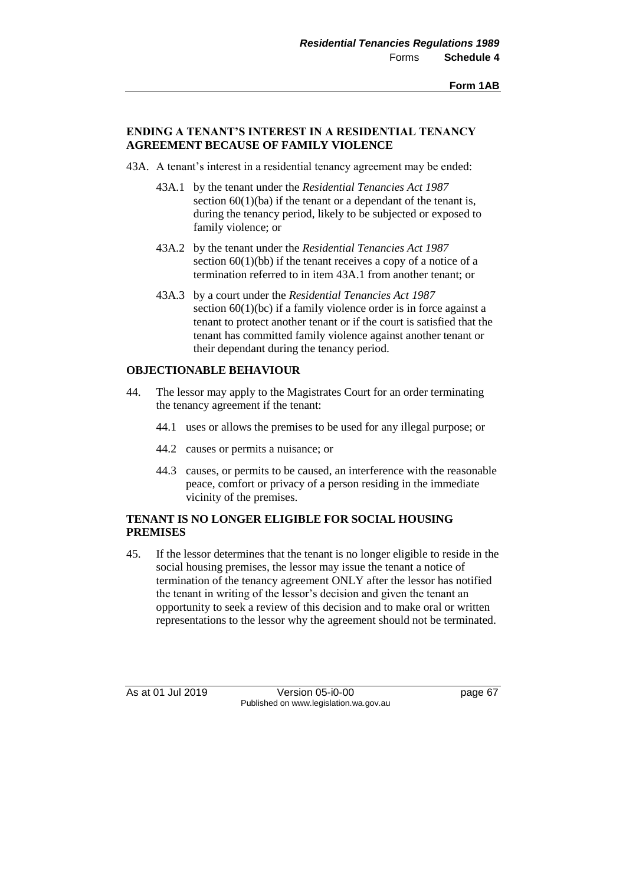**ENDING A TENANT'S INTEREST IN A RESIDENTIAL TENANCY AGREEMENT BECAUSE OF FAMILY VIOLENCE**

43A. A tenant's interest in a residential tenancy agreement may be ended:

- 43A.1 by the tenant under the *Residential Tenancies Act 1987* section 60(1)(ba) if the tenant or a dependant of the tenant is, during the tenancy period, likely to be subjected or exposed to family violence; or
- 43A.2 by the tenant under the *Residential Tenancies Act 1987* section 60(1)(bb) if the tenant receives a copy of a notice of a termination referred to in item 43A.1 from another tenant; or
- 43A.3 by a court under the *Residential Tenancies Act 1987* section 60(1)(bc) if a family violence order is in force against a tenant to protect another tenant or if the court is satisfied that the tenant has committed family violence against another tenant or their dependant during the tenancy period.

**OBJECTIONABLE BEHAVIOUR**

44. The lessor may apply to the Magistrates Court for an order terminating the tenancy agreement if the tenant:

- 44.1 uses or allows the premises to be used for any illegal purpose; or
- 44.2 causes or permits a nuisance; or
- 44.3 causes, or permits to be caused, an interference with the reasonable peace, comfort or privacy of a person residing in the immediate vicinity of the premises.

**TENANT IS NO LONGER ELIGIBLE FOR SOCIAL HOUSING PREMISES**

45. If the lessor determines that the tenant is no longer eligible to reside in the social housing premises, the lessor may issue the tenant a notice of termination of the tenancy agreement ONLY after the lessor has notified the tenant in writing of the lessor's decision and given the tenant an opportunity to seek a review of this decision and to make oral or written representations to the lessor why the agreement should not be terminated.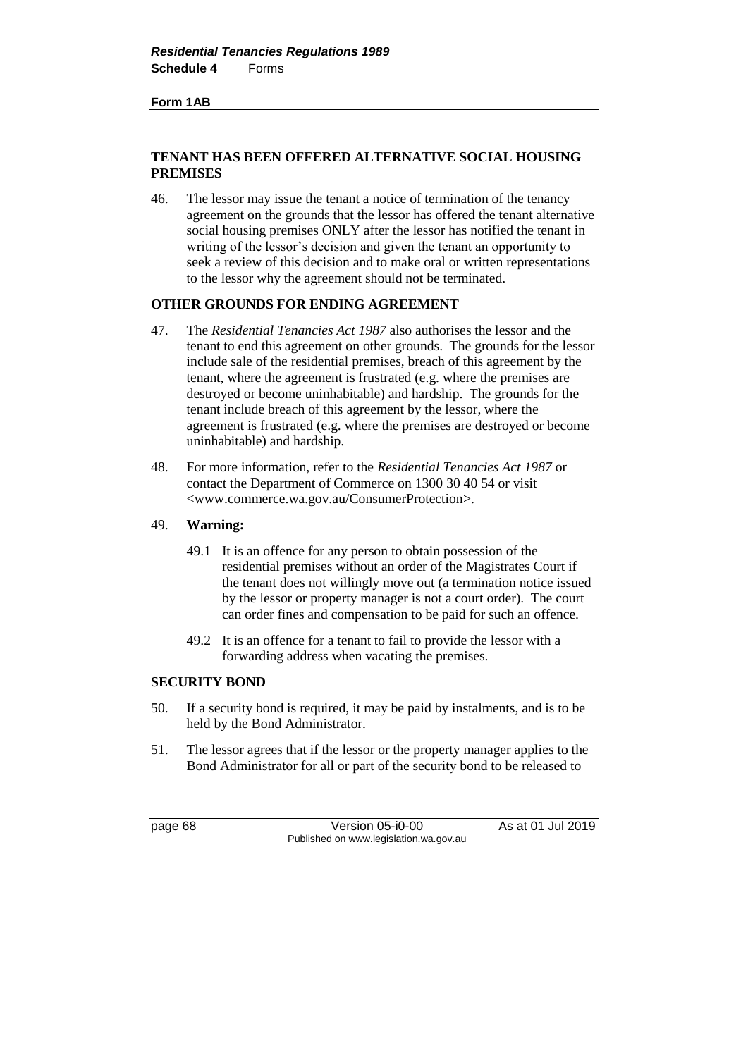**Form 1AB**

**TENANT HAS BEEN OFFERED ALTERNATIVE SOCIAL HOUSING PREMISES**

46. The lessor may issue the tenant a notice of termination of the tenancy agreement on the grounds that the lessor has offered the tenant alternative social housing premises ONLY after the lessor has notified the tenant in writing of the lessor's decision and given the tenant an opportunity to seek a review of this decision and to make oral or written representations to the lessor why the agreement should not be terminated.

**OTHER GROUNDS FOR ENDING AGREEMENT**

47. The *Residential Tenancies Act 1987* also authorises the lessor and the tenant to end this agreement on other grounds. The grounds for the lessor include sale of the residential premises, breach of this agreement by the tenant, where the agreement is frustrated (e.g. where the premises are destroyed or become uninhabitable) and hardship. The grounds for the tenant include breach of this agreement by the lessor, where the agreement is frustrated (e.g. where the premises are destroyed or become uninhabitable) and hardship.

48. For more information, refer to the *Residential Tenancies Act 1987* or contact the Department of Commerce on 1300 30 40 54 or visit <www.commerce.wa.gov.au/ConsumerProtection>.

49. **Warning:**

    49.1 It is an offence for any person to obtain possession of the residential premises without an order of the Magistrates Court if the tenant does not willingly move out (a termination notice issued by the lessor or property manager is not a court order). The court can order fines and compensation to be paid for such an offence.

    49.2 It is an offence for a tenant to fail to provide the lessor with a forwarding address when vacating the premises.

**SECURITY BOND**

50. If a security bond is required, it may be paid by instalments, and is to be held by the Bond Administrator.

51. The lessor agrees that if the lessor or the property manager applies to the Bond Administrator for all or part of the security bond to be released to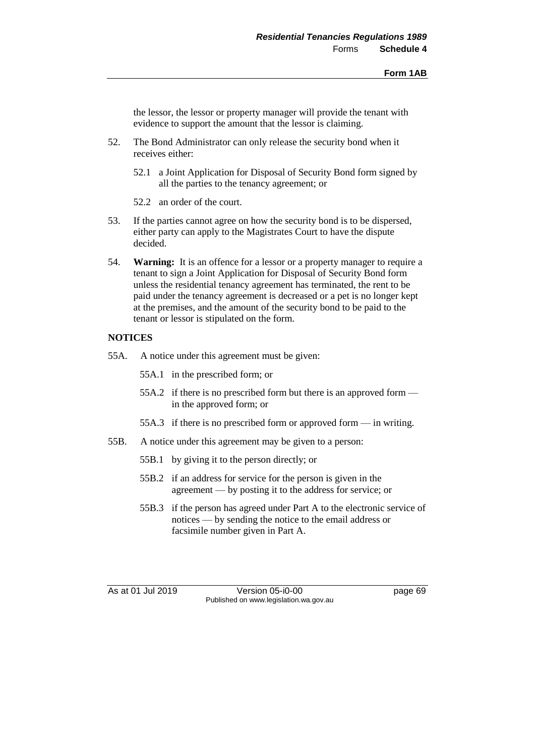the lessor, the lessor or property manager will provide the tenant with evidence to support the amount that the lessor is claiming.

52. The Bond Administrator can only release the security bond when it receives either:

    52.1 a Joint Application for Disposal of Security Bond form signed by all the parties to the tenancy agreement; or

    52.2 an order of the court.

53. If the parties cannot agree on how the security bond is to be dispersed, either party can apply to the Magistrates Court to have the dispute decided.

54. **Warning:** It is an offence for a lessor or a property manager to require a tenant to sign a Joint Application for Disposal of Security Bond form unless the residential tenancy agreement has terminated, the rent to be paid under the tenancy agreement is decreased or a pet is no longer kept at the premises, and the amount of the security bond to be paid to the tenant or lessor is stipulated on the form.

**NOTICES**

55A. A notice under this agreement must be given:

    55A.1 in the prescribed form; or

    55A.2 if there is no prescribed form but there is an approved form — in the approved form; or

    55A.3 if there is no prescribed form or approved form — in writing.

55B. A notice under this agreement may be given to a person:

    55B.1 by giving it to the person directly; or

    55B.2 if an address for service for the person is given in the agreement — by posting it to the address for service; or

    55B.3 if the person has agreed under Part A to the electronic service of notices — by sending the notice to the email address or facsimile number given in Part A.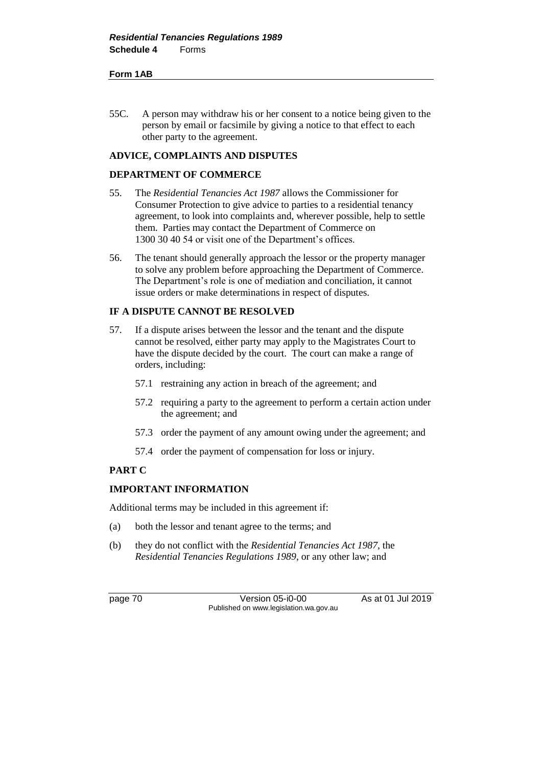55C. A person may withdraw his or her consent to a notice being given to the person by email or facsimile by giving a notice to that effect to each other party to the agreement.

**ADVICE, COMPLAINTS AND DISPUTES**

**DEPARTMENT OF COMMERCE**

55. The *Residential Tenancies Act 1987* allows the Commissioner for Consumer Protection to give advice to parties to a residential tenancy agreement, to look into complaints and, wherever possible, help to settle them. Parties may contact the Department of Commerce on 1300 30 40 54 or visit one of the Department's offices.

56. The tenant should generally approach the lessor or the property manager to solve any problem before approaching the Department of Commerce. The Department's role is one of mediation and conciliation, it cannot issue orders or make determinations in respect of disputes.

**IF A DISPUTE CANNOT BE RESOLVED**

57. If a dispute arises between the lessor and the tenant and the dispute cannot be resolved, either party may apply to the Magistrates Court to have the dispute decided by the court. The court can make a range of orders, including:

    57.1 restraining any action in breach of the agreement; and

    57.2 requiring a party to the agreement to perform a certain action under the agreement; and

    57.3 order the payment of any amount owing under the agreement; and

    57.4 order the payment of compensation for loss or injury.

**PART C**

**IMPORTANT INFORMATION**

Additional terms may be included in this agreement if:

(a) both the lessor and tenant agree to the terms; and

(b) they do not conflict with the *Residential Tenancies Act 1987*, the *Residential Tenancies Regulations 1989*, or any other law; and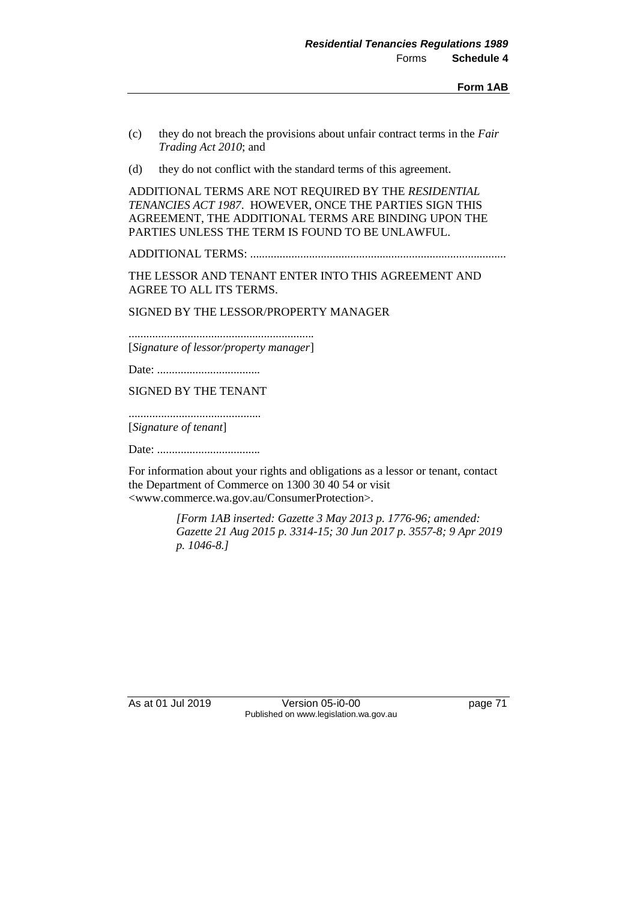(c) they do not breach the provisions about unfair contract terms in the *Fair Trading Act 2010*; and

(d) they do not conflict with the standard terms of this agreement.

ADDITIONAL TERMS ARE NOT REQUIRED BY THE *RESIDENTIAL TENANCIES ACT 1987*. HOWEVER, ONCE THE PARTIES SIGN THIS AGREEMENT, THE ADDITIONAL TERMS ARE BINDING UPON THE PARTIES UNLESS THE TERM IS FOUND TO BE UNLAWFUL.

ADDITIONAL TERMS: ......................................................................................

THE LESSOR AND TENANT ENTER INTO THIS AGREEMENT AND AGREE TO ALL ITS TERMS.

SIGNED BY THE LESSOR/PROPERTY MANAGER

..............................................................
[*Signature of lessor/property manager*]

Date: ...................................

SIGNED BY THE TENANT

.............................................
[*Signature of tenant*]

Date: ...................................

For information about your rights and obligations as a lessor or tenant, contact the Department of Commerce on 1300 30 40 54 or visit <www.commerce.wa.gov.au/ConsumerProtection>.

*[Form 1AB inserted: Gazette 3 May 2013 p. 1776-96; amended: Gazette 21 Aug 2015 p. 3314-15; 30 Jun 2017 p. 3557-8; 9 Apr 2019 p. 1046-8.]*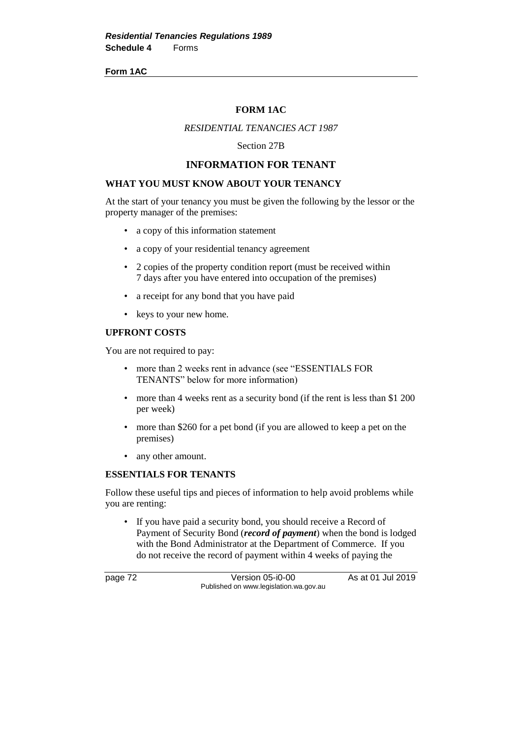**Form 1AC**

## FORM 1AC

*RESIDENTIAL TENANCIES ACT 1987*

Section 27B

# INFORMATION FOR TENANT

### WHAT YOU MUST KNOW ABOUT YOUR TENANCY

At the start of your tenancy you must be given the following by the lessor or the property manager of the premises:

- a copy of this information statement
- a copy of your residential tenancy agreement
- 2 copies of the property condition report (must be received within 7 days after you have entered into occupation of the premises)
- a receipt for any bond that you have paid
- keys to your new home.

### UPFRONT COSTS

You are not required to pay:

- more than 2 weeks rent in advance (see "ESSENTIALS FOR TENANTS" below for more information)
- more than 4 weeks rent as a security bond (if the rent is less than $1 200 per week)
- more than $260 for a pet bond (if you are allowed to keep a pet on the premises)
- any other amount.

### ESSENTIALS FOR TENANTS

Follow these useful tips and pieces of information to help avoid problems while you are renting:

- If you have paid a security bond, you should receive a Record of Payment of Security Bond (***record of payment***) when the bond is lodged with the Bond Administrator at the Department of Commerce. If you do not receive the record of payment within 4 weeks of paying the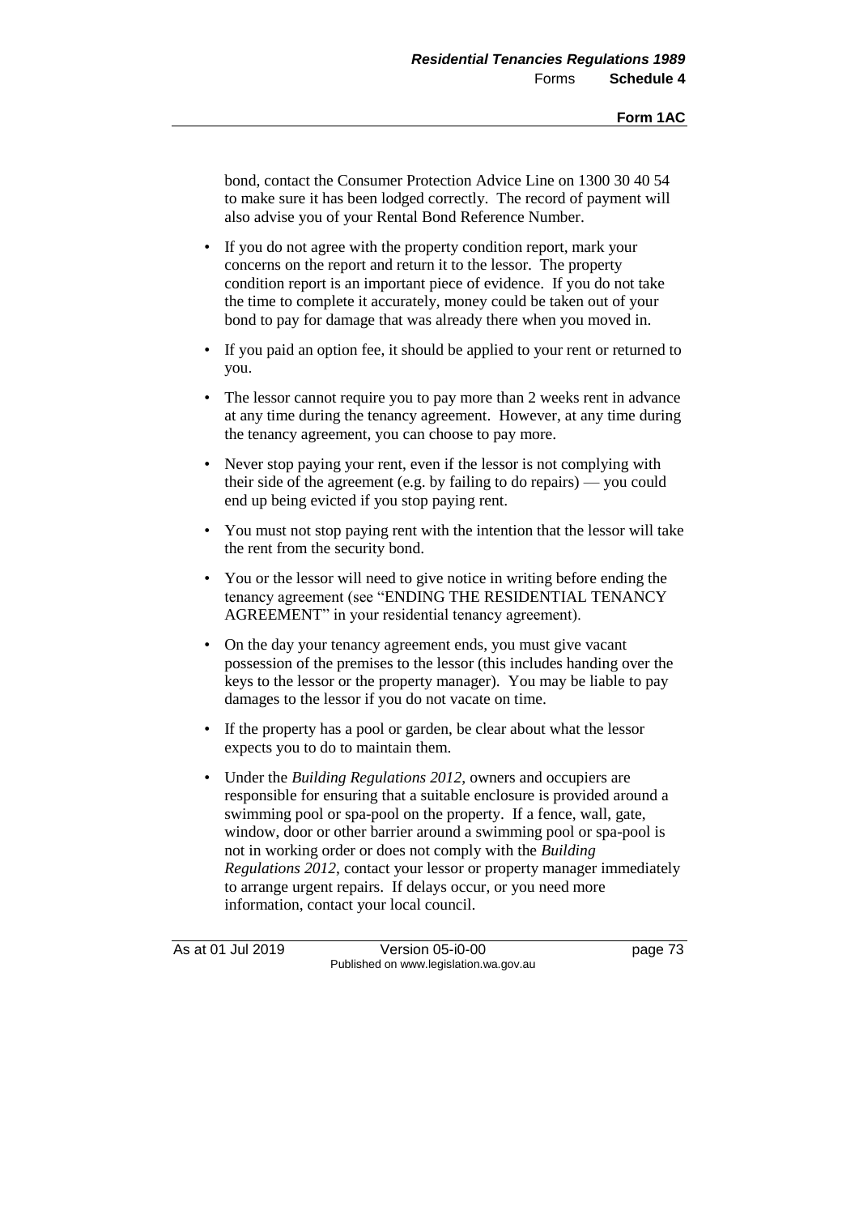bond, contact the Consumer Protection Advice Line on 1300 30 40 54 to make sure it has been lodged correctly. The record of payment will also advise you of your Rental Bond Reference Number.

- If you do not agree with the property condition report, mark your concerns on the report and return it to the lessor. The property condition report is an important piece of evidence. If you do not take the time to complete it accurately, money could be taken out of your bond to pay for damage that was already there when you moved in.
- If you paid an option fee, it should be applied to your rent or returned to you.
- The lessor cannot require you to pay more than 2 weeks rent in advance at any time during the tenancy agreement. However, at any time during the tenancy agreement, you can choose to pay more.
- Never stop paying your rent, even if the lessor is not complying with their side of the agreement (e.g. by failing to do repairs) — you could end up being evicted if you stop paying rent.
- You must not stop paying rent with the intention that the lessor will take the rent from the security bond.
- You or the lessor will need to give notice in writing before ending the tenancy agreement (see "ENDING THE RESIDENTIAL TENANCY AGREEMENT" in your residential tenancy agreement).
- On the day your tenancy agreement ends, you must give vacant possession of the premises to the lessor (this includes handing over the keys to the lessor or the property manager). You may be liable to pay damages to the lessor if you do not vacate on time.
- If the property has a pool or garden, be clear about what the lessor expects you to do to maintain them.
- Under the *Building Regulations 2012*, owners and occupiers are responsible for ensuring that a suitable enclosure is provided around a swimming pool or spa-pool on the property. If a fence, wall, gate, window, door or other barrier around a swimming pool or spa-pool is not in working order or does not comply with the *Building Regulations 2012*, contact your lessor or property manager immediately to arrange urgent repairs. If delays occur, or you need more information, contact your local council.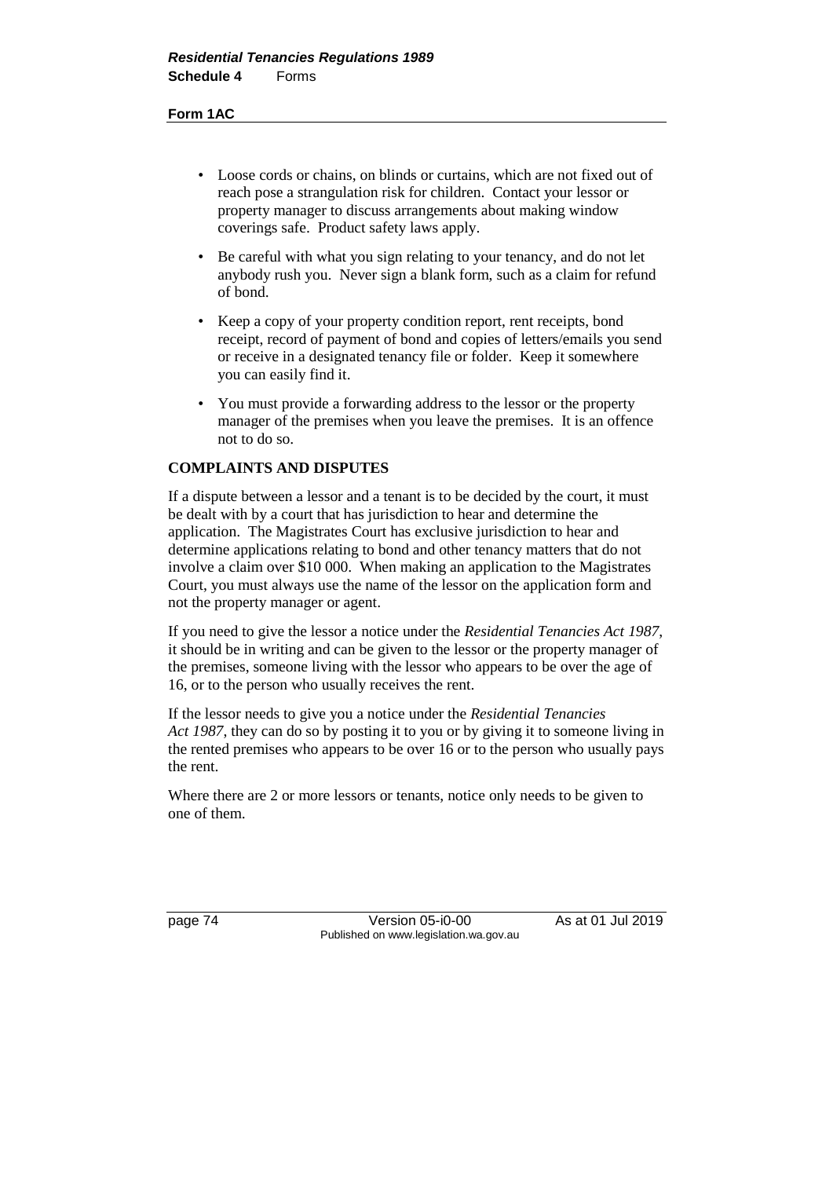- Loose cords or chains, on blinds or curtains, which are not fixed out of reach pose a strangulation risk for children. Contact your lessor or property manager to discuss arrangements about making window coverings safe. Product safety laws apply.
- Be careful with what you sign relating to your tenancy, and do not let anybody rush you. Never sign a blank form, such as a claim for refund of bond.
- Keep a copy of your property condition report, rent receipts, bond receipt, record of payment of bond and copies of letters/emails you send or receive in a designated tenancy file or folder. Keep it somewhere you can easily find it.
- You must provide a forwarding address to the lessor or the property manager of the premises when you leave the premises. It is an offence not to do so.

**COMPLAINTS AND DISPUTES**

If a dispute between a lessor and a tenant is to be decided by the court, it must be dealt with by a court that has jurisdiction to hear and determine the application. The Magistrates Court has exclusive jurisdiction to hear and determine applications relating to bond and other tenancy matters that do not involve a claim over $10 000. When making an application to the Magistrates Court, you must always use the name of the lessor on the application form and not the property manager or agent.

If you need to give the lessor a notice under the *Residential Tenancies Act 1987*, it should be in writing and can be given to the lessor or the property manager of the premises, someone living with the lessor who appears to be over the age of 16, or to the person who usually receives the rent.

If the lessor needs to give you a notice under the *Residential Tenancies Act 1987*, they can do so by posting it to you or by giving it to someone living in the rented premises who appears to be over 16 or to the person who usually pays the rent.

Where there are 2 or more lessors or tenants, notice only needs to be given to one of them.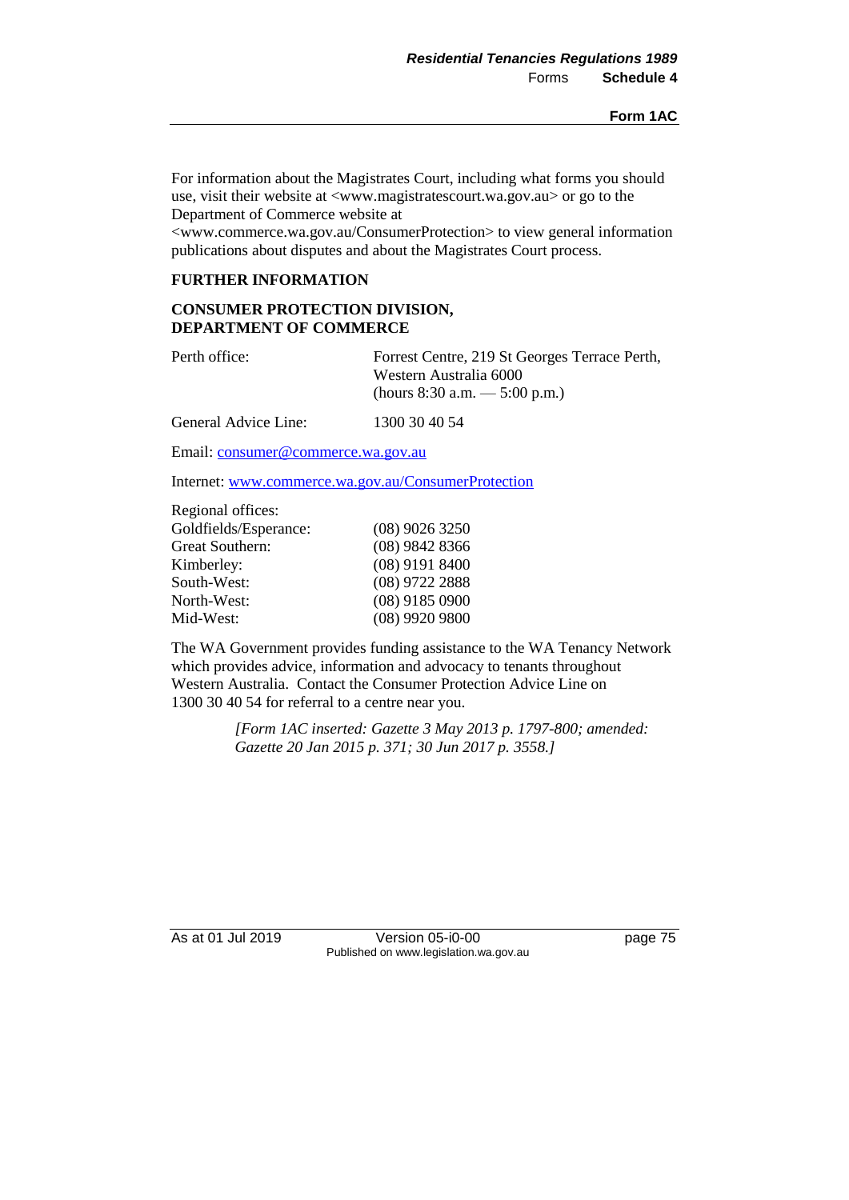For information about the Magistrates Court, including what forms you should use, visit their website at <www.magistratescourt.wa.gov.au> or go to the Department of Commerce website at <www.commerce.wa.gov.au/ConsumerProtection> to view general information publications about disputes and about the Magistrates Court process.

**FURTHER INFORMATION**

**CONSUMER PROTECTION DIVISION, DEPARTMENT OF COMMERCE**

| | |
|---|---|
| Perth office: | Forrest Centre, 219 St Georges Terrace Perth, Western Australia 6000 (hours 8:30 a.m. — 5:00 p.m.) |
| General Advice Line: | 1300 30 40 54 |

Email: consumer@commerce.wa.gov.au

Internet: www.commerce.wa.gov.au/ConsumerProtection

Regional offices:

| | |
|---|---|
| Goldfields/Esperance: | (08) 9026 3250 |
| Great Southern: | (08) 9842 8366 |
| Kimberley: | (08) 9191 8400 |
| South-West: | (08) 9722 2888 |
| North-West: | (08) 9185 0900 |
| Mid-West: | (08) 9920 9800 |

The WA Government provides funding assistance to the WA Tenancy Network which provides advice, information and advocacy to tenants throughout Western Australia. Contact the Consumer Protection Advice Line on 1300 30 40 54 for referral to a centre near you.

*[Form 1AC inserted: Gazette 3 May 2013 p. 1797-800; amended: Gazette 20 Jan 2015 p. 371; 30 Jun 2017 p. 3558.]*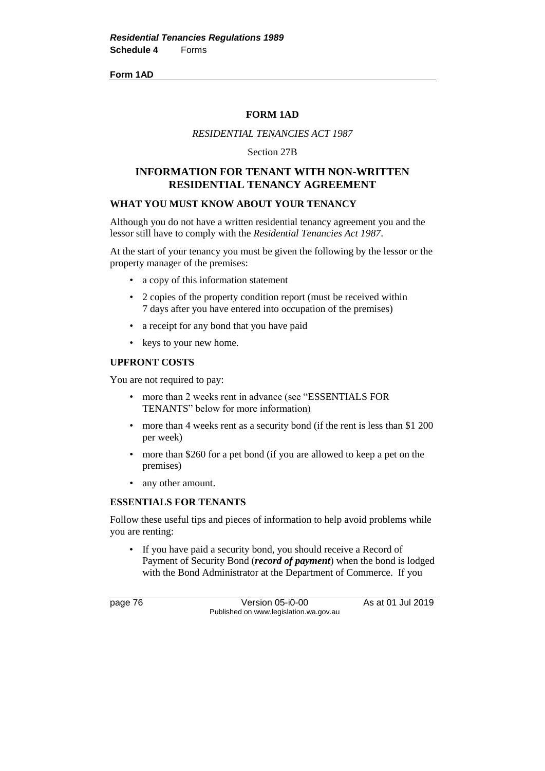**Form 1AD**

## FORM 1AD

*RESIDENTIAL TENANCIES ACT 1987*

Section 27B

## INFORMATION FOR TENANT WITH NON-WRITTEN RESIDENTIAL TENANCY AGREEMENT

### WHAT YOU MUST KNOW ABOUT YOUR TENANCY

Although you do not have a written residential tenancy agreement you and the lessor still have to comply with the *Residential Tenancies Act 1987*.

At the start of your tenancy you must be given the following by the lessor or the property manager of the premises:

- a copy of this information statement
- 2 copies of the property condition report (must be received within 7 days after you have entered into occupation of the premises)
- a receipt for any bond that you have paid
- keys to your new home.

### UPFRONT COSTS

You are not required to pay:

- more than 2 weeks rent in advance (see "ESSENTIALS FOR TENANTS" below for more information)
- more than 4 weeks rent as a security bond (if the rent is less than $1 200 per week)
- more than $260 for a pet bond (if you are allowed to keep a pet on the premises)
- any other amount.

### ESSENTIALS FOR TENANTS

Follow these useful tips and pieces of information to help avoid problems while you are renting:

- If you have paid a security bond, you should receive a Record of Payment of Security Bond (***record of payment***) when the bond is lodged with the Bond Administrator at the Department of Commerce. If you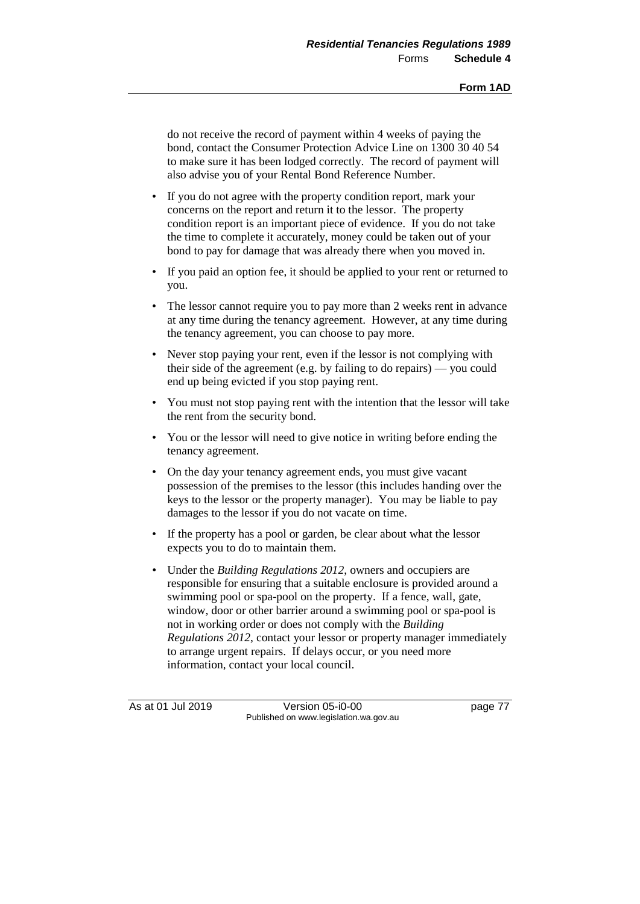do not receive the record of payment within 4 weeks of paying the bond, contact the Consumer Protection Advice Line on 1300 30 40 54 to make sure it has been lodged correctly. The record of payment will also advise you of your Rental Bond Reference Number.

- If you do not agree with the property condition report, mark your concerns on the report and return it to the lessor. The property condition report is an important piece of evidence. If you do not take the time to complete it accurately, money could be taken out of your bond to pay for damage that was already there when you moved in.
- If you paid an option fee, it should be applied to your rent or returned to you.
- The lessor cannot require you to pay more than 2 weeks rent in advance at any time during the tenancy agreement. However, at any time during the tenancy agreement, you can choose to pay more.
- Never stop paying your rent, even if the lessor is not complying with their side of the agreement (e.g. by failing to do repairs) — you could end up being evicted if you stop paying rent.
- You must not stop paying rent with the intention that the lessor will take the rent from the security bond.
- You or the lessor will need to give notice in writing before ending the tenancy agreement.
- On the day your tenancy agreement ends, you must give vacant possession of the premises to the lessor (this includes handing over the keys to the lessor or the property manager). You may be liable to pay damages to the lessor if you do not vacate on time.
- If the property has a pool or garden, be clear about what the lessor expects you to do to maintain them.
- Under the *Building Regulations 2012*, owners and occupiers are responsible for ensuring that a suitable enclosure is provided around a swimming pool or spa-pool on the property. If a fence, wall, gate, window, door or other barrier around a swimming pool or spa-pool is not in working order or does not comply with the *Building Regulations 2012*, contact your lessor or property manager immediately to arrange urgent repairs. If delays occur, or you need more information, contact your local council.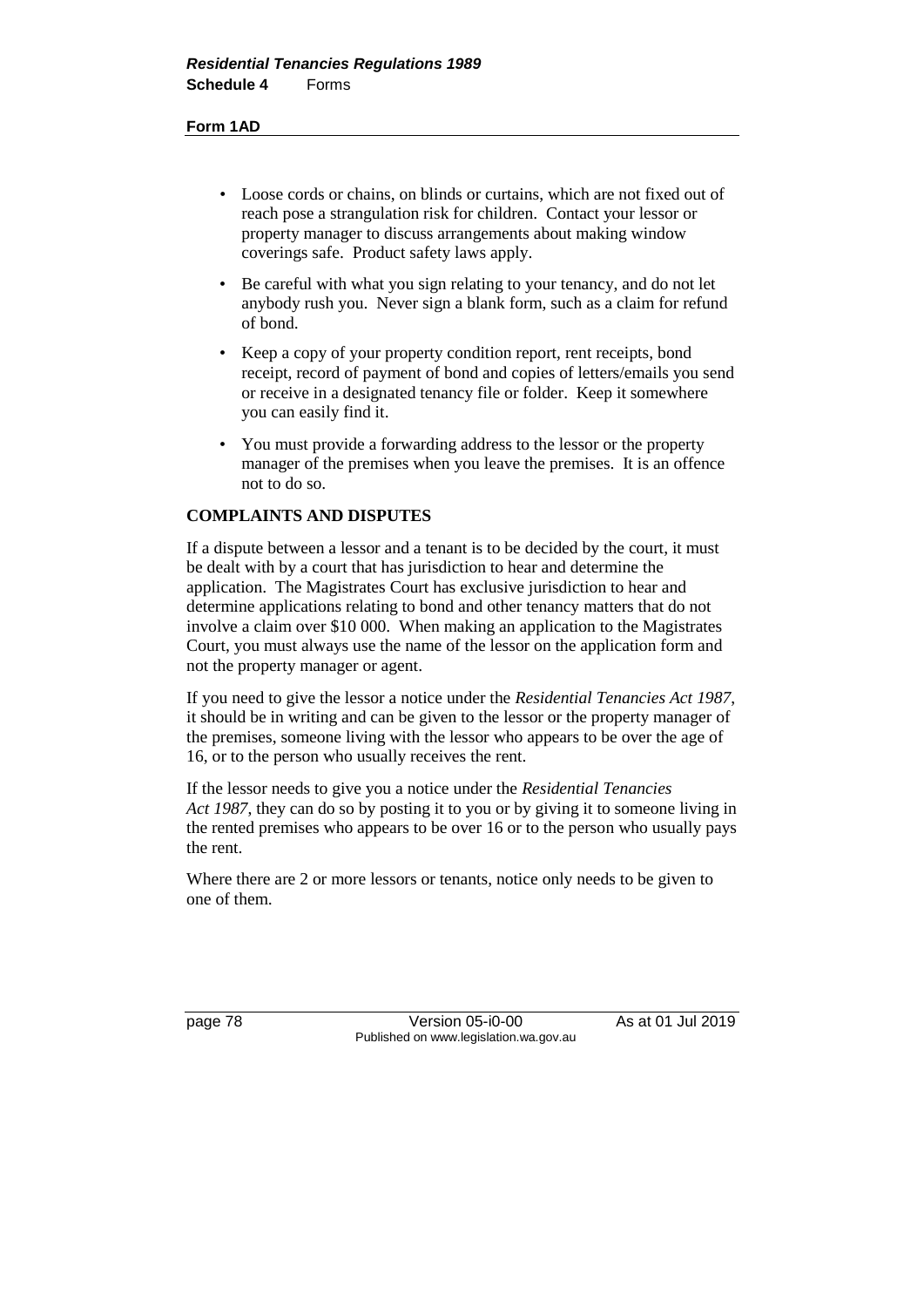- Loose cords or chains, on blinds or curtains, which are not fixed out of reach pose a strangulation risk for children. Contact your lessor or property manager to discuss arrangements about making window coverings safe. Product safety laws apply.
- Be careful with what you sign relating to your tenancy, and do not let anybody rush you. Never sign a blank form, such as a claim for refund of bond.
- Keep a copy of your property condition report, rent receipts, bond receipt, record of payment of bond and copies of letters/emails you send or receive in a designated tenancy file or folder. Keep it somewhere you can easily find it.
- You must provide a forwarding address to the lessor or the property manager of the premises when you leave the premises. It is an offence not to do so.

**COMPLAINTS AND DISPUTES**

If a dispute between a lessor and a tenant is to be decided by the court, it must be dealt with by a court that has jurisdiction to hear and determine the application. The Magistrates Court has exclusive jurisdiction to hear and determine applications relating to bond and other tenancy matters that do not involve a claim over $10 000. When making an application to the Magistrates Court, you must always use the name of the lessor on the application form and not the property manager or agent.

If you need to give the lessor a notice under the *Residential Tenancies Act 1987*, it should be in writing and can be given to the lessor or the property manager of the premises, someone living with the lessor who appears to be over the age of 16, or to the person who usually receives the rent.

If the lessor needs to give you a notice under the *Residential Tenancies Act 1987*, they can do so by posting it to you or by giving it to someone living in the rented premises who appears to be over 16 or to the person who usually pays the rent.

Where there are 2 or more lessors or tenants, notice only needs to be given to one of them.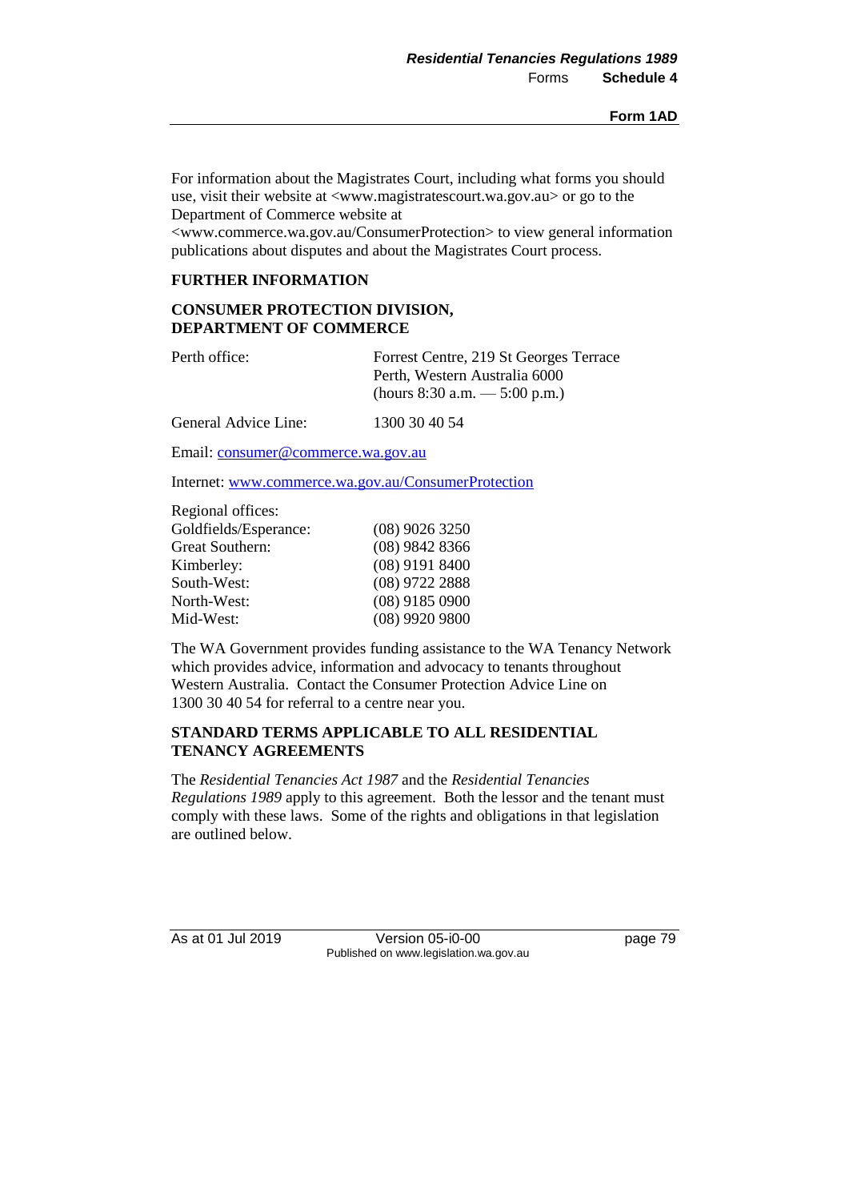For information about the Magistrates Court, including what forms you should use, visit their website at <www.magistratescourt.wa.gov.au> or go to the Department of Commerce website at <www.commerce.wa.gov.au/ConsumerProtection> to view general information publications about disputes and about the Magistrates Court process.

**FURTHER INFORMATION**

**CONSUMER PROTECTION DIVISION, DEPARTMENT OF COMMERCE**

| | |
|---|---|
| Perth office: | Forrest Centre, 219 St Georges Terrace Perth, Western Australia 6000 (hours 8:30 a.m. — 5:00 p.m.) |
| General Advice Line: | 1300 30 40 54 |

Email: consumer@commerce.wa.gov.au

Internet: www.commerce.wa.gov.au/ConsumerProtection

Regional offices:

| | |
|---|---|
| Goldfields/Esperance: | (08) 9026 3250 |
| Great Southern: | (08) 9842 8366 |
| Kimberley: | (08) 9191 8400 |
| South-West: | (08) 9722 2888 |
| North-West: | (08) 9185 0900 |
| Mid-West: | (08) 9920 9800 |

The WA Government provides funding assistance to the WA Tenancy Network which provides advice, information and advocacy to tenants throughout Western Australia. Contact the Consumer Protection Advice Line on 1300 30 40 54 for referral to a centre near you.

**STANDARD TERMS APPLICABLE TO ALL RESIDENTIAL TENANCY AGREEMENTS**

The *Residential Tenancies Act 1987* and the *Residential Tenancies Regulations 1989* apply to this agreement. Both the lessor and the tenant must comply with these laws. Some of the rights and obligations in that legislation are outlined below.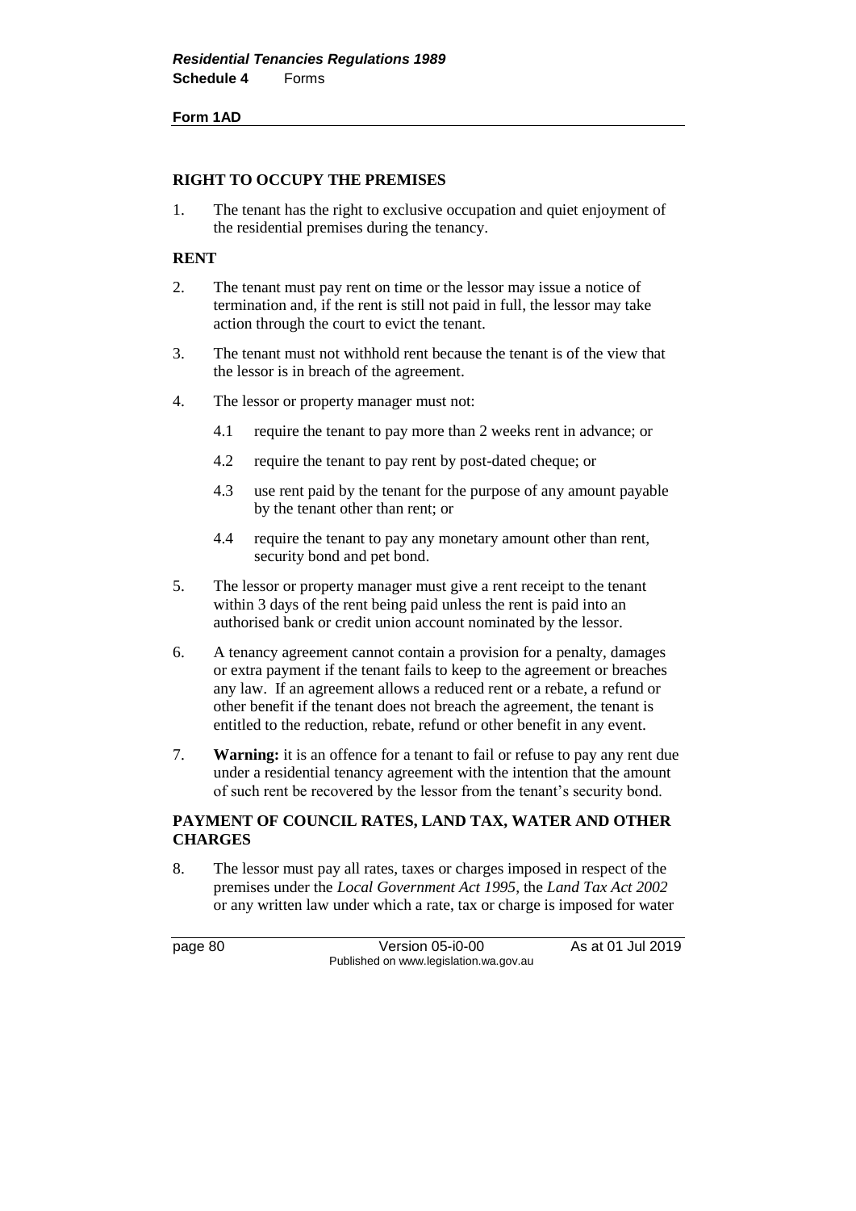**Form 1AD**

## RIGHT TO OCCUPY THE PREMISES

1. The tenant has the right to exclusive occupation and quiet enjoyment of the residential premises during the tenancy.

## RENT

2. The tenant must pay rent on time or the lessor may issue a notice of termination and, if the rent is still not paid in full, the lessor may take action through the court to evict the tenant.

3. The tenant must not withhold rent because the tenant is of the view that the lessor is in breach of the agreement.

4. The lessor or property manager must not:

   4.1 require the tenant to pay more than 2 weeks rent in advance; or

   4.2 require the tenant to pay rent by post-dated cheque; or

   4.3 use rent paid by the tenant for the purpose of any amount payable by the tenant other than rent; or

   4.4 require the tenant to pay any monetary amount other than rent, security bond and pet bond.

5. The lessor or property manager must give a rent receipt to the tenant within 3 days of the rent being paid unless the rent is paid into an authorised bank or credit union account nominated by the lessor.

6. A tenancy agreement cannot contain a provision for a penalty, damages or extra payment if the tenant fails to keep to the agreement or breaches any law. If an agreement allows a reduced rent or a rebate, a refund or other benefit if the tenant does not breach the agreement, the tenant is entitled to the reduction, rebate, refund or other benefit in any event.

7. **Warning:** it is an offence for a tenant to fail or refuse to pay any rent due under a residential tenancy agreement with the intention that the amount of such rent be recovered by the lessor from the tenant's security bond.

## PAYMENT OF COUNCIL RATES, LAND TAX, WATER AND OTHER CHARGES

8. The lessor must pay all rates, taxes or charges imposed in respect of the premises under the *Local Government Act 1995*, the *Land Tax Act 2002* or any written law under which a rate, tax or charge is imposed for water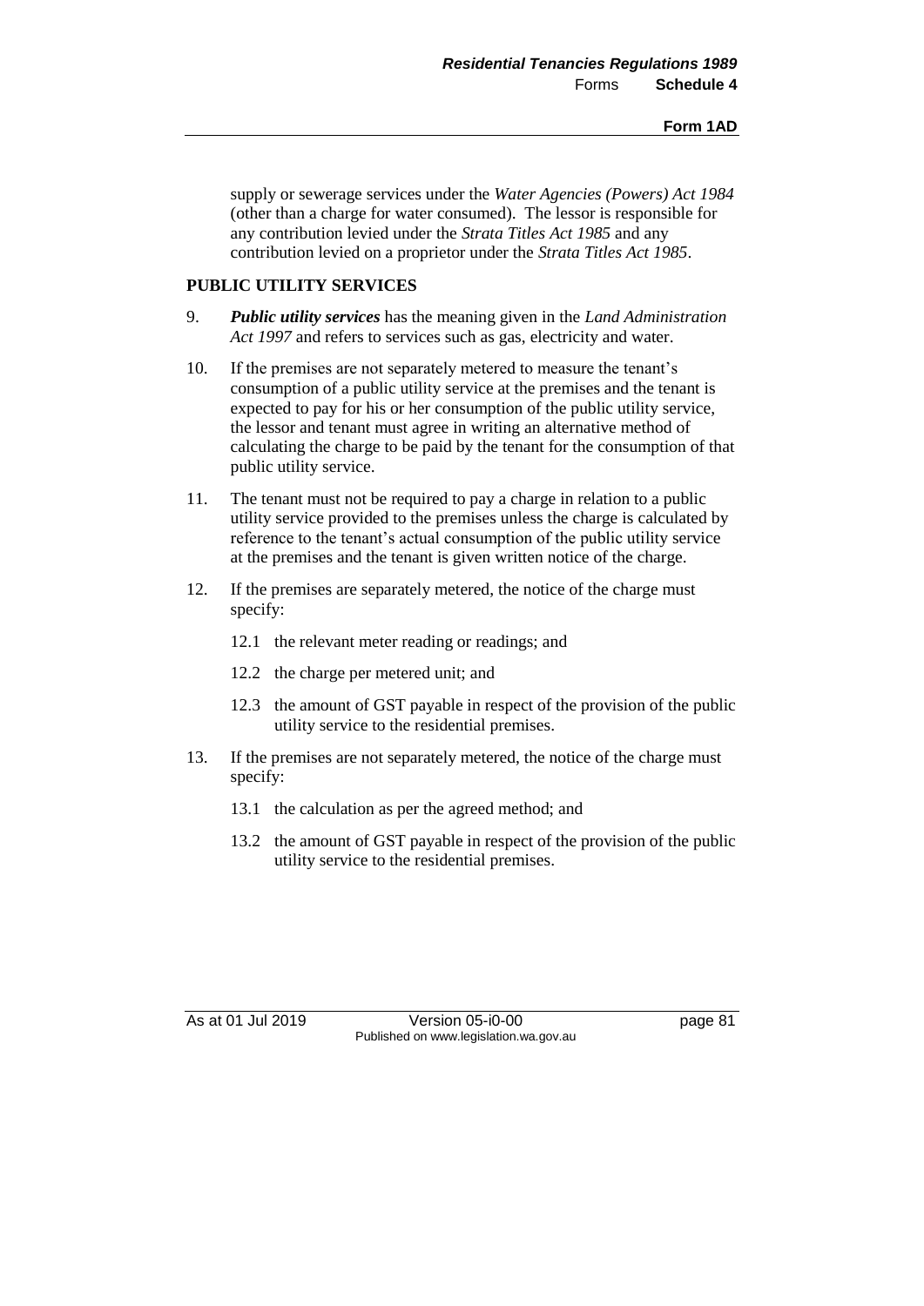supply or sewerage services under the *Water Agencies (Powers) Act 1984* (other than a charge for water consumed). The lessor is responsible for any contribution levied under the *Strata Titles Act 1985* and any contribution levied on a proprietor under the *Strata Titles Act 1985*.

**PUBLIC UTILITY SERVICES**

9. ***Public utility services*** has the meaning given in the *Land Administration Act 1997* and refers to services such as gas, electricity and water.

10. If the premises are not separately metered to measure the tenant's consumption of a public utility service at the premises and the tenant is expected to pay for his or her consumption of the public utility service, the lessor and tenant must agree in writing an alternative method of calculating the charge to be paid by the tenant for the consumption of that public utility service.

11. The tenant must not be required to pay a charge in relation to a public utility service provided to the premises unless the charge is calculated by reference to the tenant's actual consumption of the public utility service at the premises and the tenant is given written notice of the charge.

12. If the premises are separately metered, the notice of the charge must specify:

    12.1 the relevant meter reading or readings; and

    12.2 the charge per metered unit; and

    12.3 the amount of GST payable in respect of the provision of the public utility service to the residential premises.

13. If the premises are not separately metered, the notice of the charge must specify:

    13.1 the calculation as per the agreed method; and

    13.2 the amount of GST payable in respect of the provision of the public utility service to the residential premises.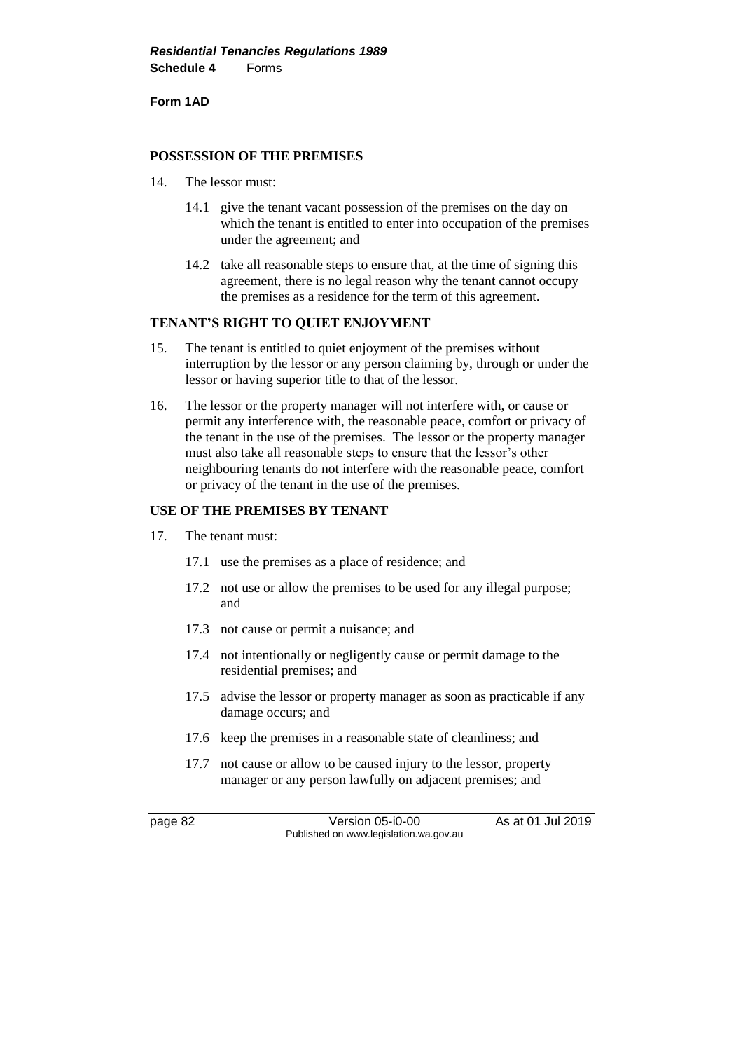**Form 1AD**

### POSSESSION OF THE PREMISES

14. The lessor must:

    14.1 give the tenant vacant possession of the premises on the day on which the tenant is entitled to enter into occupation of the premises under the agreement; and

    14.2 take all reasonable steps to ensure that, at the time of signing this agreement, there is no legal reason why the tenant cannot occupy the premises as a residence for the term of this agreement.

### TENANT'S RIGHT TO QUIET ENJOYMENT

15. The tenant is entitled to quiet enjoyment of the premises without interruption by the lessor or any person claiming by, through or under the lessor or having superior title to that of the lessor.

16. The lessor or the property manager will not interfere with, or cause or permit any interference with, the reasonable peace, comfort or privacy of the tenant in the use of the premises. The lessor or the property manager must also take all reasonable steps to ensure that the lessor's other neighbouring tenants do not interfere with the reasonable peace, comfort or privacy of the tenant in the use of the premises.

### USE OF THE PREMISES BY TENANT

17. The tenant must:

    17.1 use the premises as a place of residence; and

    17.2 not use or allow the premises to be used for any illegal purpose; and

    17.3 not cause or permit a nuisance; and

    17.4 not intentionally or negligently cause or permit damage to the residential premises; and

    17.5 advise the lessor or property manager as soon as practicable if any damage occurs; and

    17.6 keep the premises in a reasonable state of cleanliness; and

    17.7 not cause or allow to be caused injury to the lessor, property manager or any person lawfully on adjacent premises; and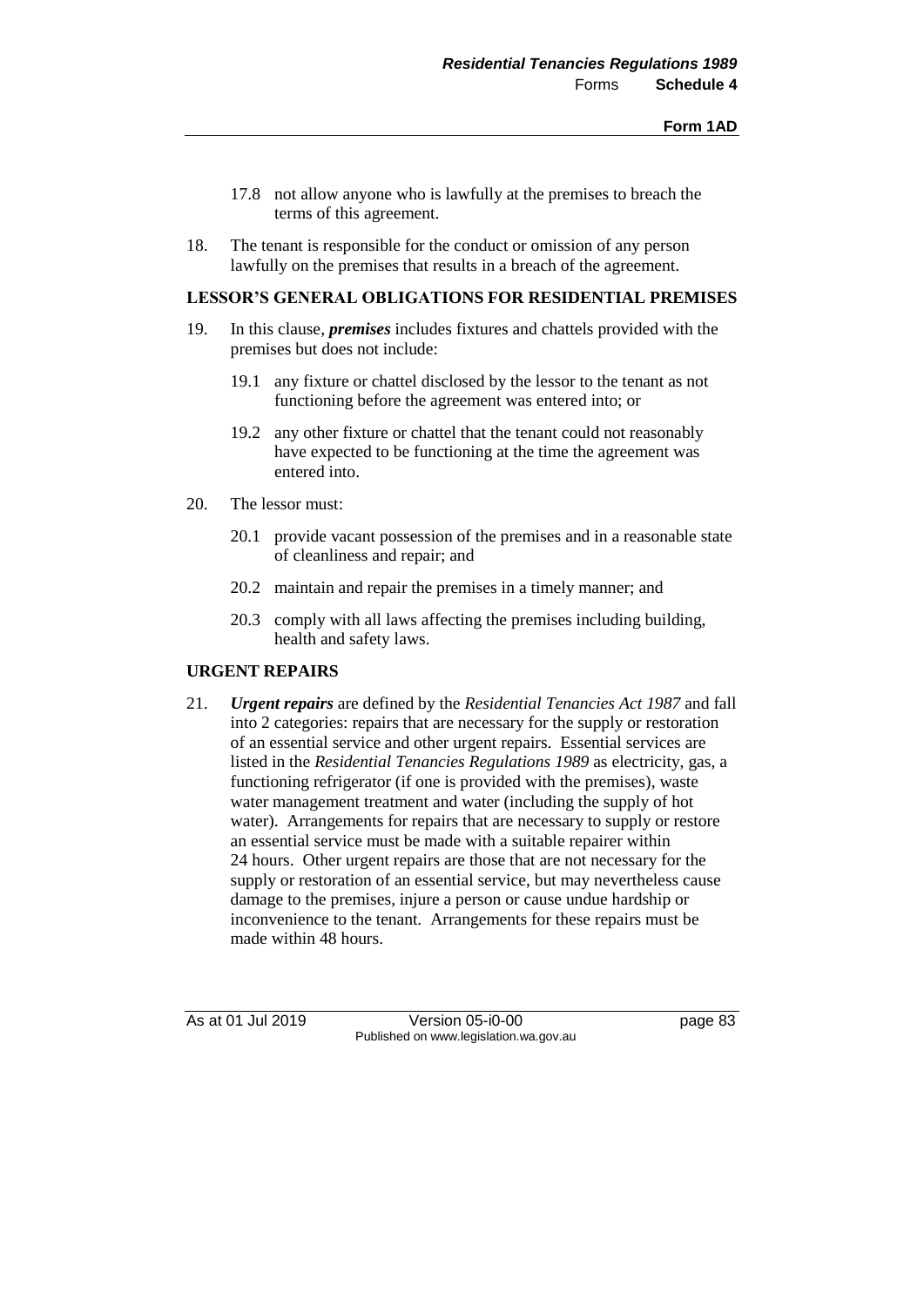17.8 not allow anyone who is lawfully at the premises to breach the terms of this agreement.

18. The tenant is responsible for the conduct or omission of any person lawfully on the premises that results in a breach of the agreement.

**LESSOR'S GENERAL OBLIGATIONS FOR RESIDENTIAL PREMISES**

19. In this clause, ***premises*** includes fixtures and chattels provided with the premises but does not include:

    19.1 any fixture or chattel disclosed by the lessor to the tenant as not functioning before the agreement was entered into; or

    19.2 any other fixture or chattel that the tenant could not reasonably have expected to be functioning at the time the agreement was entered into.

20. The lessor must:

    20.1 provide vacant possession of the premises and in a reasonable state of cleanliness and repair; and

    20.2 maintain and repair the premises in a timely manner; and

    20.3 comply with all laws affecting the premises including building, health and safety laws.

**URGENT REPAIRS**

21. ***Urgent repairs*** are defined by the *Residential Tenancies Act 1987* and fall into 2 categories: repairs that are necessary for the supply or restoration of an essential service and other urgent repairs. Essential services are listed in the *Residential Tenancies Regulations 1989* as electricity, gas, a functioning refrigerator (if one is provided with the premises), waste water management treatment and water (including the supply of hot water). Arrangements for repairs that are necessary to supply or restore an essential service must be made with a suitable repairer within 24 hours. Other urgent repairs are those that are not necessary for the supply or restoration of an essential service, but may nevertheless cause damage to the premises, injure a person or cause undue hardship or inconvenience to the tenant. Arrangements for these repairs must be made within 48 hours.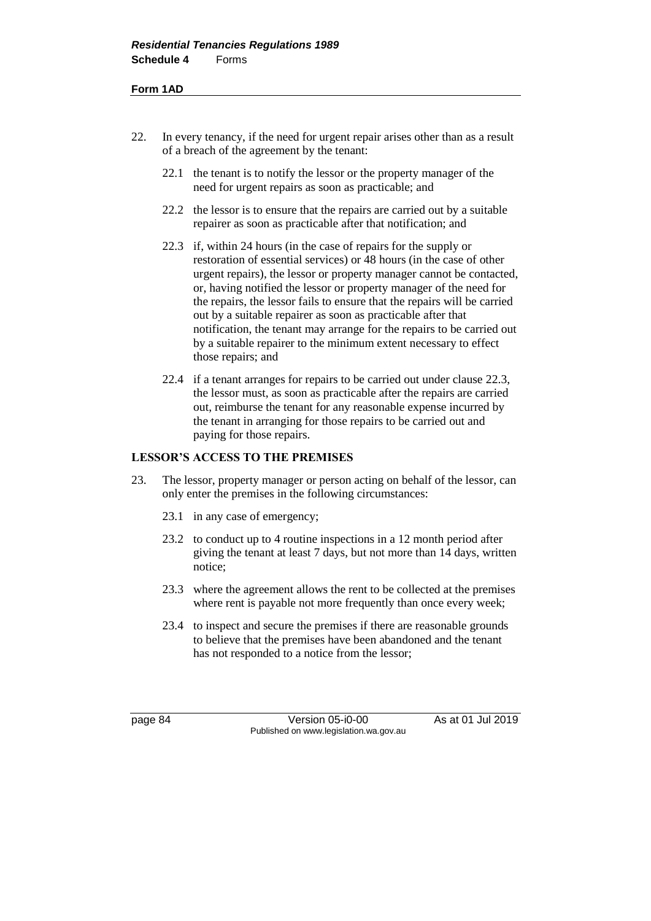22. In every tenancy, if the need for urgent repair arises other than as a result of a breach of the agreement by the tenant:

    22.1 the tenant is to notify the lessor or the property manager of the need for urgent repairs as soon as practicable; and

    22.2 the lessor is to ensure that the repairs are carried out by a suitable repairer as soon as practicable after that notification; and

    22.3 if, within 24 hours (in the case of repairs for the supply or restoration of essential services) or 48 hours (in the case of other urgent repairs), the lessor or property manager cannot be contacted, or, having notified the lessor or property manager of the need for the repairs, the lessor fails to ensure that the repairs will be carried out by a suitable repairer as soon as practicable after that notification, the tenant may arrange for the repairs to be carried out by a suitable repairer to the minimum extent necessary to effect those repairs; and

    22.4 if a tenant arranges for repairs to be carried out under clause 22.3, the lessor must, as soon as practicable after the repairs are carried out, reimburse the tenant for any reasonable expense incurred by the tenant in arranging for those repairs to be carried out and paying for those repairs.

**LESSOR'S ACCESS TO THE PREMISES**

23. The lessor, property manager or person acting on behalf of the lessor, can only enter the premises in the following circumstances:

    23.1 in any case of emergency;

    23.2 to conduct up to 4 routine inspections in a 12 month period after giving the tenant at least 7 days, but not more than 14 days, written notice;

    23.3 where the agreement allows the rent to be collected at the premises where rent is payable not more frequently than once every week;

    23.4 to inspect and secure the premises if there are reasonable grounds to believe that the premises have been abandoned and the tenant has not responded to a notice from the lessor;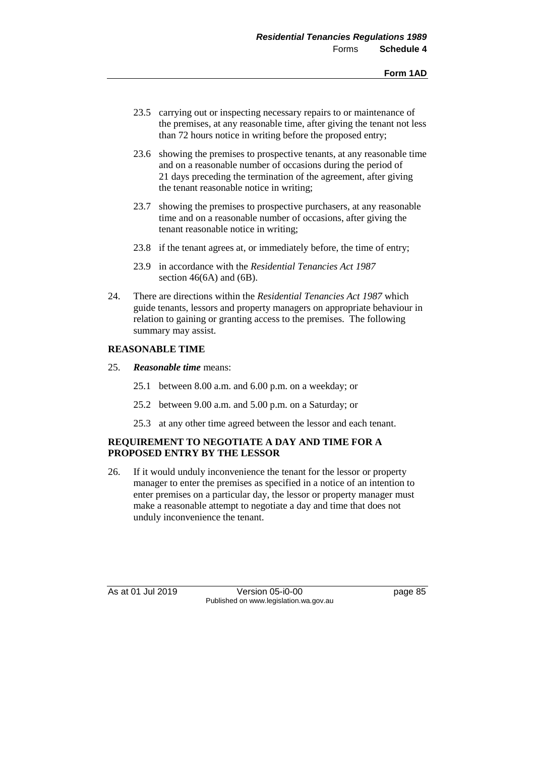23.5 carrying out or inspecting necessary repairs to or maintenance of the premises, at any reasonable time, after giving the tenant not less than 72 hours notice in writing before the proposed entry;

23.6 showing the premises to prospective tenants, at any reasonable time and on a reasonable number of occasions during the period of 21 days preceding the termination of the agreement, after giving the tenant reasonable notice in writing;

23.7 showing the premises to prospective purchasers, at any reasonable time and on a reasonable number of occasions, after giving the tenant reasonable notice in writing;

23.8 if the tenant agrees at, or immediately before, the time of entry;

23.9 in accordance with the *Residential Tenancies Act 1987* section 46(6A) and (6B).

24. There are directions within the *Residential Tenancies Act 1987* which guide tenants, lessors and property managers on appropriate behaviour in relation to gaining or granting access to the premises. The following summary may assist.

**REASONABLE TIME**

25. ***Reasonable time*** means:

25.1 between 8.00 a.m. and 6.00 p.m. on a weekday; or

25.2 between 9.00 a.m. and 5.00 p.m. on a Saturday; or

25.3 at any other time agreed between the lessor and each tenant.

**REQUIREMENT TO NEGOTIATE A DAY AND TIME FOR A PROPOSED ENTRY BY THE LESSOR**

26. If it would unduly inconvenience the tenant for the lessor or property manager to enter the premises as specified in a notice of an intention to enter premises on a particular day, the lessor or property manager must make a reasonable attempt to negotiate a day and time that does not unduly inconvenience the tenant.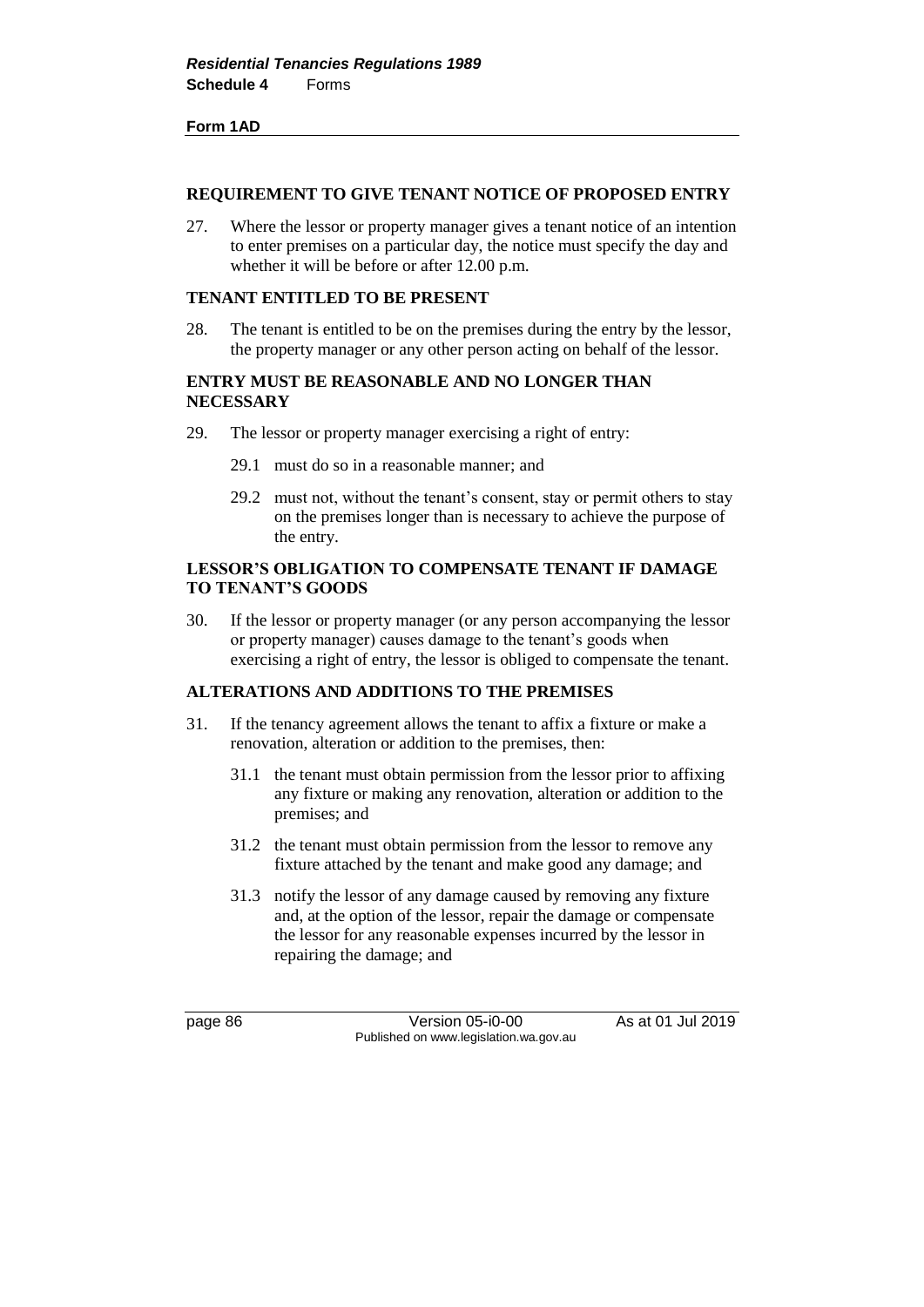**Form 1AD**

### REQUIREMENT TO GIVE TENANT NOTICE OF PROPOSED ENTRY

27. Where the lessor or property manager gives a tenant notice of an intention to enter premises on a particular day, the notice must specify the day and whether it will be before or after 12.00 p.m.

### TENANT ENTITLED TO BE PRESENT

28. The tenant is entitled to be on the premises during the entry by the lessor, the property manager or any other person acting on behalf of the lessor.

### ENTRY MUST BE REASONABLE AND NO LONGER THAN NECESSARY

29. The lessor or property manager exercising a right of entry:

    29.1 must do so in a reasonable manner; and

    29.2 must not, without the tenant's consent, stay or permit others to stay on the premises longer than is necessary to achieve the purpose of the entry.

### LESSOR'S OBLIGATION TO COMPENSATE TENANT IF DAMAGE TO TENANT'S GOODS

30. If the lessor or property manager (or any person accompanying the lessor or property manager) causes damage to the tenant's goods when exercising a right of entry, the lessor is obliged to compensate the tenant.

### ALTERATIONS AND ADDITIONS TO THE PREMISES

31. If the tenancy agreement allows the tenant to affix a fixture or make a renovation, alteration or addition to the premises, then:

    31.1 the tenant must obtain permission from the lessor prior to affixing any fixture or making any renovation, alteration or addition to the premises; and

    31.2 the tenant must obtain permission from the lessor to remove any fixture attached by the tenant and make good any damage; and

    31.3 notify the lessor of any damage caused by removing any fixture and, at the option of the lessor, repair the damage or compensate the lessor for any reasonable expenses incurred by the lessor in repairing the damage; and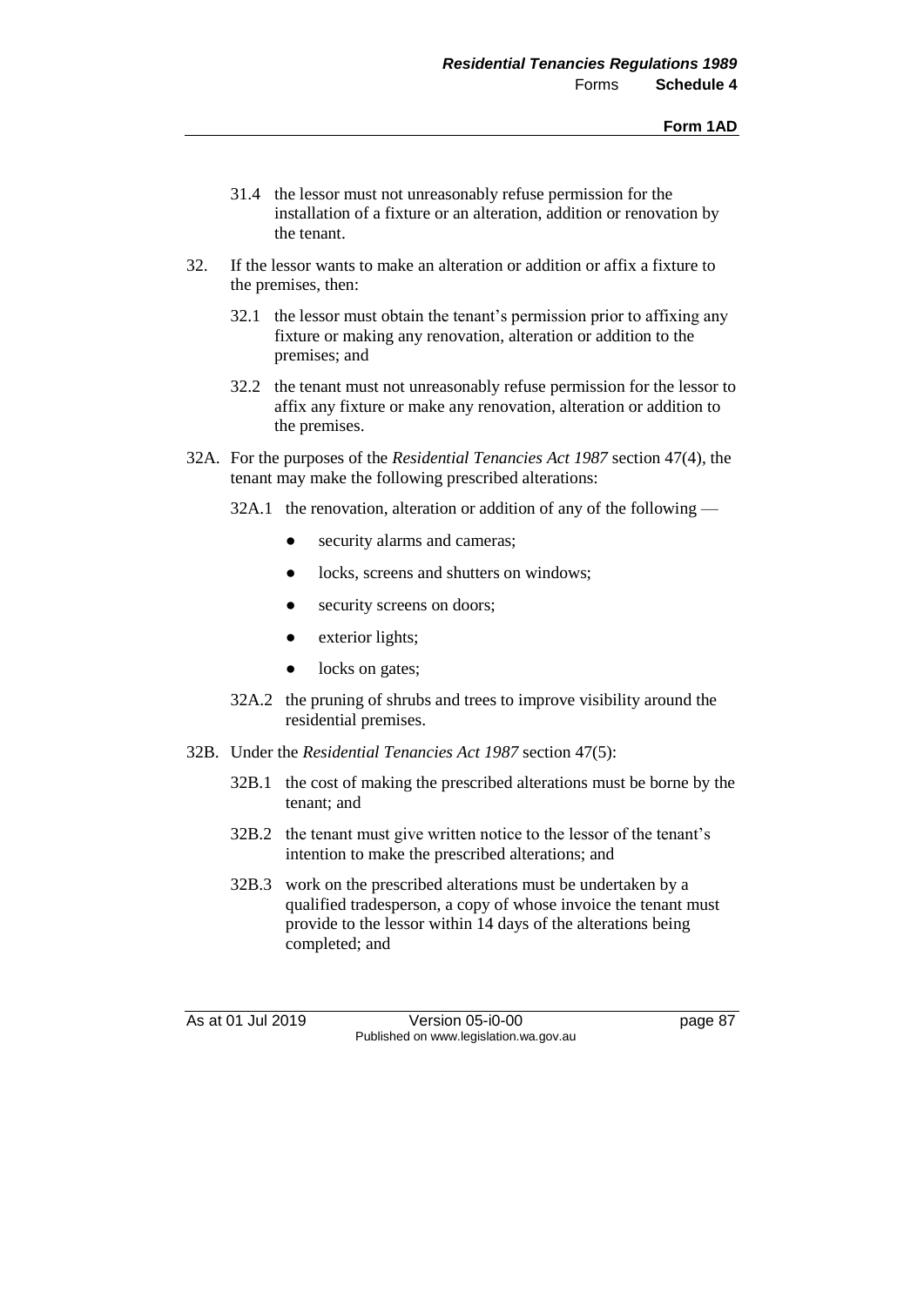31.4 the lessor must not unreasonably refuse permission for the installation of a fixture or an alteration, addition or renovation by the tenant.

32. If the lessor wants to make an alteration or addition or affix a fixture to the premises, then:

 32.1 the lessor must obtain the tenant's permission prior to affixing any fixture or making any renovation, alteration or addition to the premises; and

 32.2 the tenant must not unreasonably refuse permission for the lessor to affix any fixture or make any renovation, alteration or addition to the premises.

32A. For the purposes of the *Residential Tenancies Act 1987* section 47(4), the tenant may make the following prescribed alterations:

 32A.1 the renovation, alteration or addition of any of the following —

 - security alarms and cameras;
 - locks, screens and shutters on windows;
 - security screens on doors;
 - exterior lights;
 - locks on gates;

 32A.2 the pruning of shrubs and trees to improve visibility around the residential premises.

32B. Under the *Residential Tenancies Act 1987* section 47(5):

 32B.1 the cost of making the prescribed alterations must be borne by the tenant; and

 32B.2 the tenant must give written notice to the lessor of the tenant's intention to make the prescribed alterations; and

 32B.3 work on the prescribed alterations must be undertaken by a qualified tradesperson, a copy of whose invoice the tenant must provide to the lessor within 14 days of the alterations being completed; and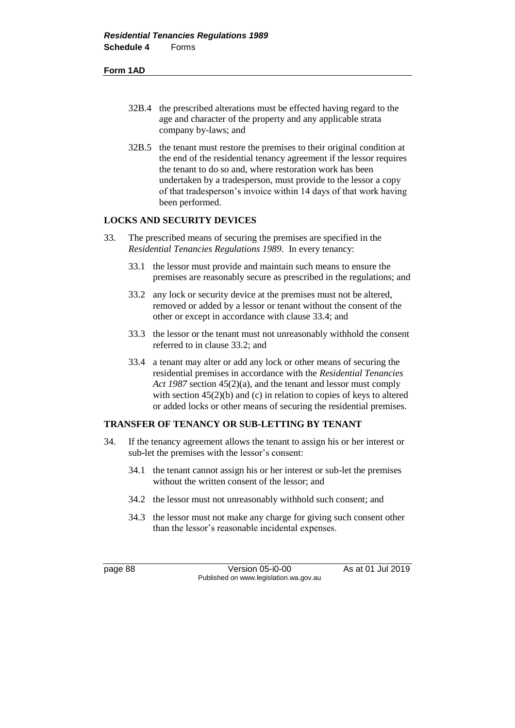32B.4 the prescribed alterations must be effected having regard to the age and character of the property and any applicable strata company by-laws; and

32B.5 the tenant must restore the premises to their original condition at the end of the residential tenancy agreement if the lessor requires the tenant to do so and, where restoration work has been undertaken by a tradesperson, must provide to the lessor a copy of that tradesperson's invoice within 14 days of that work having been performed.

**LOCKS AND SECURITY DEVICES**

33. The prescribed means of securing the premises are specified in the *Residential Tenancies Regulations 1989*. In every tenancy:

33.1 the lessor must provide and maintain such means to ensure the premises are reasonably secure as prescribed in the regulations; and

33.2 any lock or security device at the premises must not be altered, removed or added by a lessor or tenant without the consent of the other or except in accordance with clause 33.4; and

33.3 the lessor or the tenant must not unreasonably withhold the consent referred to in clause 33.2; and

33.4 a tenant may alter or add any lock or other means of securing the residential premises in accordance with the *Residential Tenancies Act 1987* section 45(2)(a), and the tenant and lessor must comply with section 45(2)(b) and (c) in relation to copies of keys to altered or added locks or other means of securing the residential premises.

**TRANSFER OF TENANCY OR SUB-LETTING BY TENANT**

34. If the tenancy agreement allows the tenant to assign his or her interest or sub-let the premises with the lessor's consent:

34.1 the tenant cannot assign his or her interest or sub-let the premises without the written consent of the lessor; and

34.2 the lessor must not unreasonably withhold such consent; and

34.3 the lessor must not make any charge for giving such consent other than the lessor's reasonable incidental expenses.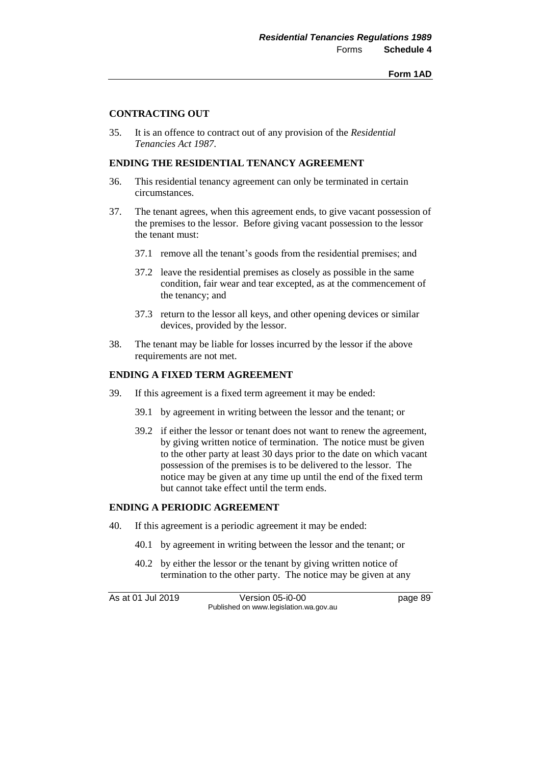## CONTRACTING OUT

35. It is an offence to contract out of any provision of the *Residential Tenancies Act 1987*.

## ENDING THE RESIDENTIAL TENANCY AGREEMENT

36. This residential tenancy agreement can only be terminated in certain circumstances.

37. The tenant agrees, when this agreement ends, to give vacant possession of the premises to the lessor. Before giving vacant possession to the lessor the tenant must:

    37.1 remove all the tenant's goods from the residential premises; and

    37.2 leave the residential premises as closely as possible in the same condition, fair wear and tear excepted, as at the commencement of the tenancy; and

    37.3 return to the lessor all keys, and other opening devices or similar devices, provided by the lessor.

38. The tenant may be liable for losses incurred by the lessor if the above requirements are not met.

## ENDING A FIXED TERM AGREEMENT

39. If this agreement is a fixed term agreement it may be ended:

    39.1 by agreement in writing between the lessor and the tenant; or

    39.2 if either the lessor or tenant does not want to renew the agreement, by giving written notice of termination. The notice must be given to the other party at least 30 days prior to the date on which vacant possession of the premises is to be delivered to the lessor. The notice may be given at any time up until the end of the fixed term but cannot take effect until the term ends.

## ENDING A PERIODIC AGREEMENT

40. If this agreement is a periodic agreement it may be ended:

    40.1 by agreement in writing between the lessor and the tenant; or

    40.2 by either the lessor or the tenant by giving written notice of termination to the other party. The notice may be given at any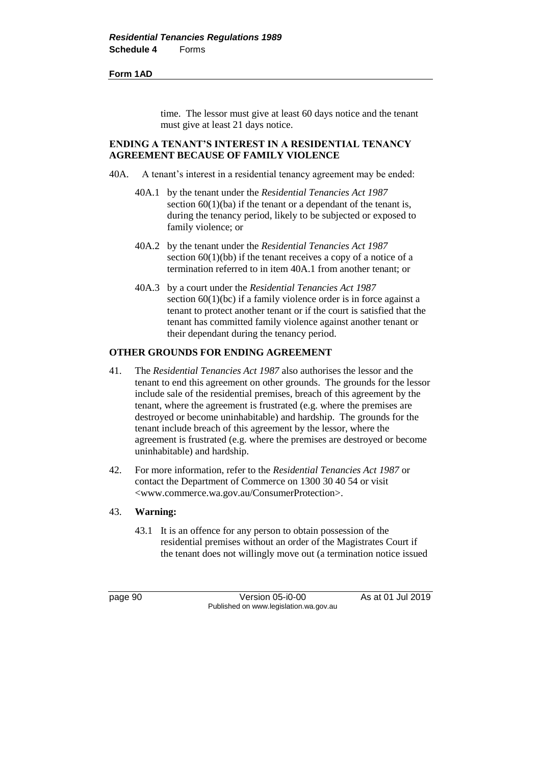time. The lessor must give at least 60 days notice and the tenant must give at least 21 days notice.

**ENDING A TENANT'S INTEREST IN A RESIDENTIAL TENANCY AGREEMENT BECAUSE OF FAMILY VIOLENCE**

40A. A tenant's interest in a residential tenancy agreement may be ended:

40A.1 by the tenant under the *Residential Tenancies Act 1987* section 60(1)(ba) if the tenant or a dependant of the tenant is, during the tenancy period, likely to be subjected or exposed to family violence; or

40A.2 by the tenant under the *Residential Tenancies Act 1987* section 60(1)(bb) if the tenant receives a copy of a notice of a termination referred to in item 40A.1 from another tenant; or

40A.3 by a court under the *Residential Tenancies Act 1987* section 60(1)(bc) if a family violence order is in force against a tenant to protect another tenant or if the court is satisfied that the tenant has committed family violence against another tenant or their dependant during the tenancy period.

**OTHER GROUNDS FOR ENDING AGREEMENT**

41. The *Residential Tenancies Act 1987* also authorises the lessor and the tenant to end this agreement on other grounds. The grounds for the lessor include sale of the residential premises, breach of this agreement by the tenant, where the agreement is frustrated (e.g. where the premises are destroyed or become uninhabitable) and hardship. The grounds for the tenant include breach of this agreement by the lessor, where the agreement is frustrated (e.g. where the premises are destroyed or become uninhabitable) and hardship.

42. For more information, refer to the *Residential Tenancies Act 1987* or contact the Department of Commerce on 1300 30 40 54 or visit <www.commerce.wa.gov.au/ConsumerProtection>.

43. **Warning:**

43.1 It is an offence for any person to obtain possession of the residential premises without an order of the Magistrates Court if the tenant does not willingly move out (a termination notice issued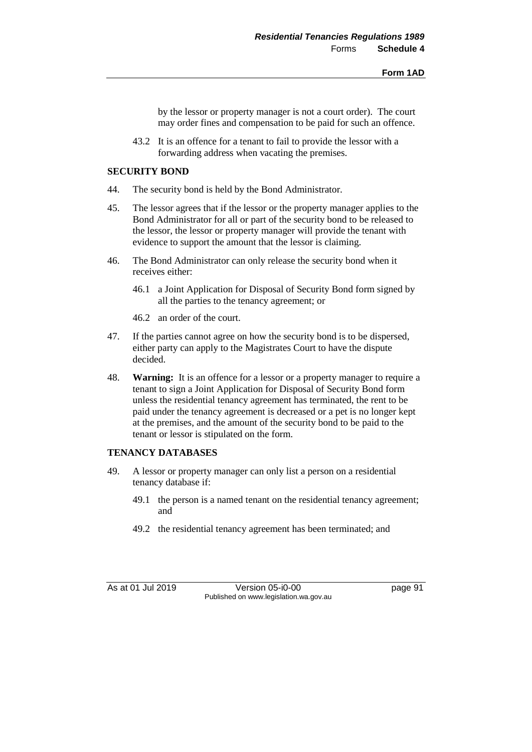by the lessor or property manager is not a court order). The court may order fines and compensation to be paid for such an offence.

43.2 It is an offence for a tenant to fail to provide the lessor with a forwarding address when vacating the premises.

**SECURITY BOND**

44. The security bond is held by the Bond Administrator.

45. The lessor agrees that if the lessor or the property manager applies to the Bond Administrator for all or part of the security bond to be released to the lessor, the lessor or property manager will provide the tenant with evidence to support the amount that the lessor is claiming.

46. The Bond Administrator can only release the security bond when it receives either:

46.1 a Joint Application for Disposal of Security Bond form signed by all the parties to the tenancy agreement; or

46.2 an order of the court.

47. If the parties cannot agree on how the security bond is to be dispersed, either party can apply to the Magistrates Court to have the dispute decided.

48. **Warning:** It is an offence for a lessor or a property manager to require a tenant to sign a Joint Application for Disposal of Security Bond form unless the residential tenancy agreement has terminated, the rent to be paid under the tenancy agreement is decreased or a pet is no longer kept at the premises, and the amount of the security bond to be paid to the tenant or lessor is stipulated on the form.

**TENANCY DATABASES**

49. A lessor or property manager can only list a person on a residential tenancy database if:

49.1 the person is a named tenant on the residential tenancy agreement; and

49.2 the residential tenancy agreement has been terminated; and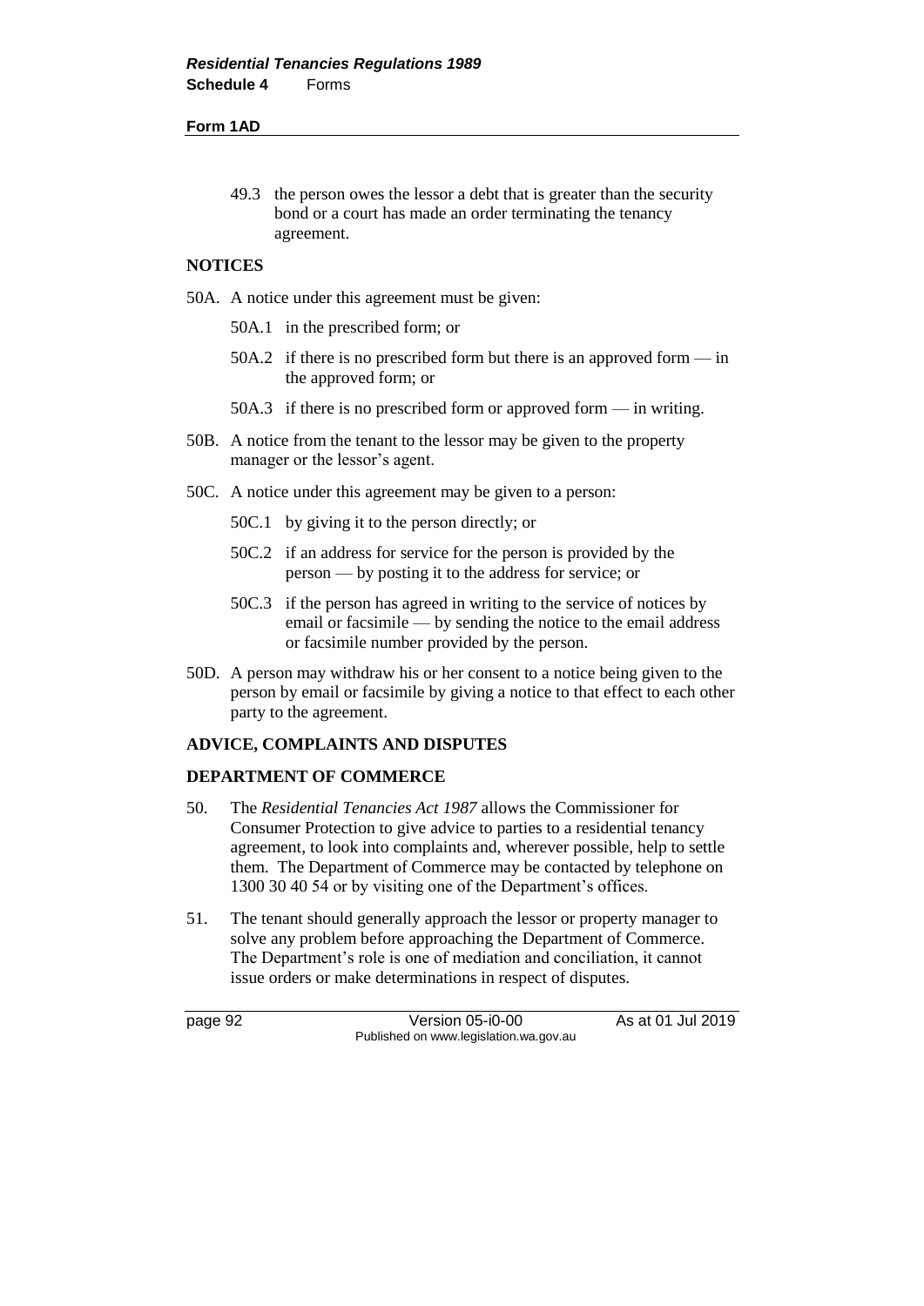49.3 the person owes the lessor a debt that is greater than the security bond or a court has made an order terminating the tenancy agreement.

## NOTICES

50A. A notice under this agreement must be given:

- 50A.1 in the prescribed form; or
- 50A.2 if there is no prescribed form but there is an approved form — in the approved form; or
- 50A.3 if there is no prescribed form or approved form — in writing.

50B. A notice from the tenant to the lessor may be given to the property manager or the lessor's agent.

50C. A notice under this agreement may be given to a person:

- 50C.1 by giving it to the person directly; or
- 50C.2 if an address for service for the person is provided by the person — by posting it to the address for service; or
- 50C.3 if the person has agreed in writing to the service of notices by email or facsimile — by sending the notice to the email address or facsimile number provided by the person.

50D. A person may withdraw his or her consent to a notice being given to the person by email or facsimile by giving a notice to that effect to each other party to the agreement.

## ADVICE, COMPLAINTS AND DISPUTES

## DEPARTMENT OF COMMERCE

50. The *Residential Tenancies Act 1987* allows the Commissioner for Consumer Protection to give advice to parties to a residential tenancy agreement, to look into complaints and, wherever possible, help to settle them. The Department of Commerce may be contacted by telephone on 1300 30 40 54 or by visiting one of the Department's offices.

51. The tenant should generally approach the lessor or property manager to solve any problem before approaching the Department of Commerce. The Department's role is one of mediation and conciliation, it cannot issue orders or make determinations in respect of disputes.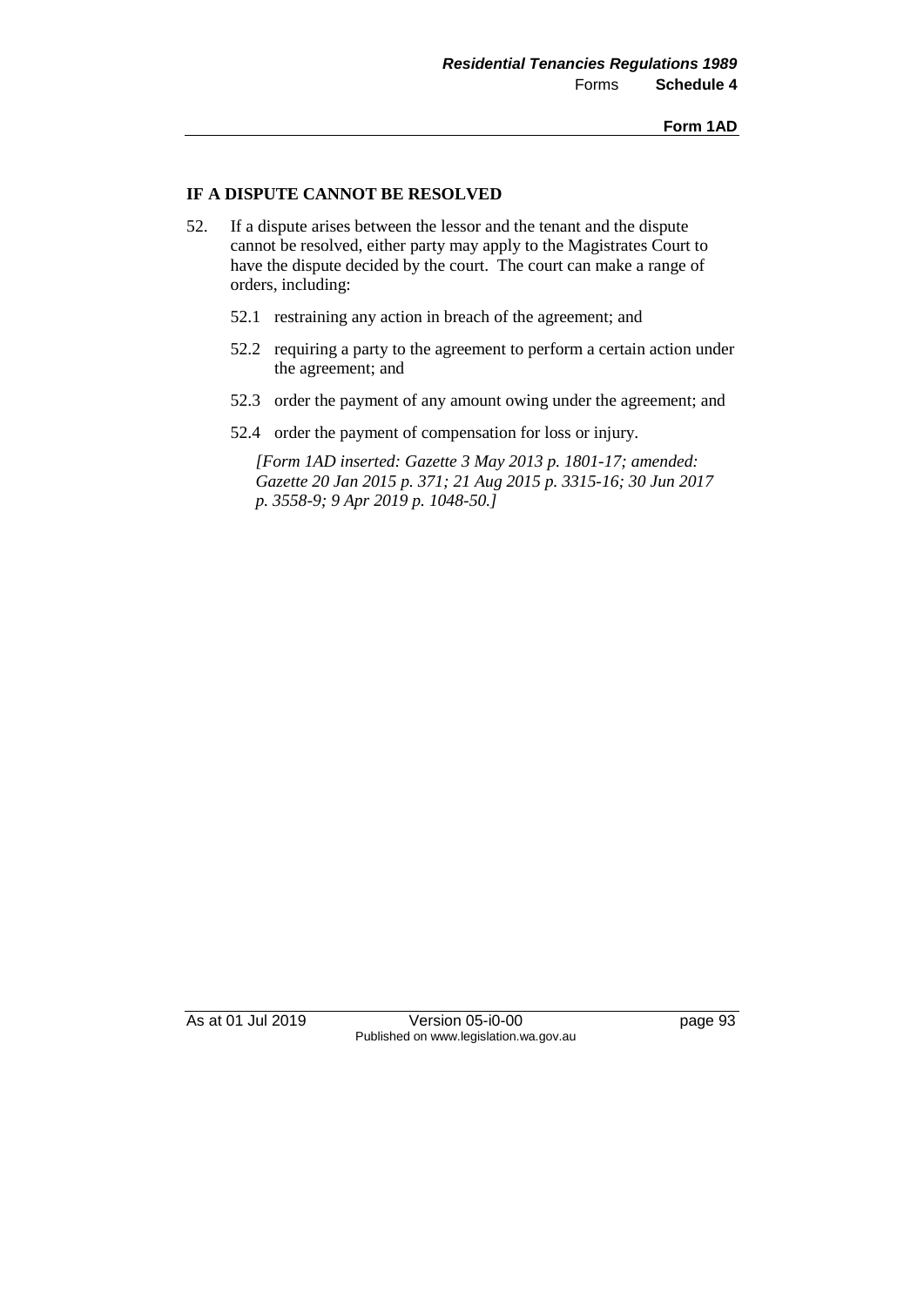## IF A DISPUTE CANNOT BE RESOLVED

52. If a dispute arises between the lessor and the tenant and the dispute cannot be resolved, either party may apply to the Magistrates Court to have the dispute decided by the court. The court can make a range of orders, including:

    52.1 restraining any action in breach of the agreement; and

    52.2 requiring a party to the agreement to perform a certain action under the agreement; and

    52.3 order the payment of any amount owing under the agreement; and

    52.4 order the payment of compensation for loss or injury.

    *[Form 1AD inserted: Gazette 3 May 2013 p. 1801-17; amended: Gazette 20 Jan 2015 p. 371; 21 Aug 2015 p. 3315-16; 30 Jun 2017 p. 3558-9; 9 Apr 2019 p. 1048-50.]*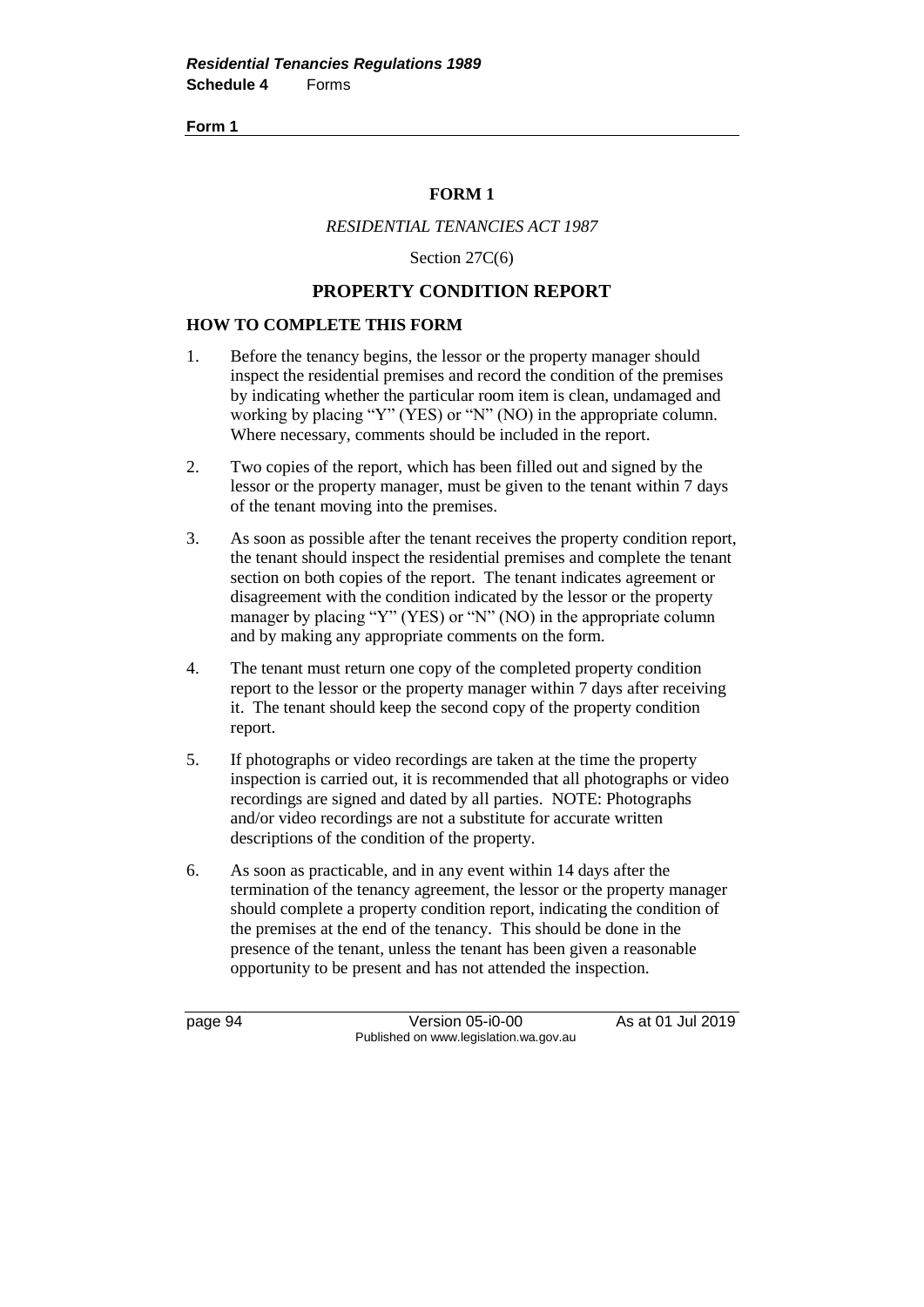# FORM 1

*RESIDENTIAL TENANCIES ACT 1987*

Section 27C(6)

## PROPERTY CONDITION REPORT

### HOW TO COMPLETE THIS FORM

1. Before the tenancy begins, the lessor or the property manager should inspect the residential premises and record the condition of the premises by indicating whether the particular room item is clean, undamaged and working by placing "Y" (YES) or "N" (NO) in the appropriate column. Where necessary, comments should be included in the report.

2. Two copies of the report, which has been filled out and signed by the lessor or the property manager, must be given to the tenant within 7 days of the tenant moving into the premises.

3. As soon as possible after the tenant receives the property condition report, the tenant should inspect the residential premises and complete the tenant section on both copies of the report. The tenant indicates agreement or disagreement with the condition indicated by the lessor or the property manager by placing "Y" (YES) or "N" (NO) in the appropriate column and by making any appropriate comments on the form.

4. The tenant must return one copy of the completed property condition report to the lessor or the property manager within 7 days after receiving it. The tenant should keep the second copy of the property condition report.

5. If photographs or video recordings are taken at the time the property inspection is carried out, it is recommended that all photographs or video recordings are signed and dated by all parties. NOTE: Photographs and/or video recordings are not a substitute for accurate written descriptions of the condition of the property.

6. As soon as practicable, and in any event within 14 days after the termination of the tenancy agreement, the lessor or the property manager should complete a property condition report, indicating the condition of the premises at the end of the tenancy. This should be done in the presence of the tenant, unless the tenant has been given a reasonable opportunity to be present and has not attended the inspection.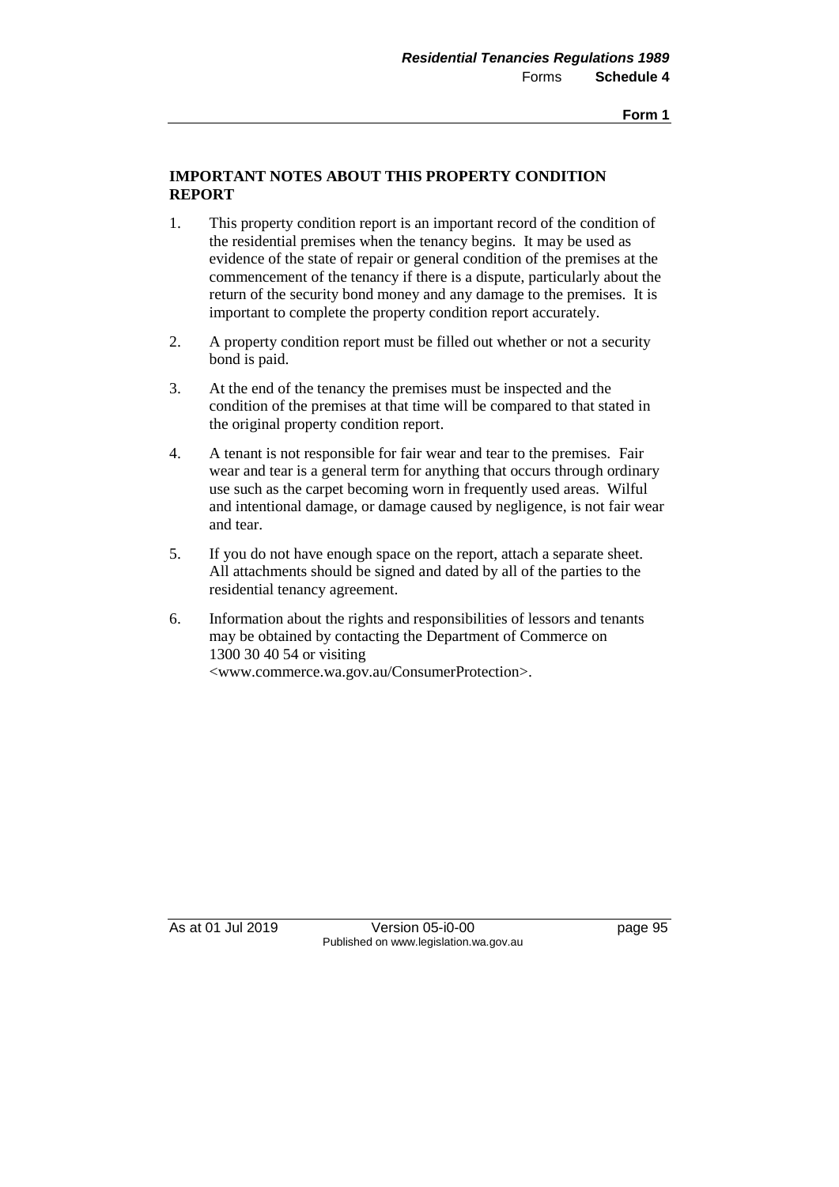## IMPORTANT NOTES ABOUT THIS PROPERTY CONDITION REPORT

1. This property condition report is an important record of the condition of the residential premises when the tenancy begins. It may be used as evidence of the state of repair or general condition of the premises at the commencement of the tenancy if there is a dispute, particularly about the return of the security bond money and any damage to the premises. It is important to complete the property condition report accurately.

2. A property condition report must be filled out whether or not a security bond is paid.

3. At the end of the tenancy the premises must be inspected and the condition of the premises at that time will be compared to that stated in the original property condition report.

4. A tenant is not responsible for fair wear and tear to the premises. Fair wear and tear is a general term for anything that occurs through ordinary use such as the carpet becoming worn in frequently used areas. Wilful and intentional damage, or damage caused by negligence, is not fair wear and tear.

5. If you do not have enough space on the report, attach a separate sheet. All attachments should be signed and dated by all of the parties to the residential tenancy agreement.

6. Information about the rights and responsibilities of lessors and tenants may be obtained by contacting the Department of Commerce on 1300 30 40 54 or visiting <www.commerce.wa.gov.au/ConsumerProtection>.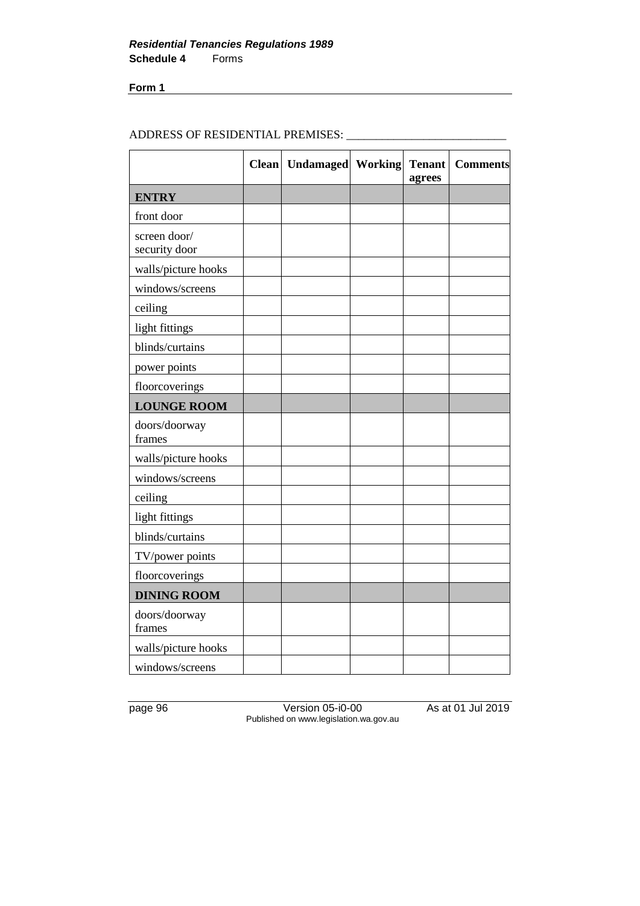**Form 1**

ADDRESS OF RESIDENTIAL PREMISES: ___________________________

| | Clean | Undamaged | Working | Tenant agrees | Comments |
|---|---|---|---|---|---|
| **ENTRY** | | | | | |
| front door | | | | | |
| screen door/ security door | | | | | |
| walls/picture hooks | | | | | |
| windows/screens | | | | | |
| ceiling | | | | | |
| light fittings | | | | | |
| blinds/curtains | | | | | |
| power points | | | | | |
| floorcoverings | | | | | |
| **LOUNGE ROOM** | | | | | |
| doors/doorway frames | | | | | |
| walls/picture hooks | | | | | |
| windows/screens | | | | | |
| ceiling | | | | | |
| light fittings | | | | | |
| blinds/curtains | | | | | |
| TV/power points | | | | | |
| floorcoverings | | | | | |
| **DINING ROOM** | | | | | |
| doors/doorway frames | | | | | |
| walls/picture hooks | | | | | |
| windows/screens | | | | | |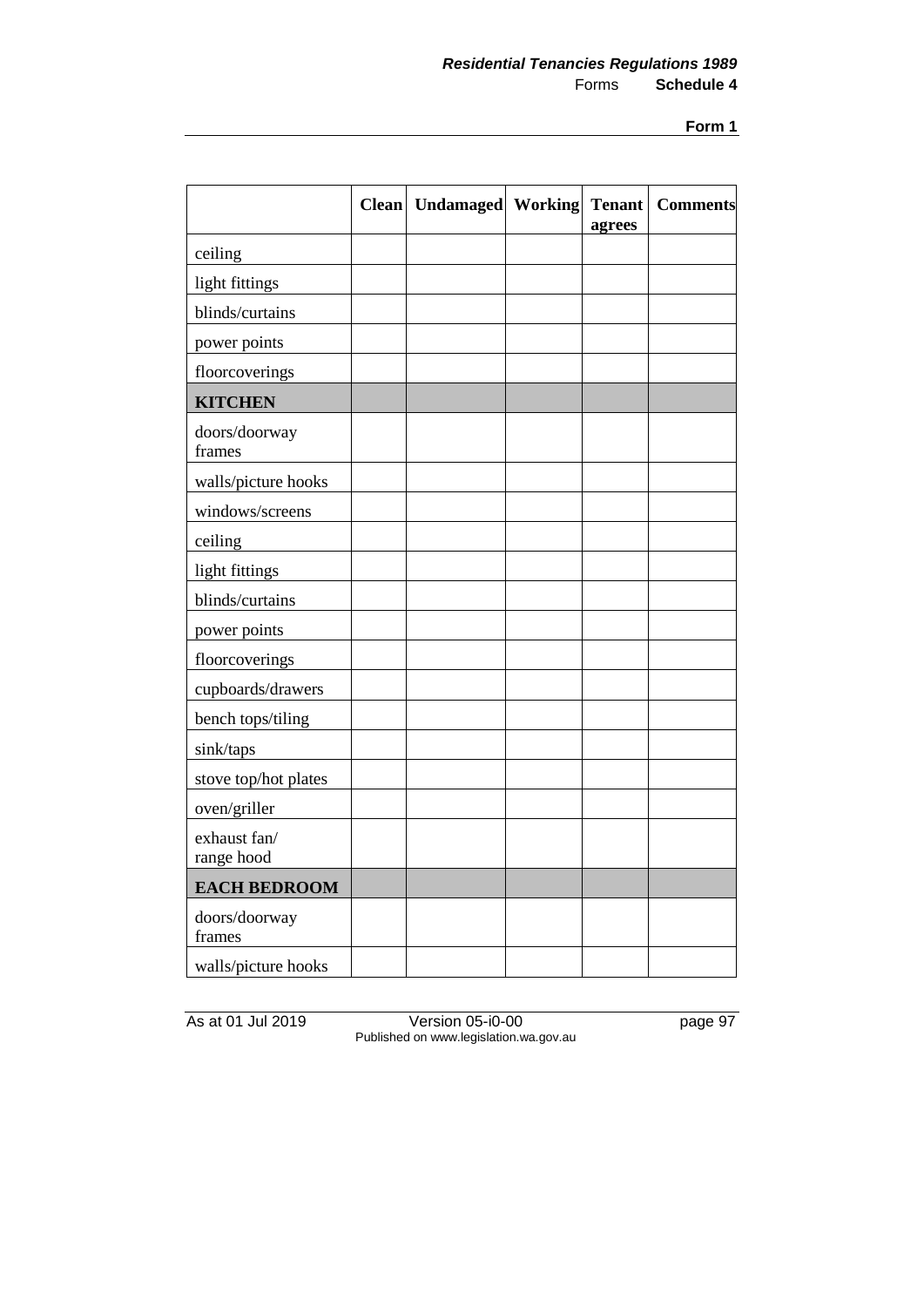| | Clean | Undamaged | Working | Tenant agrees | Comments |
|---|---|---|---|---|---|
| ceiling | | | | | |
| light fittings | | | | | |
| blinds/curtains | | | | | |
| power points | | | | | |
| floorcoverings | | | | | |
| **KITCHEN** | | | | | |
| doors/doorway frames | | | | | |
| walls/picture hooks | | | | | |
| windows/screens | | | | | |
| ceiling | | | | | |
| light fittings | | | | | |
| blinds/curtains | | | | | |
| power points | | | | | |
| floorcoverings | | | | | |
| cupboards/drawers | | | | | |
| bench tops/tiling | | | | | |
| sink/taps | | | | | |
| stove top/hot plates | | | | | |
| oven/griller | | | | | |
| exhaust fan/ range hood | | | | | |
| **EACH BEDROOM** | | | | | |
| doors/doorway frames | | | | | |
| walls/picture hooks | | | | | |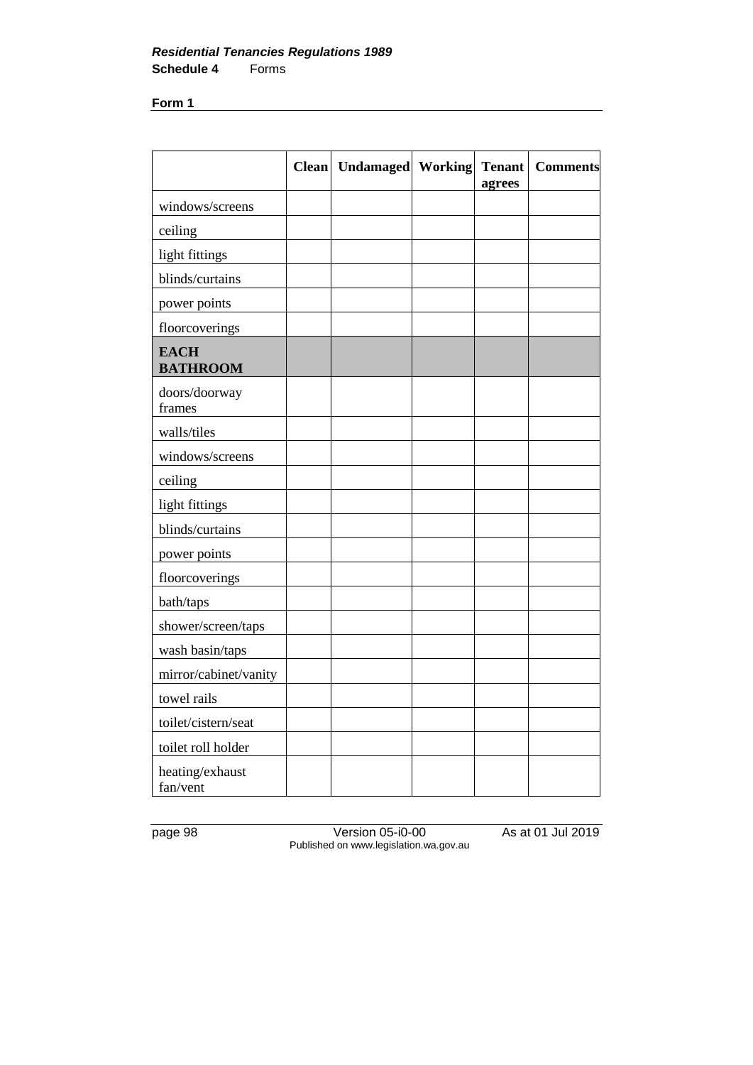**Form 1**

| | Clean | Undamaged | Working | Tenant agrees | Comments |
|---|---|---|---|---|---|
| windows/screens | | | | | |
| ceiling | | | | | |
| light fittings | | | | | |
| blinds/curtains | | | | | |
| power points | | | | | |
| floorcoverings | | | | | |
| **EACH BATHROOM** | | | | | |
| doors/doorway frames | | | | | |
| walls/tiles | | | | | |
| windows/screens | | | | | |
| ceiling | | | | | |
| light fittings | | | | | |
| blinds/curtains | | | | | |
| power points | | | | | |
| floorcoverings | | | | | |
| bath/taps | | | | | |
| shower/screen/taps | | | | | |
| wash basin/taps | | | | | |
| mirror/cabinet/vanity | | | | | |
| towel rails | | | | | |
| toilet/cistern/seat | | | | | |
| toilet roll holder | | | | | |
| heating/exhaust fan/vent | | | | | |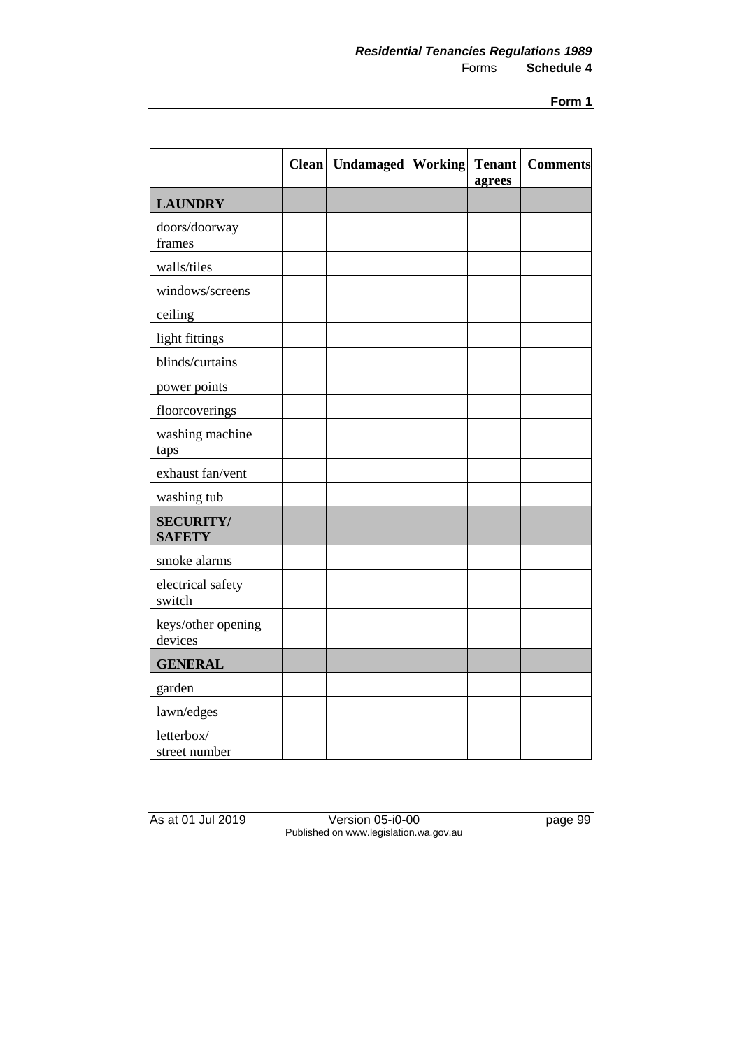|  | **Clean** | **Undamaged** | **Working** | **Tenant agrees** | **Comments** |
|---|---|---|---|---|---|
| **LAUNDRY** |  |  |  |  |  |
| doors/doorway frames |  |  |  |  |  |
| walls/tiles |  |  |  |  |  |
| windows/screens |  |  |  |  |  |
| ceiling |  |  |  |  |  |
| light fittings |  |  |  |  |  |
| blinds/curtains |  |  |  |  |  |
| power points |  |  |  |  |  |
| floorcoverings |  |  |  |  |  |
| washing machine taps |  |  |  |  |  |
| exhaust fan/vent |  |  |  |  |  |
| washing tub |  |  |  |  |  |
| **SECURITY/ SAFETY** |  |  |  |  |  |
| smoke alarms |  |  |  |  |  |
| electrical safety switch |  |  |  |  |  |
| keys/other opening devices |  |  |  |  |  |
| **GENERAL** |  |  |  |  |  |
| garden |  |  |  |  |  |
| lawn/edges |  |  |  |  |  |
| letterbox/ street number |  |  |  |  |  |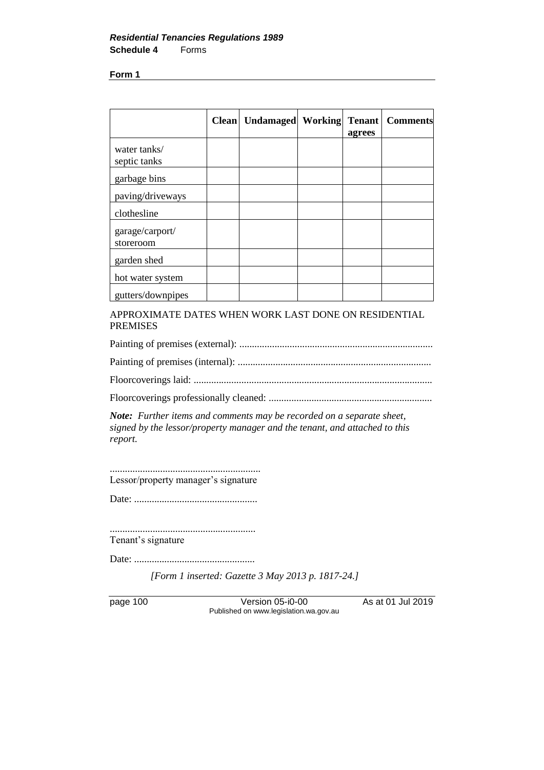| | Clean | Undamaged | Working | Tenant agrees | Comments |
|---|---|---|---|---|---|
| water tanks/ septic tanks | | | | | |
| garbage bins | | | | | |
| paving/driveways | | | | | |
| clothesline | | | | | |
| garage/carport/ storeroom | | | | | |
| garden shed | | | | | |
| hot water system | | | | | |
| gutters/downpipes | | | | | |

APPROXIMATE DATES WHEN WORK LAST DONE ON RESIDENTIAL PREMISES

Painting of premises (external): ............................................................................

Painting of premises (internal): ............................................................................

Floorcoverings laid: .............................................................................................

Floorcoverings professionally cleaned: ................................................................

***Note:** Further items and comments may be recorded on a separate sheet, signed by the lessor/property manager and the tenant, and attached to this report.*

...........................................................
Lessor/property manager's signature

Date: .................................................

...........................................................
Tenant's signature

Date: ................................................

*[Form 1 inserted: Gazette 3 May 2013 p. 1817-24.]*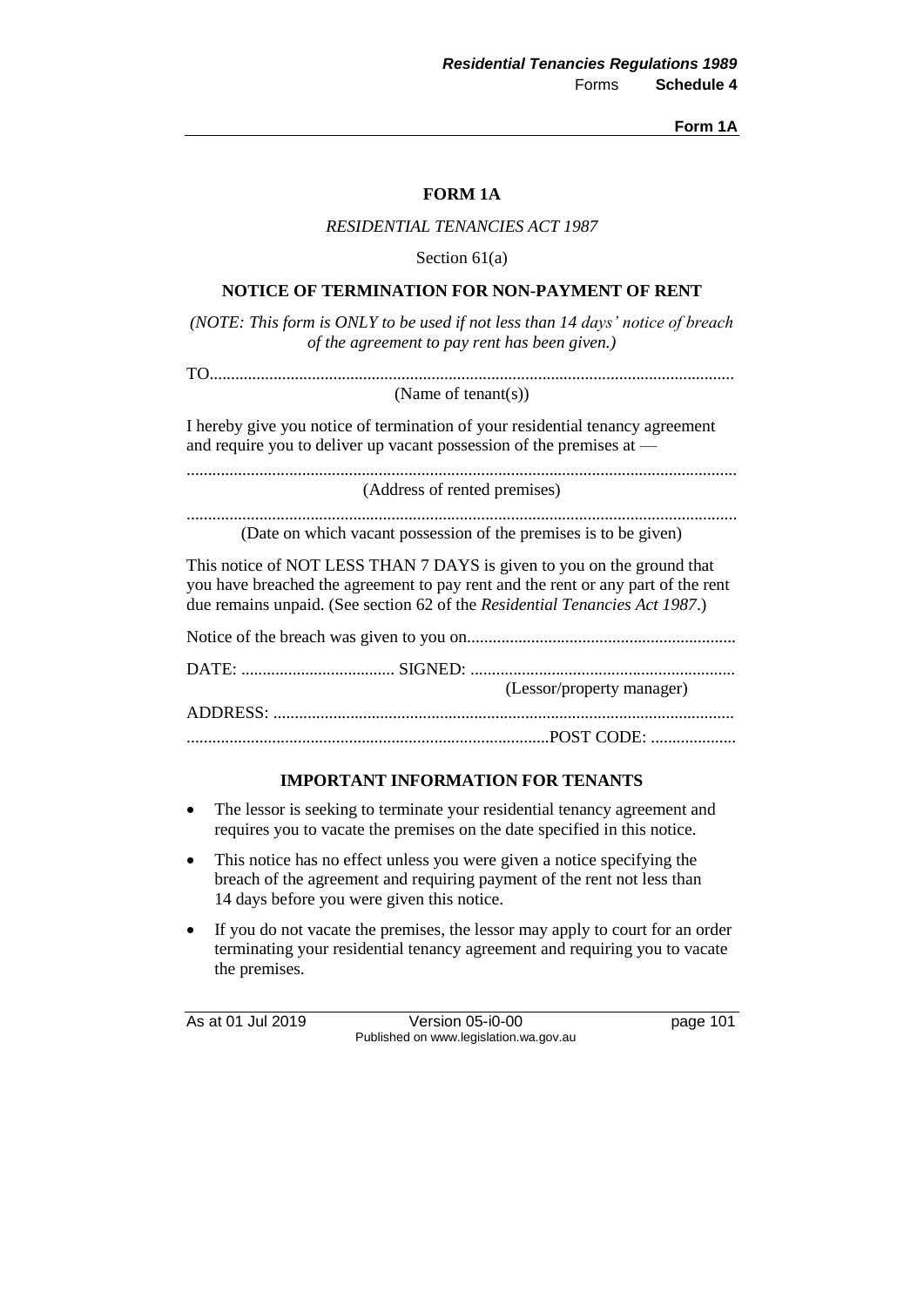# FORM 1A

*RESIDENTIAL TENANCIES ACT 1987*

Section 61(a)

## NOTICE OF TERMINATION FOR NON-PAYMENT OF RENT

*(NOTE: This form is ONLY to be used if not less than 14 days' notice of breach of the agreement to pay rent has been given.)*

TO...........................................................................................................................

(Name of tenant(s))

I hereby give you notice of termination of your residential tenancy agreement and require you to deliver up vacant possession of the premises at —

.................................................................................................................................

(Address of rented premises)

.................................................................................................................................

(Date on which vacant possession of the premises is to be given)

This notice of NOT LESS THAN 7 DAYS is given to you on the ground that you have breached the agreement to pay rent and the rent or any part of the rent due remains unpaid. (See section 62 of the *Residential Tenancies Act 1987*.)

Notice of the breach was given to you on..............................................................

DATE: .................................... SIGNED: .............................................................

(Lessor/property manager)

ADDRESS: ...........................................................................................................

....................................................................................POST CODE: ....................

### IMPORTANT INFORMATION FOR TENANTS

- The lessor is seeking to terminate your residential tenancy agreement and requires you to vacate the premises on the date specified in this notice.
- This notice has no effect unless you were given a notice specifying the breach of the agreement and requiring payment of the rent not less than 14 days before you were given this notice.
- If you do not vacate the premises, the lessor may apply to court for an order terminating your residential tenancy agreement and requiring you to vacate the premises.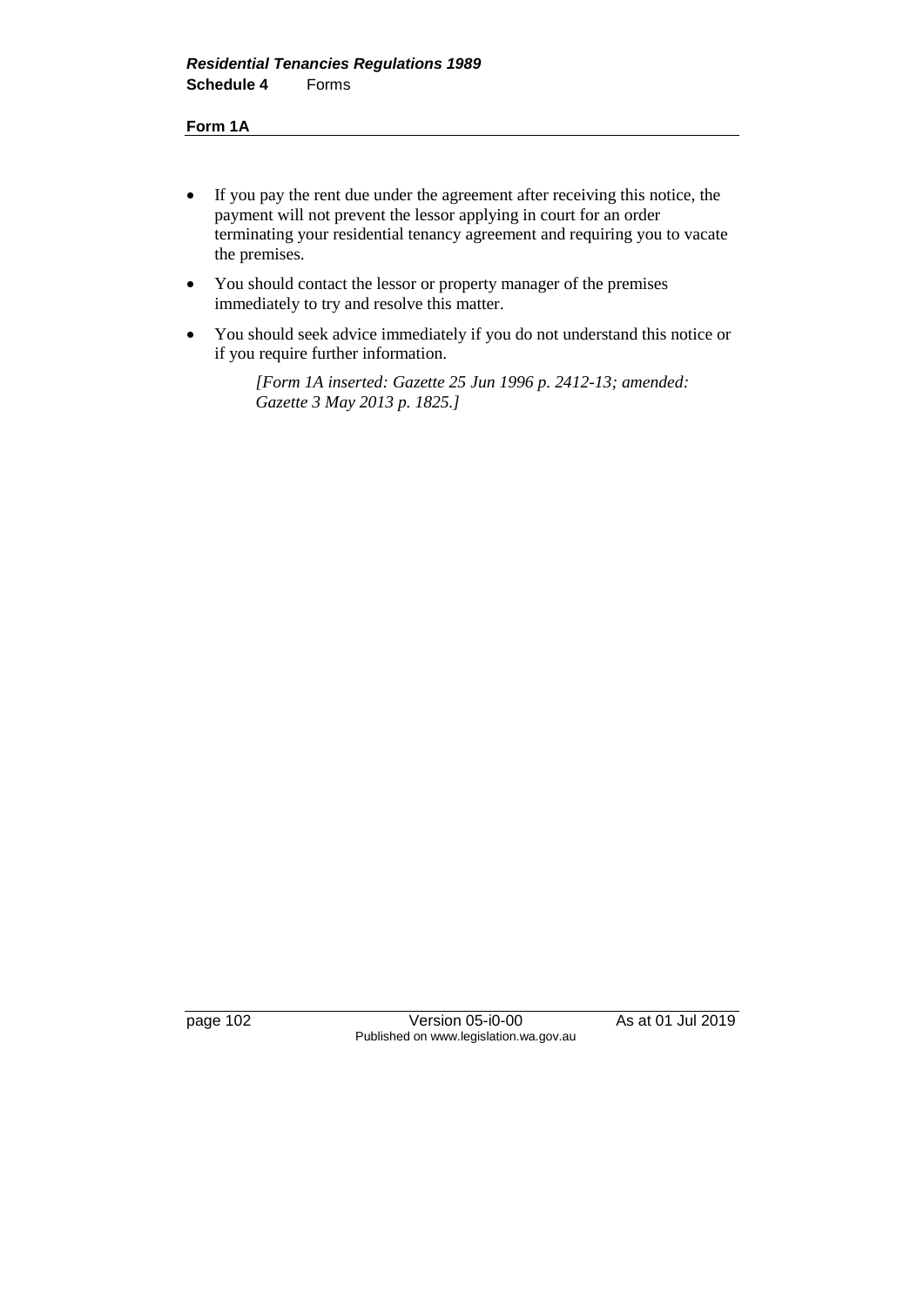- If you pay the rent due under the agreement after receiving this notice, the payment will not prevent the lessor applying in court for an order terminating your residential tenancy agreement and requiring you to vacate the premises.
- You should contact the lessor or property manager of the premises immediately to try and resolve this matter.
- You should seek advice immediately if you do not understand this notice or if you require further information.

*[Form 1A inserted: Gazette 25 Jun 1996 p. 2412-13; amended: Gazette 3 May 2013 p. 1825.]*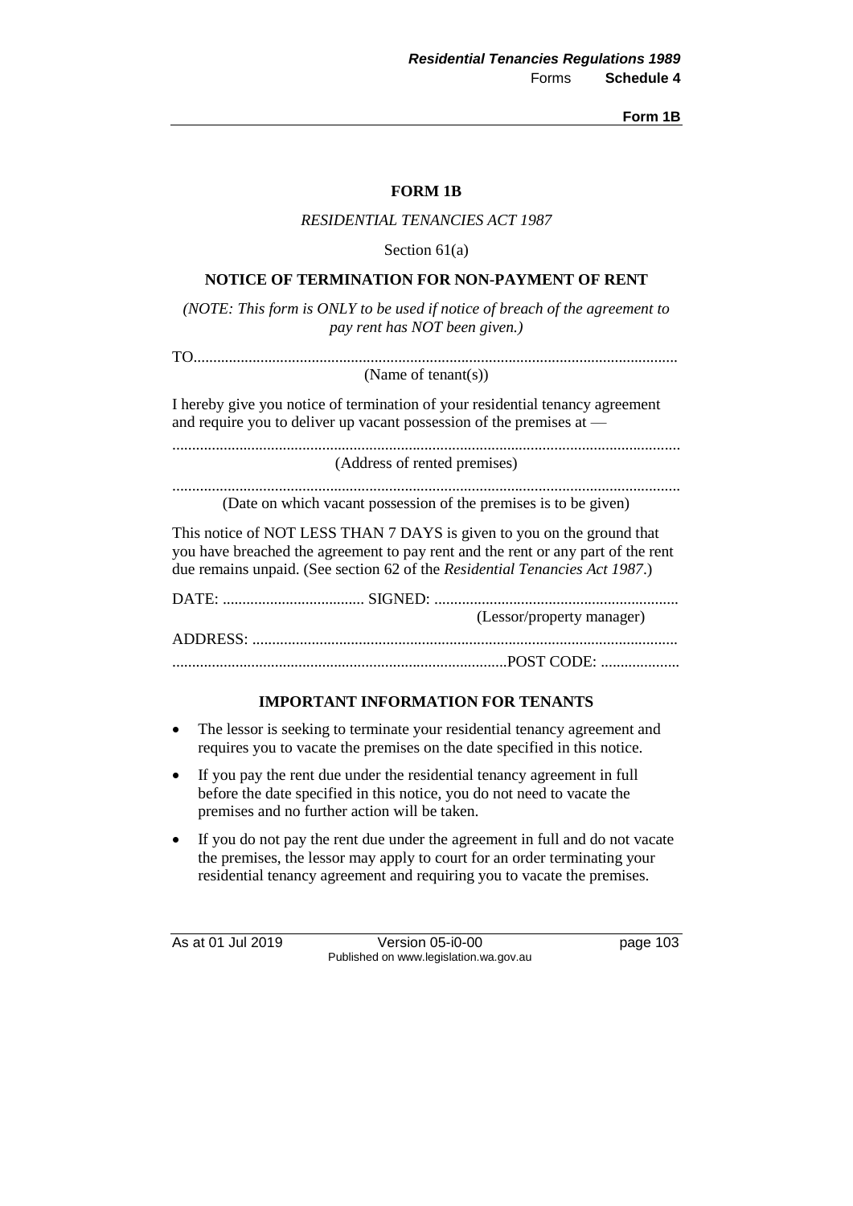# FORM 1B

*RESIDENTIAL TENANCIES ACT 1987*

Section 61(a)

## NOTICE OF TERMINATION FOR NON-PAYMENT OF RENT

*(NOTE: This form is ONLY to be used if notice of breach of the agreement to pay rent has NOT been given.)*

TO..........................................................................................................................
(Name of tenant(s))

I hereby give you notice of termination of your residential tenancy agreement and require you to deliver up vacant possession of the premises at —

................................................................................................................................
(Address of rented premises)

................................................................................................................................
(Date on which vacant possession of the premises is to be given)

This notice of NOT LESS THAN 7 DAYS is given to you on the ground that you have breached the agreement to pay rent and the rent or any part of the rent due remains unpaid. (See section 62 of the *Residential Tenancies Act 1987*.)

DATE: .................................... SIGNED: .............................................................
(Lessor/property manager)

ADDRESS: ..........................................................................................................

....................................................................................POST CODE: ....................

### IMPORTANT INFORMATION FOR TENANTS

- The lessor is seeking to terminate your residential tenancy agreement and requires you to vacate the premises on the date specified in this notice.
- If you pay the rent due under the residential tenancy agreement in full before the date specified in this notice, you do not need to vacate the premises and no further action will be taken.
- If you do not pay the rent due under the agreement in full and do not vacate the premises, the lessor may apply to court for an order terminating your residential tenancy agreement and requiring you to vacate the premises.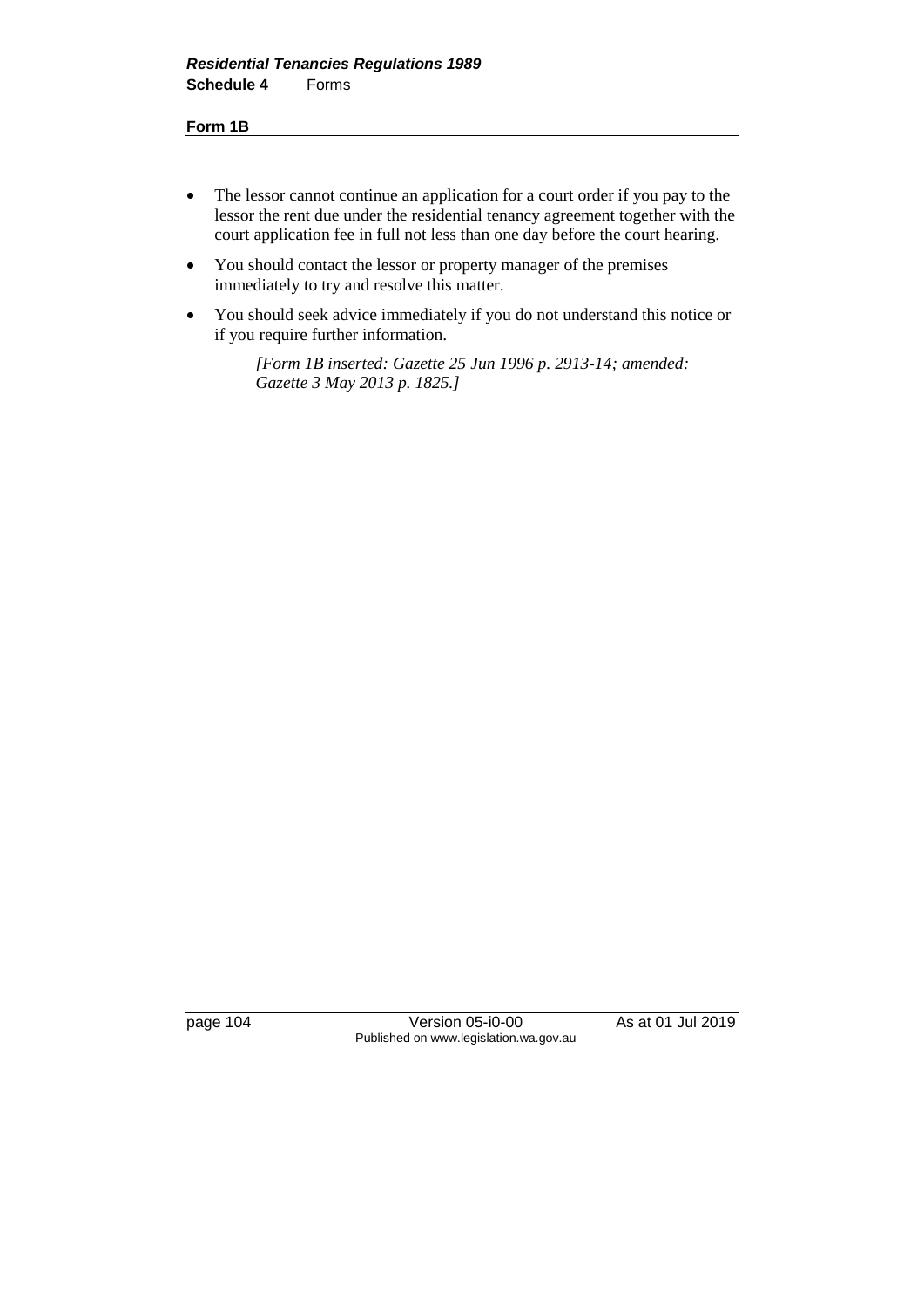- The lessor cannot continue an application for a court order if you pay to the lessor the rent due under the residential tenancy agreement together with the court application fee in full not less than one day before the court hearing.
- You should contact the lessor or property manager of the premises immediately to try and resolve this matter.
- You should seek advice immediately if you do not understand this notice or if you require further information.

*[Form 1B inserted: Gazette 25 Jun 1996 p. 2913-14; amended: Gazette 3 May 2013 p. 1825.]*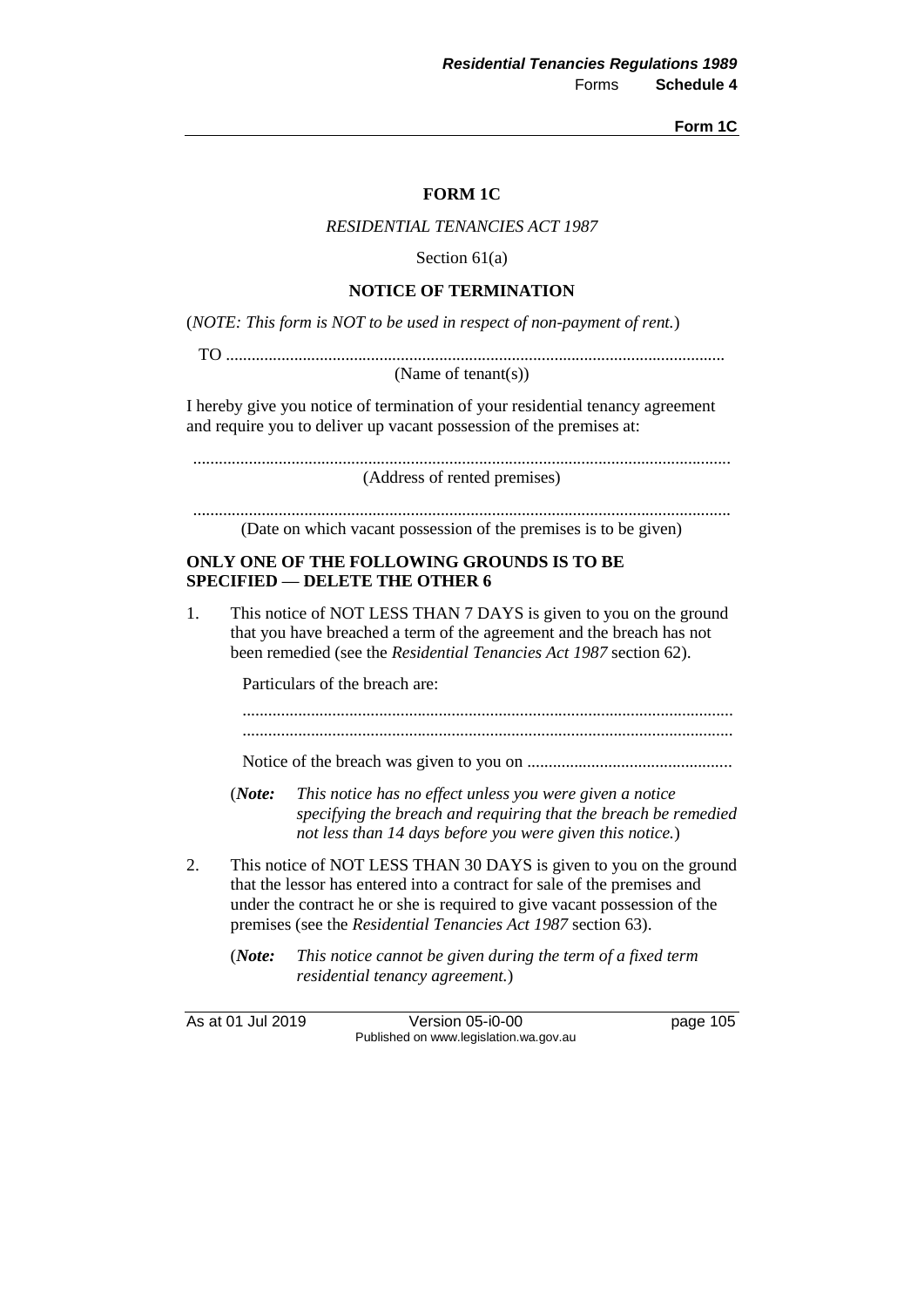# FORM 1C

*RESIDENTIAL TENANCIES ACT 1987*

Section 61(a)

## NOTICE OF TERMINATION

(*NOTE: This form is NOT to be used in respect of non-payment of rent.*)

TO ....................................................................................................................
(Name of tenant(s))

I hereby give you notice of termination of your residential tenancy agreement and require you to deliver up vacant possession of the premises at:

.............................................................................................................................
(Address of rented premises)

.............................................................................................................................
(Date on which vacant possession of the premises is to be given)

**ONLY ONE OF THE FOLLOWING GROUNDS IS TO BE SPECIFIED — DELETE THE OTHER 6**

1. This notice of NOT LESS THAN 7 DAYS is given to you on the ground that you have breached a term of the agreement and the breach has not been remedied (see the *Residential Tenancies Act 1987* section 62).

   Particulars of the breach are:

   .................................................................................................................
   .................................................................................................................

   Notice of the breach was given to you on ................................................

   (***Note:*** *This notice has no effect unless you were given a notice specifying the breach and requiring that the breach be remedied not less than 14 days before you were given this notice.*)

2. This notice of NOT LESS THAN 30 DAYS is given to you on the ground that the lessor has entered into a contract for sale of the premises and under the contract he or she is required to give vacant possession of the premises (see the *Residential Tenancies Act 1987* section 63).

   (***Note:*** *This notice cannot be given during the term of a fixed term residential tenancy agreement.*)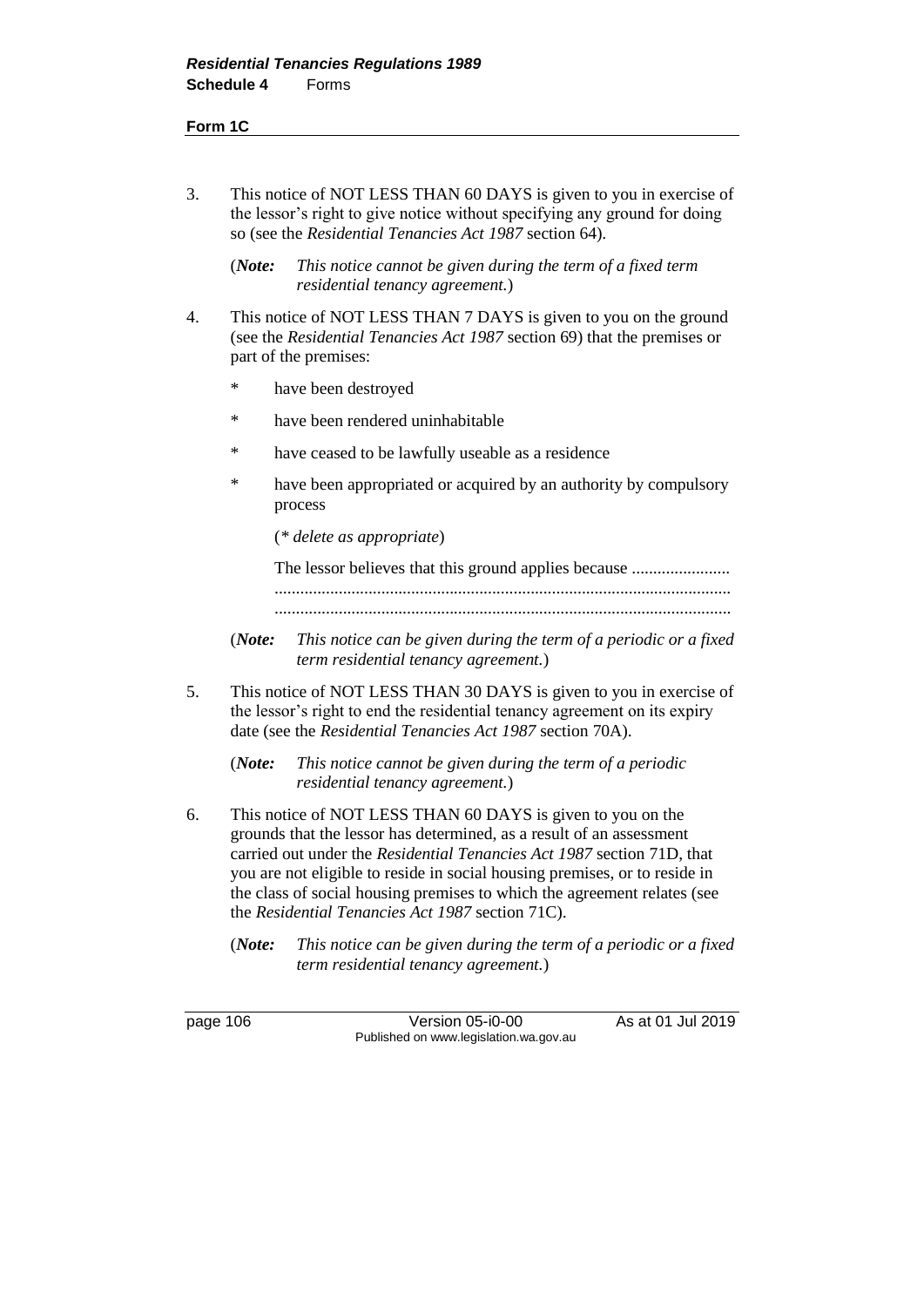3. This notice of NOT LESS THAN 60 DAYS is given to you in exercise of the lessor's right to give notice without specifying any ground for doing so (see the *Residential Tenancies Act 1987* section 64).

   (***Note:*** *This notice cannot be given during the term of a fixed term residential tenancy agreement.*)

4. This notice of NOT LESS THAN 7 DAYS is given to you on the ground (see the *Residential Tenancies Act 1987* section 69) that the premises or part of the premises:

   \* have been destroyed

   \* have been rendered uninhabitable

   \* have ceased to be lawfully useable as a residence

   \* have been appropriated or acquired by an authority by compulsory process

   (*\* delete as appropriate*)

   The lessor believes that this ground applies because .......................
   .........................................................................................................
   .........................................................................................................

   (***Note:*** *This notice can be given during the term of a periodic or a fixed term residential tenancy agreement.*)

5. This notice of NOT LESS THAN 30 DAYS is given to you in exercise of the lessor's right to end the residential tenancy agreement on its expiry date (see the *Residential Tenancies Act 1987* section 70A).

   (***Note:*** *This notice cannot be given during the term of a periodic residential tenancy agreement.*)

6. This notice of NOT LESS THAN 60 DAYS is given to you on the grounds that the lessor has determined, as a result of an assessment carried out under the *Residential Tenancies Act 1987* section 71D, that you are not eligible to reside in social housing premises, or to reside in the class of social housing premises to which the agreement relates (see the *Residential Tenancies Act 1987* section 71C).

   (***Note:*** *This notice can be given during the term of a periodic or a fixed term residential tenancy agreement.*)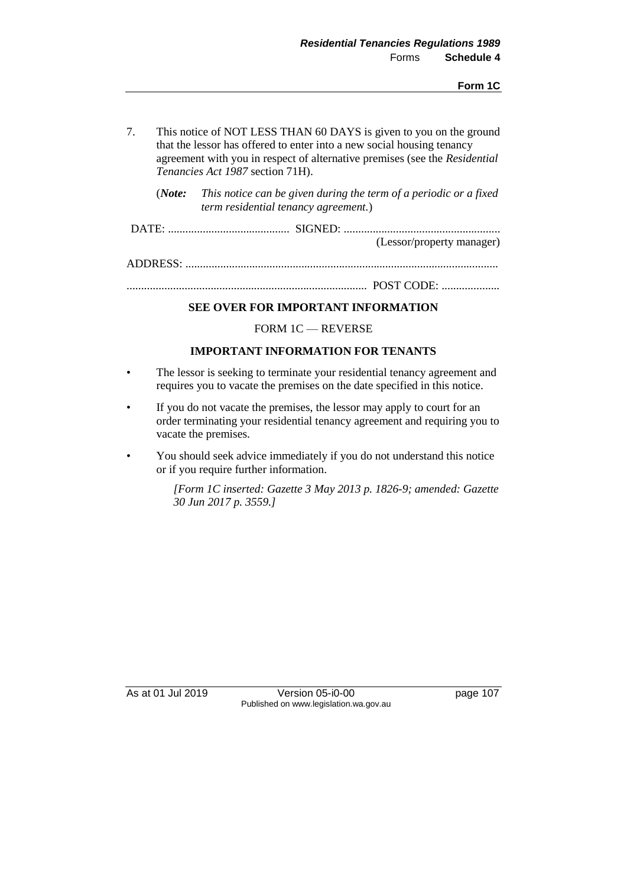7. This notice of NOT LESS THAN 60 DAYS is given to you on the ground that the lessor has offered to enter into a new social housing tenancy agreement with you in respect of alternative premises (see the *Residential Tenancies Act 1987* section 71H).

   (***Note:*** *This notice can be given during the term of a periodic or a fixed term residential tenancy agreement.*)

DATE: .......................................... SIGNED: ......................................................
(Lessor/property manager)

ADDRESS: ...........................................................................................................

.................................................................................. POST CODE: ....................

**SEE OVER FOR IMPORTANT INFORMATION**

FORM 1C — REVERSE

**IMPORTANT INFORMATION FOR TENANTS**

- The lessor is seeking to terminate your residential tenancy agreement and requires you to vacate the premises on the date specified in this notice.
- If you do not vacate the premises, the lessor may apply to court for an order terminating your residential tenancy agreement and requiring you to vacate the premises.
- You should seek advice immediately if you do not understand this notice or if you require further information.

*[Form 1C inserted: Gazette 3 May 2013 p. 1826-9; amended: Gazette 30 Jun 2017 p. 3559.]*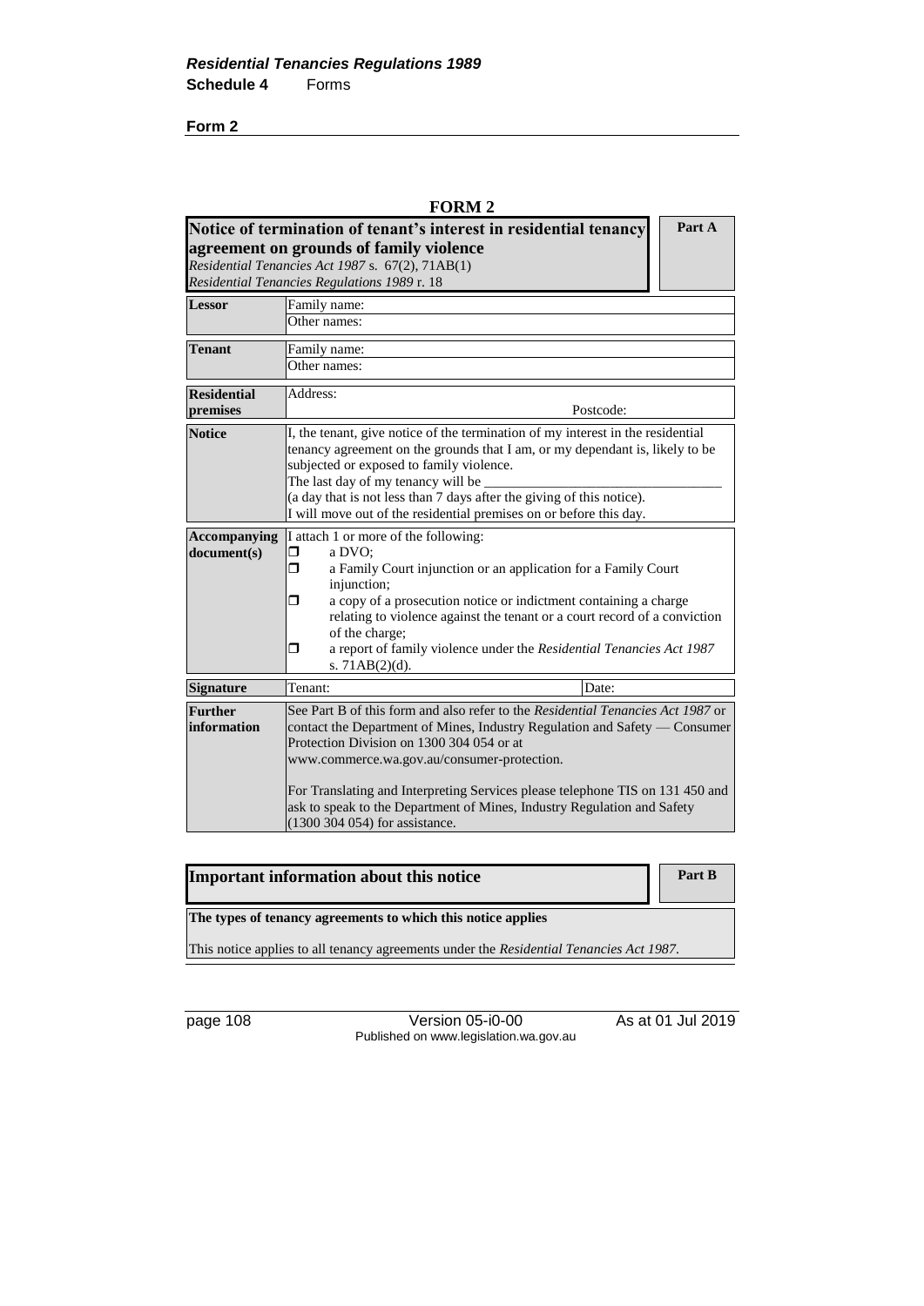**Form 2**

**FORM 2**

| **Notice of termination of tenant's interest in residential tenancy agreement on grounds of family violence**<br>*Residential Tenancies Act 1987* s. 67(2), 71AB(1)<br>*Residential Tenancies Regulations 1989* r. 18 | **Part A** |
|---|---|

| | |
|---|---|
| **Lessor** | Family name:<br>Other names: |
| **Tenant** | Family name:<br>Other names: |
| **Residential premises** | Address:<br>Postcode: |
| **Notice** | I, the tenant, give notice of the termination of my interest in the residential tenancy agreement on the grounds that I am, or my dependant is, likely to be subjected or exposed to family violence.<br>The last day of my tenancy will be ________________________________<br>(a day that is not less than 7 days after the giving of this notice).<br>I will move out of the residential premises on or before this day. |
| **Accompanying document(s)** | I attach 1 or more of the following:<br>☐ a DVO;<br>☐ a Family Court injunction or an application for a Family Court injunction;<br>☐ a copy of a prosecution notice or indictment containing a charge relating to violence against the tenant or a court record of a conviction of the charge;<br>☐ a report of family violence under the *Residential Tenancies Act 1987* s. 71AB(2)(d). |
| **Signature** | Tenant: Date: |
| **Further information** | See Part B of this form and also refer to the *Residential Tenancies Act 1987* or contact the Department of Mines, Industry Regulation and Safety — Consumer Protection Division on 1300 304 054 or at www.commerce.wa.gov.au/consumer-protection.<br><br>For Translating and Interpreting Services please telephone TIS on 131 450 and ask to speak to the Department of Mines, Industry Regulation and Safety (1300 304 054) for assistance. |

| **Important information about this notice** | **Part B** |
|---|---|

**The types of tenancy agreements to which this notice applies**

This notice applies to all tenancy agreements under the *Residential Tenancies Act 1987*.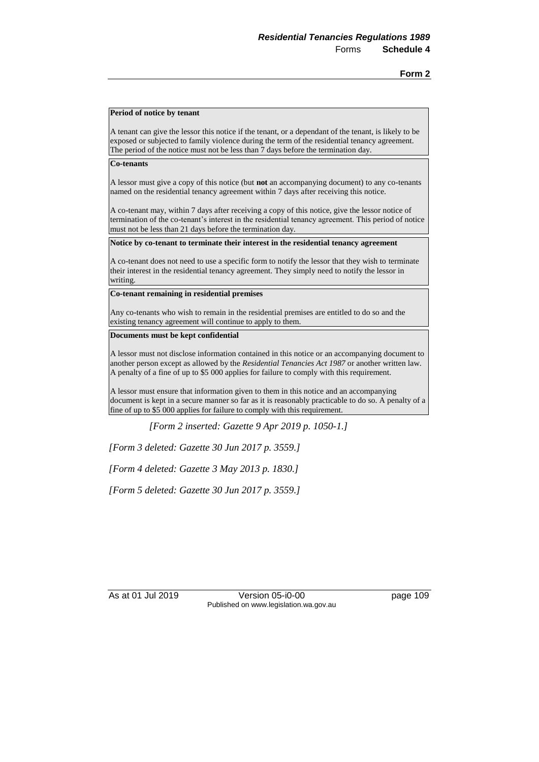**Period of notice by tenant**

A tenant can give the lessor this notice if the tenant, or a dependant of the tenant, is likely to be exposed or subjected to family violence during the term of the residential tenancy agreement. The period of the notice must not be less than 7 days before the termination day.

**Co-tenants**

A lessor must give a copy of this notice (but **not** an accompanying document) to any co-tenants named on the residential tenancy agreement within 7 days after receiving this notice.

A co-tenant may, within 7 days after receiving a copy of this notice, give the lessor notice of termination of the co-tenant's interest in the residential tenancy agreement. This period of notice must not be less than 21 days before the termination day.

**Notice by co-tenant to terminate their interest in the residential tenancy agreement**

A co-tenant does not need to use a specific form to notify the lessor that they wish to terminate their interest in the residential tenancy agreement. They simply need to notify the lessor in writing.

**Co-tenant remaining in residential premises**

Any co-tenants who wish to remain in the residential premises are entitled to do so and the existing tenancy agreement will continue to apply to them.

**Documents must be kept confidential**

A lessor must not disclose information contained in this notice or an accompanying document to another person except as allowed by the *Residential Tenancies Act 1987* or another written law. A penalty of a fine of up to $5 000 applies for failure to comply with this requirement.

A lessor must ensure that information given to them in this notice and an accompanying document is kept in a secure manner so far as it is reasonably practicable to do so. A penalty of a fine of up to $5 000 applies for failure to comply with this requirement.

*[Form 2 inserted: Gazette 9 Apr 2019 p. 1050-1.]*

*[Form 3 deleted: Gazette 30 Jun 2017 p. 3559.]*

*[Form 4 deleted: Gazette 3 May 2013 p. 1830.]*

*[Form 5 deleted: Gazette 30 Jun 2017 p. 3559.]*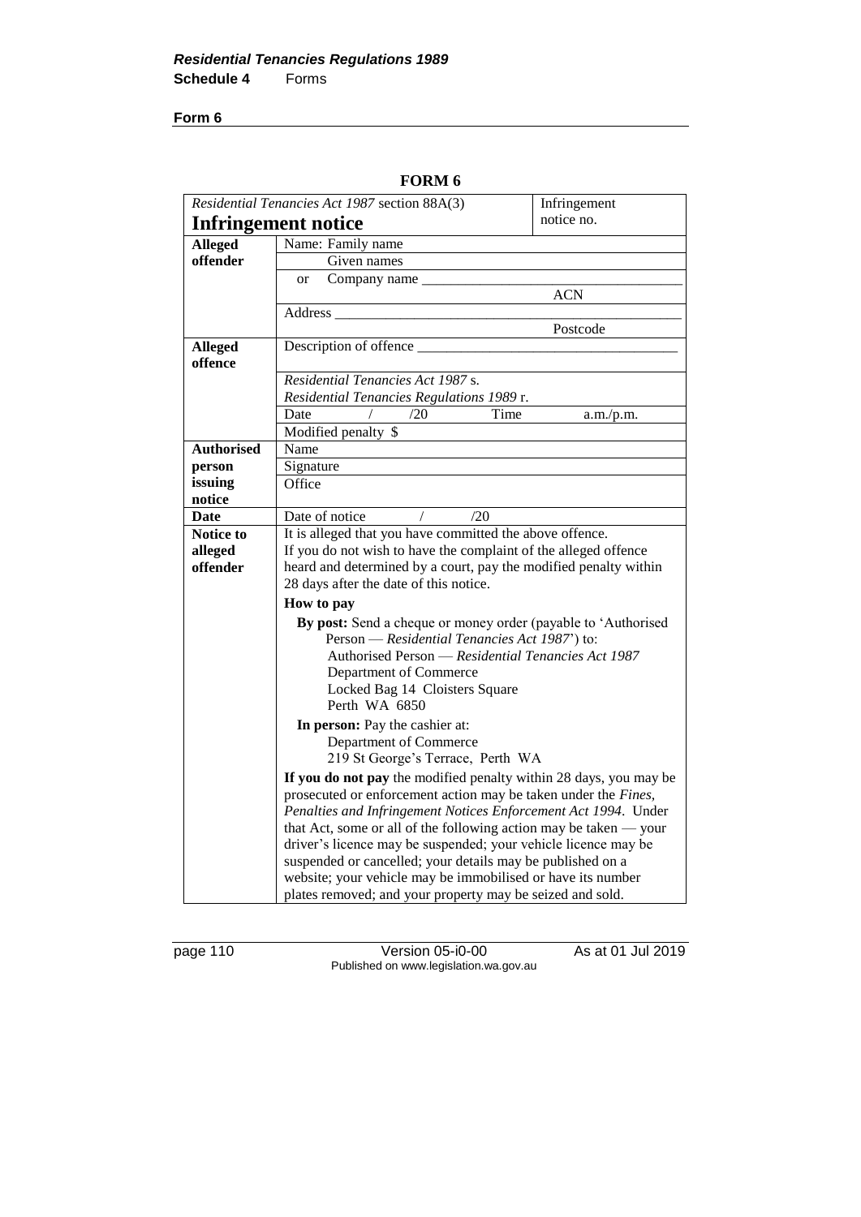**Form 6**

**FORM 6**

| *Residential Tenancies Act 1987* section 88A(3) **Infringement notice** | | Infringement notice no. |
|---|---|---|
| **Alleged offender** | Name: Family name | |
| | Given names | |
| | or Company name ____________________ | |
| | | ACN |
| | Address ____________________ | |
| | | Postcode |
| **Alleged offence** | Description of offence ____________________ | |
| | *Residential Tenancies Act 1987* s. | |
| | *Residential Tenancies Regulations 1989* r. | |
| | Date / /20 Time | a.m./p.m. |
| | Modified penalty $ | |
| **Authorised person issuing notice** | Name | |
| | Signature | |
| | Office | |
| **Date** | Date of notice / /20 | |
| **Notice to alleged offender** | It is alleged that you have committed the above offence. If you do not wish to have the complaint of the alleged offence heard and determined by a court, pay the modified penalty within 28 days after the date of this notice.<br><br>**How to pay**<br><br>**By post:** Send a cheque or money order (payable to 'Authorised Person — *Residential Tenancies Act 1987*') to:<br>Authorised Person — *Residential Tenancies Act 1987*<br>Department of Commerce<br>Locked Bag 14 Cloisters Square<br>Perth WA 6850<br><br>**In person:** Pay the cashier at:<br>Department of Commerce<br>219 St George's Terrace, Perth WA<br><br>**If you do not pay** the modified penalty within 28 days, you may be prosecuted or enforcement action may be taken under the *Fines, Penalties and Infringement Notices Enforcement Act 1994*. Under that Act, some or all of the following action may be taken — your driver's licence may be suspended; your vehicle licence may be suspended or cancelled; your details may be published on a website; your vehicle may be immobilised or have its number plates removed; and your property may be seized and sold. | |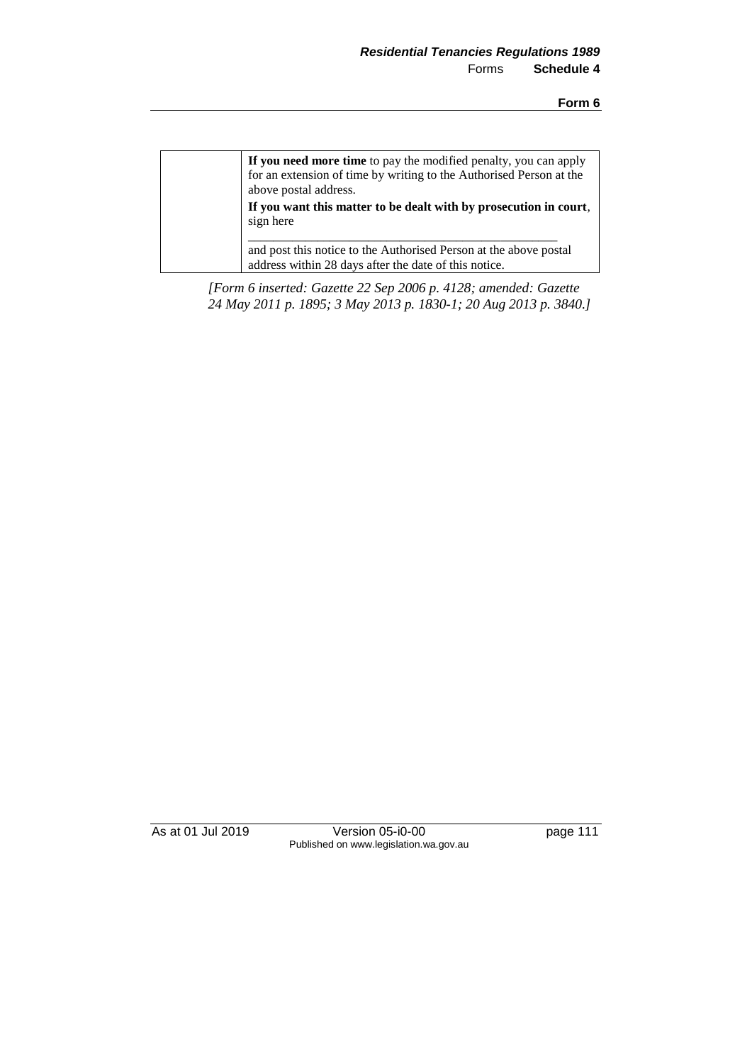|  | **If you need more time** to pay the modified penalty, you can apply for an extension of time by writing to the Authorised Person at the above postal address.<br>**If you want this matter to be dealt with by prosecution in court**, sign here<br>\_\_\_\_\_\_\_\_\_\_\_\_\_\_\_\_\_\_\_\_\_\_\_\_\_\_\_\_\_\_\_\_\_\_\_\_\_\_\_\_\_\_\_\_\_\_\_\_<br>and post this notice to the Authorised Person at the above postal address within 28 days after the date of this notice. |
|---|---|

*[Form 6 inserted: Gazette 22 Sep 2006 p. 4128; amended: Gazette 24 May 2011 p. 1895; 3 May 2013 p. 1830-1; 20 Aug 2013 p. 3840.]*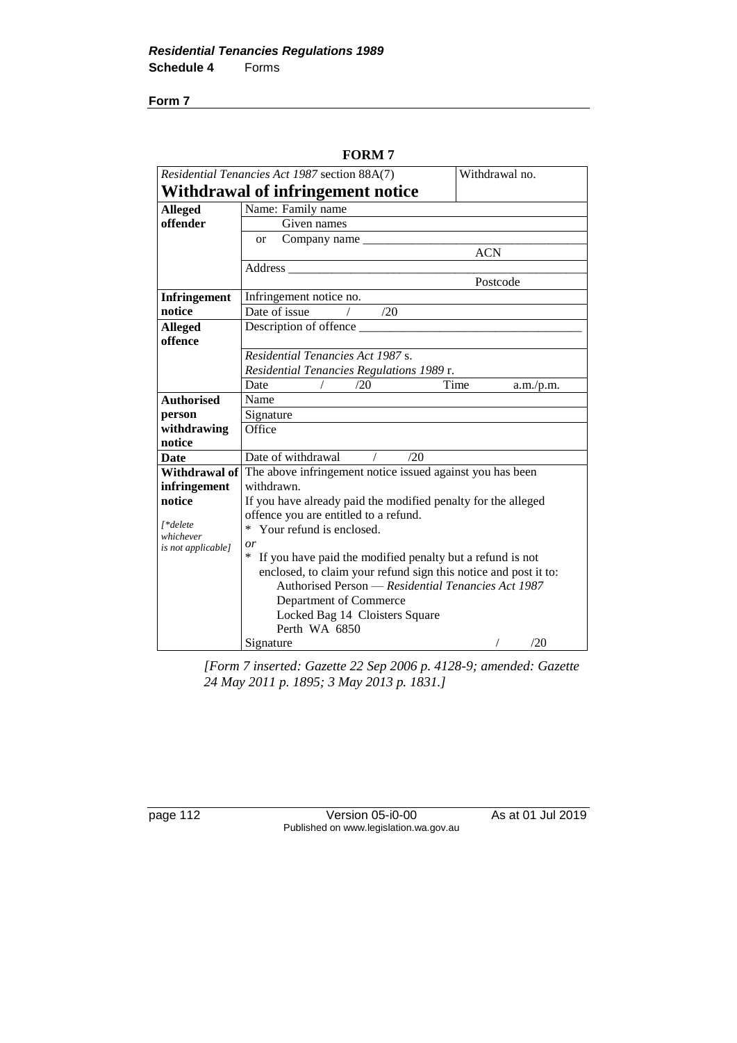**Form 7**

**FORM 7**

| *Residential Tenancies Act 1987* section 88A(7)<br>**Withdrawal of infringement notice** | | Withdrawal no. |
|---|---|---|
| **Alleged offender** | Name: Family name | |
| | Given names | |
| | or Company name ______________________ | |
| | ACN | |
| | Address ______________________ | |
| | Postcode | |
| **Infringement notice** | Infringement notice no. | |
| | Date of issue / /20 | |
| **Alleged offence** | Description of offence ______________________ | |
| | *Residential Tenancies Act 1987* s.<br>*Residential Tenancies Regulations 1989* r. | |
| | Date / /20 Time a.m./p.m. | |
| **Authorised person withdrawing notice** | Name | |
| | Signature | |
| | Office | |
| **Date** | Date of withdrawal / /20 | |
| **Withdrawal of infringement notice**<br><br>*[\*delete whichever is not applicable]* | The above infringement notice issued against you has been withdrawn.<br>If you have already paid the modified penalty for the alleged offence you are entitled to a refund.<br>* Your refund is enclosed.<br>*or*<br>* If you have paid the modified penalty but a refund is not enclosed, to claim your refund sign this notice and post it to:<br>Authorised Person — *Residential Tenancies Act 1987*<br>Department of Commerce<br>Locked Bag 14 Cloisters Square<br>Perth WA 6850<br>Signature / /20 | |

*[Form 7 inserted: Gazette 22 Sep 2006 p. 4128-9; amended: Gazette 24 May 2011 p. 1895; 3 May 2013 p. 1831.]*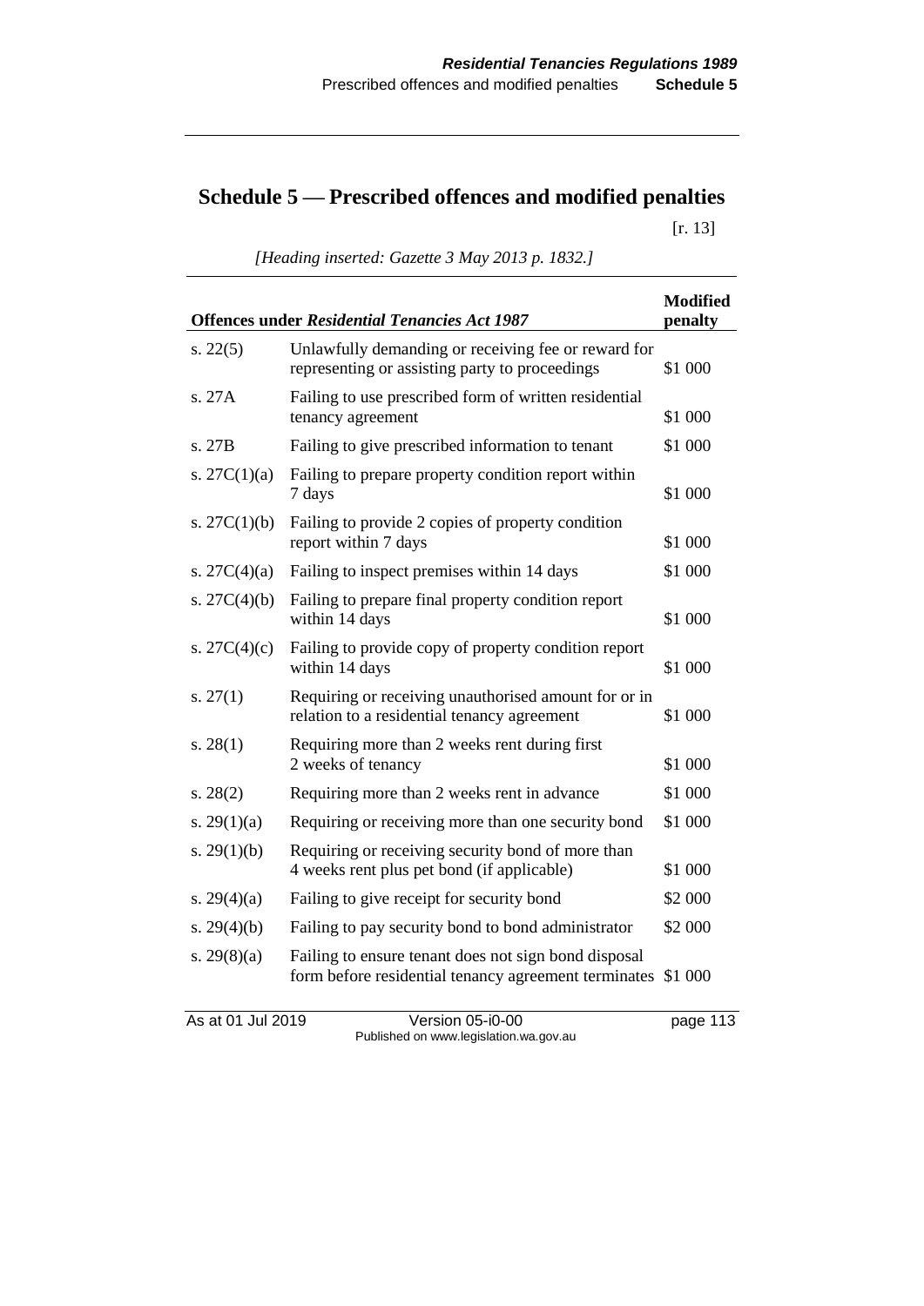# Schedule 5 — Prescribed offences and modified penalties

[r. 13]

*[Heading inserted: Gazette 3 May 2013 p. 1832.]*

| Offences under *Residential Tenancies Act 1987* | | Modified penalty |
|---|---|---|
| s. 22(5) | Unlawfully demanding or receiving fee or reward for representing or assisting party to proceedings | $1 000 |
| s. 27A | Failing to use prescribed form of written residential tenancy agreement | $1 000 |
| s. 27B | Failing to give prescribed information to tenant | $1 000 |
| s. 27C(1)(a) | Failing to prepare property condition report within 7 days | $1 000 |
| s. 27C(1)(b) | Failing to provide 2 copies of property condition report within 7 days | $1 000 |
| s. 27C(4)(a) | Failing to inspect premises within 14 days | $1 000 |
| s. 27C(4)(b) | Failing to prepare final property condition report within 14 days | $1 000 |
| s. 27C(4)(c) | Failing to provide copy of property condition report within 14 days | $1 000 |
| s. 27(1) | Requiring or receiving unauthorised amount for or in relation to a residential tenancy agreement | $1 000 |
| s. 28(1) | Requiring more than 2 weeks rent during first 2 weeks of tenancy | $1 000 |
| s. 28(2) | Requiring more than 2 weeks rent in advance | $1 000 |
| s. 29(1)(a) | Requiring or receiving more than one security bond | $1 000 |
| s. 29(1)(b) | Requiring or receiving security bond of more than 4 weeks rent plus pet bond (if applicable) | $1 000 |
| s. 29(4)(a) | Failing to give receipt for security bond | $2 000 |
| s. 29(4)(b) | Failing to pay security bond to bond administrator | $2 000 |
| s. 29(8)(a) | Failing to ensure tenant does not sign bond disposal form before residential tenancy agreement terminates | $1 000 |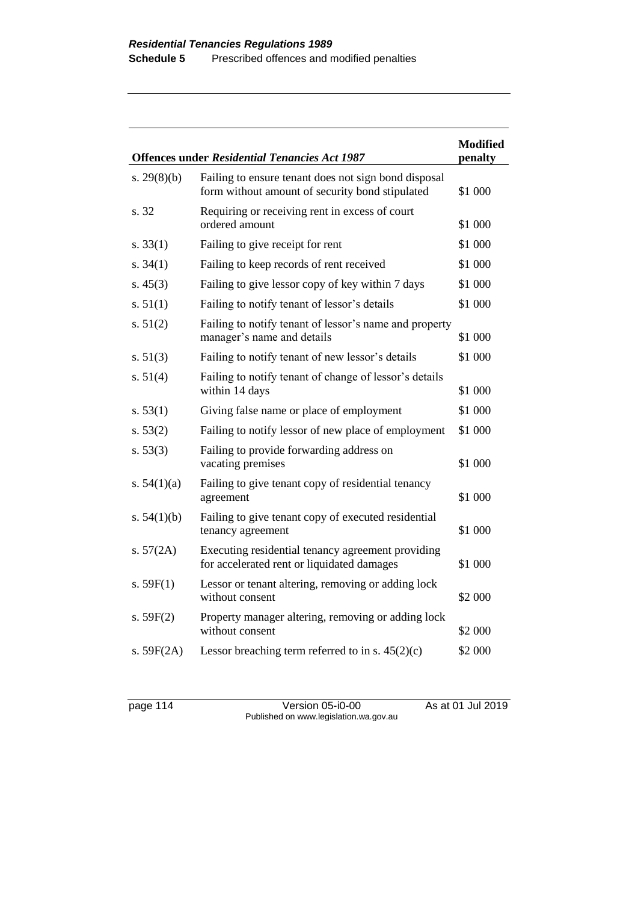| Offences under *Residential Tenancies Act 1987* | | Modified penalty |
|---|---|---|
| s. 29(8)(b) | Failing to ensure tenant does not sign bond disposal form without amount of security bond stipulated | $1 000 |
| s. 32 | Requiring or receiving rent in excess of court ordered amount | $1 000 |
| s. 33(1) | Failing to give receipt for rent | $1 000 |
| s. 34(1) | Failing to keep records of rent received | $1 000 |
| s. 45(3) | Failing to give lessor copy of key within 7 days | $1 000 |
| s. 51(1) | Failing to notify tenant of lessor's details | $1 000 |
| s. 51(2) | Failing to notify tenant of lessor's name and property manager's name and details | $1 000 |
| s. 51(3) | Failing to notify tenant of new lessor's details | $1 000 |
| s. 51(4) | Failing to notify tenant of change of lessor's details within 14 days | $1 000 |
| s. 53(1) | Giving false name or place of employment | $1 000 |
| s. 53(2) | Failing to notify lessor of new place of employment | $1 000 |
| s. 53(3) | Failing to provide forwarding address on vacating premises | $1 000 |
| s. 54(1)(a) | Failing to give tenant copy of residential tenancy agreement | $1 000 |
| s. 54(1)(b) | Failing to give tenant copy of executed residential tenancy agreement | $1 000 |
| s. 57(2A) | Executing residential tenancy agreement providing for accelerated rent or liquidated damages | $1 000 |
| s. 59F(1) | Lessor or tenant altering, removing or adding lock without consent | $2 000 |
| s. 59F(2) | Property manager altering, removing or adding lock without consent | $2 000 |
| s. 59F(2A) | Lessor breaching term referred to in s. 45(2)(c) | $2 000 |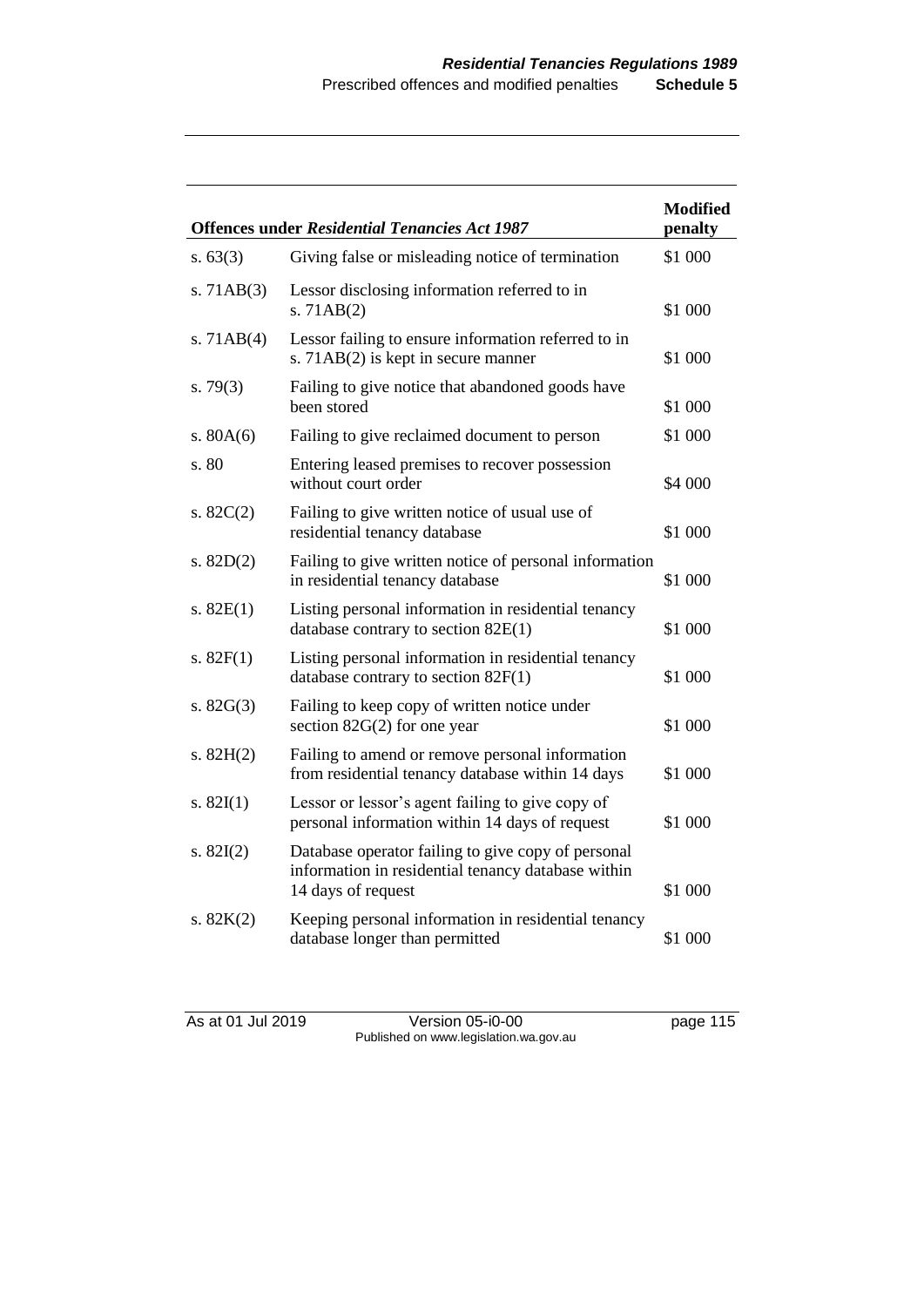| Offences under *Residential Tenancies Act 1987* | | Modified penalty |
|---|---|---|
| s. 63(3) | Giving false or misleading notice of termination | $1 000 |
| s. 71AB(3) | Lessor disclosing information referred to in s. 71AB(2) | $1 000 |
| s. 71AB(4) | Lessor failing to ensure information referred to in s. 71AB(2) is kept in secure manner | $1 000 |
| s. 79(3) | Failing to give notice that abandoned goods have been stored | $1 000 |
| s. 80A(6) | Failing to give reclaimed document to person | $1 000 |
| s. 80 | Entering leased premises to recover possession without court order | $4 000 |
| s. 82C(2) | Failing to give written notice of usual use of residential tenancy database | $1 000 |
| s. 82D(2) | Failing to give written notice of personal information in residential tenancy database | $1 000 |
| s. 82E(1) | Listing personal information in residential tenancy database contrary to section 82E(1) | $1 000 |
| s. 82F(1) | Listing personal information in residential tenancy database contrary to section 82F(1) | $1 000 |
| s. 82G(3) | Failing to keep copy of written notice under section 82G(2) for one year | $1 000 |
| s. 82H(2) | Failing to amend or remove personal information from residential tenancy database within 14 days | $1 000 |
| s. 82I(1) | Lessor or lessor's agent failing to give copy of personal information within 14 days of request | $1 000 |
| s. 82I(2) | Database operator failing to give copy of personal information in residential tenancy database within 14 days of request | $1 000 |
| s. 82K(2) | Keeping personal information in residential tenancy database longer than permitted | $1 000 |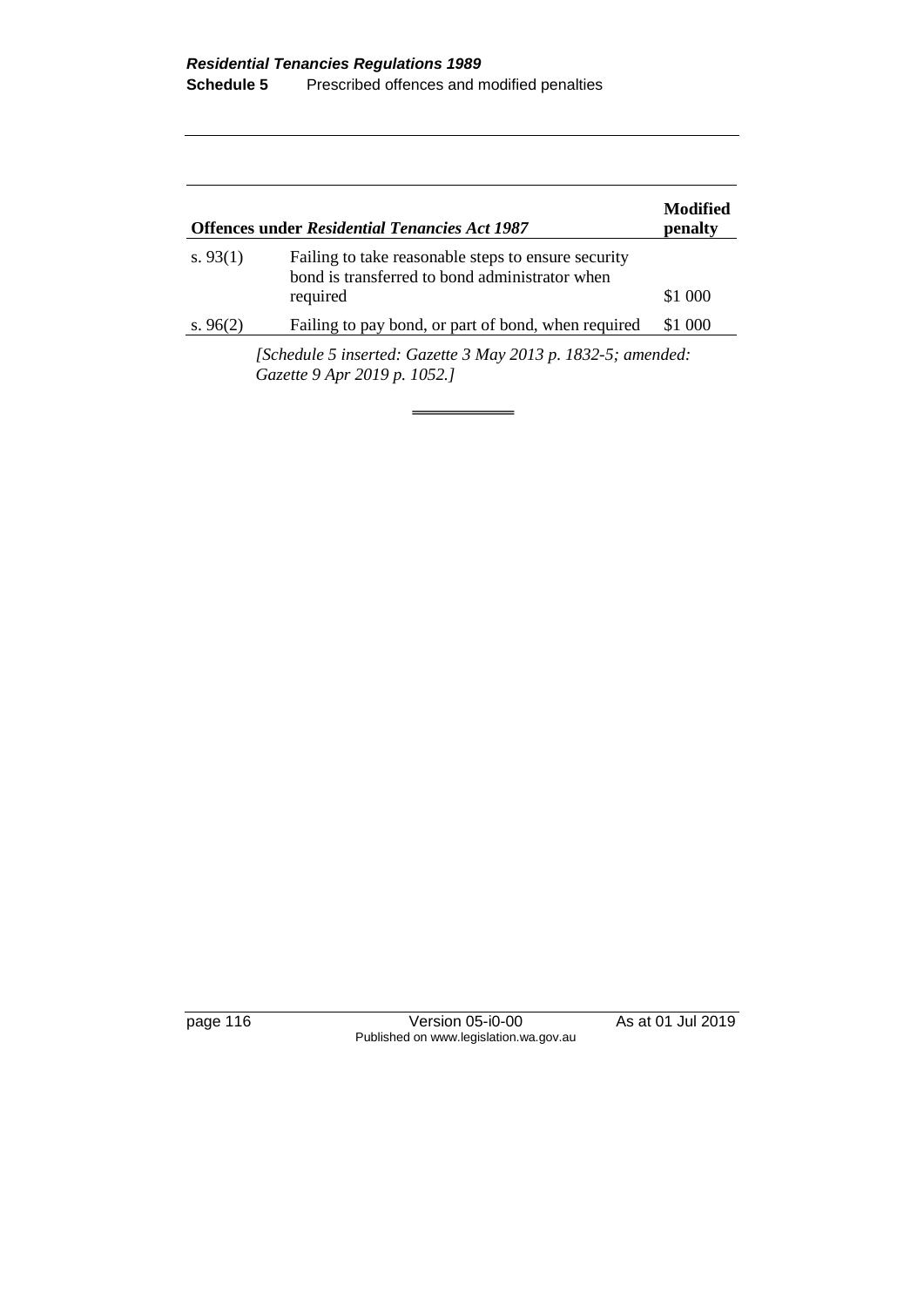| Offences under *Residential Tenancies Act 1987* | | Modified penalty |
|---|---|---|
| s. 93(1) | Failing to take reasonable steps to ensure security bond is transferred to bond administrator when required | $1 000 |
| s. 96(2) | Failing to pay bond, or part of bond, when required | $1 000 |

*[Schedule 5 inserted: Gazette 3 May 2013 p. 1832-5; amended: Gazette 9 Apr 2019 p. 1052.]*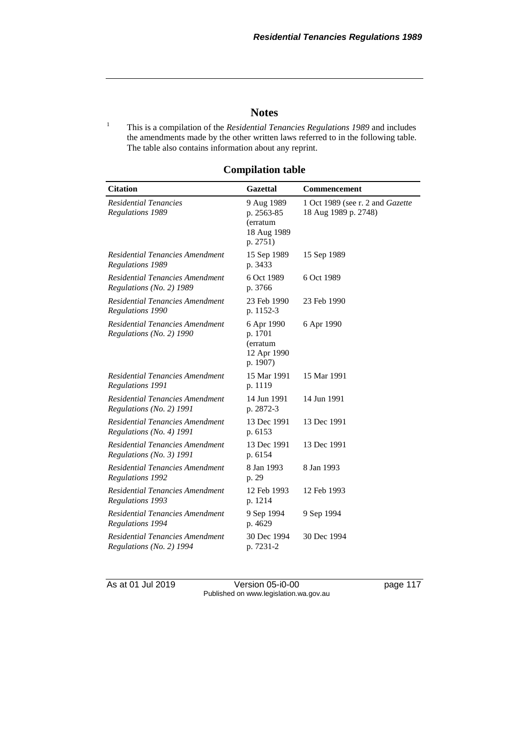## Notes

[1] This is a compilation of the *Residential Tenancies Regulations 1989* and includes the amendments made by the other written laws referred to in the following table. The table also contains information about any reprint.

### Compilation table

| Citation | Gazettal | Commencement |
|---|---|---|
| *Residential Tenancies Regulations 1989* | 9 Aug 1989 p. 2563-85 (erratum 18 Aug 1989 p. 2751) | 1 Oct 1989 (see r. 2 and *Gazette* 18 Aug 1989 p. 2748) |
| *Residential Tenancies Amendment Regulations 1989* | 15 Sep 1989 p. 3433 | 15 Sep 1989 |
| *Residential Tenancies Amendment Regulations (No. 2) 1989* | 6 Oct 1989 p. 3766 | 6 Oct 1989 |
| *Residential Tenancies Amendment Regulations 1990* | 23 Feb 1990 p. 1152-3 | 23 Feb 1990 |
| *Residential Tenancies Amendment Regulations (No. 2) 1990* | 6 Apr 1990 p. 1701 (erratum 12 Apr 1990 p. 1907) | 6 Apr 1990 |
| *Residential Tenancies Amendment Regulations 1991* | 15 Mar 1991 p. 1119 | 15 Mar 1991 |
| *Residential Tenancies Amendment Regulations (No. 2) 1991* | 14 Jun 1991 p. 2872-3 | 14 Jun 1991 |
| *Residential Tenancies Amendment Regulations (No. 4) 1991* | 13 Dec 1991 p. 6153 | 13 Dec 1991 |
| *Residential Tenancies Amendment Regulations (No. 3) 1991* | 13 Dec 1991 p. 6154 | 13 Dec 1991 |
| *Residential Tenancies Amendment Regulations 1992* | 8 Jan 1993 p. 29 | 8 Jan 1993 |
| *Residential Tenancies Amendment Regulations 1993* | 12 Feb 1993 p. 1214 | 12 Feb 1993 |
| *Residential Tenancies Amendment Regulations 1994* | 9 Sep 1994 p. 4629 | 9 Sep 1994 |
| *Residential Tenancies Amendment Regulations (No. 2) 1994* | 30 Dec 1994 p. 7231-2 | 30 Dec 1994 |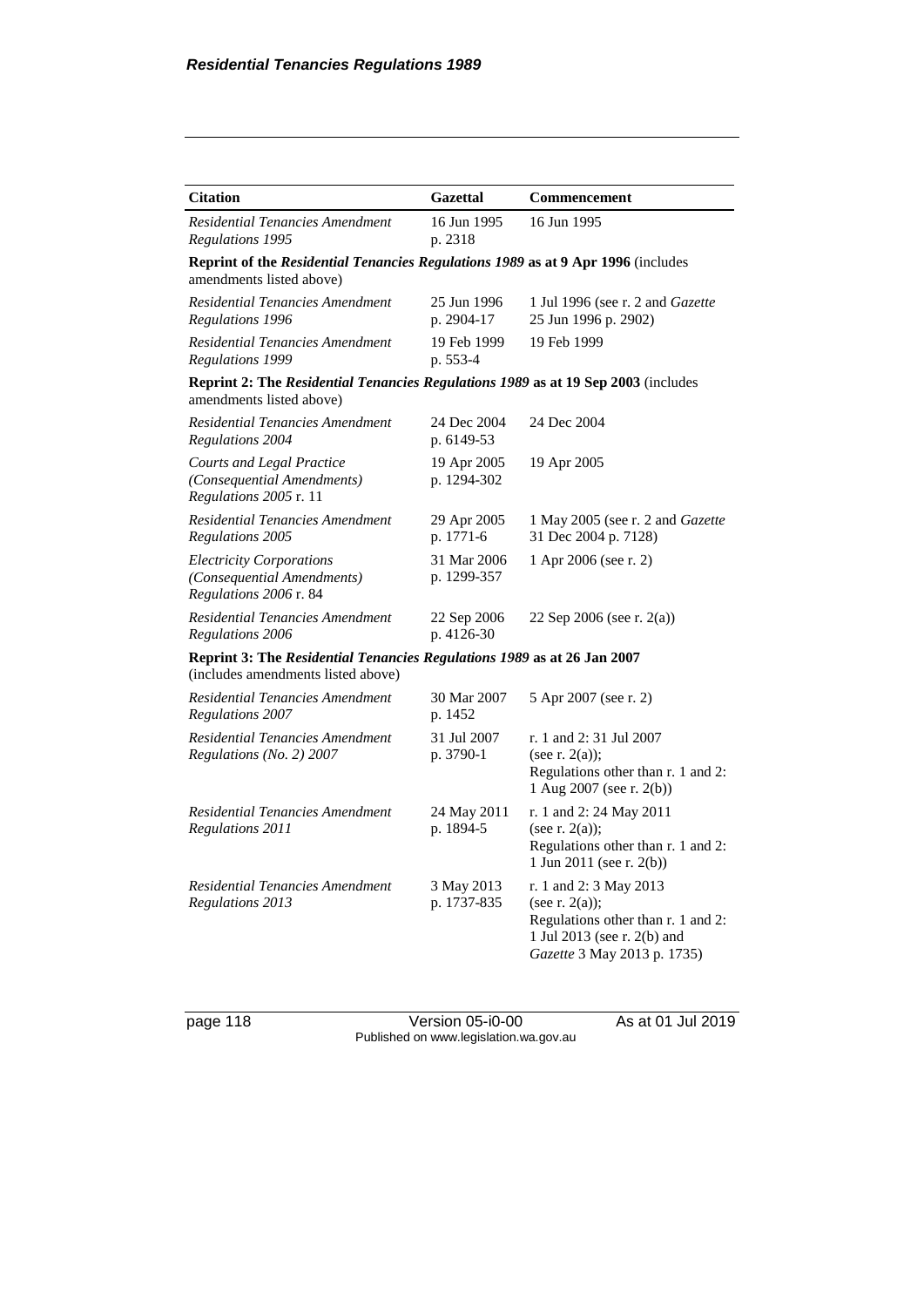| Citation | Gazettal | Commencement |
|---|---|---|
| *Residential Tenancies Amendment Regulations 1995* | 16 Jun 1995 p. 2318 | 16 Jun 1995 |
| **Reprint of the *Residential Tenancies Regulations 1989* as at 9 Apr 1996** (includes amendments listed above) | | |
| *Residential Tenancies Amendment Regulations 1996* | 25 Jun 1996 p. 2904-17 | 1 Jul 1996 (see r. 2 and *Gazette* 25 Jun 1996 p. 2902) |
| *Residential Tenancies Amendment Regulations 1999* | 19 Feb 1999 p. 553-4 | 19 Feb 1999 |
| **Reprint 2: The *Residential Tenancies Regulations 1989* as at 19 Sep 2003** (includes amendments listed above) | | |
| *Residential Tenancies Amendment Regulations 2004* | 24 Dec 2004 p. 6149-53 | 24 Dec 2004 |
| *Courts and Legal Practice (Consequential Amendments) Regulations 2005* r. 11 | 19 Apr 2005 p. 1294-302 | 19 Apr 2005 |
| *Residential Tenancies Amendment Regulations 2005* | 29 Apr 2005 p. 1771-6 | 1 May 2005 (see r. 2 and *Gazette* 31 Dec 2004 p. 7128) |
| *Electricity Corporations (Consequential Amendments) Regulations 2006* r. 84 | 31 Mar 2006 p. 1299-357 | 1 Apr 2006 (see r. 2) |
| *Residential Tenancies Amendment Regulations 2006* | 22 Sep 2006 p. 4126-30 | 22 Sep 2006 (see r. 2(a)) |
| **Reprint 3: The *Residential Tenancies Regulations 1989* as at 26 Jan 2007** (includes amendments listed above) | | |
| *Residential Tenancies Amendment Regulations 2007* | 30 Mar 2007 p. 1452 | 5 Apr 2007 (see r. 2) |
| *Residential Tenancies Amendment Regulations (No. 2) 2007* | 31 Jul 2007 p. 3790-1 | r. 1 and 2: 31 Jul 2007 (see r. 2(a)); Regulations other than r. 1 and 2: 1 Aug 2007 (see r. 2(b)) |
| *Residential Tenancies Amendment Regulations 2011* | 24 May 2011 p. 1894-5 | r. 1 and 2: 24 May 2011 (see r. 2(a)); Regulations other than r. 1 and 2: 1 Jun 2011 (see r. 2(b)) |
| *Residential Tenancies Amendment Regulations 2013* | 3 May 2013 p. 1737-835 | r. 1 and 2: 3 May 2013 (see r. 2(a)); Regulations other than r. 1 and 2: 1 Jul 2013 (see r. 2(b) and *Gazette* 3 May 2013 p. 1735) |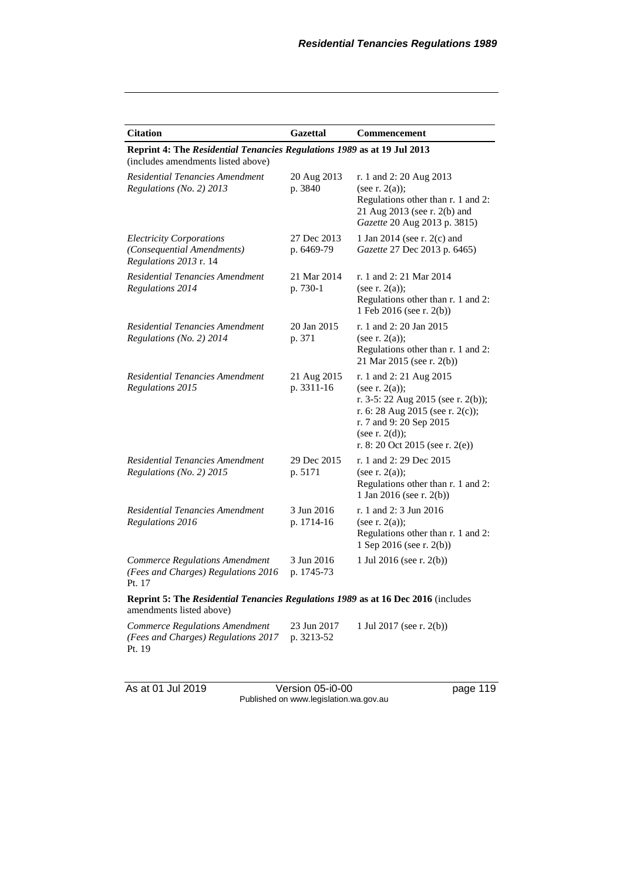| Citation | Gazettal | Commencement |
|---|---|---|
| **Reprint 4: The *Residential Tenancies Regulations 1989* as at 19 Jul 2013** (includes amendments listed above) | | |
| *Residential Tenancies Amendment Regulations (No. 2) 2013* | 20 Aug 2013 p. 3840 | r. 1 and 2: 20 Aug 2013 (see r. 2(a)); Regulations other than r. 1 and 2: 21 Aug 2013 (see r. 2(b) and *Gazette* 20 Aug 2013 p. 3815) |
| *Electricity Corporations (Consequential Amendments) Regulations 2013* r. 14 | 27 Dec 2013 p. 6469-79 | 1 Jan 2014 (see r. 2(c) and *Gazette* 27 Dec 2013 p. 6465) |
| *Residential Tenancies Amendment Regulations 2014* | 21 Mar 2014 p. 730-1 | r. 1 and 2: 21 Mar 2014 (see r. 2(a)); Regulations other than r. 1 and 2: 1 Feb 2016 (see r. 2(b)) |
| *Residential Tenancies Amendment Regulations (No. 2) 2014* | 20 Jan 2015 p. 371 | r. 1 and 2: 20 Jan 2015 (see r. 2(a)); Regulations other than r. 1 and 2: 21 Mar 2015 (see r. 2(b)) |
| *Residential Tenancies Amendment Regulations 2015* | 21 Aug 2015 p. 3311-16 | r. 1 and 2: 21 Aug 2015 (see r. 2(a)); r. 3-5: 22 Aug 2015 (see r. 2(b)); r. 6: 28 Aug 2015 (see r. 2(c)); r. 7 and 9: 20 Sep 2015 (see r. 2(d)); r. 8: 20 Oct 2015 (see r. 2(e)) |
| *Residential Tenancies Amendment Regulations (No. 2) 2015* | 29 Dec 2015 p. 5171 | r. 1 and 2: 29 Dec 2015 (see r. 2(a)); Regulations other than r. 1 and 2: 1 Jan 2016 (see r. 2(b)) |
| *Residential Tenancies Amendment Regulations 2016* | 3 Jun 2016 p. 1714-16 | r. 1 and 2: 3 Jun 2016 (see r. 2(a)); Regulations other than r. 1 and 2: 1 Sep 2016 (see r. 2(b)) |
| *Commerce Regulations Amendment (Fees and Charges) Regulations 2016* Pt. 17 | 3 Jun 2016 p. 1745-73 | 1 Jul 2016 (see r. 2(b)) |
| **Reprint 5: The *Residential Tenancies Regulations 1989* as at 16 Dec 2016** (includes amendments listed above) | | |
| *Commerce Regulations Amendment (Fees and Charges) Regulations 2017* Pt. 19 | 23 Jun 2017 p. 3213-52 | 1 Jul 2017 (see r. 2(b)) |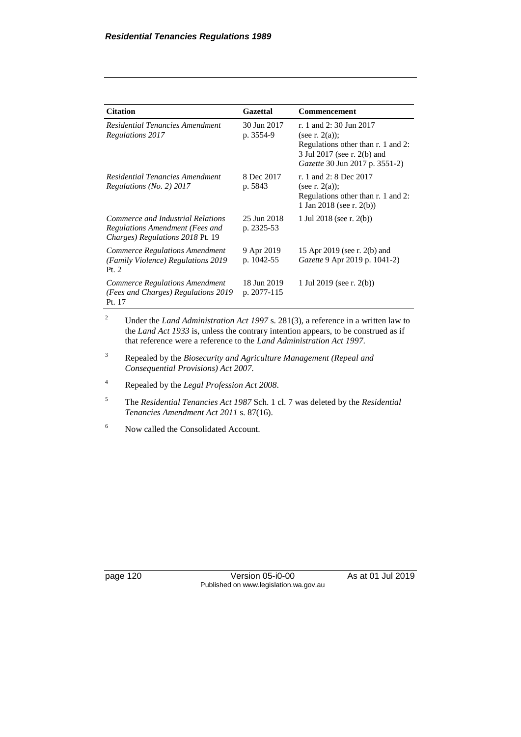| Citation | Gazettal | Commencement |
|---|---|---|
| *Residential Tenancies Amendment Regulations 2017* | 30 Jun 2017 p. 3554-9 | r. 1 and 2: 30 Jun 2017 (see r. 2(a)); Regulations other than r. 1 and 2: 3 Jul 2017 (see r. 2(b) and *Gazette* 30 Jun 2017 p. 3551-2) |
| *Residential Tenancies Amendment Regulations (No. 2) 2017* | 8 Dec 2017 p. 5843 | r. 1 and 2: 8 Dec 2017 (see r. 2(a)); Regulations other than r. 1 and 2: 1 Jan 2018 (see r. 2(b)) |
| *Commerce and Industrial Relations Regulations Amendment (Fees and Charges) Regulations 2018* Pt. 19 | 25 Jun 2018 p. 2325-53 | 1 Jul 2018 (see r. 2(b)) |
| *Commerce Regulations Amendment (Family Violence) Regulations 2019* Pt. 2 | 9 Apr 2019 p. 1042-55 | 15 Apr 2019 (see r. 2(b) and *Gazette* 9 Apr 2019 p. 1041-2) |
| *Commerce Regulations Amendment (Fees and Charges) Regulations 2019* Pt. 17 | 18 Jun 2019 p. 2077-115 | 1 Jul 2019 (see r. 2(b)) |

[2] Under the *Land Administration Act 1997* s. 281(3), a reference in a written law to the *Land Act 1933* is, unless the contrary intention appears, to be construed as if that reference were a reference to the *Land Administration Act 1997*.

[3] Repealed by the *Biosecurity and Agriculture Management (Repeal and Consequential Provisions) Act 2007*.

[4] Repealed by the *Legal Profession Act 2008*.

[5] The *Residential Tenancies Act 1987* Sch. 1 cl. 7 was deleted by the *Residential Tenancies Amendment Act 2011* s. 87(16).

[6] Now called the Consolidated Account.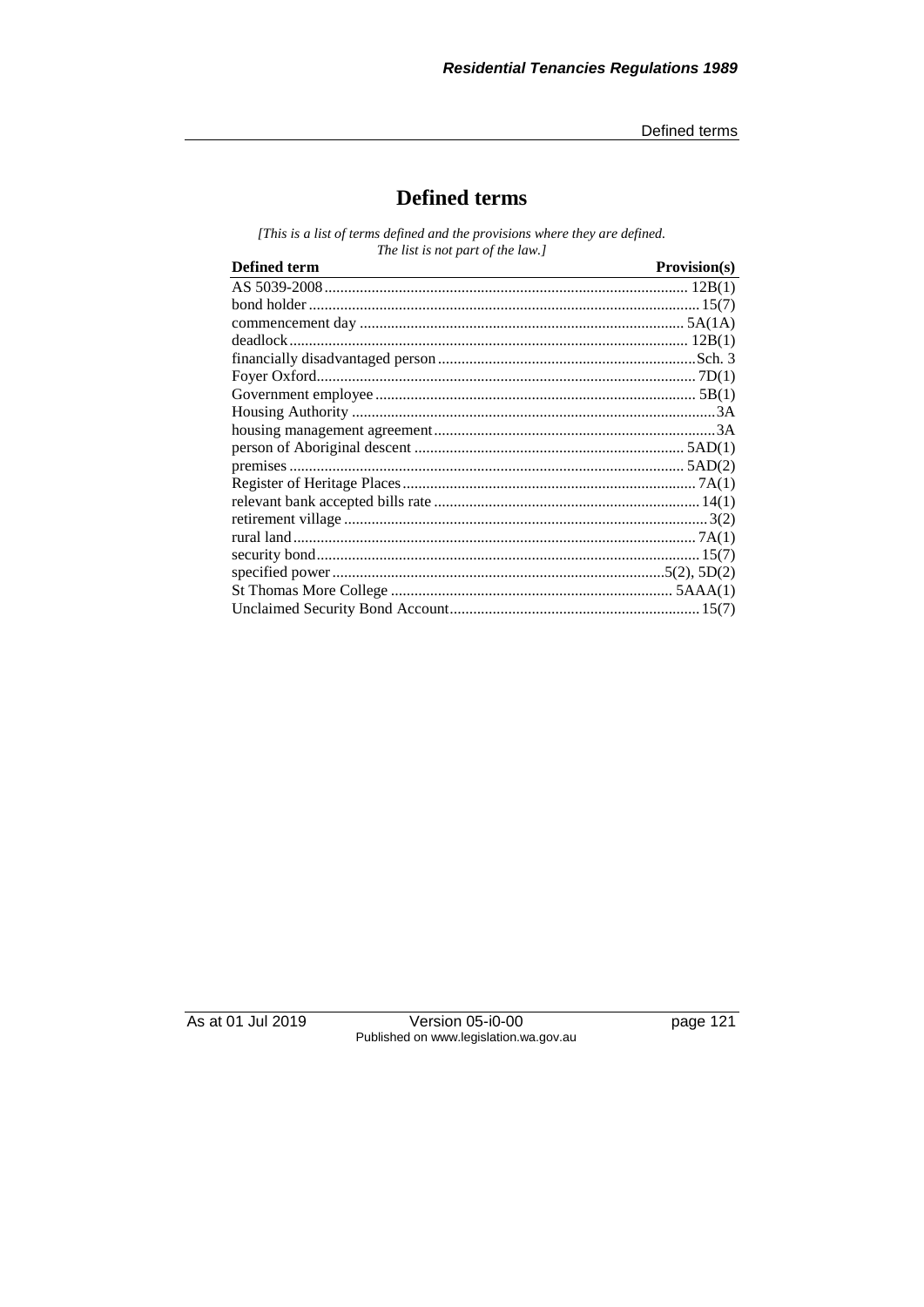# Defined terms

*[This is a list of terms defined and the provisions where they are defined. The list is not part of the law.]*

| Defined term | Provision(s) |
|---|---|
| AS 5039-2008 | 12B(1) |
| bond holder | 15(7) |
| commencement day | 5A(1A) |
| deadlock | 12B(1) |
| financially disadvantaged person | Sch. 3 |
| Foyer Oxford | 7D(1) |
| Government employee | 5B(1) |
| Housing Authority | 3A |
| housing management agreement | 3A |
| person of Aboriginal descent | 5AD(1) |
| premises | 5AD(2) |
| Register of Heritage Places | 7A(1) |
| relevant bank accepted bills rate | 14(1) |
| retirement village | 3(2) |
| rural land | 7A(1) |
| security bond | 15(7) |
| specified power | 5(2), 5D(2) |
| St Thomas More College | 5AAA(1) |
| Unclaimed Security Bond Account | 15(7) |